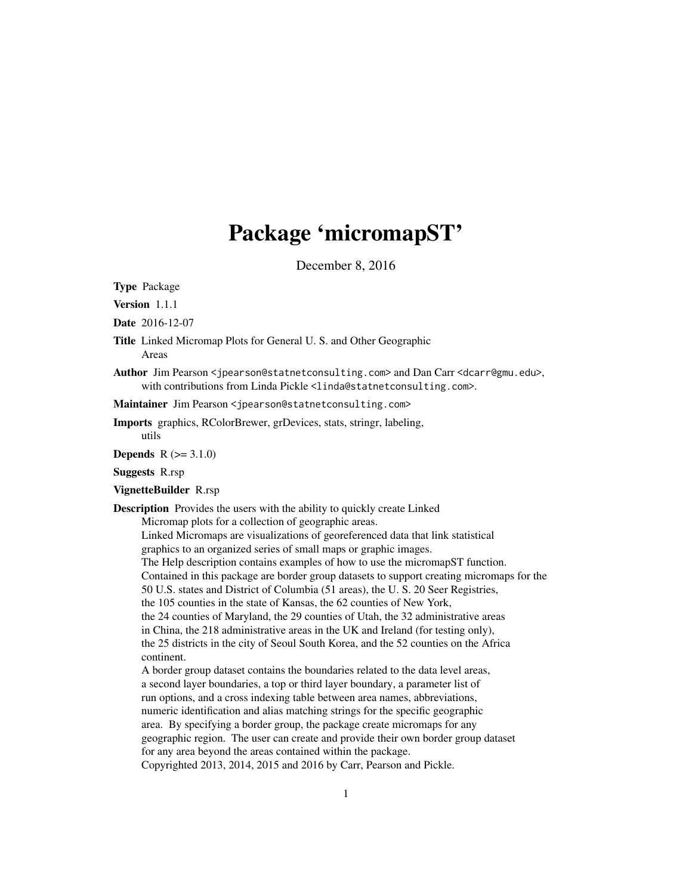# Package 'micromapST'

December 8, 2016

**Type** Package

**Version** 1.1.1

**Date** 2016-12-07

**Title** Linked Micromap Plots for General U. S. and Other Geographic Areas

**Author** Jim Pearson <jpearson@statnetconsulting.com> and Dan Carr <dcarr@gmu.edu>, with contributions from Linda Pickle <linda@statnetconsulting.com>.

**Maintainer** Jim Pearson <jpearson@statnetconsulting.com>

**Imports** graphics, RColorBrewer, grDevices, stats, stringr, labeling, utils

**Depends** R (>= 3.1.0)

**Suggests** R.rsp

**VignetteBuilder** R.rsp

**Description** Provides the users with the ability to quickly create Linked Micromap plots for a collection of geographic areas.
Linked Micromaps are visualizations of georeferenced data that link statistical graphics to an organized series of small maps or graphic images.
The Help description contains examples of how to use the micromapST function.
Contained in this package are border group datasets to support creating micromaps for the 50 U.S. states and District of Columbia (51 areas), the U. S. 20 Seer Registries, the 105 counties in the state of Kansas, the 62 counties of New York, the 24 counties of Maryland, the 29 counties of Utah, the 32 administrative areas in China, the 218 administrative areas in the UK and Ireland (for testing only), the 25 districts in the city of Seoul South Korea, and the 52 counties on the Africa continent.
A border group dataset contains the boundaries related to the data level areas, a second layer boundaries, a top or third layer boundary, a parameter list of run options, and a cross indexing table between area names, abbreviations, numeric identification and alias matching strings for the specific geographic area. By specifying a border group, the package create micromaps for any geographic region. The user can create and provide their own border group dataset for any area beyond the areas contained within the package.
Copyrighted 2013, 2014, 2015 and 2016 by Carr, Pearson and Pickle.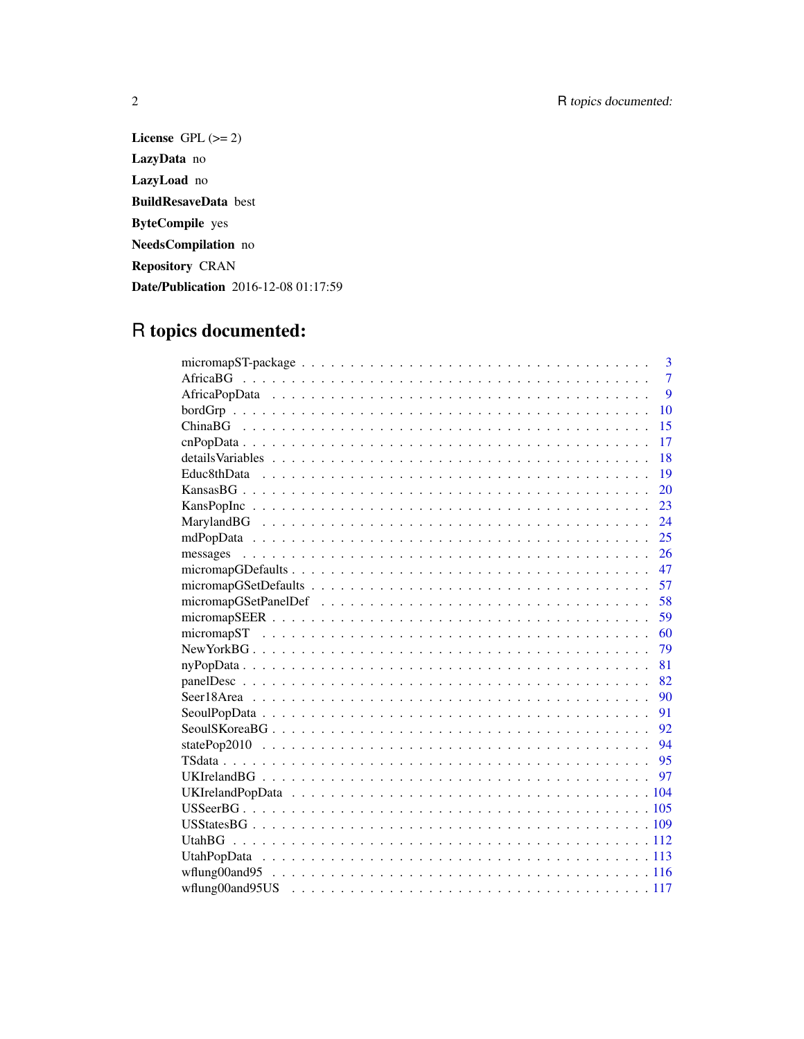**License** GPL (>= 2)

**LazyData** no

**LazyLoad** no

**BuildResaveData** best

**ByteCompile** yes

**NeedsCompilation** no

**Repository** CRAN

**Date/Publication** 2016-12-08 01:17:59

# R topics documented:

| | |
|---|---|
| micromapST-package | 3 |
| AfricaBG | 7 |
| AfricaPopData | 9 |
| bordGrp | 10 |
| ChinaBG | 15 |
| cnPopData | 17 |
| detailsVariables | 18 |
| Educ8thData | 19 |
| KansasBG | 20 |
| KansPopInc | 23 |
| MarylandBG | 24 |
| mdPopData | 25 |
| messages | 26 |
| micromapGDefaults | 47 |
| micromapGSetDefaults | 57 |
| micromapGSetPanelDef | 58 |
| micromapSEER | 59 |
| micromapST | 60 |
| NewYorkBG | 79 |
| nyPopData | 81 |
| panelDesc | 82 |
| Seer18Area | 90 |
| SeoulPopData | 91 |
| SeoulSKoreaBG | 92 |
| statePop2010 | 94 |
| TSdata | 95 |
| UKIrelandBG | 97 |
| UKIrelandPopData | 104 |
| USSeerBG | 105 |
| USStatesBG | 109 |
| UtahBG | 112 |
| UtahPopData | 113 |
| wflung00and95 | 116 |
| wflung00and95US | 117 |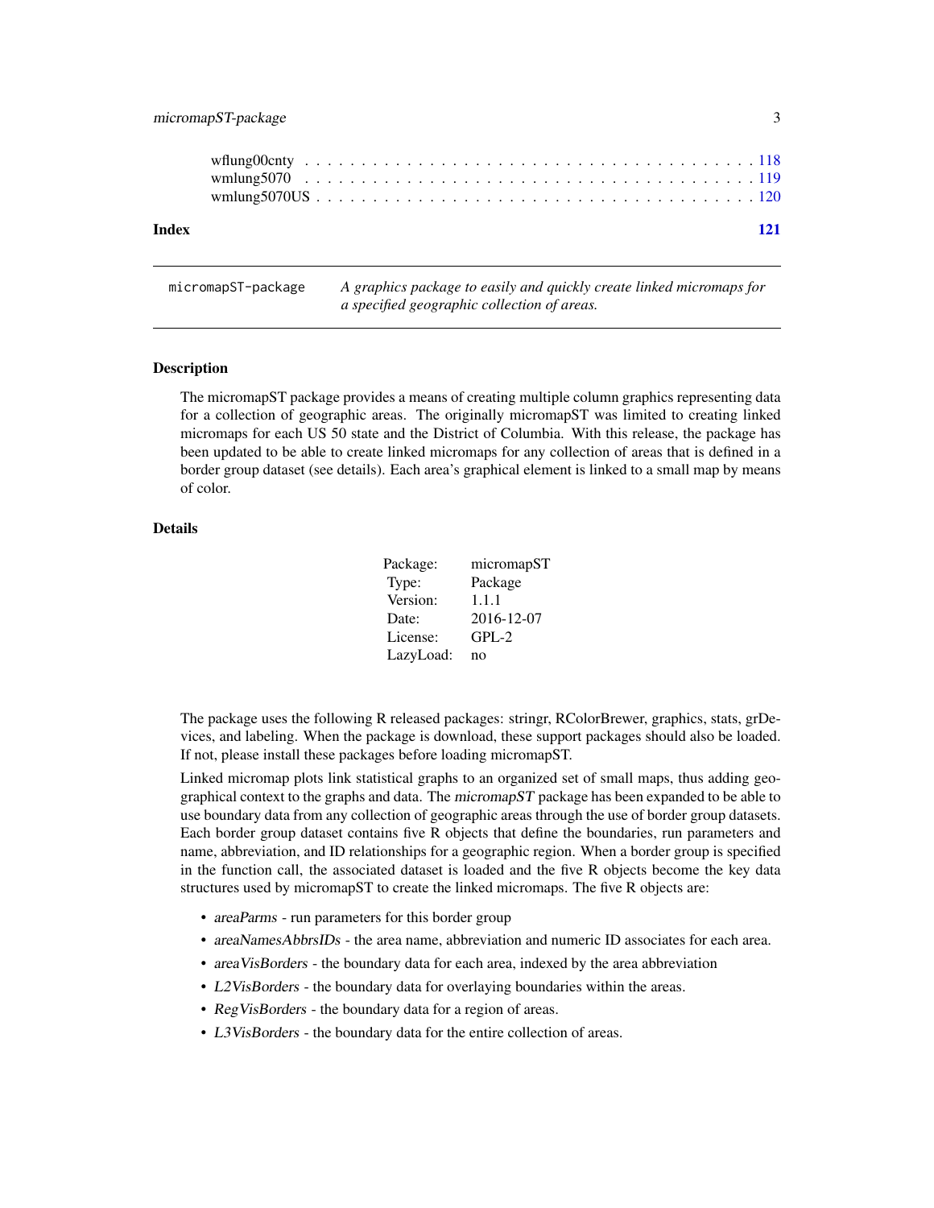| | |
|---|---|
| wflung00cnty | 118 |
| wmlung5070 | 119 |
| wmlung5070US | 120 |

**Index** **121**

---

`micromapST-package` *A graphics package to easily and quickly create linked micromaps for a specified geographic collection of areas.*

---

## Description

The micromapST package provides a means of creating multiple column graphics representing data for a collection of geographic areas. The originally micromapST was limited to creating linked micromaps for each US 50 state and the District of Columbia. With this release, the package has been updated to be able to create linked micromaps for any collection of areas that is defined in a border group dataset (see details). Each area's graphical element is linked to a small map by means of color.

## Details

| | |
|---|---|
| Package: | micromapST |
| Type: | Package |
| Version: | 1.1.1 |
| Date: | 2016-12-07 |
| License: | GPL-2 |
| LazyLoad: | no |

The package uses the following R released packages: stringr, RColorBrewer, graphics, stats, grDevices, and labeling. When the package is download, these support packages should also be loaded. If not, please install these packages before loading micromapST.

Linked micromap plots link statistical graphs to an organized set of small maps, thus adding geographical context to the graphs and data. The *micromapST* package has been expanded to be able to use boundary data from any collection of geographic areas through the use of border group datasets. Each border group dataset contains five R objects that define the boundaries, run parameters and name, abbreviation, and ID relationships for a geographic region. When a border group is specified in the function call, the associated dataset is loaded and the five R objects become the key data structures used by micromapST to create the linked micromaps. The five R objects are:

- *areaParms* - run parameters for this border group
- *areaNamesAbbrsIDs* - the area name, abbreviation and numeric ID associates for each area.
- *areaVisBorders* - the boundary data for each area, indexed by the area abbreviation
- *L2VisBorders* - the boundary data for overlaying boundaries within the areas.
- *RegVisBorders* - the boundary data for a region of areas.
- *L3VisBorders* - the boundary data for the entire collection of areas.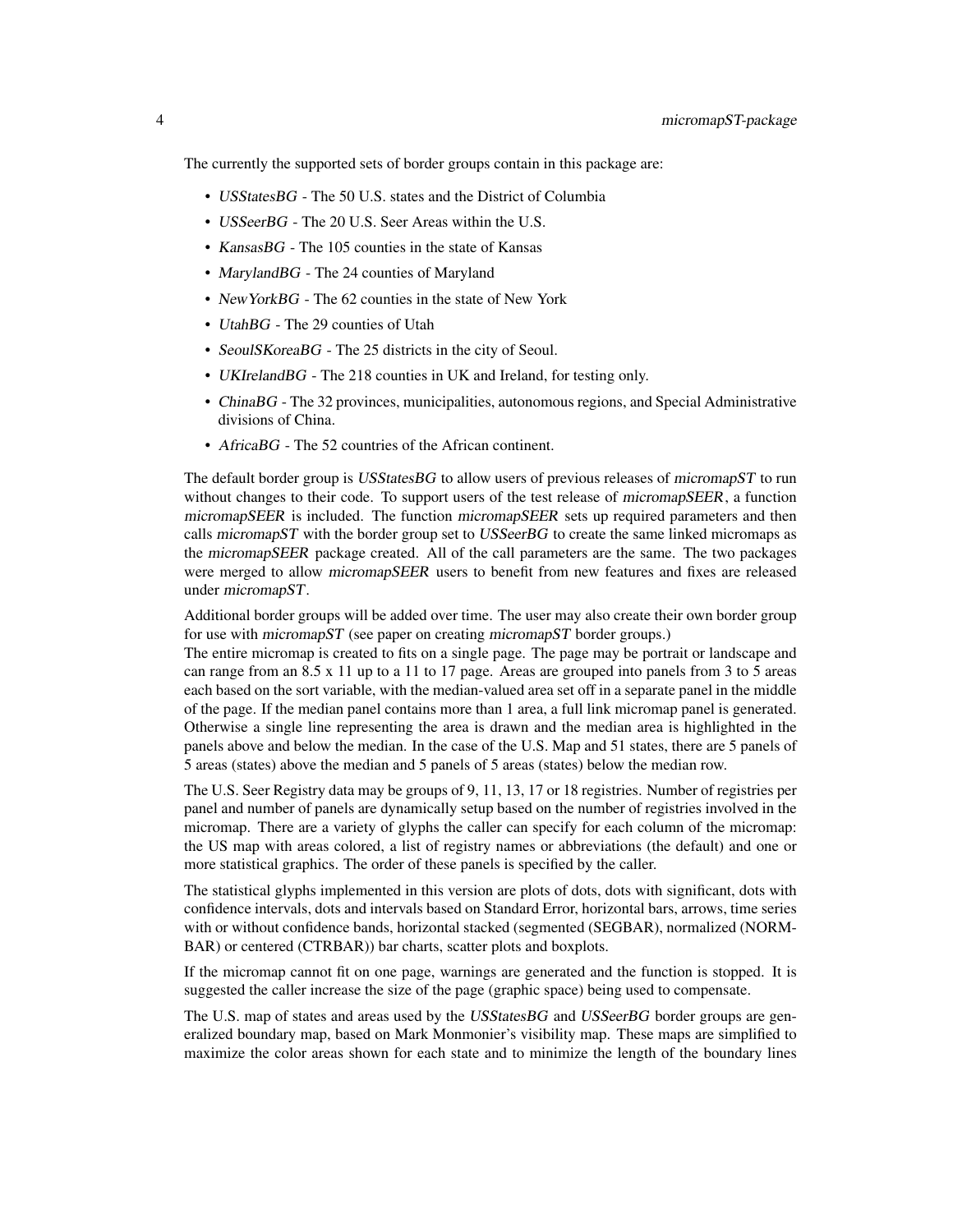The currently the supported sets of border groups contain in this package are:

- *USStatesBG* - The 50 U.S. states and the District of Columbia
- *USSeerBG* - The 20 U.S. Seer Areas within the U.S.
- *KansasBG* - The 105 counties in the state of Kansas
- *MarylandBG* - The 24 counties of Maryland
- *NewYorkBG* - The 62 counties in the state of New York
- *UtahBG* - The 29 counties of Utah
- *SeoulSKoreaBG* - The 25 districts in the city of Seoul.
- *UKIrelandBG* - The 218 counties in UK and Ireland, for testing only.
- *ChinaBG* - The 32 provinces, municipalities, autonomous regions, and Special Administrative divisions of China.
- *AfricaBG* - The 52 countries of the African continent.

The default border group is *USStatesBG* to allow users of previous releases of *micromapST* to run without changes to their code. To support users of the test release of *micromapSEER*, a function *micromapSEER* is included. The function *micromapSEER* sets up required parameters and then calls *micromapST* with the border group set to *USSeerBG* to create the same linked micromaps as the *micromapSEER* package created. All of the call parameters are the same. The two packages were merged to allow *micromapSEER* users to benefit from new features and fixes are released under *micromapST*.

Additional border groups will be added over time. The user may also create their own border group for use with *micromapST* (see paper on creating *micromapST* border groups.)
The entire micromap is created to fits on a single page. The page may be portrait or landscape and can range from an 8.5 x 11 up to a 11 to 17 page. Areas are grouped into panels from 3 to 5 areas each based on the sort variable, with the median-valued area set off in a separate panel in the middle of the page. If the median panel contains more than 1 area, a full link micromap panel is generated. Otherwise a single line representing the area is drawn and the median area is highlighted in the panels above and below the median. In the case of the U.S. Map and 51 states, there are 5 panels of 5 areas (states) above the median and 5 panels of 5 areas (states) below the median row.

The U.S. Seer Registry data may be groups of 9, 11, 13, 17 or 18 registries. Number of registries per panel and number of panels are dynamically setup based on the number of registries involved in the micromap. There are a variety of glyphs the caller can specify for each column of the micromap: the US map with areas colored, a list of registry names or abbreviations (the default) and one or more statistical graphics. The order of these panels is specified by the caller.

The statistical glyphs implemented in this version are plots of dots, dots with significant, dots with confidence intervals, dots and intervals based on Standard Error, horizontal bars, arrows, time series with or without confidence bands, horizontal stacked (segmented (SEGBAR), normalized (NORMBAR) or centered (CTRBAR)) bar charts, scatter plots and boxplots.

If the micromap cannot fit on one page, warnings are generated and the function is stopped. It is suggested the caller increase the size of the page (graphic space) being used to compensate.

The U.S. map of states and areas used by the *USStatesBG* and *USSeerBG* border groups are generalized boundary map, based on Mark Monmonier's visibility map. These maps are simplified to maximize the color areas shown for each state and to minimize the length of the boundary lines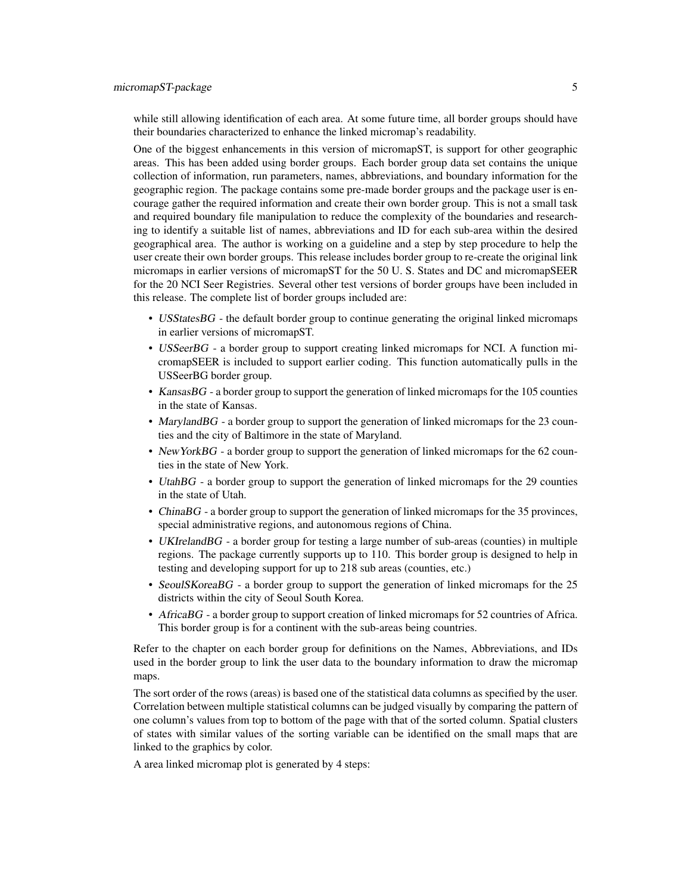while still allowing identification of each area. At some future time, all border groups should have their boundaries characterized to enhance the linked micromap's readability.

One of the biggest enhancements in this version of micromapST, is support for other geographic areas. This has been added using border groups. Each border group data set contains the unique collection of information, run parameters, names, abbreviations, and boundary information for the geographic region. The package contains some pre-made border groups and the package user is encourage gather the required information and create their own border group. This is not a small task and required boundary file manipulation to reduce the complexity of the boundaries and researching to identify a suitable list of names, abbreviations and ID for each sub-area within the desired geographical area. The author is working on a guideline and a step by step procedure to help the user create their own border groups. This release includes border group to re-create the original link micromaps in earlier versions of micromapST for the 50 U. S. States and DC and micromapSEER for the 20 NCI Seer Registries. Several other test versions of border groups have been included in this release. The complete list of border groups included are:

- *USStatesBG* - the default border group to continue generating the original linked micromaps in earlier versions of micromapST.
- *USSeerBG* - a border group to support creating linked micromaps for NCI. A function micromapSEER is included to support earlier coding. This function automatically pulls in the USSeerBG border group.
- *KansasBG* - a border group to support the generation of linked micromaps for the 105 counties in the state of Kansas.
- *MarylandBG* - a border group to support the generation of linked micromaps for the 23 counties and the city of Baltimore in the state of Maryland.
- *NewYorkBG* - a border group to support the generation of linked micromaps for the 62 counties in the state of New York.
- *UtahBG* - a border group to support the generation of linked micromaps for the 29 counties in the state of Utah.
- *ChinaBG* - a border group to support the generation of linked micromaps for the 35 provinces, special administrative regions, and autonomous regions of China.
- *UKIrelandBG* - a border group for testing a large number of sub-areas (counties) in multiple regions. The package currently supports up to 110. This border group is designed to help in testing and developing support for up to 218 sub areas (counties, etc.)
- *SeoulSKoreaBG* - a border group to support the generation of linked micromaps for the 25 districts within the city of Seoul South Korea.
- *AfricaBG* - a border group to support creation of linked micromaps for 52 countries of Africa. This border group is for a continent with the sub-areas being countries.

Refer to the chapter on each border group for definitions on the Names, Abbreviations, and IDs used in the border group to link the user data to the boundary information to draw the micromap maps.

The sort order of the rows (areas) is based one of the statistical data columns as specified by the user. Correlation between multiple statistical columns can be judged visually by comparing the pattern of one column's values from top to bottom of the page with that of the sorted column. Spatial clusters of states with similar values of the sorting variable can be identified on the small maps that are linked to the graphics by color.

A area linked micromap plot is generated by 4 steps: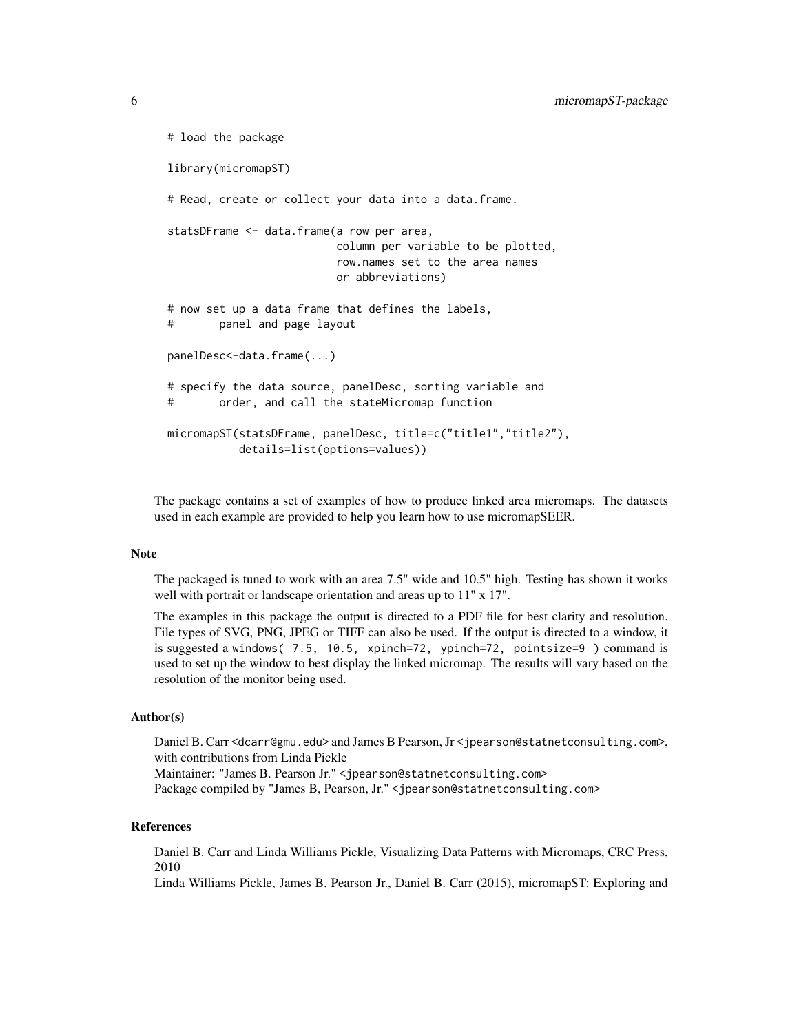```
# load the package

library(micromapST)

# Read, create or collect your data into a data.frame.

statsDFrame <- data.frame(a row per area,
                          column per variable to be plotted,
                          row.names set to the area names
                          or abbreviations)

# now set up a data frame that defines the labels,
#       panel and page layout

panelDesc<-data.frame(...)

# specify the data source, panelDesc, sorting variable and
#       order, and call the stateMicromap function

micromapST(statsDFrame, panelDesc, title=c("title1","title2"),
           details=list(options=values))
```

The package contains a set of examples of how to produce linked area micromaps. The datasets used in each example are provided to help you learn how to use micromapSEER.

### Note

The packaged is tuned to work with an area 7.5" wide and 10.5" high. Testing has shown it works well with portrait or landscape orientation and areas up to 11" x 17".

The examples in this package the output is directed to a PDF file for best clarity and resolution. File types of SVG, PNG, JPEG or TIFF can also be used. If the output is directed to a window, it is suggested a `windows( 7.5, 10.5, xpinch=72, ypinch=72, pointsize=9 )` command is used to set up the window to best display the linked micromap. The results will vary based on the resolution of the monitor being used.

### Author(s)

Daniel B. Carr <dcarr@gmu.edu> and James B Pearson, Jr <jpearson@statnetconsulting.com>, with contributions from Linda Pickle
Maintainer: "James B. Pearson Jr." <jpearson@statnetconsulting.com>
Package compiled by "James B, Pearson, Jr." <jpearson@statnetconsulting.com>

### References

Daniel B. Carr and Linda Williams Pickle, Visualizing Data Patterns with Micromaps, CRC Press, 2010
Linda Williams Pickle, James B. Pearson Jr., Daniel B. Carr (2015), micromapST: Exploring and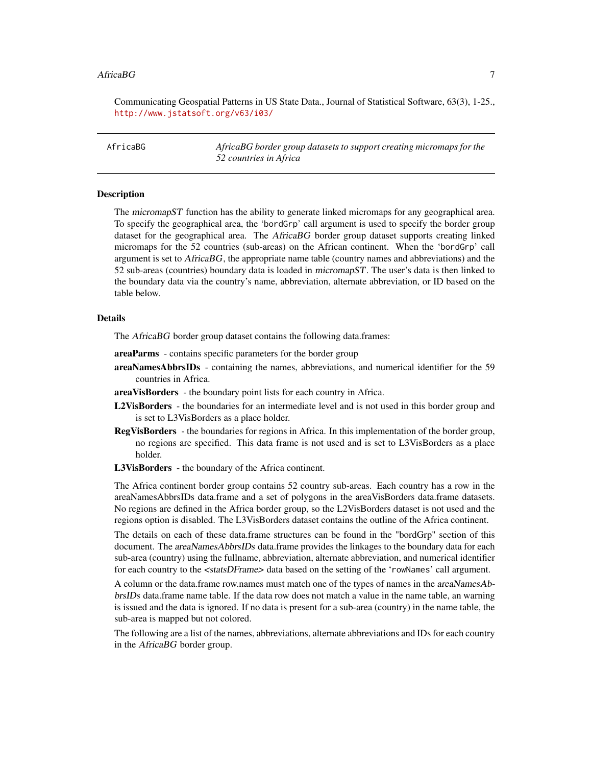Communicating Geospatial Patterns in US State Data., Journal of Statistical Software, 63(3), 1-25., http://www.jstatsoft.org/v63/i03/

---

AfricaBG — *AfricaBG border group datasets to support creating micromaps for the 52 countries in Africa*

---

## Description

The *micromapST* function has the ability to generate linked micromaps for any geographical area. To specify the geographical area, the 'bordGrp' call argument is used to specify the border group dataset for the geographical area. The *AfricaBG* border group dataset supports creating linked micromaps for the 52 countries (sub-areas) on the African continent. When the 'bordGrp' call argument is set to *AfricaBG*, the appropriate name table (country names and abbreviations) and the 52 sub-areas (countries) boundary data is loaded in *micromapST*. The user's data is then linked to the boundary data via the country's name, abbreviation, alternate abbreviation, or ID based on the table below.

## Details

The *AfricaBG* border group dataset contains the following data.frames:

**areaParms** - contains specific parameters for the border group

**areaNamesAbbrsIDs** - containing the names, abbreviations, and numerical identifier for the 59 countries in Africa.

**areaVisBorders** - the boundary point lists for each country in Africa.

**L2VisBorders** - the boundaries for an intermediate level and is not used in this border group and is set to L3VisBorders as a place holder.

**RegVisBorders** - the boundaries for regions in Africa. In this implementation of the border group, no regions are specified. This data frame is not used and is set to L3VisBorders as a place holder.

**L3VisBorders** - the boundary of the Africa continent.

The Africa continent border group contains 52 country sub-areas. Each country has a row in the areaNamesAbbrsIDs data.frame and a set of polygons in the areaVisBorders data.frame datasets. No regions are defined in the Africa border group, so the L2VisBorders dataset is not used and the regions option is disabled. The L3VisBorders dataset contains the outline of the Africa continent.

The details on each of these data.frame structures can be found in the "bordGrp" section of this document. The *areaNamesAbbrsIDs* data.frame provides the linkages to the boundary data for each sub-area (country) using the fullname, abbreviation, alternate abbreviation, and numerical identifier for each country to the *<statsDFrame>* data based on the setting of the 'rowNames' call argument.

A column or the data.frame row.names must match one of the types of names in the *areaNamesAbbrsIDs* data.frame name table. If the data row does not match a value in the name table, an warning is issued and the data is ignored. If no data is present for a sub-area (country) in the name table, the sub-area is mapped but not colored.

The following are a list of the names, abbreviations, alternate abbreviations and IDs for each country in the *AfricaBG* border group.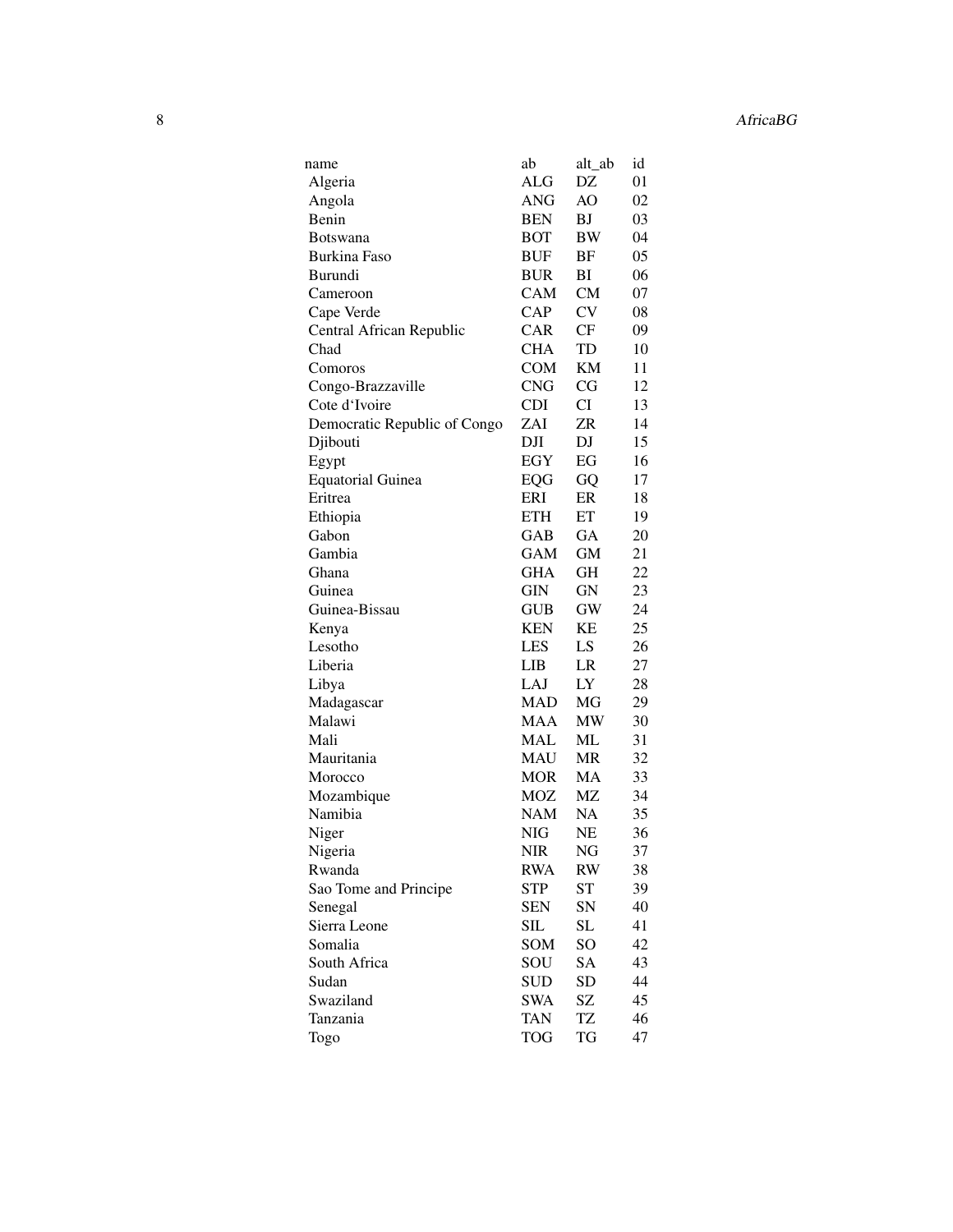| name | ab | alt_ab | id |
|---|---|---|---|
| Algeria | ALG | DZ | 01 |
| Angola | ANG | AO | 02 |
| Benin | BEN | BJ | 03 |
| Botswana | BOT | BW | 04 |
| Burkina Faso | BUF | BF | 05 |
| Burundi | BUR | BI | 06 |
| Cameroon | CAM | CM | 07 |
| Cape Verde | CAP | CV | 08 |
| Central African Republic | CAR | CF | 09 |
| Chad | CHA | TD | 10 |
| Comoros | COM | KM | 11 |
| Congo-Brazzaville | CNG | CG | 12 |
| Cote d'Ivoire | CDI | CI | 13 |
| Democratic Republic of Congo | ZAI | ZR | 14 |
| Djibouti | DJI | DJ | 15 |
| Egypt | EGY | EG | 16 |
| Equatorial Guinea | EQG | GQ | 17 |
| Eritrea | ERI | ER | 18 |
| Ethiopia | ETH | ET | 19 |
| Gabon | GAB | GA | 20 |
| Gambia | GAM | GM | 21 |
| Ghana | GHA | GH | 22 |
| Guinea | GIN | GN | 23 |
| Guinea-Bissau | GUB | GW | 24 |
| Kenya | KEN | KE | 25 |
| Lesotho | LES | LS | 26 |
| Liberia | LIB | LR | 27 |
| Libya | LAJ | LY | 28 |
| Madagascar | MAD | MG | 29 |
| Malawi | MAA | MW | 30 |
| Mali | MAL | ML | 31 |
| Mauritania | MAU | MR | 32 |
| Morocco | MOR | MA | 33 |
| Mozambique | MOZ | MZ | 34 |
| Namibia | NAM | NA | 35 |
| Niger | NIG | NE | 36 |
| Nigeria | NIR | NG | 37 |
| Rwanda | RWA | RW | 38 |
| Sao Tome and Principe | STP | ST | 39 |
| Senegal | SEN | SN | 40 |
| Sierra Leone | SIL | SL | 41 |
| Somalia | SOM | SO | 42 |
| South Africa | SOU | SA | 43 |
| Sudan | SUD | SD | 44 |
| Swaziland | SWA | SZ | 45 |
| Tanzania | TAN | TZ | 46 |
| Togo | TOG | TG | 47 |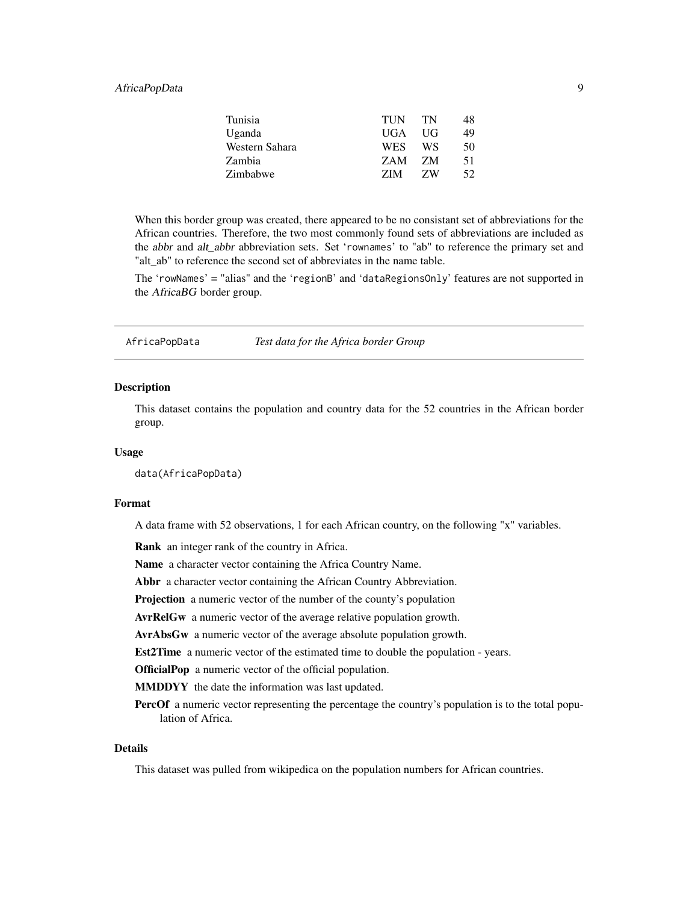| | | | |
|---|---|---|---|
| Tunisia | TUN | TN | 48 |
| Uganda | UGA | UG | 49 |
| Western Sahara | WES | WS | 50 |
| Zambia | ZAM | ZM | 51 |
| Zimbabwe | ZIM | ZW | 52 |

When this border group was created, there appeared to be no consistant set of abbreviations for the African countries. Therefore, the two most commonly found sets of abbreviations are included as the *abbr* and *alt_abbr* abbreviation sets. Set 'rownames' to "ab" to reference the primary set and "alt_ab" to reference the second set of abbreviates in the name table.

The 'rowNames' = "alias" and the 'regionB' and 'dataRegionsOnly' features are not supported in the *AfricaBG* border group.

---

## AfricaPopData — *Test data for the Africa border Group*

### Description

This dataset contains the population and country data for the 52 countries in the African border group.

### Usage

```
data(AfricaPopData)
```

### Format

A data frame with 52 observations, 1 for each African country, on the following "x" variables.

**Rank** an integer rank of the country in Africa.

**Name** a character vector containing the Africa Country Name.

**Abbr** a character vector containing the African Country Abbreviation.

**Projection** a numeric vector of the number of the county's population

**AvrRelGw** a numeric vector of the average relative population growth.

**AvrAbsGw** a numeric vector of the average absolute population growth.

**Est2Time** a numeric vector of the estimated time to double the population - years.

**OfficialPop** a numeric vector of the official population.

**MMDDYY** the date the information was last updated.

**PercOf** a numeric vector representing the percentage the country's population is to the total population of Africa.

### Details

This dataset was pulled from wikipedica on the population numbers for African countries.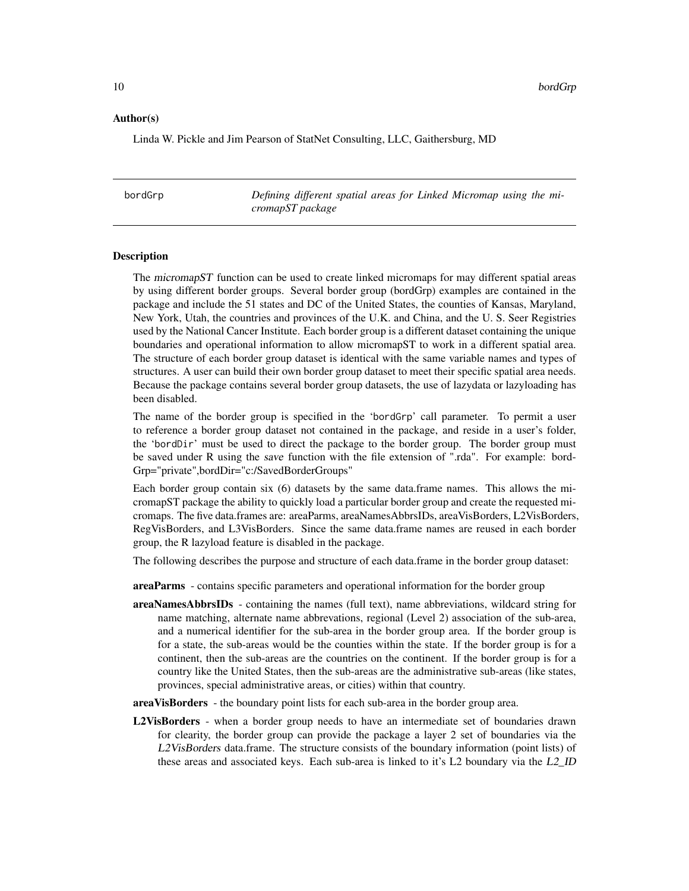## Author(s)

Linda W. Pickle and Jim Pearson of StatNet Consulting, LLC, Gaithersburg, MD

---

bordGrp *Defining different spatial areas for Linked Micromap using the micromapST package*

---

## Description

The *micromapST* function can be used to create linked micromaps for may different spatial areas by using different border groups. Several border group (bordGrp) examples are contained in the package and include the 51 states and DC of the United States, the counties of Kansas, Maryland, New York, Utah, the countries and provinces of the U.K. and China, and the U. S. Seer Registries used by the National Cancer Institute. Each border group is a different dataset containing the unique boundaries and operational information to allow micromapST to work in a different spatial area. The structure of each border group dataset is identical with the same variable names and types of structures. A user can build their own border group dataset to meet their specific spatial area needs. Because the package contains several border group datasets, the use of lazydata or lazyloading has been disabled.

The name of the border group is specified in the 'bordGrp' call parameter. To permit a user to reference a border group dataset not contained in the package, and reside in a user's folder, the 'bordDir' must be used to direct the package to the border group. The border group must be saved under R using the *save* function with the file extension of ".rda". For example: bordGrp="private",bordDir="c:/SavedBorderGroups"

Each border group contain six (6) datasets by the same data.frame names. This allows the micromapST package the ability to quickly load a particular border group and create the requested micromaps. The five data.frames are: areaParms, areaNamesAbbrsIDs, areaVisBorders, L2VisBorders, RegVisBorders, and L3VisBorders. Since the same data.frame names are reused in each border group, the R lazyload feature is disabled in the package.

The following describes the purpose and structure of each data.frame in the border group dataset:

**areaParms** - contains specific parameters and operational information for the border group

**areaNamesAbbrsIDs** - containing the names (full text), name abbreviations, wildcard string for name matching, alternate name abbrevations, regional (Level 2) association of the sub-area, and a numerical identifier for the sub-area in the border group area. If the border group is for a state, the sub-areas would be the counties within the state. If the border group is for a continent, then the sub-areas are the countries on the continent. If the border group is for a country like the United States, then the sub-areas are the administrative sub-areas (like states, provinces, special administrative areas, or cities) within that country.

**areaVisBorders** - the boundary point lists for each sub-area in the border group area.

**L2VisBorders** - when a border group needs to have an intermediate set of boundaries drawn for clearity, the border group can provide the package a layer 2 set of boundaries via the *L2VisBorders* data.frame. The structure consists of the boundary information (point lists) of these areas and associated keys. Each sub-area is linked to it's L2 boundary via the *L2_ID*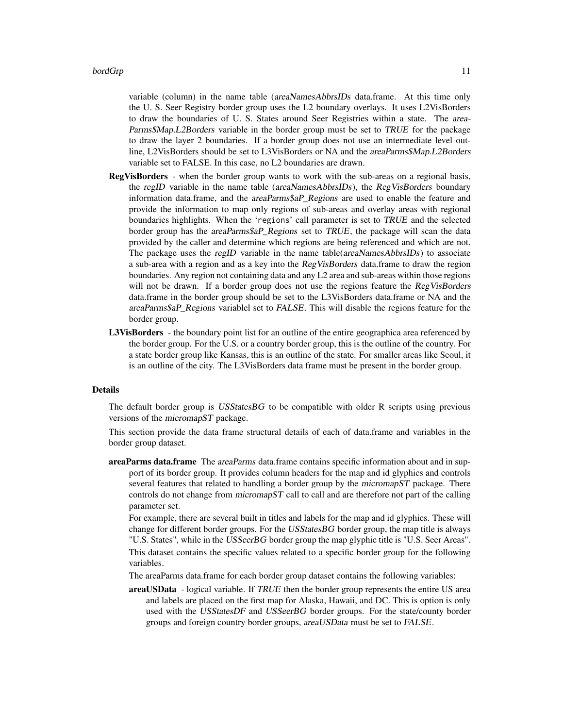variable (column) in the name table (*areaNamesAbbrsIDs* data.frame. At this time only the U. S. Seer Registry border group uses the L2 boundary overlays. It uses L2VisBorders to draw the boundaries of U. S. States around Seer Registries within a state. The *areaParms$Map.L2Borders* variable in the border group must be set to *TRUE* for the package to draw the layer 2 boundaries. If a border group does not use an intermediate level outline, L2VisBorders should be set to L3VisBorders or NA and the *areaParms$Map.L2Borders* variable set to FALSE. In this case, no L2 boundaries are drawn.

**RegVisBorders** - when the border group wants to work with the sub-areas on a regional basis, the *regID* variable in the name table (*areaNamesAbbrsIDs*), the *RegVisBorders* boundary information data.frame, and the *areaParms$aP_Regions* are used to enable the feature and provide the information to map only regions of sub-areas and overlay areas with regional boundaries highlights. When the `regions` call parameter is set to *TRUE* and the selected border group has the *areaParms$aP_Regions* set to *TRUE*, the package will scan the data provided by the caller and determine which regions are being referenced and which are not. The package uses the *regID* variable in the name table(*areaNamesAbbrsIDs*) to associate a sub-area with a region and as a key into the *RegVisBorders* data.frame to draw the region boundaries. Any region not containing data and any L2 area and sub-areas within those regions will not be drawn. If a border group does not use the regions feature the *RegVisBorders* data.frame in the border group should be set to the L3VisBorders data.frame or NA and the *areaParms$aP_Regions* variablel set to *FALSE*. This will disable the regions feature for the border group.

**L3VisBorders** - the boundary point list for an outline of the entire geographica area referenced by the border group. For the U.S. or a country border group, this is the outline of the country. For a state border group like Kansas, this is an outline of the state. For smaller areas like Seoul, it is an outline of the city. The L3VisBorders data frame must be present in the border group.

### Details

The default border group is *USStatesBG* to be compatible with older R scripts using previous versions of the *micromapST* package.

This section provide the data frame structural details of each of data.frame and variables in the border group dataset.

**areaParms data.frame** The *areaParms* data.frame contains specific information about and in support of its border group. It provides column headers for the map and id glyphics and controls several features that related to handling a border group by the *micromapST* package. There controls do not change from *micromapST* call to call and are therefore not part of the calling parameter set.

For example, there are several built in titles and labels for the map and id glyphics. These will change for different border groups. For the *USStatesBG* border group, the map title is always "U.S. States", while in the *USSeerBG* border group the map glyphic title is "U.S. Seer Areas".

This dataset contains the specific values related to a specific border group for the following variables.

The areaParms data.frame for each border group dataset contains the following variables:

**areaUSData** - logical variable. If *TRUE* then the border group represents the entire US area and labels are placed on the first map for Alaska, Hawaii, and DC. This is option is only used with the *USStatesDF* and *USSeerBG* border groups. For the state/county border groups and foreign country border groups, *areaUSData* must be set to *FALSE*.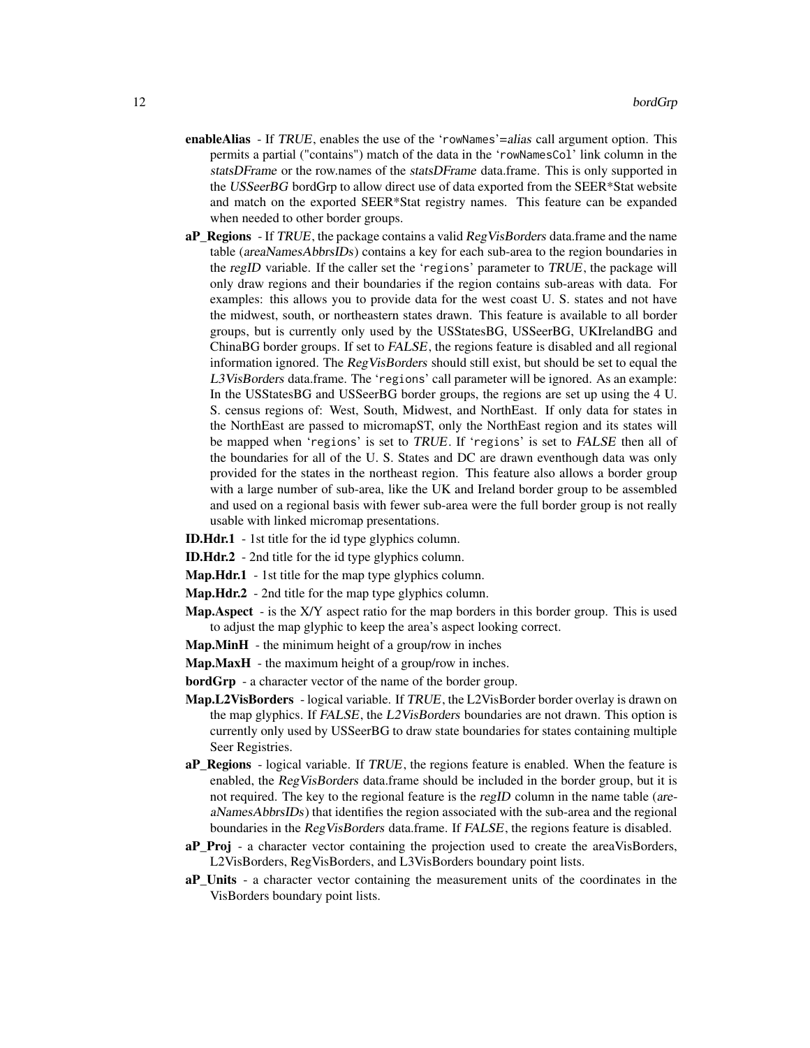- **enableAlias** - If *TRUE*, enables the use of the `rowNames`=*alias* call argument option. This permits a partial ("contains") match of the data in the `rowNamesCol` link column in the *statsDFrame* or the row.names of the *statsDFrame* data.frame. This is only supported in the *USSeerBG* bordGrp to allow direct use of data exported from the SEER*Stat website and match on the exported SEER*Stat registry names. This feature can be expanded when needed to other border groups.
- **aP_Regions** - If *TRUE*, the package contains a valid *RegVisBorders* data.frame and the name table (*areaNamesAbbrsIDs*) contains a key for each sub-area to the region boundaries in the *regID* variable. If the caller set the `regions` parameter to *TRUE*, the package will only draw regions and their boundaries if the region contains sub-areas with data. For examples: this allows you to provide data for the west coast U. S. states and not have the midwest, south, or northeastern states drawn. This feature is available to all border groups, but is currently only used by the USStatesBG, USSeerBG, UKIrelandBG and ChinaBG border groups. If set to *FALSE*, the regions feature is disabled and all regional information ignored. The *RegVisBorders* should still exist, but should be set to equal the *L3VisBorders* data.frame. The `regions` call parameter will be ignored. As an example: In the USStatesBG and USSeerBG border groups, the regions are set up using the 4 U. S. census regions of: West, South, Midwest, and NorthEast. If only data for states in the NorthEast are passed to micromapST, only the NorthEast region and its states will be mapped when `regions` is set to *TRUE*. If `regions` is set to *FALSE* then all of the boundaries for all of the U. S. States and DC are drawn eventhough data was only provided for the states in the northeast region. This feature also allows a border group with a large number of sub-area, like the UK and Ireland border group to be assembled and used on a regional basis with fewer sub-area were the full border group is not really usable with linked micromap presentations.
- **ID.Hdr.1** - 1st title for the id type glyphics column.
- **ID.Hdr.2** - 2nd title for the id type glyphics column.
- **Map.Hdr.1** - 1st title for the map type glyphics column.
- **Map.Hdr.2** - 2nd title for the map type glyphics column.
- **Map.Aspect** - is the X/Y aspect ratio for the map borders in this border group. This is used to adjust the map glyphic to keep the area's aspect looking correct.
- **Map.MinH** - the minimum height of a group/row in inches
- **Map.MaxH** - the maximum height of a group/row in inches.
- **bordGrp** - a character vector of the name of the border group.
- **Map.L2VisBorders** - logical variable. If *TRUE*, the L2VisBorder border overlay is drawn on the map glyphics. If *FALSE*, the *L2VisBorders* boundaries are not drawn. This option is currently only used by USSeerBG to draw state boundaries for states containing multiple Seer Registries.
- **aP_Regions** - logical variable. If *TRUE*, the regions feature is enabled. When the feature is enabled, the *RegVisBorders* data.frame should be included in the border group, but it is not required. The key to the regional feature is the *regID* column in the name table (*areaNamesAbbrsIDs*) that identifies the region associated with the sub-area and the regional boundaries in the *RegVisBorders* data.frame. If *FALSE*, the regions feature is disabled.
- **aP_Proj** - a character vector containing the projection used to create the areaVisBorders, L2VisBorders, RegVisBorders, and L3VisBorders boundary point lists.
- **aP_Units** - a character vector containing the measurement units of the coordinates in the VisBorders boundary point lists.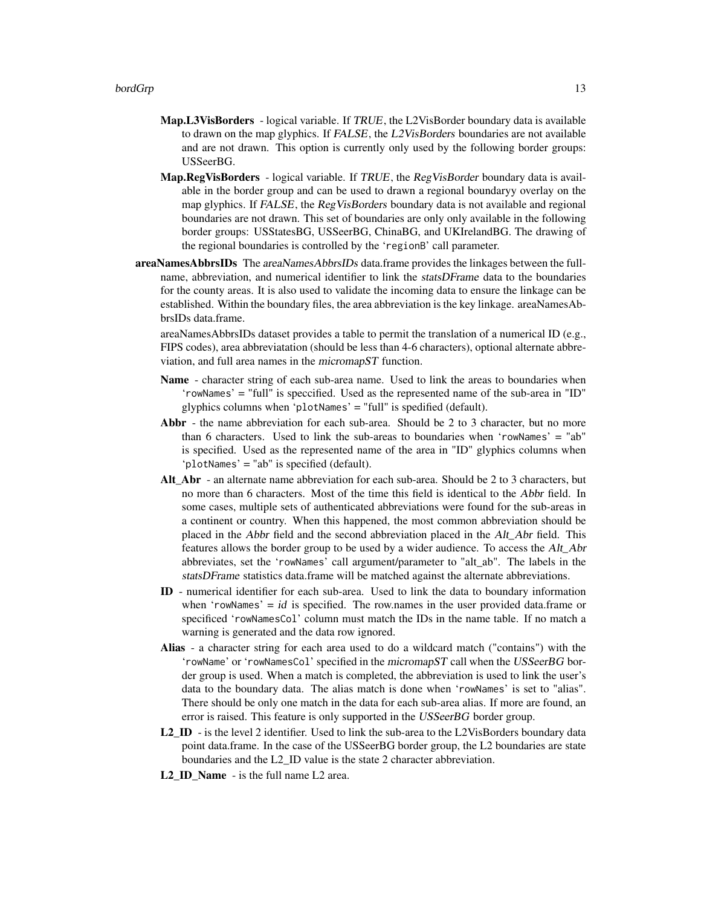- **Map.L3VisBorders** - logical variable. If *TRUE*, the L2VisBorder boundary data is available to drawn on the map glyphics. If *FALSE*, the *L2VisBorders* boundaries are not available and are not drawn. This option is currently only used by the following border groups: USSeerBG.

- **Map.RegVisBorders** - logical variable. If *TRUE*, the *RegVisBorder* boundary data is available in the border group and can be used to drawn a regional boundaryy overlay on the map glyphics. If *FALSE*, the *RegVisBorders* boundary data is not available and regional boundaries are not drawn. This set of boundaries are only only available in the following border groups: USStatesBG, USSeerBG, ChinaBG, and UKIrelandBG. The drawing of the regional boundaries is controlled by the `regionB` call parameter.

**areaNamesAbbrsIDs** The *areaNamesAbbrsIDs* data.frame provides the linkages between the full-name, abbreviation, and numerical identifier to link the *statsDFrame* data to the boundaries for the county areas. It is also used to validate the incoming data to ensure the linkage can be established. Within the boundary files, the area abbreviation is the key linkage. areaNamesAbbrsIDs data.frame.

areaNamesAbbrsIDs dataset provides a table to permit the translation of a numerical ID (e.g., FIPS codes), area abbreviatation (should be less than 4-6 characters), optional alternate abbreviation, and full area names in the *micromapST* function.

- **Name** - character string of each sub-area name. Used to link the areas to boundaries when `rowNames` = "full" is speccified. Used as the represented name of the sub-area in "ID" glyphics columns when `plotNames` = "full" is spedified (default).

- **Abbr** - the name abbreviation for each sub-area. Should be 2 to 3 character, but no more than 6 characters. Used to link the sub-areas to boundaries when `rowNames` = "ab" is specified. Used as the represented name of the area in "ID" glyphics columns when `plotNames` = "ab" is specified (default).

- **Alt_Abr** - an alternate name abbreviation for each sub-area. Should be 2 to 3 characters, but no more than 6 characters. Most of the time this field is identical to the *Abbr* field. In some cases, multiple sets of authenticated abbreviations were found for the sub-areas in a continent or country. When this happened, the most common abbreviation should be placed in the *Abbr* field and the second abbreviation placed in the *Alt_Abr* field. This features allows the border group to be used by a wider audience. To access the *Alt_Abr* abbreviates, set the `rowNames` call argument/parameter to "alt_ab". The labels in the *statsDFrame* statistics data.frame will be matched against the alternate abbreviations.

- **ID** - numerical identifier for each sub-area. Used to link the data to boundary information when `rowNames` = *id* is specified. The row.names in the user provided data.frame or specificed `rowNamesCol` column must match the IDs in the name table. If no match a warning is generated and the data row ignored.

- **Alias** - a character string for each area used to do a wildcard match ("contains") with the `rowName` or `rowNamesCol` specified in the *micromapST* call when the *USSeerBG* border group is used. When a match is completed, the abbreviation is used to link the user's data to the boundary data. The alias match is done when `rowNames` is set to "alias". There should be only one match in the data for each sub-area alias. If more are found, an error is raised. This feature is only supported in the *USSeerBG* border group.

- **L2_ID** - is the level 2 identifier. Used to link the sub-area to the L2VisBorders boundary data point data.frame. In the case of the USSeerBG border group, the L2 boundaries are state boundaries and the L2_ID value is the state 2 character abbreviation.

- **L2_ID_Name** - is the full name L2 area.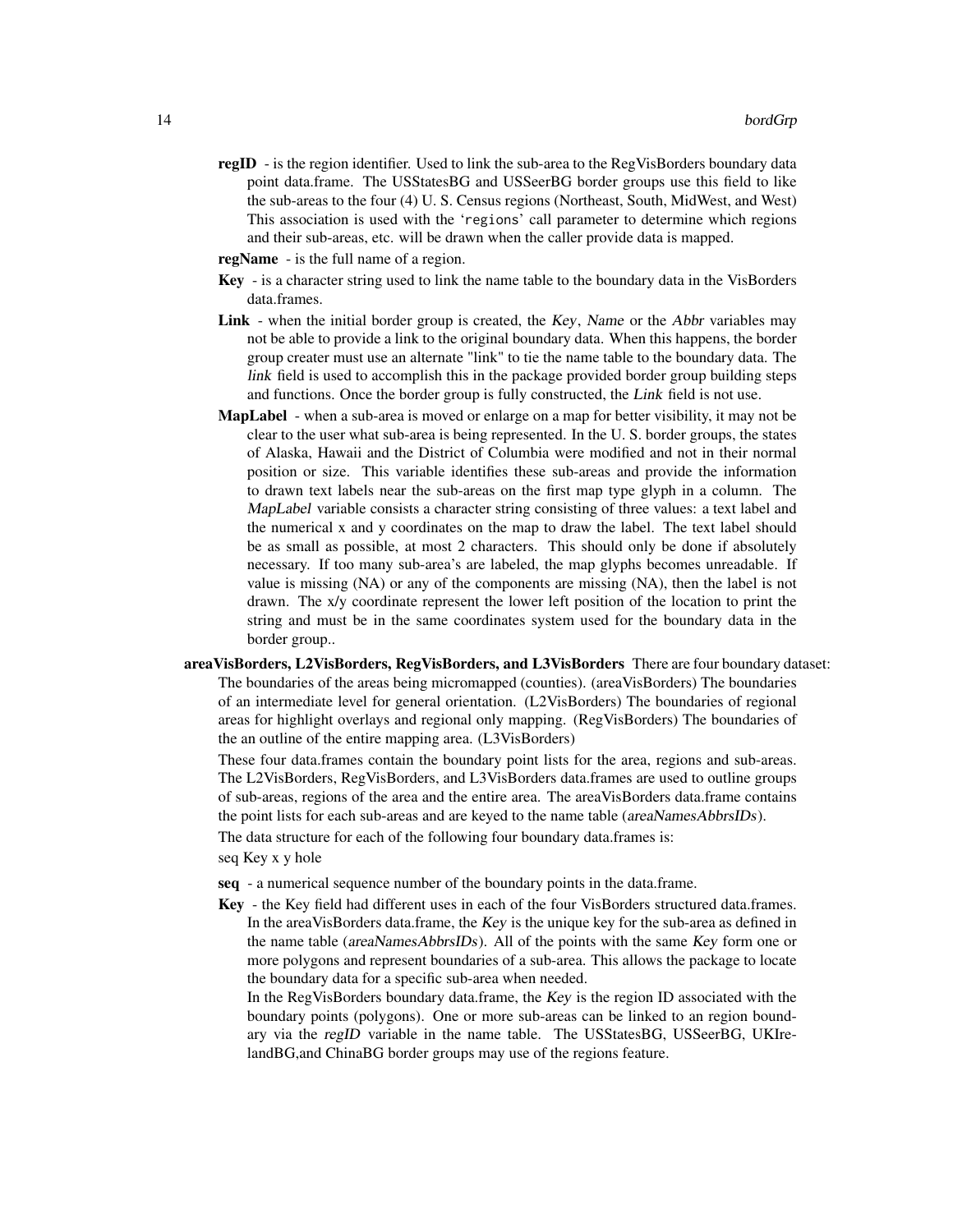**regID** - is the region identifier. Used to link the sub-area to the RegVisBorders boundary data point data.frame. The USStatesBG and USSeerBG border groups use this field to like the sub-areas to the four (4) U. S. Census regions (Northeast, South, MidWest, and West) This association is used with the `regions` call parameter to determine which regions and their sub-areas, etc. will be drawn when the caller provide data is mapped.

**regName** - is the full name of a region.

**Key** - is a character string used to link the name table to the boundary data in the VisBorders data.frames.

**Link** - when the initial border group is created, the *Key*, *Name* or the *Abbr* variables may not be able to provide a link to the original boundary data. When this happens, the border group creater must use an alternate "link" to tie the name table to the boundary data. The *link* field is used to accomplish this in the package provided border group building steps and functions. Once the border group is fully constructed, the *Link* field is not use.

**MapLabel** - when a sub-area is moved or enlarge on a map for better visibility, it may not be clear to the user what sub-area is being represented. In the U. S. border groups, the states of Alaska, Hawaii and the District of Columbia were modified and not in their normal position or size. This variable identifies these sub-areas and provide the information to drawn text labels near the sub-areas on the first map type glyph in a column. The *MapLabel* variable consists a character string consisting of three values: a text label and the numerical x and y coordinates on the map to draw the label. The text label should be as small as possible, at most 2 characters. This should only be done if absolutely necessary. If too many sub-area's are labeled, the map glyphs becomes unreadable. If value is missing (NA) or any of the components are missing (NA), then the label is not drawn. The x/y coordinate represent the lower left position of the location to print the string and must be in the same coordinates system used for the boundary data in the border group..

**areaVisBorders, L2VisBorders, RegVisBorders, and L3VisBorders** There are four boundary dataset: The boundaries of the areas being micromapped (counties). (areaVisBorders) The boundaries of an intermediate level for general orientation. (L2VisBorders) The boundaries of regional areas for highlight overlays and regional only mapping. (RegVisBorders) The boundaries of the an outline of the entire mapping area. (L3VisBorders)

These four data.frames contain the boundary point lists for the area, regions and sub-areas. The L2VisBorders, RegVisBorders, and L3VisBorders data.frames are used to outline groups of sub-areas, regions of the area and the entire area. The areaVisBorders data.frame contains the point lists for each sub-areas and are keyed to the name table (*areaNamesAbbrsIDs*).

The data structure for each of the following four boundary data.frames is:

seq Key x y hole

**seq** - a numerical sequence number of the boundary points in the data.frame.

**Key** - the Key field had different uses in each of the four VisBorders structured data.frames. In the areaVisBorders data.frame, the *Key* is the unique key for the sub-area as defined in the name table (*areaNamesAbbrsIDs*). All of the points with the same *Key* form one or more polygons and represent boundaries of a sub-area. This allows the package to locate the boundary data for a specific sub-area when needed.

In the RegVisBorders boundary data.frame, the *Key* is the region ID associated with the boundary points (polygons). One or more sub-areas can be linked to an region boundary via the *regID* variable in the name table. The USStatesBG, USSeerBG, UKIrelandBG,and ChinaBG border groups may use of the regions feature.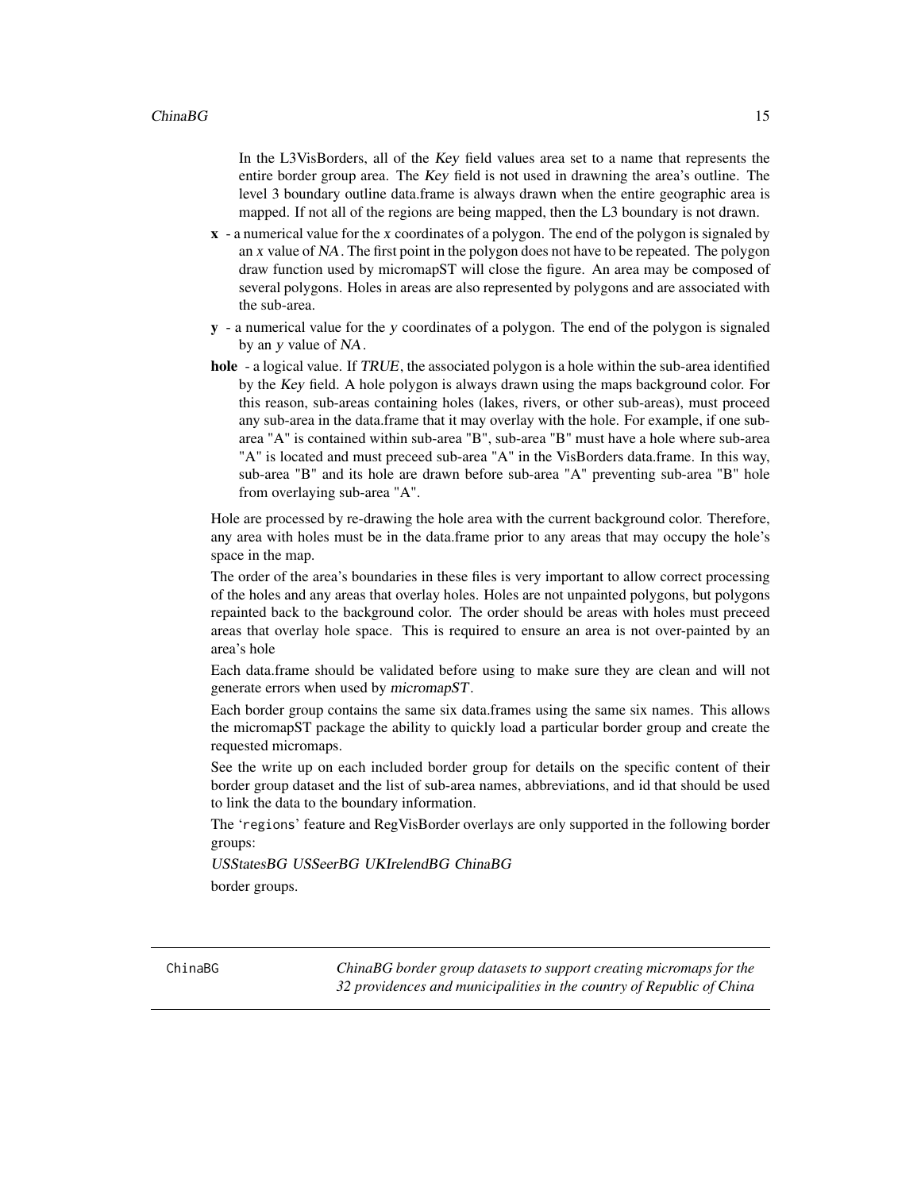In the L3VisBorders, all of the *Key* field values area set to a name that represents the entire border group area. The *Key* field is not used in drawning the area's outline. The level 3 boundary outline data.frame is always drawn when the entire geographic area is mapped. If not all of the regions are being mapped, then the L3 boundary is not drawn.

- **x** - a numerical value for the *x* coordinates of a polygon. The end of the polygon is signaled by an *x* value of *NA*. The first point in the polygon does not have to be repeated. The polygon draw function used by micromapST will close the figure. An area may be composed of several polygons. Holes in areas are also represented by polygons and are associated with the sub-area.
- **y** - a numerical value for the *y* coordinates of a polygon. The end of the polygon is signaled by an *y* value of *NA*.
- **hole** - a logical value. If *TRUE*, the associated polygon is a hole within the sub-area identified by the *Key* field. A hole polygon is always drawn using the maps background color. For this reason, sub-areas containing holes (lakes, rivers, or other sub-areas), must proceed any sub-area in the data.frame that it may overlay with the hole. For example, if one sub-area "A" is contained within sub-area "B", sub-area "B" must have a hole where sub-area "A" is located and must preceed sub-area "A" in the VisBorders data.frame. In this way, sub-area "B" and its hole are drawn before sub-area "A" preventing sub-area "B" hole from overlaying sub-area "A".

Hole are processed by re-drawing the hole area with the current background color. Therefore, any area with holes must be in the data.frame prior to any areas that may occupy the hole's space in the map.

The order of the area's boundaries in these files is very important to allow correct processing of the holes and any areas that overlay holes. Holes are not unpainted polygons, but polygons repainted back to the background color. The order should be areas with holes must preceed areas that overlay hole space. This is required to ensure an area is not over-painted by an area's hole

Each data.frame should be validated before using to make sure they are clean and will not generate errors when used by *micromapST*.

Each border group contains the same six data.frames using the same six names. This allows the micromapST package the ability to quickly load a particular border group and create the requested micromaps.

See the write up on each included border group for details on the specific content of their border group dataset and the list of sub-area names, abbreviations, and id that should be used to link the data to the boundary information.

The 'regions' feature and RegVisBorder overlays are only supported in the following border groups:

*USStatesBG USSeerBG UKIrelendBG ChinaBG*

border groups.

---

ChinaBG — *ChinaBG border group datasets to support creating micromaps for the 32 providences and municipalities in the country of Republic of China*

---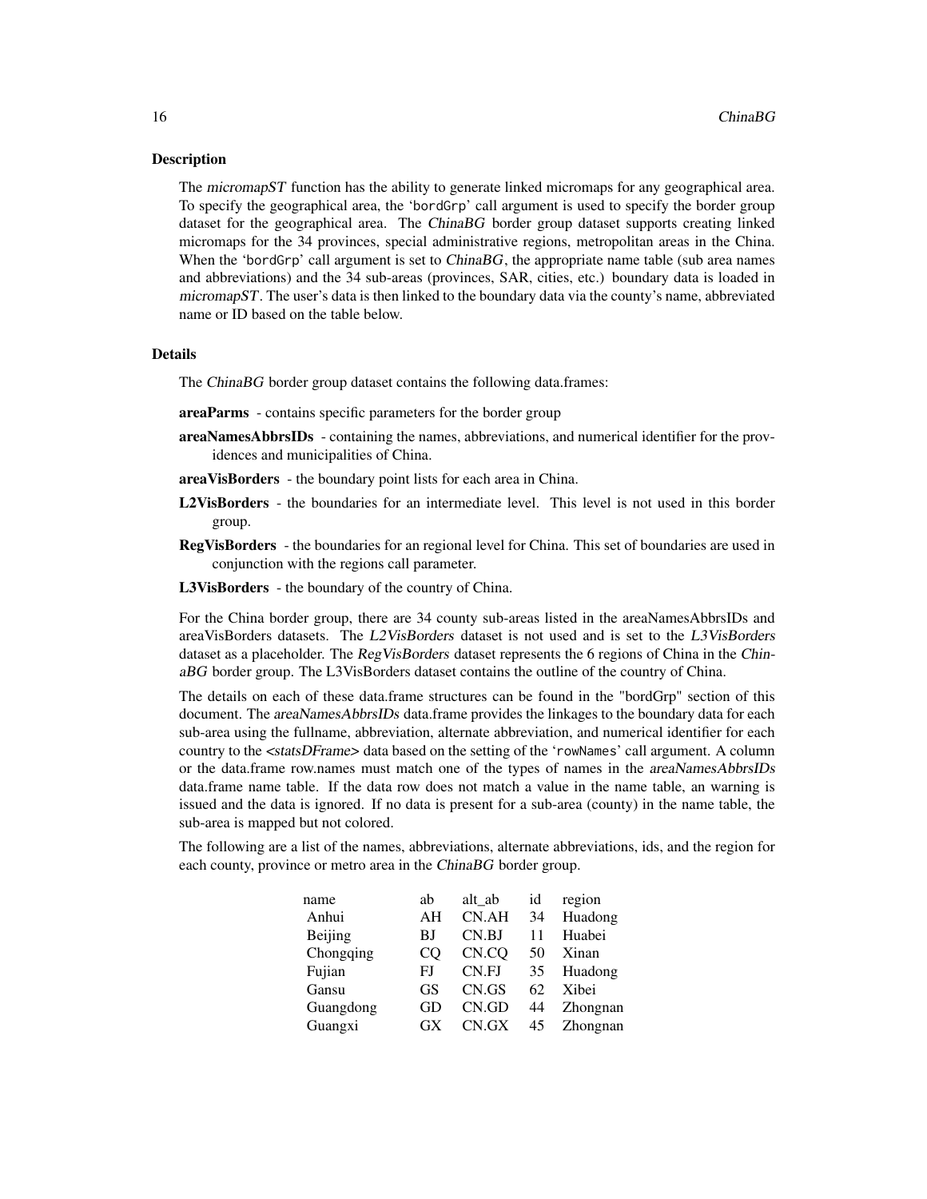## Description

The *micromapST* function has the ability to generate linked micromaps for any geographical area. To specify the geographical area, the 'bordGrp' call argument is used to specify the border group dataset for the geographical area. The *ChinaBG* border group dataset supports creating linked micromaps for the 34 provinces, special administrative regions, metropolitan areas in the China. When the 'bordGrp' call argument is set to *ChinaBG*, the appropriate name table (sub area names and abbreviations) and the 34 sub-areas (provinces, SAR, cities, etc.) boundary data is loaded in *micromapST*. The user's data is then linked to the boundary data via the county's name, abbreviated name or ID based on the table below.

## Details

The *ChinaBG* border group dataset contains the following data.frames:

**areaParms** - contains specific parameters for the border group

**areaNamesAbbrsIDs** - containing the names, abbreviations, and numerical identifier for the providences and municipalities of China.

**areaVisBorders** - the boundary point lists for each area in China.

**L2VisBorders** - the boundaries for an intermediate level. This level is not used in this border group.

**RegVisBorders** - the boundaries for an regional level for China. This set of boundaries are used in conjunction with the regions call parameter.

**L3VisBorders** - the boundary of the country of China.

For the China border group, there are 34 county sub-areas listed in the areaNamesAbbrsIDs and areaVisBorders datasets. The *L2VisBorders* dataset is not used and is set to the *L3VisBorders* dataset as a placeholder. The *RegVisBorders* dataset represents the 6 regions of China in the *ChinaBG* border group. The L3VisBorders dataset contains the outline of the country of China.

The details on each of these data.frame structures can be found in the "bordGrp" section of this document. The *areaNamesAbbrsIDs* data.frame provides the linkages to the boundary data for each sub-area using the fullname, abbreviation, alternate abbreviation, and numerical identifier for each country to the <*statsDFrame*> data based on the setting of the 'rowNames' call argument. A column or the data.frame row.names must match one of the types of names in the *areaNamesAbbrsIDs* data.frame name table. If the data row does not match a value in the name table, an warning is issued and the data is ignored. If no data is present for a sub-area (county) in the name table, the sub-area is mapped but not colored.

The following are a list of the names, abbreviations, alternate abbreviations, ids, and the region for each county, province or metro area in the *ChinaBG* border group.

| name | ab | alt_ab | id | region |
|---|---|---|---|---|
| Anhui | AH | CN.AH | 34 | Huadong |
| Beijing | BJ | CN.BJ | 11 | Huabei |
| Chongqing | CQ | CN.CQ | 50 | Xinan |
| Fujian | FJ | CN.FJ | 35 | Huadong |
| Gansu | GS | CN.GS | 62 | Xibei |
| Guangdong | GD | CN.GD | 44 | Zhongnan |
| Guangxi | GX | CN.GX | 45 | Zhongnan |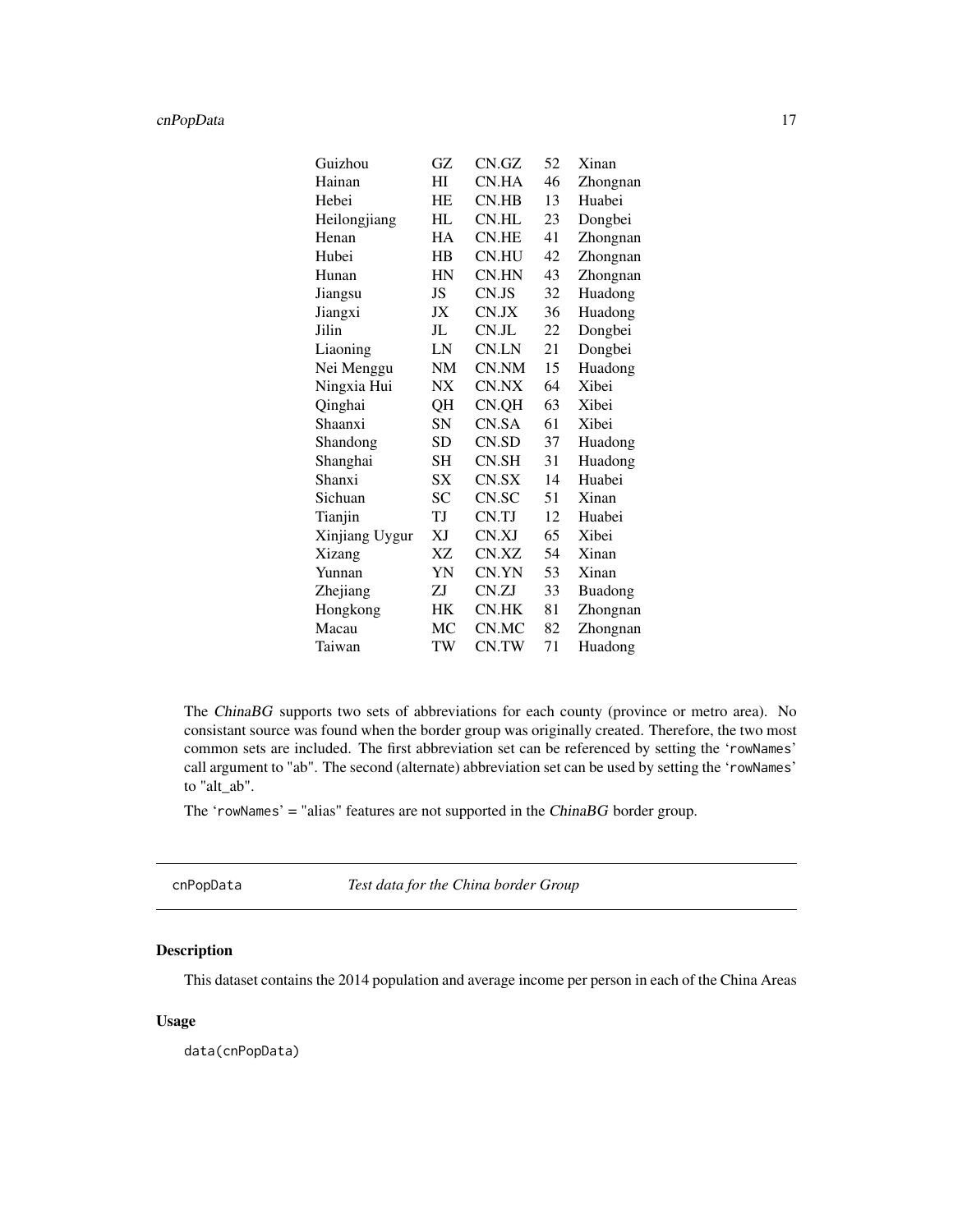| | | | | |
|---|---|---|---|---|
| Guizhou | GZ | CN.GZ | 52 | Xinan |
| Hainan | HI | CN.HA | 46 | Zhongnan |
| Hebei | HE | CN.HB | 13 | Huabei |
| Heilongjiang | HL | CN.HL | 23 | Dongbei |
| Henan | HA | CN.HE | 41 | Zhongnan |
| Hubei | HB | CN.HU | 42 | Zhongnan |
| Hunan | HN | CN.HN | 43 | Zhongnan |
| Jiangsu | JS | CN.JS | 32 | Huadong |
| Jiangxi | JX | CN.JX | 36 | Huadong |
| Jilin | JL | CN.JL | 22 | Dongbei |
| Liaoning | LN | CN.LN | 21 | Dongbei |
| Nei Menggu | NM | CN.NM | 15 | Huadong |
| Ningxia Hui | NX | CN.NX | 64 | Xibei |
| Qinghai | QH | CN.QH | 63 | Xibei |
| Shaanxi | SN | CN.SA | 61 | Xibei |
| Shandong | SD | CN.SD | 37 | Huadong |
| Shanghai | SH | CN.SH | 31 | Huadong |
| Shanxi | SX | CN.SX | 14 | Huabei |
| Sichuan | SC | CN.SC | 51 | Xinan |
| Tianjin | TJ | CN.TJ | 12 | Huabei |
| Xinjiang Uygur | XJ | CN.XJ | 65 | Xibei |
| Xizang | XZ | CN.XZ | 54 | Xinan |
| Yunnan | YN | CN.YN | 53 | Xinan |
| Zhejiang | ZJ | CN.ZJ | 33 | Buadong |
| Hongkong | HK | CN.HK | 81 | Zhongnan |
| Macau | MC | CN.MC | 82 | Zhongnan |
| Taiwan | TW | CN.TW | 71 | Huadong |

The *ChinaBG* supports two sets of abbreviations for each county (province or metro area). No consistant source was found when the border group was originally created. Therefore, the two most common sets are included. The first abbreviation set can be referenced by setting the 'rowNames' call argument to "ab". The second (alternate) abbreviation set can be used by setting the 'rowNames' to "alt_ab".

The 'rowNames' = "alias" features are not supported in the *ChinaBG* border group.

---

cnPopData — *Test data for the China border Group*

---

## Description

This dataset contains the 2014 population and average income per person in each of the China Areas

## Usage

```
data(cnPopData)
```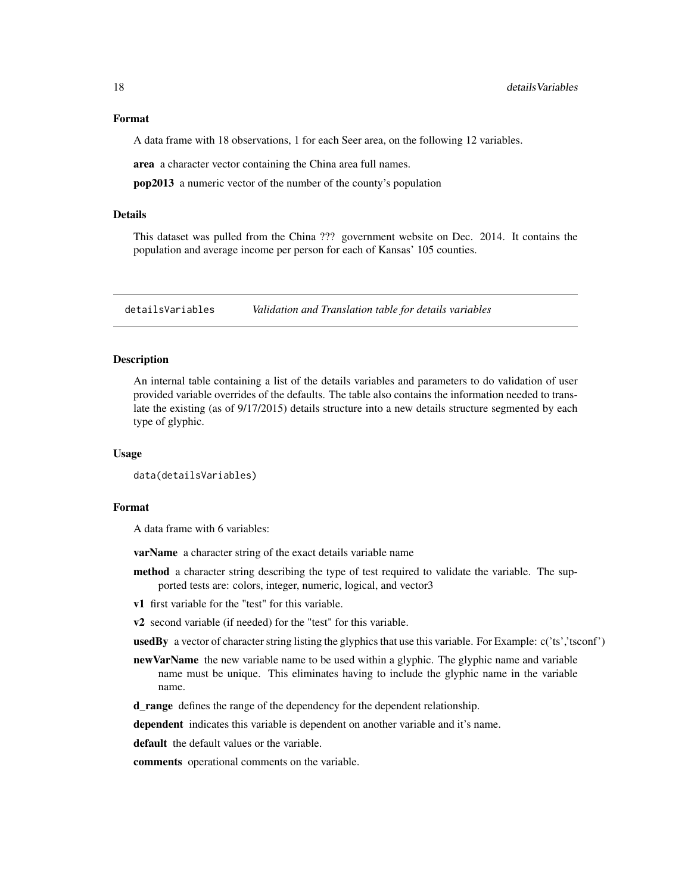### Format

A data frame with 18 observations, 1 for each Seer area, on the following 12 variables.

**area** a character vector containing the China area full names.

**pop2013** a numeric vector of the number of the county's population

### Details

This dataset was pulled from the China ??? government website on Dec. 2014. It contains the population and average income per person for each of Kansas' 105 counties.

---

## detailsVariables *Validation and Translation table for details variables*

---

### Description

An internal table containing a list of the details variables and parameters to do validation of user provided variable overrides of the defaults. The table also contains the information needed to translate the existing (as of 9/17/2015) details structure into a new details structure segmented by each type of glyphic.

### Usage

```
data(detailsVariables)
```

### Format

A data frame with 6 variables:

**varName** a character string of the exact details variable name

**method** a character string describing the type of test required to validate the variable. The supported tests are: colors, integer, numeric, logical, and vector3

**v1** first variable for the "test" for this variable.

**v2** second variable (if needed) for the "test" for this variable.

**usedBy** a vector of character string listing the glyphics that use this variable. For Example: c('ts','tsconf')

**newVarName** the new variable name to be used within a glyphic. The glyphic name and variable name must be unique. This eliminates having to include the glyphic name in the variable name.

**d_range** defines the range of the dependency for the dependent relationship.

**dependent** indicates this variable is dependent on another variable and it's name.

**default** the default values or the variable.

**comments** operational comments on the variable.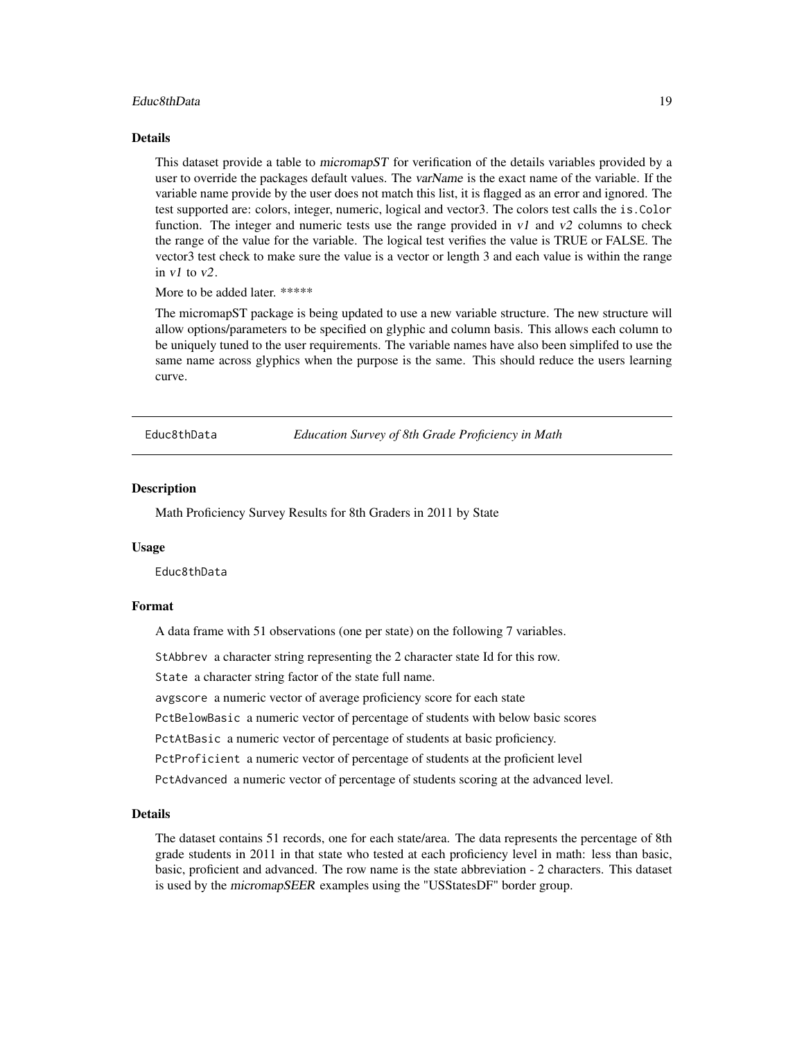## Details

This dataset provide a table to *micromapST* for verification of the details variables provided by a user to override the packages default values. The *varName* is the exact name of the variable. If the variable name provide by the user does not match this list, it is flagged as an error and ignored. The test supported are: colors, integer, numeric, logical and vector3. The colors test calls the `is.Color` function. The integer and numeric tests use the range provided in *v1* and *v2* columns to check the range of the value for the variable. The logical test verifies the value is TRUE or FALSE. The vector3 test check to make sure the value is a vector or length 3 and each value is within the range in *v1* to *v2*.

More to be added later. *****

The micromapST package is being updated to use a new variable structure. The new structure will allow options/parameters to be specified on glyphic and column basis. This allows each column to be uniquely tuned to the user requirements. The variable names have also been simplifed to use the same name across glyphics when the purpose is the same. This should reduce the users learning curve.

---

# Educ8thData — *Education Survey of 8th Grade Proficiency in Math*

## Description

Math Proficiency Survey Results for 8th Graders in 2011 by State

## Usage

```
Educ8thData
```

## Format

A data frame with 51 observations (one per state) on the following 7 variables.

`StAbbrev` a character string representing the 2 character state Id for this row.

`State` a character string factor of the state full name.

`avgscore` a numeric vector of average proficiency score for each state

`PctBelowBasic` a numeric vector of percentage of students with below basic scores

`PctAtBasic` a numeric vector of percentage of students at basic proficiency.

`PctProficient` a numeric vector of percentage of students at the proficient level

`PctAdvanced` a numeric vector of percentage of students scoring at the advanced level.

## Details

The dataset contains 51 records, one for each state/area. The data represents the percentage of 8th grade students in 2011 in that state who tested at each proficiency level in math: less than basic, basic, proficient and advanced. The row name is the state abbreviation - 2 characters. This dataset is used by the *micromapSEER* examples using the "USStatesDF" border group.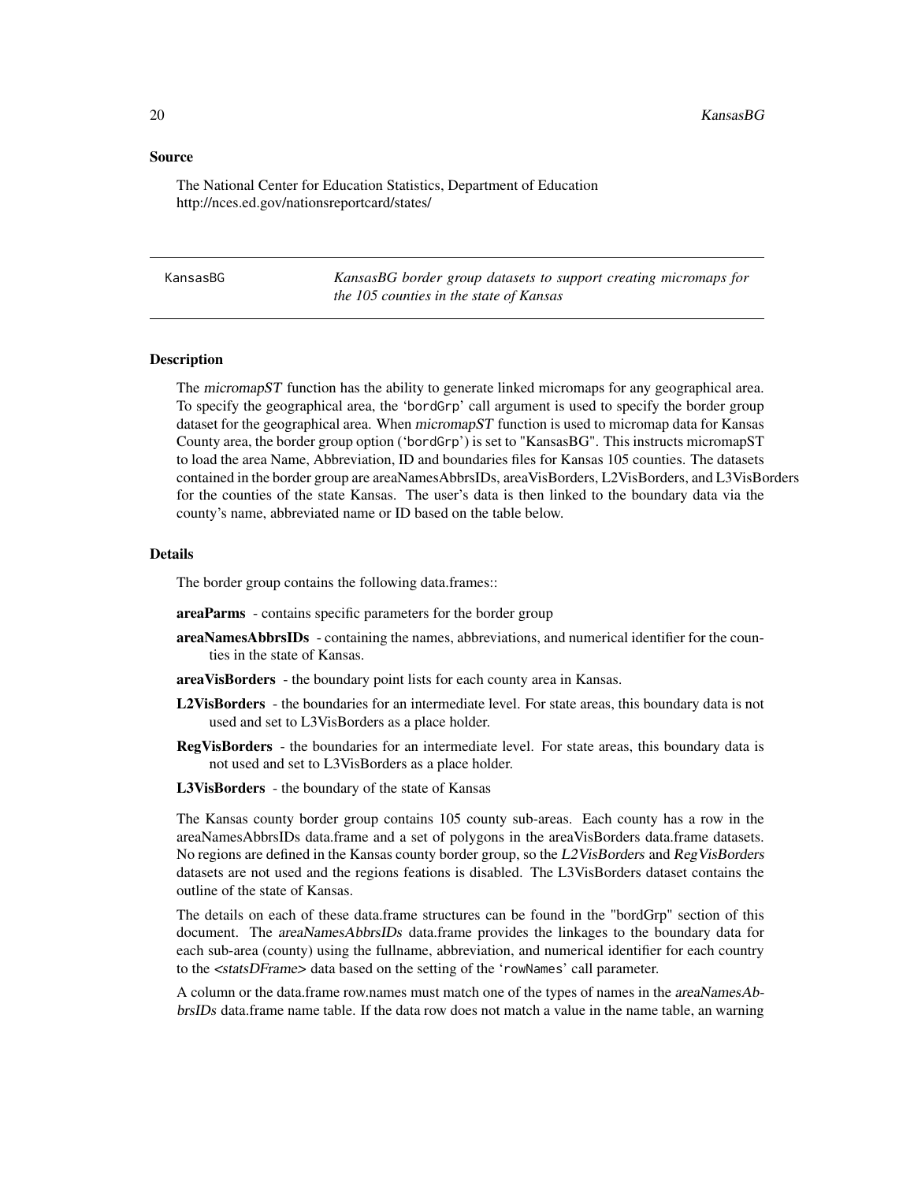## Source

The National Center for Education Statistics, Department of Education
http://nces.ed.gov/nationsreportcard/states/

---

KansasBG *KansasBG border group datasets to support creating micromaps for the 105 counties in the state of Kansas*

---

## Description

The *micromapST* function has the ability to generate linked micromaps for any geographical area. To specify the geographical area, the 'bordGrp' call argument is used to specify the border group dataset for the geographical area. When *micromapST* function is used to micromap data for Kansas County area, the border group option ('bordGrp') is set to "KansasBG". This instructs micromapST to load the area Name, Abbreviation, ID and boundaries files for Kansas 105 counties. The datasets contained in the border group are areaNamesAbbrsIDs, areaVisBorders, L2VisBorders, and L3VisBorders for the counties of the state Kansas. The user's data is then linked to the boundary data via the county's name, abbreviated name or ID based on the table below.

## Details

The border group contains the following data.frames::

**areaParms** - contains specific parameters for the border group

**areaNamesAbbrsIDs** - containing the names, abbreviations, and numerical identifier for the counties in the state of Kansas.

**areaVisBorders** - the boundary point lists for each county area in Kansas.

**L2VisBorders** - the boundaries for an intermediate level. For state areas, this boundary data is not used and set to L3VisBorders as a place holder.

**RegVisBorders** - the boundaries for an intermediate level. For state areas, this boundary data is not used and set to L3VisBorders as a place holder.

**L3VisBorders** - the boundary of the state of Kansas

The Kansas county border group contains 105 county sub-areas. Each county has a row in the areaNamesAbbrsIDs data.frame and a set of polygons in the areaVisBorders data.frame datasets. No regions are defined in the Kansas county border group, so the *L2VisBorders* and *RegVisBorders* datasets are not used and the regions feations is disabled. The L3VisBorders dataset contains the outline of the state of Kansas.

The details on each of these data.frame structures can be found in the "bordGrp" section of this document. The *areaNamesAbbrsIDs* data.frame provides the linkages to the boundary data for each sub-area (county) using the fullname, abbreviation, and numerical identifier for each country to the *<statsDFrame>* data based on the setting of the 'rowNames' call parameter.

A column or the data.frame row.names must match one of the types of names in the *areaNamesAbbrsIDs* data.frame name table. If the data row does not match a value in the name table, an warning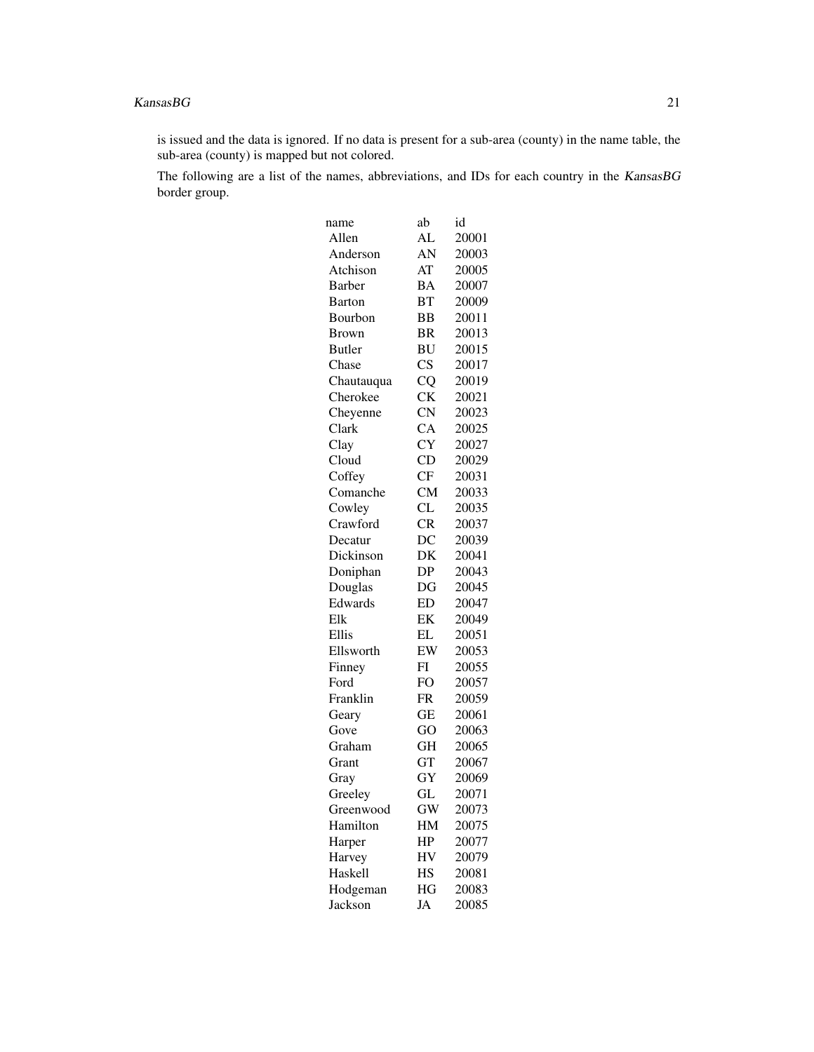is issued and the data is ignored. If no data is present for a sub-area (county) in the name table, the sub-area (county) is mapped but not colored.

The following are a list of the names, abbreviations, and IDs for each country in the *KansasBG* border group.

| name | ab | id |
|---|---|---|
| Allen | AL | 20001 |
| Anderson | AN | 20003 |
| Atchison | AT | 20005 |
| Barber | BA | 20007 |
| Barton | BT | 20009 |
| Bourbon | BB | 20011 |
| Brown | BR | 20013 |
| Butler | BU | 20015 |
| Chase | CS | 20017 |
| Chautauqua | CQ | 20019 |
| Cherokee | CK | 20021 |
| Cheyenne | CN | 20023 |
| Clark | CA | 20025 |
| Clay | CY | 20027 |
| Cloud | CD | 20029 |
| Coffey | CF | 20031 |
| Comanche | CM | 20033 |
| Cowley | CL | 20035 |
| Crawford | CR | 20037 |
| Decatur | DC | 20039 |
| Dickinson | DK | 20041 |
| Doniphan | DP | 20043 |
| Douglas | DG | 20045 |
| Edwards | ED | 20047 |
| Elk | EK | 20049 |
| Ellis | EL | 20051 |
| Ellsworth | EW | 20053 |
| Finney | FI | 20055 |
| Ford | FO | 20057 |
| Franklin | FR | 20059 |
| Geary | GE | 20061 |
| Gove | GO | 20063 |
| Graham | GH | 20065 |
| Grant | GT | 20067 |
| Gray | GY | 20069 |
| Greeley | GL | 20071 |
| Greenwood | GW | 20073 |
| Hamilton | HM | 20075 |
| Harper | HP | 20077 |
| Harvey | HV | 20079 |
| Haskell | HS | 20081 |
| Hodgeman | HG | 20083 |
| Jackson | JA | 20085 |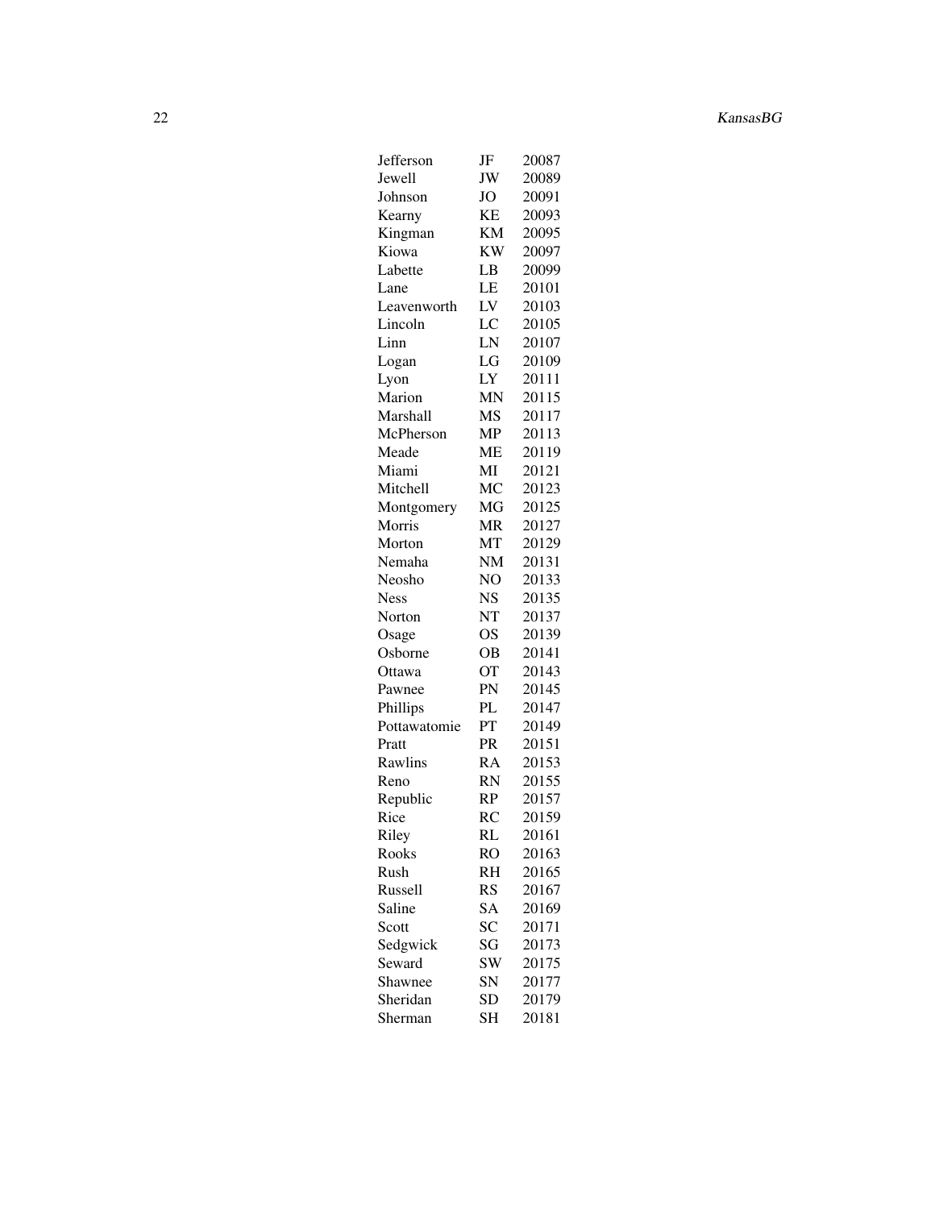| | | |
|---|---|---|
| Jefferson | JF | 20087 |
| Jewell | JW | 20089 |
| Johnson | JO | 20091 |
| Kearny | KE | 20093 |
| Kingman | KM | 20095 |
| Kiowa | KW | 20097 |
| Labette | LB | 20099 |
| Lane | LE | 20101 |
| Leavenworth | LV | 20103 |
| Lincoln | LC | 20105 |
| Linn | LN | 20107 |
| Logan | LG | 20109 |
| Lyon | LY | 20111 |
| Marion | MN | 20115 |
| Marshall | MS | 20117 |
| McPherson | MP | 20113 |
| Meade | ME | 20119 |
| Miami | MI | 20121 |
| Mitchell | MC | 20123 |
| Montgomery | MG | 20125 |
| Morris | MR | 20127 |
| Morton | MT | 20129 |
| Nemaha | NM | 20131 |
| Neosho | NO | 20133 |
| Ness | NS | 20135 |
| Norton | NT | 20137 |
| Osage | OS | 20139 |
| Osborne | OB | 20141 |
| Ottawa | OT | 20143 |
| Pawnee | PN | 20145 |
| Phillips | PL | 20147 |
| Pottawatomie | PT | 20149 |
| Pratt | PR | 20151 |
| Rawlins | RA | 20153 |
| Reno | RN | 20155 |
| Republic | RP | 20157 |
| Rice | RC | 20159 |
| Riley | RL | 20161 |
| Rooks | RO | 20163 |
| Rush | RH | 20165 |
| Russell | RS | 20167 |
| Saline | SA | 20169 |
| Scott | SC | 20171 |
| Sedgwick | SG | 20173 |
| Seward | SW | 20175 |
| Shawnee | SN | 20177 |
| Sheridan | SD | 20179 |
| Sherman | SH | 20181 |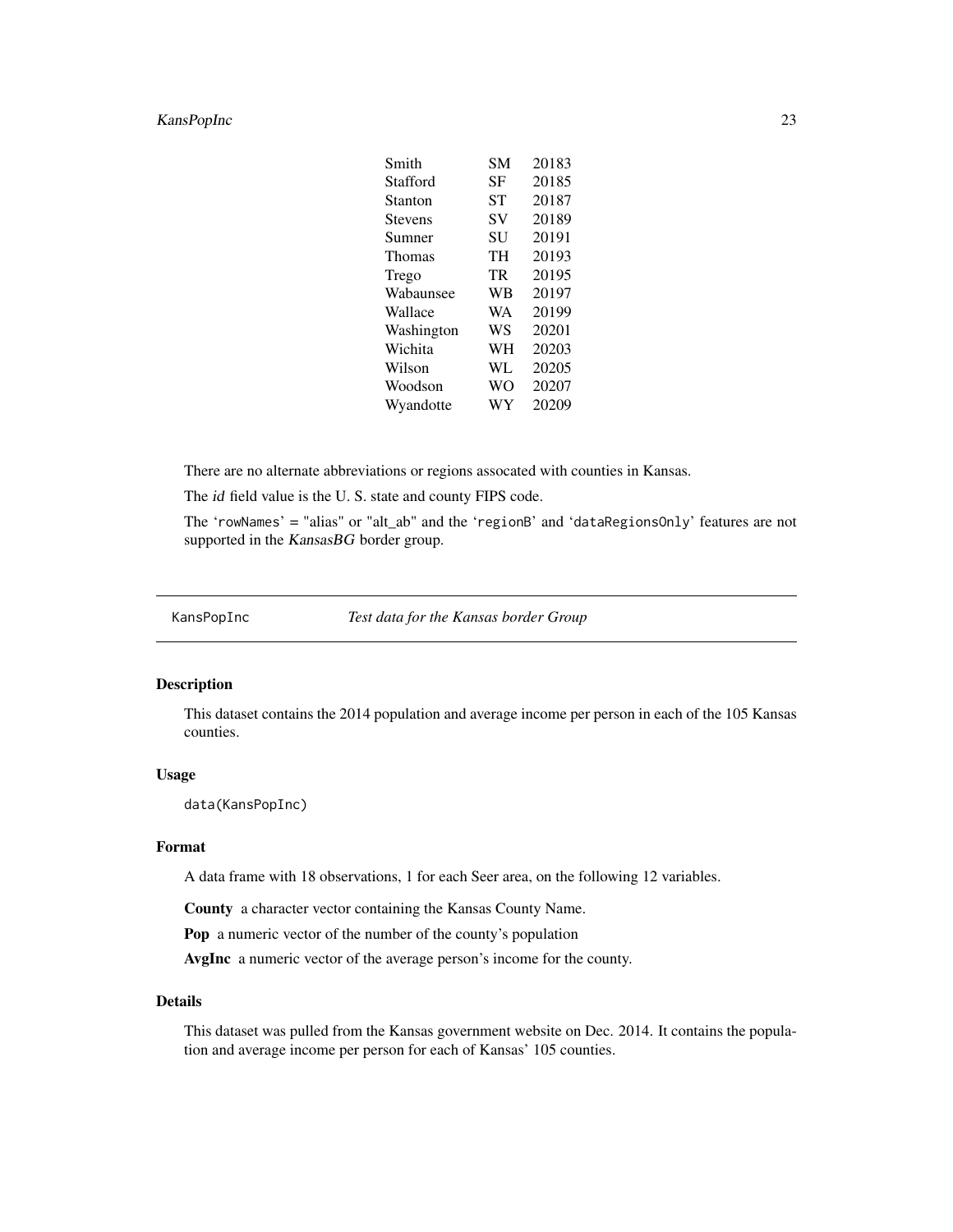| | | |
|---|---|---|
| Smith | SM | 20183 |
| Stafford | SF | 20185 |
| Stanton | ST | 20187 |
| Stevens | SV | 20189 |
| Sumner | SU | 20191 |
| Thomas | TH | 20193 |
| Trego | TR | 20195 |
| Wabaunsee | WB | 20197 |
| Wallace | WA | 20199 |
| Washington | WS | 20201 |
| Wichita | WH | 20203 |
| Wilson | WL | 20205 |
| Woodson | WO | 20207 |
| Wyandotte | WY | 20209 |

There are no alternate abbreviations or regions assocated with counties in Kansas.

The *id* field value is the U. S. state and county FIPS code.

The 'rowNames' = "alias" or "alt_ab" and the 'regionB' and 'dataRegionsOnly' features are not supported in the *KansasBG* border group.

---

KansPopInc — *Test data for the Kansas border Group*

---

## Description

This dataset contains the 2014 population and average income per person in each of the 105 Kansas counties.

## Usage

```
data(KansPopInc)
```

## Format

A data frame with 18 observations, 1 for each Seer area, on the following 12 variables.

**County** a character vector containing the Kansas County Name.

**Pop** a numeric vector of the number of the county's population

**AvgInc** a numeric vector of the average person's income for the county.

## Details

This dataset was pulled from the Kansas government website on Dec. 2014. It contains the population and average income per person for each of Kansas' 105 counties.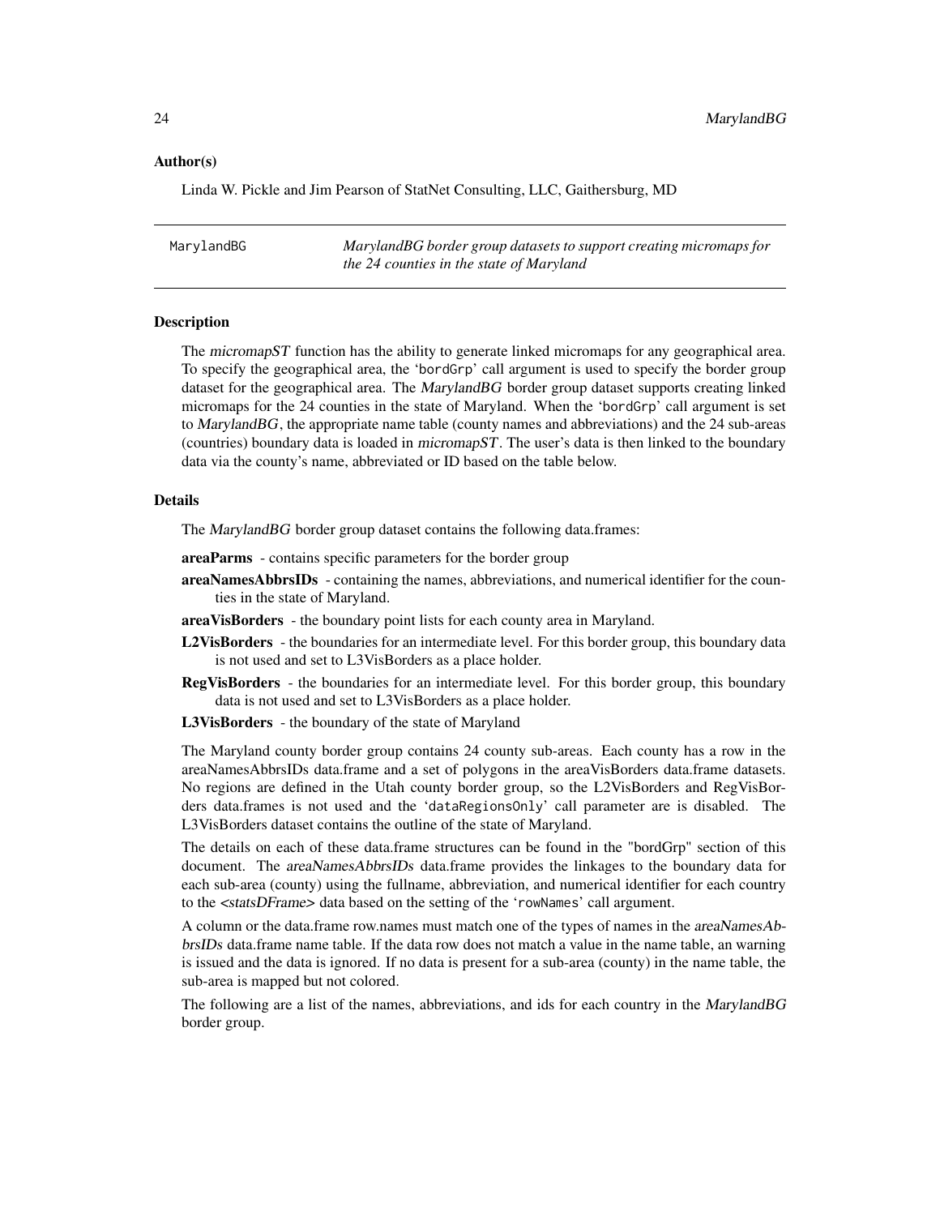### Author(s)

Linda W. Pickle and Jim Pearson of StatNet Consulting, LLC, Gaithersburg, MD

---

## MarylandBG — *MarylandBG border group datasets to support creating micromaps for the 24 counties in the state of Maryland*

---

### Description

The *micromapST* function has the ability to generate linked micromaps for any geographical area. To specify the geographical area, the 'bordGrp' call argument is used to specify the border group dataset for the geographical area. The *MarylandBG* border group dataset supports creating linked micromaps for the 24 counties in the state of Maryland. When the 'bordGrp' call argument is set to *MarylandBG*, the appropriate name table (county names and abbreviations) and the 24 sub-areas (countries) boundary data is loaded in *micromapST*. The user's data is then linked to the boundary data via the county's name, abbreviated or ID based on the table below.

### Details

The *MarylandBG* border group dataset contains the following data.frames:

**areaParms** - contains specific parameters for the border group

**areaNamesAbbrsIDs** - containing the names, abbreviations, and numerical identifier for the counties in the state of Maryland.

**areaVisBorders** - the boundary point lists for each county area in Maryland.

**L2VisBorders** - the boundaries for an intermediate level. For this border group, this boundary data is not used and set to L3VisBorders as a place holder.

**RegVisBorders** - the boundaries for an intermediate level. For this border group, this boundary data is not used and set to L3VisBorders as a place holder.

**L3VisBorders** - the boundary of the state of Maryland

The Maryland county border group contains 24 county sub-areas. Each county has a row in the areaNamesAbbrsIDs data.frame and a set of polygons in the areaVisBorders data.frame datasets. No regions are defined in the Utah county border group, so the L2VisBorders and RegVisBorders data.frames is not used and the 'dataRegionsOnly' call parameter are is disabled. The L3VisBorders dataset contains the outline of the state of Maryland.

The details on each of these data.frame structures can be found in the "bordGrp" section of this document. The *areaNamesAbbrsIDs* data.frame provides the linkages to the boundary data for each sub-area (county) using the fullname, abbreviation, and numerical identifier for each country to the *<statsDFrame>* data based on the setting of the 'rowNames' call argument.

A column or the data.frame row.names must match one of the types of names in the *areaNamesAbbrsIDs* data.frame name table. If the data row does not match a value in the name table, an warning is issued and the data is ignored. If no data is present for a sub-area (county) in the name table, the sub-area is mapped but not colored.

The following are a list of the names, abbreviations, and ids for each country in the *MarylandBG* border group.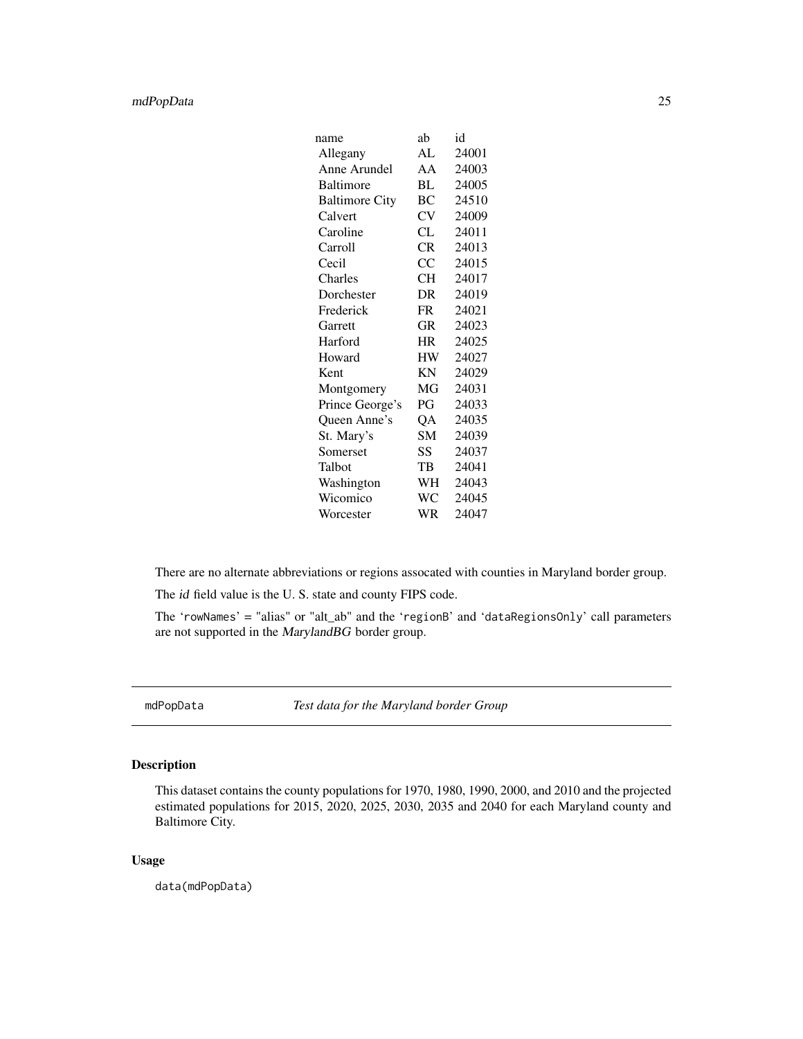| name | ab | id |
|---|---|---|
| Allegany | AL | 24001 |
| Anne Arundel | AA | 24003 |
| Baltimore | BL | 24005 |
| Baltimore City | BC | 24510 |
| Calvert | CV | 24009 |
| Caroline | CL | 24011 |
| Carroll | CR | 24013 |
| Cecil | CC | 24015 |
| Charles | CH | 24017 |
| Dorchester | DR | 24019 |
| Frederick | FR | 24021 |
| Garrett | GR | 24023 |
| Harford | HR | 24025 |
| Howard | HW | 24027 |
| Kent | KN | 24029 |
| Montgomery | MG | 24031 |
| Prince George's | PG | 24033 |
| Queen Anne's | QA | 24035 |
| St. Mary's | SM | 24039 |
| Somerset | SS | 24037 |
| Talbot | TB | 24041 |
| Washington | WH | 24043 |
| Wicomico | WC | 24045 |
| Worcester | WR | 24047 |

There are no alternate abbreviations or regions assocated with counties in Maryland border group.

The *id* field value is the U. S. state and county FIPS code.

The 'rowNames' = "alias" or "alt_ab" and the 'regionB' and 'dataRegionsOnly' call parameters are not supported in the *MarylandBG* border group.

---

`mdPopData` *Test data for the Maryland border Group*

---

## Description

This dataset contains the county populations for 1970, 1980, 1990, 2000, and 2010 and the projected estimated populations for 2015, 2020, 2025, 2030, 2035 and 2040 for each Maryland county and Baltimore City.

## Usage

```
data(mdPopData)
```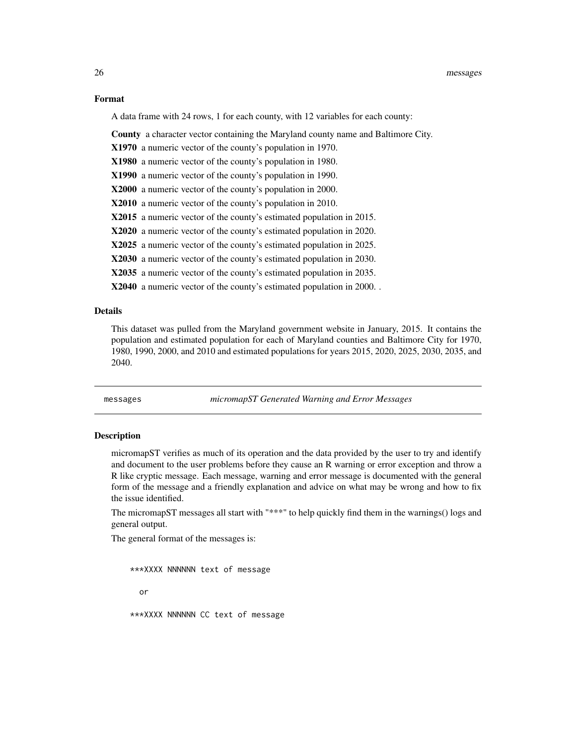### Format

A data frame with 24 rows, 1 for each county, with 12 variables for each county:

**County** a character vector containing the Maryland county name and Baltimore City.

**X1970** a numeric vector of the county's population in 1970.

**X1980** a numeric vector of the county's population in 1980.

**X1990** a numeric vector of the county's population in 1990.

**X2000** a numeric vector of the county's population in 2000.

**X2010** a numeric vector of the county's population in 2010.

**X2015** a numeric vector of the county's estimated population in 2015.

**X2020** a numeric vector of the county's estimated population in 2020.

**X2025** a numeric vector of the county's estimated population in 2025.

**X2030** a numeric vector of the county's estimated population in 2030.

**X2035** a numeric vector of the county's estimated population in 2035.

**X2040** a numeric vector of the county's estimated population in 2000. .

### Details

This dataset was pulled from the Maryland government website in January, 2015. It contains the population and estimated population for each of Maryland counties and Baltimore City for 1970, 1980, 1990, 2000, and 2010 and estimated populations for years 2015, 2020, 2025, 2030, 2035, and 2040.

---

## messages — *micromapST Generated Warning and Error Messages*

### Description

micromapST verifies as much of its operation and the data provided by the user to try and identify and document to the user problems before they cause an R warning or error exception and throw a R like cryptic message. Each message, warning and error message is documented with the general form of the message and a friendly explanation and advice on what may be wrong and how to fix the issue identified.

The micromapST messages all start with "***" to help quickly find them in the warnings() logs and general output.

The general format of the messages is:

```
***XXXX NNNNNN text of message

  or

***XXXX NNNNNN CC text of message
```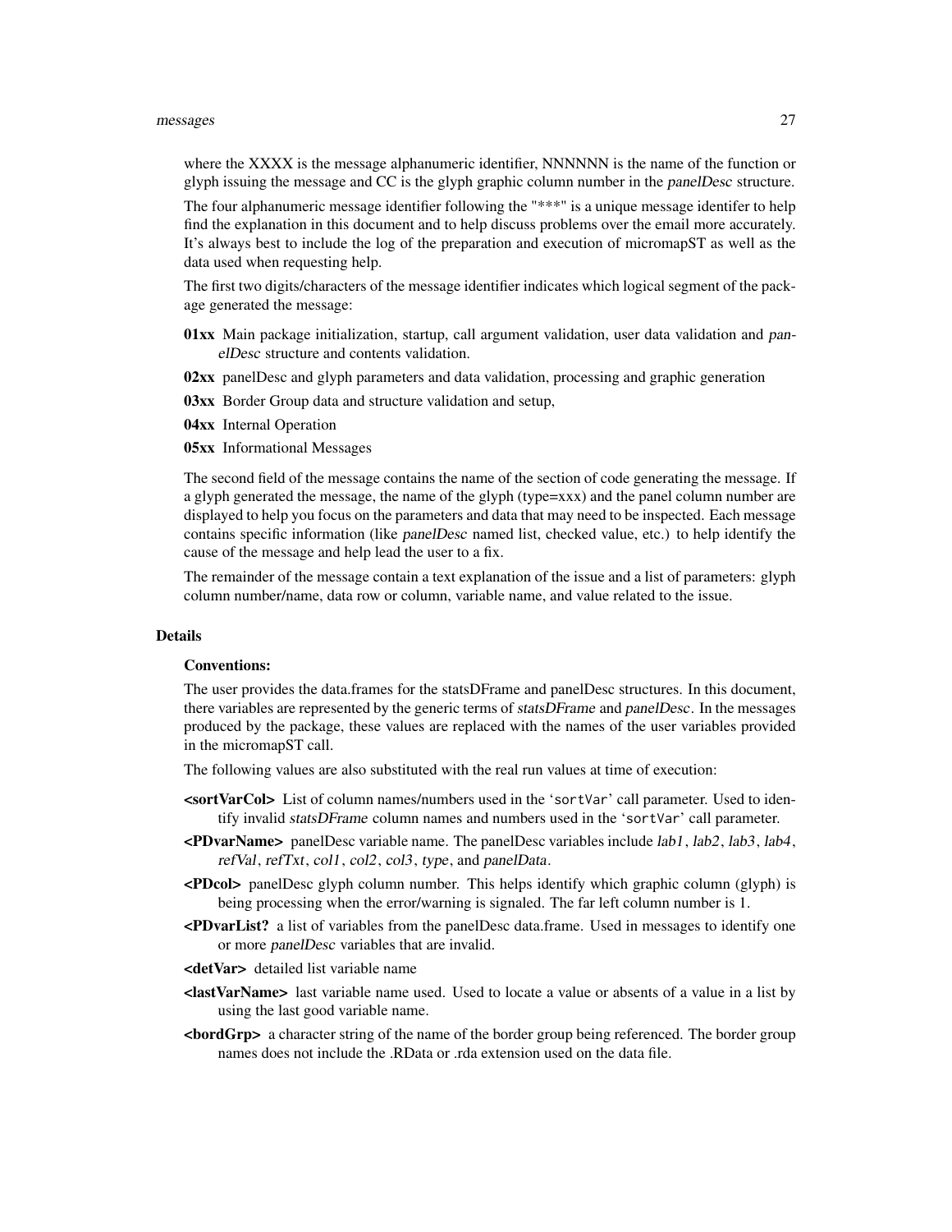where the XXXX is the message alphanumeric identifier, NNNNNN is the name of the function or glyph issuing the message and CC is the glyph graphic column number in the *panelDesc* structure.

The four alphanumeric message identifier following the "***" is a unique message identifer to help find the explanation in this document and to help discuss problems over the email more accurately. It's always best to include the log of the preparation and execution of micromapST as well as the data used when requesting help.

The first two digits/characters of the message identifier indicates which logical segment of the package generated the message:

**01xx** Main package initialization, startup, call argument validation, user data validation and *panelDesc* structure and contents validation.

**02xx** panelDesc and glyph parameters and data validation, processing and graphic generation

**03xx** Border Group data and structure validation and setup,

**04xx** Internal Operation

**05xx** Informational Messages

The second field of the message contains the name of the section of code generating the message. If a glyph generated the message, the name of the glyph (type=xxx) and the panel column number are displayed to help you focus on the parameters and data that may need to be inspected. Each message contains specific information (like *panelDesc* named list, checked value, etc.) to help identify the cause of the message and help lead the user to a fix.

The remainder of the message contain a text explanation of the issue and a list of parameters: glyph column number/name, data row or column, variable name, and value related to the issue.

## Details

### Conventions:

The user provides the data.frames for the statsDFrame and panelDesc structures. In this document, there variables are represented by the generic terms of *statsDFrame* and *panelDesc*. In the messages produced by the package, these values are replaced with the names of the user variables provided in the micromapST call.

The following values are also substituted with the real run values at time of execution:

**<sortVarCol>** List of column names/numbers used in the 'sortVar' call parameter. Used to identify invalid *statsDFrame* column names and numbers used in the 'sortVar' call parameter.

**<PDvarName>** panelDesc variable name. The panelDesc variables include *lab1*, *lab2*, *lab3*, *lab4*, *refVal*, *refTxt*, *col1*, *col2*, *col3*, *type*, and *panelData*.

**<PDcol>** panelDesc glyph column number. This helps identify which graphic column (glyph) is being processing when the error/warning is signaled. The far left column number is 1.

**<PDvarList?** a list of variables from the panelDesc data.frame. Used in messages to identify one or more *panelDesc* variables that are invalid.

**<detVar>** detailed list variable name

**<lastVarName>** last variable name used. Used to locate a value or absents of a value in a list by using the last good variable name.

**<bordGrp>** a character string of the name of the border group being referenced. The border group names does not include the .RData or .rda extension used on the data file.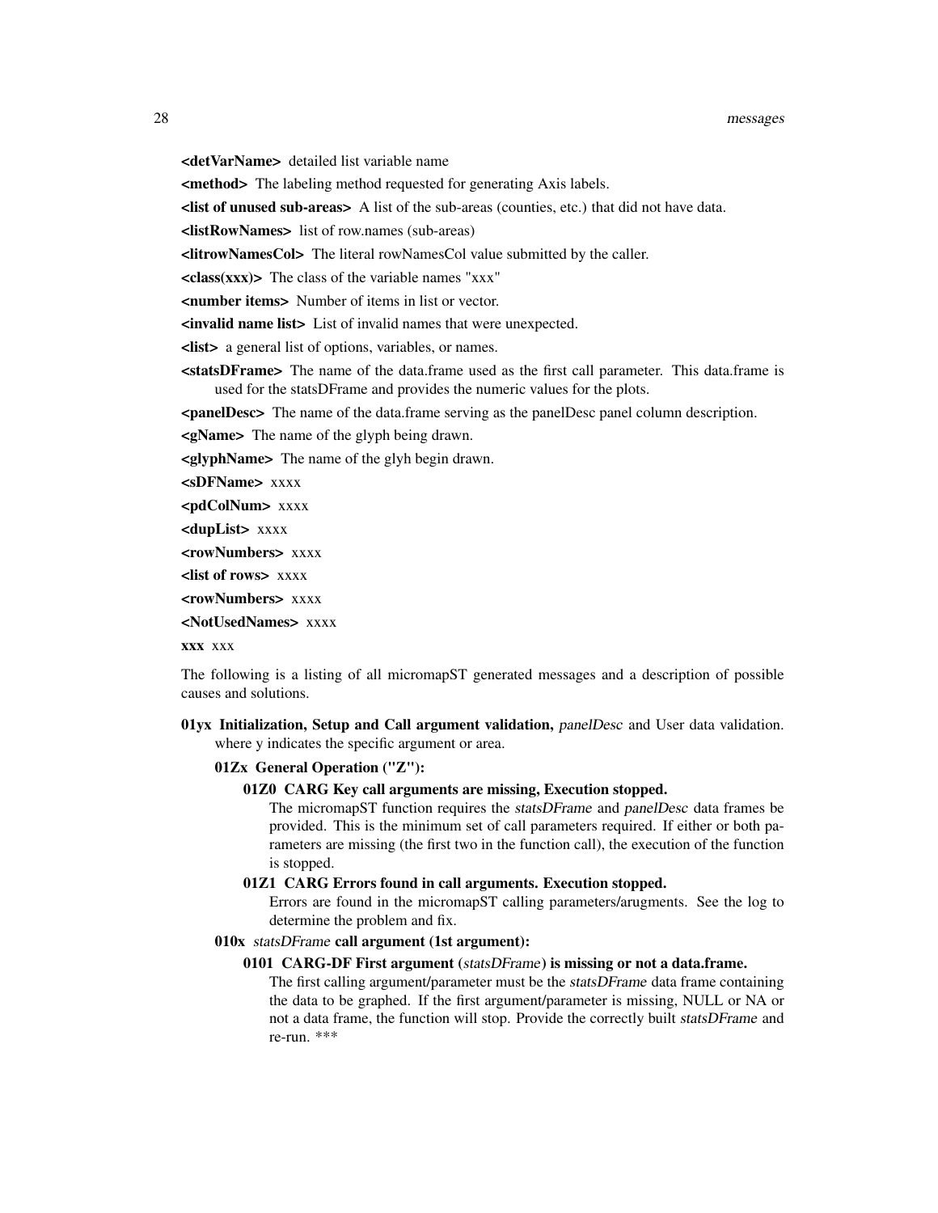**<detVarName>** detailed list variable name

**<method>** The labeling method requested for generating Axis labels.

**<list of unused sub-areas>** A list of the sub-areas (counties, etc.) that did not have data.

**<listRowNames>** list of row.names (sub-areas)

**<litrowNamesCol>** The literal rowNamesCol value submitted by the caller.

**<class(xxx)>** The class of the variable names "xxx"

**<number items>** Number of items in list or vector.

**<invalid name list>** List of invalid names that were unexpected.

**<list>** a general list of options, variables, or names.

**<statsDFrame>** The name of the data.frame used as the first call parameter. This data.frame is used for the statsDFrame and provides the numeric values for the plots.

**<panelDesc>** The name of the data.frame serving as the panelDesc panel column description.

**<gName>** The name of the glyph being drawn.

**<glyphName>** The name of the glyh begin drawn.

**<sDFName>** xxxx

**<pdColNum>** xxxx

**<dupList>** xxxx

**<rowNumbers>** xxxx

**<list of rows>** xxxx

**<rowNumbers>** xxxx

**<NotUsedNames>** xxxx

**xxx** xxx

The following is a listing of all micromapST generated messages and a description of possible causes and solutions.

**01yx Initialization, Setup and Call argument validation,** *panelDesc* and User data validation. where y indicates the specific argument or area.

- **01Zx General Operation ("Z"):**
  - **01Z0 CARG Key call arguments are missing, Execution stopped.**
    The micromapST function requires the *statsDFrame* and *panelDesc* data frames be provided. This is the minimum set of call parameters required. If either or both parameters are missing (the first two in the function call), the execution of the function is stopped.
  - **01Z1 CARG Errors found in call arguments. Execution stopped.**
    Errors are found in the micromapST calling parameters/arugments. See the log to determine the problem and fix.
- **010x** *statsDFrame* **call argument (1st argument):**
  - **0101 CARG-DF First argument (***statsDFrame***) is missing or not a data.frame.**
    The first calling argument/parameter must be the *statsDFrame* data frame containing the data to be graphed. If the first argument/parameter is missing, NULL or NA or not a data frame, the function will stop. Provide the correctly built *statsDFrame* and re-run. ***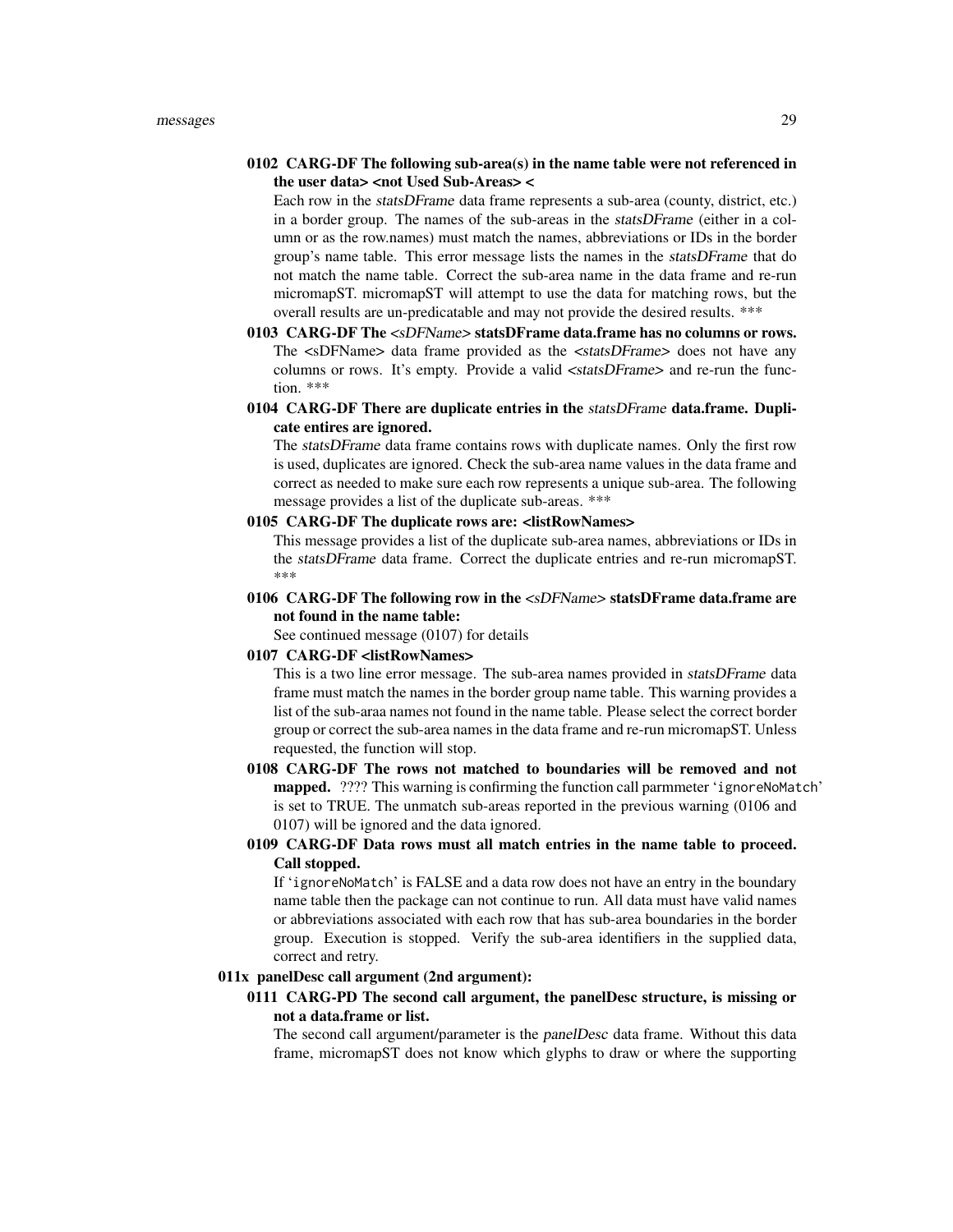**0102 CARG-DF The following sub-area(s) in the name table were not referenced in the user data> <not Used Sub-Areas> <**

Each row in the *statsDFrame* data frame represents a sub-area (county, district, etc.) in a border group. The names of the sub-areas in the *statsDFrame* (either in a column or as the row.names) must match the names, abbreviations or IDs in the border group's name table. This error message lists the names in the *statsDFrame* that do not match the name table. Correct the sub-area name in the data frame and re-run micromapST. micromapST will attempt to use the data for matching rows, but the overall results are un-predicatable and may not provide the desired results. ***

**0103 CARG-DF The <*sDFName*> statsDFrame data.frame has no columns or rows.**

The <sDFName> data frame provided as the <*statsDFrame*> does not have any columns or rows. It's empty. Provide a valid <*statsDFrame*> and re-run the function. ***

**0104 CARG-DF There are duplicate entries in the *statsDFrame* data.frame. Duplicate entires are ignored.**

The *statsDFrame* data frame contains rows with duplicate names. Only the first row is used, duplicates are ignored. Check the sub-area name values in the data frame and correct as needed to make sure each row represents a unique sub-area. The following message provides a list of the duplicate sub-areas. ***

**0105 CARG-DF The duplicate rows are: <listRowNames>**

This message provides a list of the duplicate sub-area names, abbreviations or IDs in the *statsDFrame* data frame. Correct the duplicate entries and re-run micromapST. ***

**0106 CARG-DF The following row in the <*sDFName*> statsDFrame data.frame are not found in the name table:**

See continued message (0107) for details

**0107 CARG-DF <listRowNames>**

This is a two line error message. The sub-area names provided in *statsDFrame* data frame must match the names in the border group name table. This warning provides a list of the sub-araa names not found in the name table. Please select the correct border group or correct the sub-area names in the data frame and re-run micromapST. Unless requested, the function will stop.

**0108 CARG-DF The rows not matched to boundaries will be removed and not mapped.** ???? This warning is confirming the function call parmmeter '`ignoreNoMatch`' is set to TRUE. The unmatch sub-areas reported in the previous warning (0106 and 0107) will be ignored and the data ignored.

**0109 CARG-DF Data rows must all match entries in the name table to proceed. Call stopped.**

If '`ignoreNoMatch`' is FALSE and a data row does not have an entry in the boundary name table then the package can not continue to run. All data must have valid names or abbreviations associated with each row that has sub-area boundaries in the border group. Execution is stopped. Verify the sub-area identifiers in the supplied data, correct and retry.

**011x panelDesc call argument (2nd argument):**

**0111 CARG-PD The second call argument, the panelDesc structure, is missing or not a data.frame or list.**

The second call argument/parameter is the *panelDesc* data frame. Without this data frame, micromapST does not know which glyphs to draw or where the supporting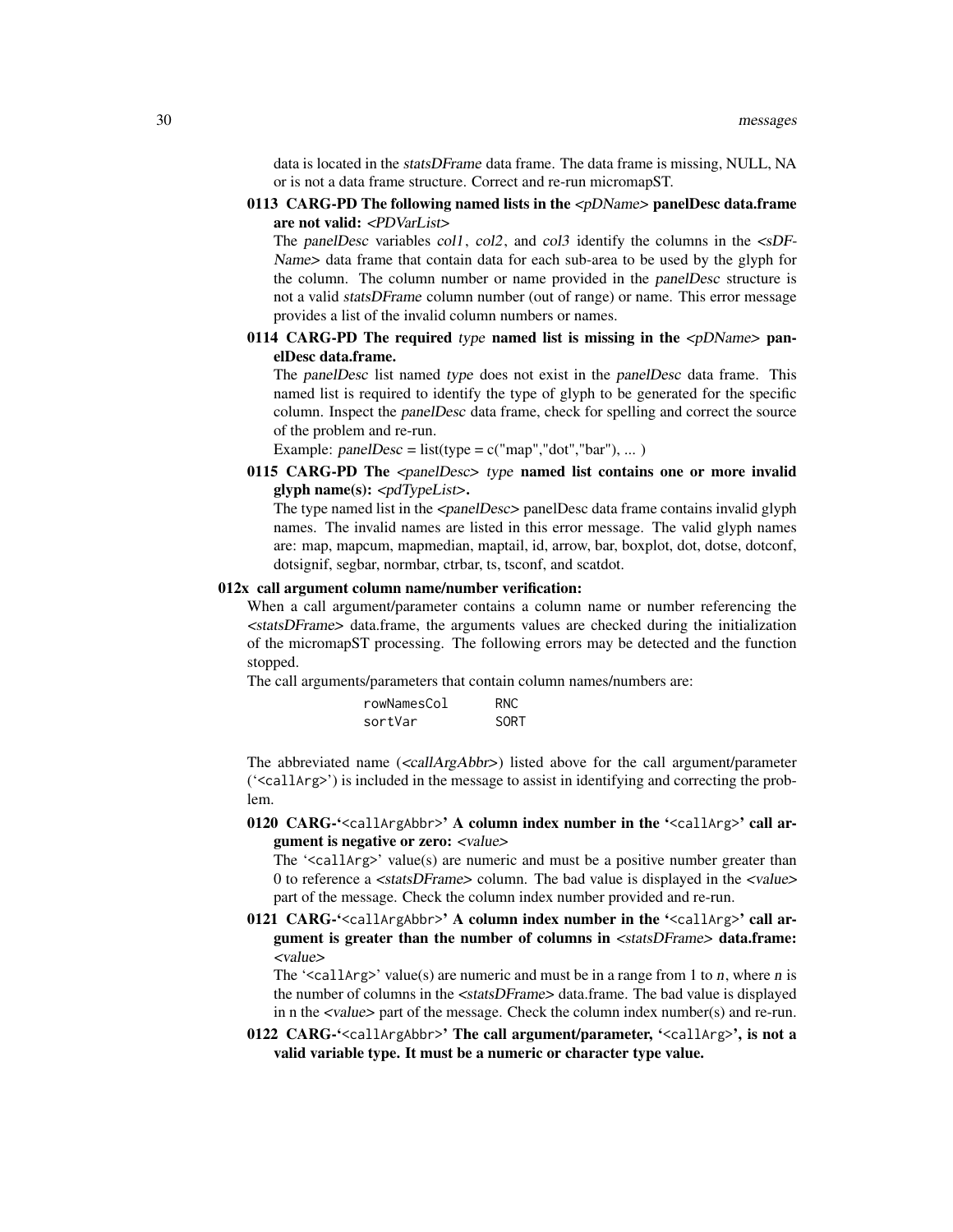data is located in the *statsDFrame* data frame. The data frame is missing, NULL, NA or is not a data frame structure. Correct and re-run micromapST.

**0113 CARG-PD The following named lists in the <*pDName*> panelDesc data.frame are not valid: <*PDVarList*>**

The *panelDesc* variables *col1*, *col2*, and *col3* identify the columns in the <*sDF-Name*> data frame that contain data for each sub-area to be used by the glyph for the column. The column number or name provided in the *panelDesc* structure is not a valid *statsDFrame* column number (out of range) or name. This error message provides a list of the invalid column numbers or names.

**0114 CARG-PD The required *type* named list is missing in the <*pDName*> panelDesc data.frame.**

The *panelDesc* list named *type* does not exist in the *panelDesc* data frame. This named list is required to identify the type of glyph to be generated for the specific column. Inspect the *panelDesc* data frame, check for spelling and correct the source of the problem and re-run.

Example: *panelDesc* = list(type = c("map","dot","bar"), ... )

**0115 CARG-PD The <*panelDesc*> *type* named list contains one or more invalid glyph name(s): <*pdTypeList*>.**

The type named list in the <*panelDesc*> panelDesc data frame contains invalid glyph names. The invalid names are listed in this error message. The valid glyph names are: map, mapcum, mapmedian, maptail, id, arrow, bar, boxplot, dot, dotse, dotconf, dotsignif, segbar, normbar, ctrbar, ts, tsconf, and scatdot.

**012x call argument column name/number verification:**

When a call argument/parameter contains a column name or number referencing the <*statsDFrame*> data.frame, the arguments values are checked during the initialization of the micromapST processing. The following errors may be detected and the function stopped.

The call arguments/parameters that contain column names/numbers are:

```
rowNamesCol      RNC
sortVar          SORT
```

The abbreviated name (<*callArgAbbr*>) listed above for the call argument/parameter ('`<callArg>`') is included in the message to assist in identifying and correcting the problem.

**0120 CARG-'`<callArgAbbr>`' A column index number in the '`<callArg>`' call argument is negative or zero: <*value*>**

The '`<callArg>`' value(s) are numeric and must be a positive number greater than 0 to reference a <*statsDFrame*> column. The bad value is displayed in the <*value*> part of the message. Check the column index number provided and re-run.

**0121 CARG-'`<callArgAbbr>`' A column index number in the '`<callArg>`' call argument is greater than the number of columns in <*statsDFrame*> data.frame: <*value*>**

The '`<callArg>`' value(s) are numeric and must be in a range from 1 to *n*, where *n* is the number of columns in the <*statsDFrame*> data.frame. The bad value is displayed in n the <*value*> part of the message. Check the column index number(s) and re-run.

**0122 CARG-'`<callArgAbbr>`' The call argument/parameter, '`<callArg>`', is not a valid variable type. It must be a numeric or character type value.**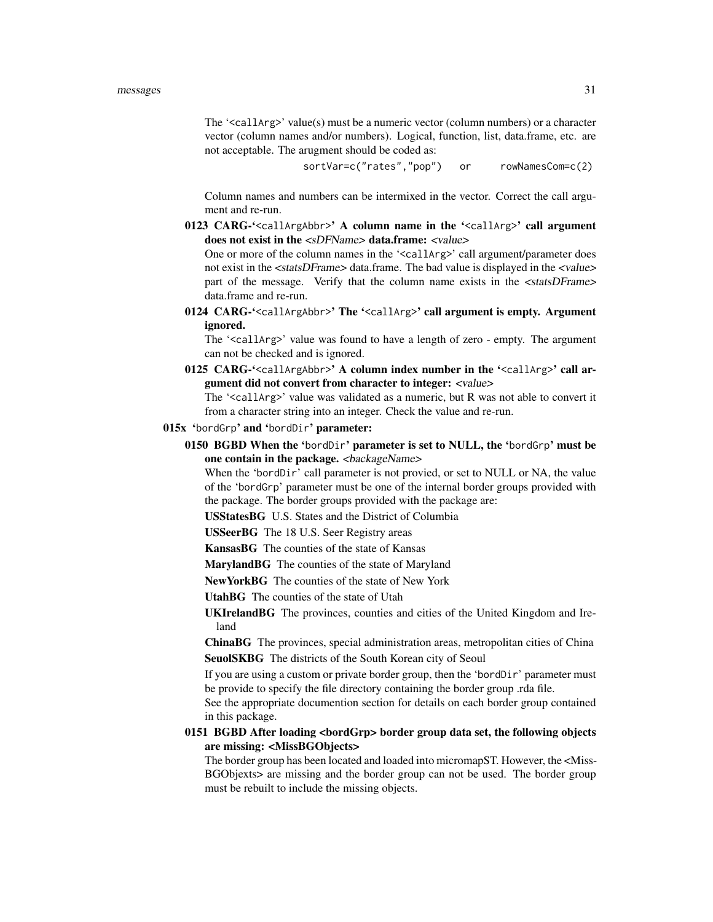The '`<callArg>`' value(s) must be a numeric vector (column numbers) or a character vector (column names and/or numbers). Logical, function, list, data.frame, etc. are not acceptable. The arugment should be coded as:

```
sortVar=c("rates","pop")   or     rowNamesCom=c(2)
```

Column names and numbers can be intermixed in the vector. Correct the call argument and re-run.

**0123 CARG-'`<callArgAbbr>`' A column name in the '`<callArg>`' call argument does not exist in the *<sDFName>* data.frame: *<value>***

One or more of the column names in the '`<callArg>`' call argument/parameter does not exist in the *<statsDFrame>* data.frame. The bad value is displayed in the *<value>* part of the message. Verify that the column name exists in the *<statsDFrame>* data.frame and re-run.

**0124 CARG-'`<callArgAbbr>`' The '`<callArg>`' call argument is empty. Argument ignored.**

The '`<callArg>`' value was found to have a length of zero - empty. The argument can not be checked and is ignored.

**0125 CARG-'`<callArgAbbr>`' A column index number in the '`<callArg>`' call argument did not convert from character to integer: *<value>***

The '`<callArg>`' value was validated as a numeric, but R was not able to convert it from a character string into an integer. Check the value and re-run.

**015x '`bordGrp`' and '`bordDir`' parameter:**

**0150 BGBD When the '`bordDir`' parameter is set to NULL, the '`bordGrp`' must be one contain in the package. *<backageName>***

When the '`bordDir`' call parameter is not provied, or set to NULL or NA, the value of the '`bordGrp`' parameter must be one of the internal border groups provided with the package. The border groups provided with the package are:

**USStatesBG** U.S. States and the District of Columbia

**USSeerBG** The 18 U.S. Seer Registry areas

**KansasBG** The counties of the state of Kansas

**MarylandBG** The counties of the state of Maryland

**NewYorkBG** The counties of the state of New York

**UtahBG** The counties of the state of Utah

**UKIrelandBG** The provinces, counties and cities of the United Kingdom and Ireland

**ChinaBG** The provinces, special administration areas, metropolitan cities of China

**SeuolSKBG** The districts of the South Korean city of Seoul

If you are using a custom or private border group, then the '`bordDir`' parameter must be provide to specify the file directory containing the border group .rda file.

See the appropriate documention section for details on each border group contained in this package.

**0151 BGBD After loading <bordGrp> border group data set, the following objects are missing: <MissBGObjects>**

The border group has been located and loaded into micromapST. However, the <MissBGObjexts> are missing and the border group can not be used. The border group must be rebuilt to include the missing objects.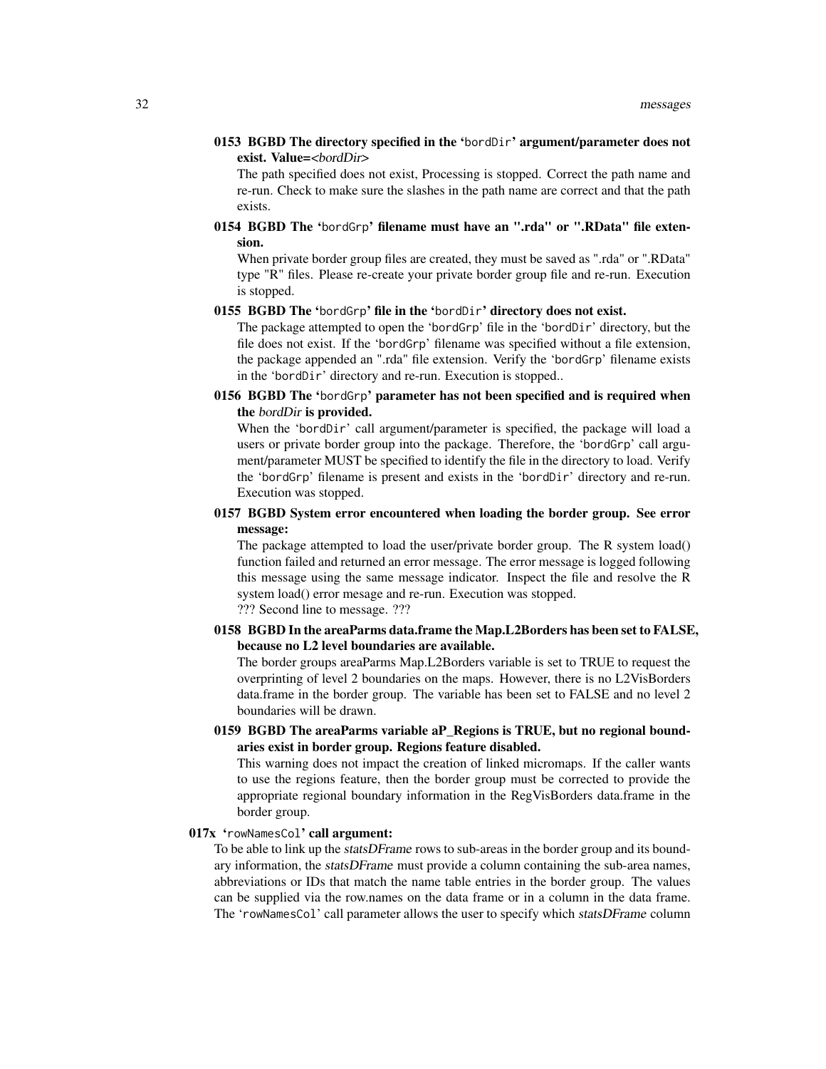**0153 BGBD The directory specified in the 'bordDir' argument/parameter does not exist. Value=<*bordDir*>**

The path specified does not exist, Processing is stopped. Correct the path name and re-run. Check to make sure the slashes in the path name are correct and that the path exists.

**0154 BGBD The 'bordGrp' filename must have an ".rda" or ".RData" file extension.**

When private border group files are created, they must be saved as ".rda" or ".RData" type "R" files. Please re-create your private border group file and re-run. Execution is stopped.

**0155 BGBD The 'bordGrp' file in the 'bordDir' directory does not exist.**

The package attempted to open the 'bordGrp' file in the 'bordDir' directory, but the file does not exist. If the 'bordGrp' filename was specified without a file extension, the package appended an ".rda" file extension. Verify the 'bordGrp' filename exists in the 'bordDir' directory and re-run. Execution is stopped..

**0156 BGBD The 'bordGrp' parameter has not been specified and is required when the *bordDir* is provided.**

When the 'bordDir' call argument/parameter is specified, the package will load a users or private border group into the package. Therefore, the 'bordGrp' call argument/parameter MUST be specified to identify the file in the directory to load. Verify the 'bordGrp' filename is present and exists in the 'bordDir' directory and re-run. Execution was stopped.

**0157 BGBD System error encountered when loading the border group. See error message:**

The package attempted to load the user/private border group. The R system load() function failed and returned an error message. The error message is logged following this message using the same message indicator. Inspect the file and resolve the R system load() error mesage and re-run. Execution was stopped.
??? Second line to message. ???

**0158 BGBD In the areaParms data.frame the Map.L2Borders has been set to FALSE, because no L2 level boundaries are available.**

The border groups areaParms Map.L2Borders variable is set to TRUE to request the overprinting of level 2 boundaries on the maps. However, there is no L2VisBorders data.frame in the border group. The variable has been set to FALSE and no level 2 boundaries will be drawn.

**0159 BGBD The areaParms variable aP_Regions is TRUE, but no regional boundaries exist in border group. Regions feature disabled.**

This warning does not impact the creation of linked micromaps. If the caller wants to use the regions feature, then the border group must be corrected to provide the appropriate regional boundary information in the RegVisBorders data.frame in the border group.

**017x 'rowNamesCol' call argument:**

To be able to link up the *statsDFrame* rows to sub-areas in the border group and its boundary information, the *statsDFrame* must provide a column containing the sub-area names, abbreviations or IDs that match the name table entries in the border group. The values can be supplied via the row.names on the data frame or in a column in the data frame. The 'rowNamesCol' call parameter allows the user to specify which *statsDFrame* column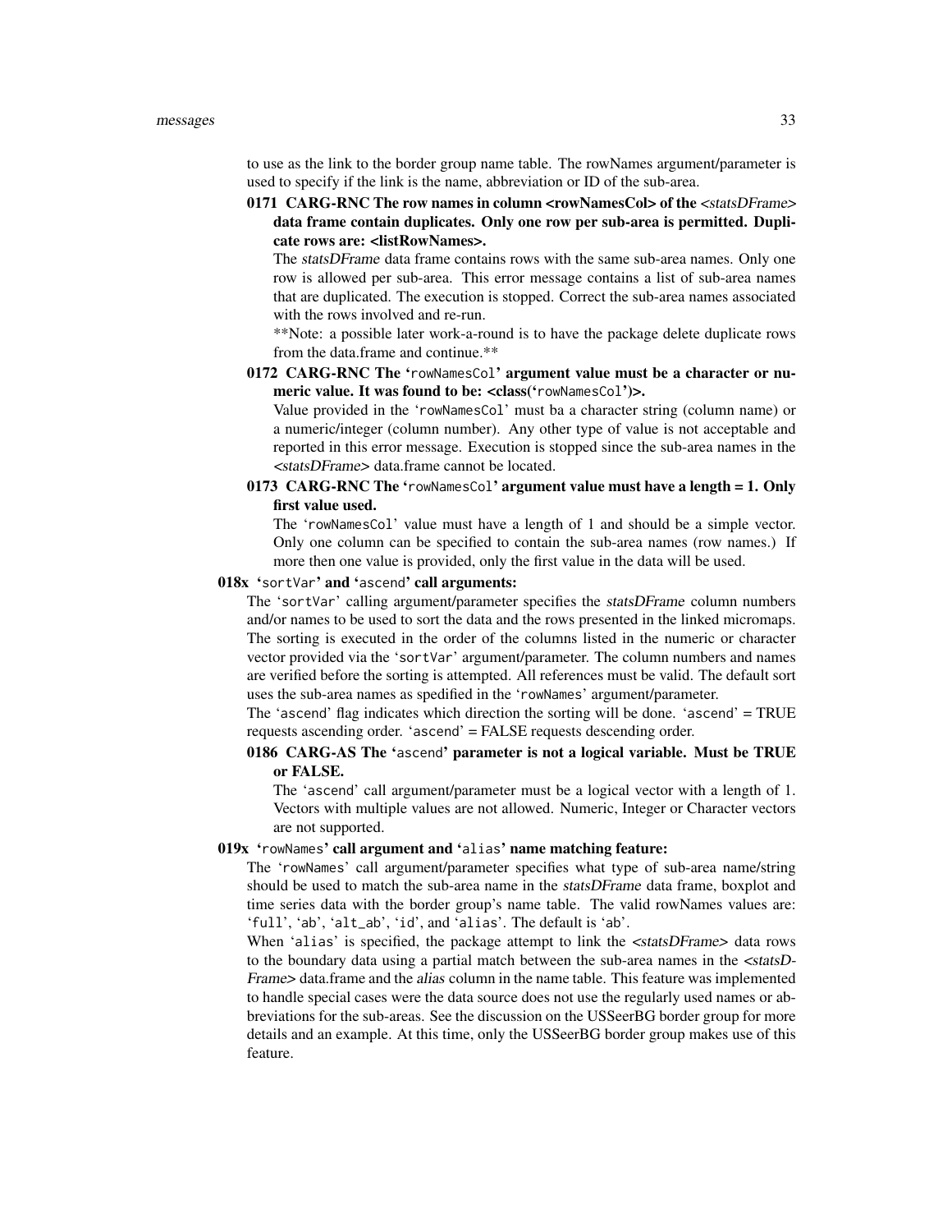to use as the link to the border group name table. The rowNames argument/parameter is used to specify if the link is the name, abbreviation or ID of the sub-area.

**0171 CARG-RNC The row names in column <rowNamesCol> of the <*statsDFrame*> data frame contain duplicates. Only one row per sub-area is permitted. Duplicate rows are: <listRowNames>.**

The *statsDFrame* data frame contains rows with the same sub-area names. Only one row is allowed per sub-area. This error message contains a list of sub-area names that are duplicated. The execution is stopped. Correct the sub-area names associated with the rows involved and re-run.

**Note: a possible later work-a-round is to have the package delete duplicate rows from the data.frame and continue.**

**0172 CARG-RNC The '`rowNamesCol`' argument value must be a character or numeric value. It was found to be: <class('`rowNamesCol`')>.**

Value provided in the '`rowNamesCol`' must ba a character string (column name) or a numeric/integer (column number). Any other type of value is not acceptable and reported in this error message. Execution is stopped since the sub-area names in the <*statsDFrame*> data.frame cannot be located.

**0173 CARG-RNC The '`rowNamesCol`' argument value must have a length = 1. Only first value used.**

The '`rowNamesCol`' value must have a length of 1 and should be a simple vector. Only one column can be specified to contain the sub-area names (row names.) If more then one value is provided, only the first value in the data will be used.

**018x '`sortVar`' and '`ascend`' call arguments:**

The '`sortVar`' calling argument/parameter specifies the *statsDFrame* column numbers and/or names to be used to sort the data and the rows presented in the linked micromaps. The sorting is executed in the order of the columns listed in the numeric or character vector provided via the '`sortVar`' argument/parameter. The column numbers and names are verified before the sorting is attempted. All references must be valid. The default sort uses the sub-area names as spedified in the '`rowNames`' argument/parameter.

The '`ascend`' flag indicates which direction the sorting will be done. '`ascend`' = TRUE requests ascending order. '`ascend`' = FALSE requests descending order.

**0186 CARG-AS The '`ascend`' parameter is not a logical variable. Must be TRUE or FALSE.**

The '`ascend`' call argument/parameter must be a logical vector with a length of 1. Vectors with multiple values are not allowed. Numeric, Integer or Character vectors are not supported.

**019x '`rowNames`' call argument and '`alias`' name matching feature:**

The '`rowNames`' call argument/parameter specifies what type of sub-area name/string should be used to match the sub-area name in the *statsDFrame* data frame, boxplot and time series data with the border group's name table. The valid rowNames values are: '`full`', '`ab`', '`alt_ab`', '`id`', and '`alias`'. The default is '`ab`'.

When '`alias`' is specified, the package attempt to link the <*statsDFrame*> data rows to the boundary data using a partial match between the sub-area names in the <*statsDFrame*> data.frame and the *alias* column in the name table. This feature was implemented to handle special cases were the data source does not use the regularly used names or abbreviations for the sub-areas. See the discussion on the USSeerBG border group for more details and an example. At this time, only the USSeerBG border group makes use of this feature.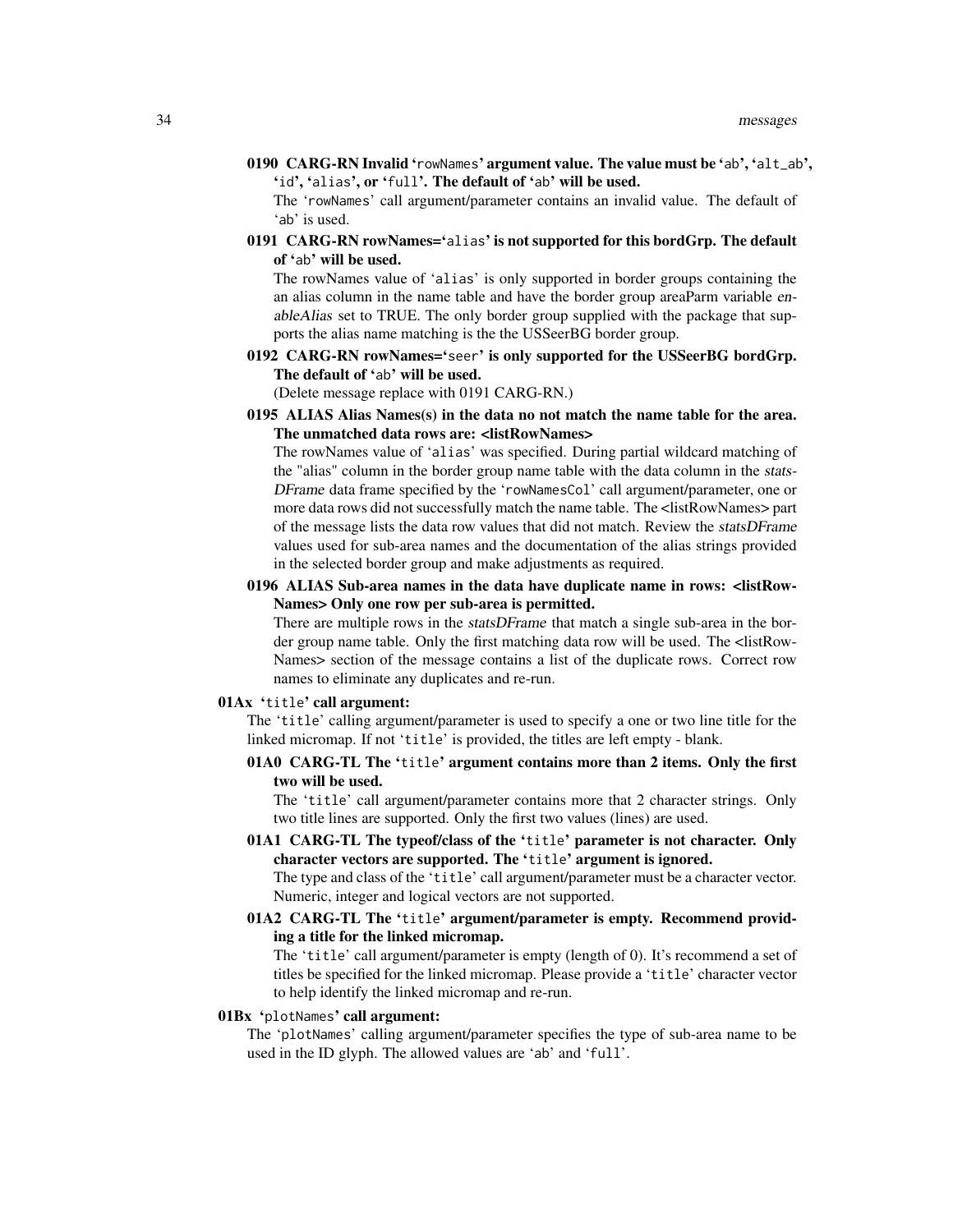**0190 CARG-RN Invalid 'rowNames' argument value. The value must be 'ab', 'alt_ab', 'id', 'alias', or 'full'. The default of 'ab' will be used.**

The 'rowNames' call argument/parameter contains an invalid value. The default of 'ab' is used.

**0191 CARG-RN rowNames='alias' is not supported for this bordGrp. The default of 'ab' will be used.**

The rowNames value of 'alias' is only supported in border groups containing the an alias column in the name table and have the border group areaParm variable *enableAlias* set to TRUE. The only border group supplied with the package that supports the alias name matching is the the USSeerBG border group.

**0192 CARG-RN rowNames='seer' is only supported for the USSeerBG bordGrp. The default of 'ab' will be used.**

(Delete message replace with 0191 CARG-RN.)

**0195 ALIAS Alias Names(s) in the data no not match the name table for the area. The unmatched data rows are: <listRowNames>**

The rowNames value of 'alias' was specified. During partial wildcard matching of the "alias" column in the border group name table with the data column in the *statsDFrame* data frame specified by the 'rowNamesCol' call argument/parameter, one or more data rows did not successfully match the name table. The <listRowNames> part of the message lists the data row values that did not match. Review the *statsDFrame* values used for sub-area names and the documentation of the alias strings provided in the selected border group and make adjustments as required.

**0196 ALIAS Sub-area names in the data have duplicate name in rows: <listRowNames> Only one row per sub-area is permitted.**

There are multiple rows in the *statsDFrame* that match a single sub-area in the border group name table. Only the first matching data row will be used. The <listRowNames> section of the message contains a list of the duplicate rows. Correct row names to eliminate any duplicates and re-run.

**01Ax 'title' call argument:**

The 'title' calling argument/parameter is used to specify a one or two line title for the linked micromap. If not 'title' is provided, the titles are left empty - blank.

**01A0 CARG-TL The 'title' argument contains more than 2 items. Only the first two will be used.**

The 'title' call argument/parameter contains more that 2 character strings. Only two title lines are supported. Only the first two values (lines) are used.

**01A1 CARG-TL The typeof/class of the 'title' parameter is not character. Only character vectors are supported. The 'title' argument is ignored.**

The type and class of the 'title' call argument/parameter must be a character vector. Numeric, integer and logical vectors are not supported.

**01A2 CARG-TL The 'title' argument/parameter is empty. Recommend providing a title for the linked micromap.**

The 'title' call argument/parameter is empty (length of 0). It's recommend a set of titles be specified for the linked micromap. Please provide a 'title' character vector to help identify the linked micromap and re-run.

**01Bx 'plotNames' call argument:**

The 'plotNames' calling argument/parameter specifies the type of sub-area name to be used in the ID glyph. The allowed values are 'ab' and 'full'.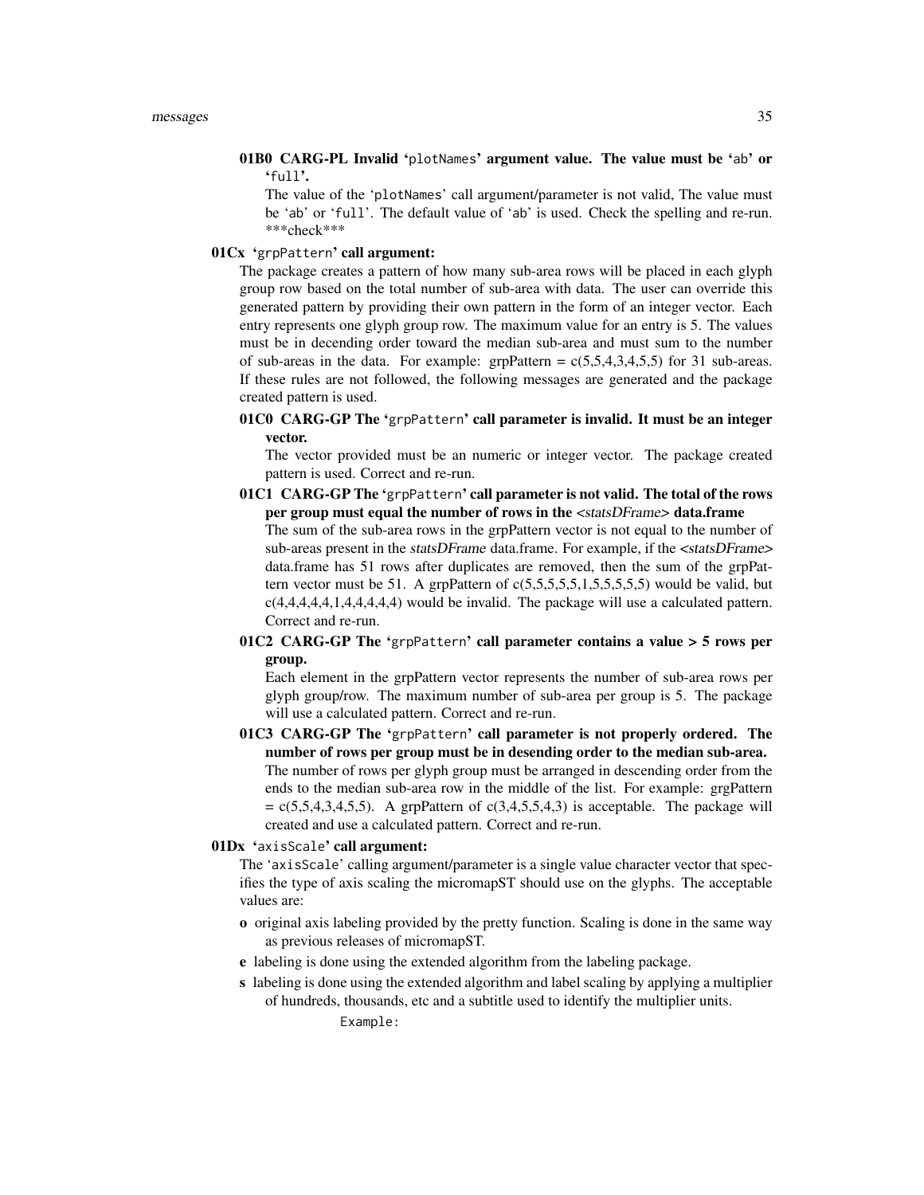**01B0 CARG-PL Invalid '`plotNames`' argument value. The value must be '`ab`' or '`full`'.**

The value of the '`plotNames`' call argument/parameter is not valid, The value must be '`ab`' or '`full`'. The default value of '`ab`' is used. Check the spelling and re-run. ***check***

**01Cx '`grpPattern`' call argument:**

The package creates a pattern of how many sub-area rows will be placed in each glyph group row based on the total number of sub-area with data. The user can override this generated pattern by providing their own pattern in the form of an integer vector. Each entry represents one glyph group row. The maximum value for an entry is 5. The values must be in decending order toward the median sub-area and must sum to the number of sub-areas in the data. For example: grpPattern = c(5,5,4,3,4,5,5) for 31 sub-areas. If these rules are not followed, the following messages are generated and the package created pattern is used.

**01C0 CARG-GP The '`grpPattern`' call parameter is invalid. It must be an integer vector.**

The vector provided must be an numeric or integer vector. The package created pattern is used. Correct and re-run.

**01C1 CARG-GP The '`grpPattern`' call parameter is not valid. The total of the rows per group must equal the number of rows in the <*statsDFrame*> data.frame**

The sum of the sub-area rows in the grpPattern vector is not equal to the number of sub-areas present in the *statsDFrame* data.frame. For example, if the <*statsDFrame*> data.frame has 51 rows after duplicates are removed, then the sum of the grpPattern vector must be 51. A grpPattern of c(5,5,5,5,5,1,5,5,5,5,5) would be valid, but c(4,4,4,4,4,1,4,4,4,4,4) would be invalid. The package will use a calculated pattern. Correct and re-run.

**01C2 CARG-GP The '`grpPattern`' call parameter contains a value > 5 rows per group.**

Each element in the grpPattern vector represents the number of sub-area rows per glyph group/row. The maximum number of sub-area per group is 5. The package will use a calculated pattern. Correct and re-run.

**01C3 CARG-GP The '`grpPattern`' call parameter is not properly ordered. The number of rows per group must be in desending order to the median sub-area.**

The number of rows per glyph group must be arranged in descending order from the ends to the median sub-area row in the middle of the list. For example: grgPattern = c(5,5,4,3,4,5,5). A grpPattern of c(3,4,5,5,4,3) is acceptable. The package will created and use a calculated pattern. Correct and re-run.

**01Dx '`axisScale`' call argument:**

The '`axisScale`' calling argument/parameter is a single value character vector that specifies the type of axis scaling the micromapST should use on the glyphs. The acceptable values are:

- **o** original axis labeling provided by the pretty function. Scaling is done in the same way as previous releases of micromapST.
- **e** labeling is done using the extended algorithm from the labeling package.
- **s** labeling is done using the extended algorithm and label scaling by applying a multiplier of hundreds, thousands, etc and a subtitle used to identify the multiplier units.

```
Example:
```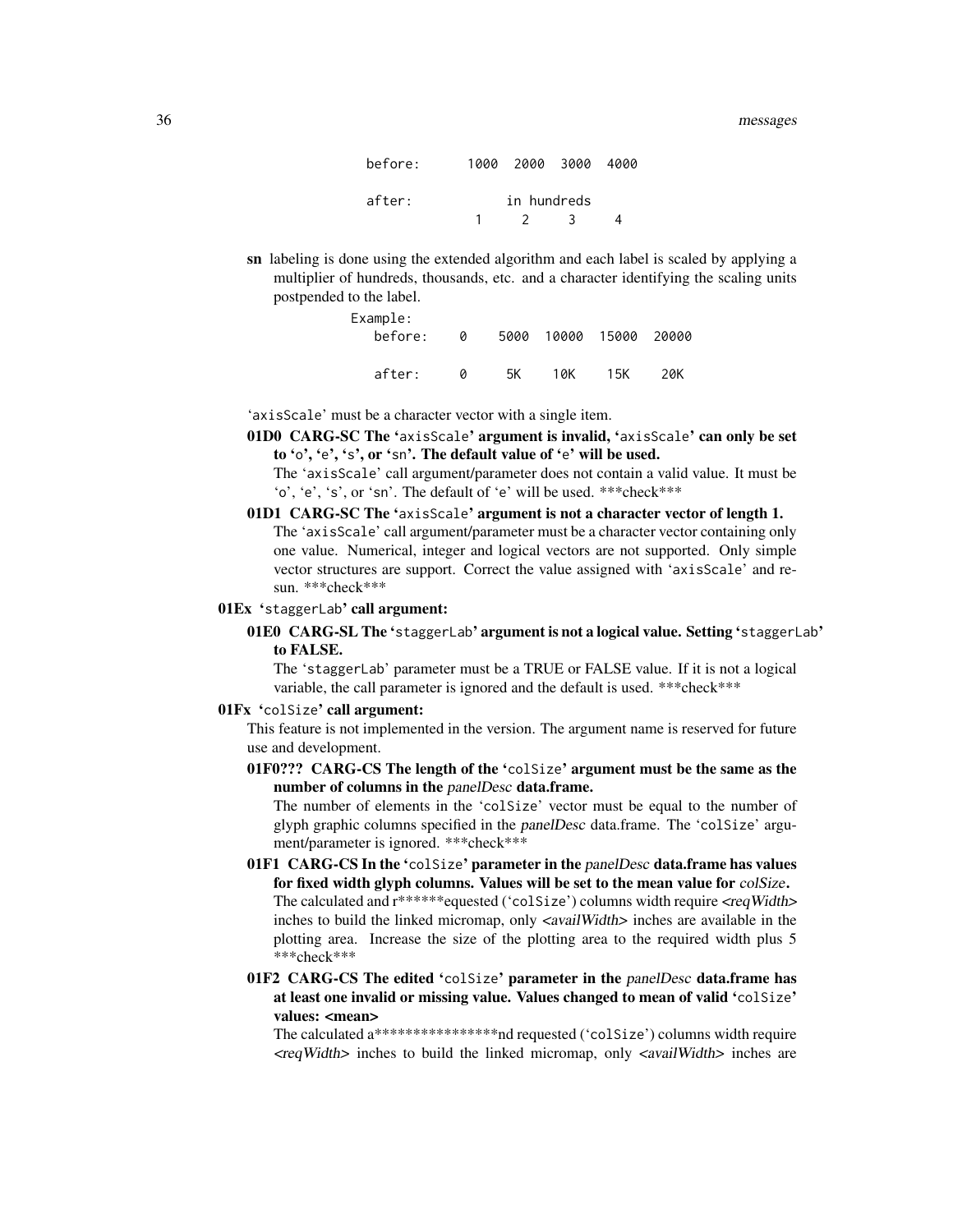```
before:      1000  2000  3000  4000

after:            in hundreds
               1     2     3     4
```

**sn** labeling is done using the extended algorithm and each label is scaled by applying a multiplier of hundreds, thousands, etc. and a character identifying the scaling units postpended to the label.

```
Example:
  before:    0    5000  10000  15000  20000

  after:     0     5K    10K    15K    20K
```

'axisScale' must be a character vector with a single item.

**01D0 CARG-SC The 'axisScale' argument is invalid, 'axisScale' can only be set to 'o', 'e', 's', or 'sn'. The default value of 'e' will be used.**
The 'axisScale' call argument/parameter does not contain a valid value. It must be 'o', 'e', 's', or 'sn'. The default of 'e' will be used. ***check***

**01D1 CARG-SC The 'axisScale' argument is not a character vector of length 1.**
The 'axisScale' call argument/parameter must be a character vector containing only one value. Numerical, integer and logical vectors are not supported. Only simple vector structures are support. Correct the value assigned with 'axisScale' and resun. ***check***

**01Ex 'staggerLab' call argument:**

**01E0 CARG-SL The 'staggerLab' argument is not a logical value. Setting 'staggerLab' to FALSE.**
The 'staggerLab' parameter must be a TRUE or FALSE value. If it is not a logical variable, the call parameter is ignored and the default is used. ***check***

**01Fx 'colSize' call argument:**
This feature is not implemented in the version. The argument name is reserved for future use and development.

**01F0??? CARG-CS The length of the 'colSize' argument must be the same as the number of columns in the *panelDesc* data.frame.**
The number of elements in the 'colSize' vector must be equal to the number of glyph graphic columns specified in the *panelDesc* data.frame. The 'colSize' argument/parameter is ignored. ***check***

**01F1 CARG-CS In the 'colSize' parameter in the *panelDesc* data.frame has values for fixed width glyph columns. Values will be set to the mean value for *colSize*.**
The calculated and r******equested ('colSize') columns width require *<reqWidth>* inches to build the linked micromap, only *<availWidth>* inches are available in the plotting area. Increase the size of the plotting area to the required width plus 5 ***check***

**01F2 CARG-CS The edited 'colSize' parameter in the *panelDesc* data.frame has at least one invalid or missing value. Values changed to mean of valid 'colSize' values: <mean>**
The calculated a****************nd requested ('colSize') columns width require *<reqWidth>* inches to build the linked micromap, only *<availWidth>* inches are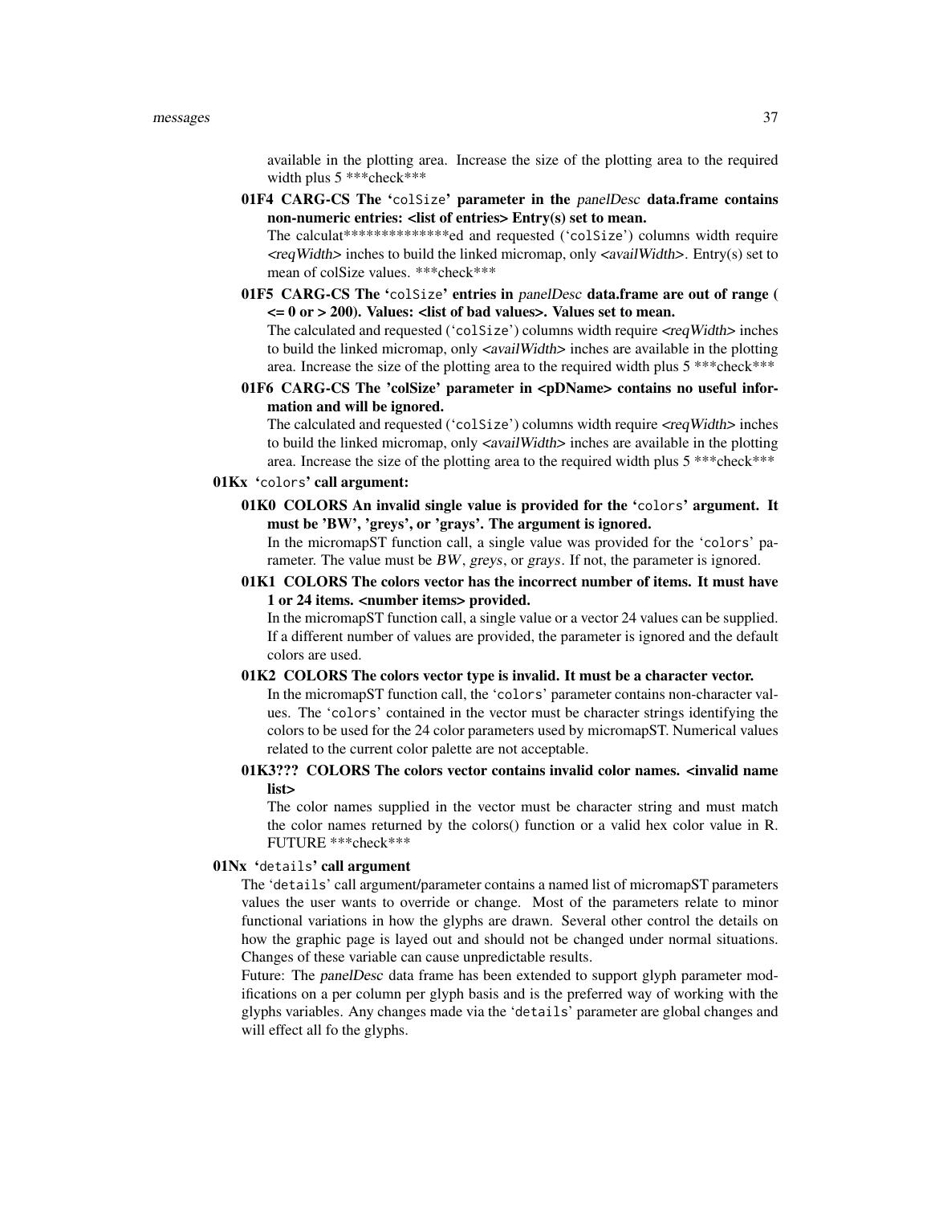available in the plotting area. Increase the size of the plotting area to the required width plus 5 ***check***

**01F4 CARG-CS The '`colSize`' parameter in the *panelDesc* data.frame contains non-numeric entries: <list of entries> Entry(s) set to mean.**

The calculat**************ed and requested ('`colSize`') columns width require *<reqWidth>* inches to build the linked micromap, only *<availWidth>*. Entry(s) set to mean of colSize values. ***check***

**01F5 CARG-CS The '`colSize`' entries in *panelDesc* data.frame are out of range ( <= 0 or > 200). Values: <list of bad values>. Values set to mean.**

The calculated and requested ('`colSize`') columns width require *<reqWidth>* inches to build the linked micromap, only *<availWidth>* inches are available in the plotting area. Increase the size of the plotting area to the required width plus 5 ***check***

**01F6 CARG-CS The 'colSize' parameter in <pDName> contains no useful information and will be ignored.**

The calculated and requested ('`colSize`') columns width require *<reqWidth>* inches to build the linked micromap, only *<availWidth>* inches are available in the plotting area. Increase the size of the plotting area to the required width plus 5 ***check***

**01Kx '`colors`' call argument:**

**01K0 COLORS An invalid single value is provided for the '`colors`' argument. It must be 'BW', 'greys', or 'grays'. The argument is ignored.**

In the micromapST function call, a single value was provided for the '`colors`' parameter. The value must be *BW*, *greys*, or *grays*. If not, the parameter is ignored.

**01K1 COLORS The colors vector has the incorrect number of items. It must have 1 or 24 items. <number items> provided.**

In the micromapST function call, a single value or a vector 24 values can be supplied. If a different number of values are provided, the parameter is ignored and the default colors are used.

**01K2 COLORS The colors vector type is invalid. It must be a character vector.**

In the micromapST function call, the '`colors`' parameter contains non-character values. The '`colors`' contained in the vector must be character strings identifying the colors to be used for the 24 color parameters used by micromapST. Numerical values related to the current color palette are not acceptable.

**01K3??? COLORS The colors vector contains invalid color names. <invalid name list>**

The color names supplied in the vector must be character string and must match the color names returned by the colors() function or a valid hex color value in R. FUTURE ***check***

**01Nx '`details`' call argument**

The '`details`' call argument/parameter contains a named list of micromapST parameters values the user wants to override or change. Most of the parameters relate to minor functional variations in how the glyphs are drawn. Several other control the details on how the graphic page is layed out and should not be changed under normal situations. Changes of these variable can cause unpredictable results.

Future: The *panelDesc* data frame has been extended to support glyph parameter modifications on a per column per glyph basis and is the preferred way of working with the glyphs variables. Any changes made via the '`details`' parameter are global changes and will effect all fo the glyphs.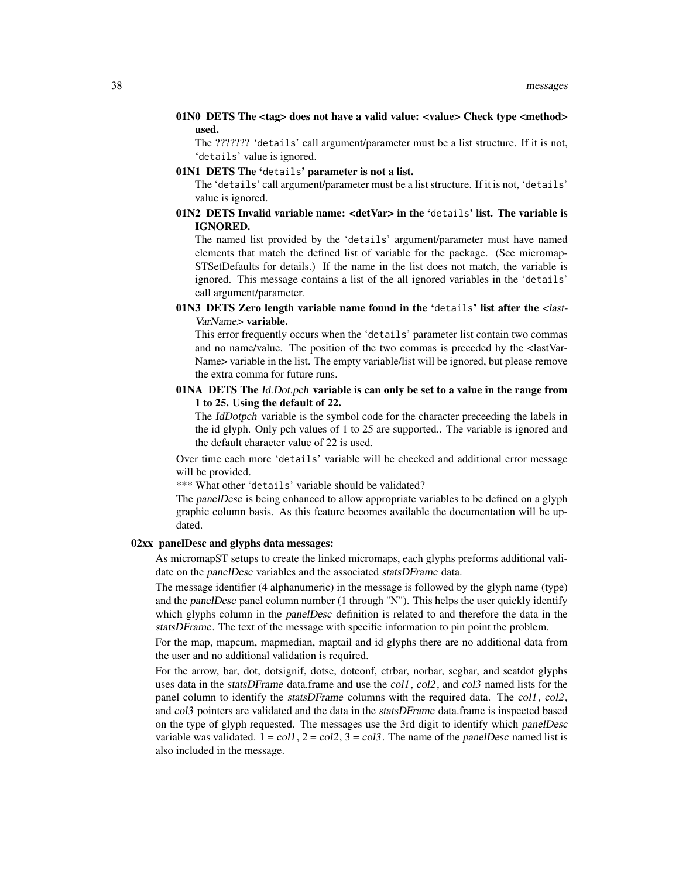**01N0 DETS The <tag> does not have a valid value: <value> Check type <method> used.**

The ??????? 'details' call argument/parameter must be a list structure. If it is not, 'details' value is ignored.

**01N1 DETS The 'details' parameter is not a list.**

The 'details' call argument/parameter must be a list structure. If it is not, 'details' value is ignored.

**01N2 DETS Invalid variable name: <detVar> in the 'details' list. The variable is IGNORED.**

The named list provided by the 'details' argument/parameter must have named elements that match the defined list of variable for the package. (See micromapSTSetDefaults for details.) If the name in the list does not match, the variable is ignored. This message contains a list of the all ignored variables in the 'details' call argument/parameter.

**01N3 DETS Zero length variable name found in the 'details' list after the *<lastVarName>* variable.**

This error frequently occurs when the 'details' parameter list contain two commas and no name/value. The position of the two commas is preceded by the <lastVarName> variable in the list. The empty variable/list will be ignored, but please remove the extra comma for future runs.

**01NA DETS The *Id.Dot.pch* variable is can only be set to a value in the range from 1 to 25. Using the default of 22.**

The *IdDotpch* variable is the symbol code for the character preceeding the labels in the id glyph. Only pch values of 1 to 25 are supported.. The variable is ignored and the default character value of 22 is used.

Over time each more 'details' variable will be checked and additional error message will be provided.

*** What other 'details' variable should be validated?

The *panelDesc* is being enhanced to allow appropriate variables to be defined on a glyph graphic column basis. As this feature becomes available the documentation will be updated.

**02xx panelDesc and glyphs data messages:**

As micromapST setups to create the linked micromaps, each glyphs preforms additional validate on the *panelDesc* variables and the associated *statsDFrame* data.

The message identifier (4 alphanumeric) in the message is followed by the glyph name (type) and the *panelDesc* panel column number (1 through "N"). This helps the user quickly identify which glyphs column in the *panelDesc* definition is related to and therefore the data in the *statsDFrame*. The text of the message with specific information to pin point the problem.

For the map, mapcum, mapmedian, maptail and id glyphs there are no additional data from the user and no additional validation is required.

For the arrow, bar, dot, dotsignif, dotse, dotconf, ctrbar, norbar, segbar, and scatdot glyphs uses data in the *statsDFrame* data.frame and use the *col1*, *col2*, and *col3* named lists for the panel column to identify the *statsDFrame* columns with the required data. The *col1*, *col2*, and *col3* pointers are validated and the data in the *statsDFrame* data.frame is inspected based on the type of glyph requested. The messages use the 3rd digit to identify which *panelDesc* variable was validated. 1 = *col1*, 2 = *col2*, 3 = *col3*. The name of the *panelDesc* named list is also included in the message.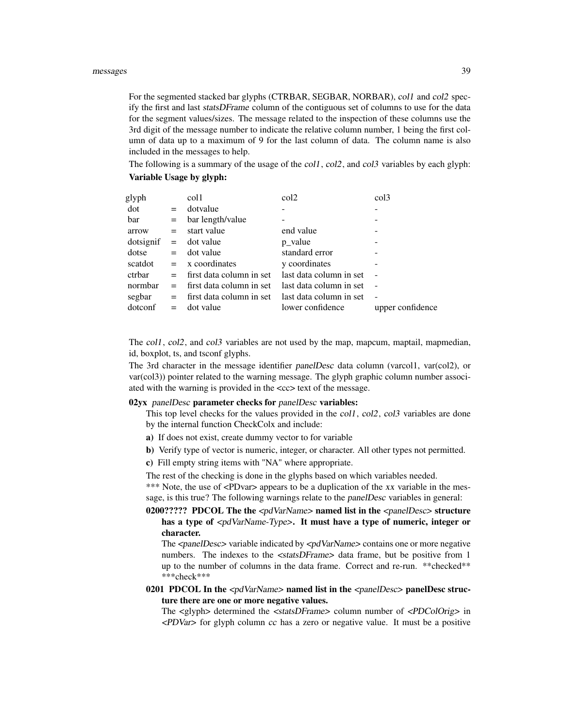For the segmented stacked bar glyphs (CTRBAR, SEGBAR, NORBAR), *col1* and *col2* specify the first and last *statsDFrame* column of the contiguous set of columns to use for the data for the segment values/sizes. The message related to the inspection of these columns use the 3rd digit of the message number to indicate the relative column number, 1 being the first column of data up to a maximum of 9 for the last column of data. The column name is also included in the messages to help.

The following is a summary of the usage of the *col1*, *col2*, and *col3* variables by each glyph:

**Variable Usage by glyph:**

| glyph | | col1 | col2 | col3 |
|---|---|---|---|---|
| dot | = | dotvalue | - | - |
| bar | = | bar length/value | - | - |
| arrow | = | start value | end value | - |
| dotsignif | = | dot value | p_value | - |
| dotse | = | dot value | standard error | - |
| scatdot | = | x coordinates | y coordinates | - |
| ctrbar | = | first data column in set | last data column in set | - |
| normbar | = | first data column in set | last data column in set | - |
| segbar | = | first data column in set | last data column in set | - |
| dotconf | = | dot value | lower confidence | upper confidence |

The *col1*, *col2*, and *col3* variables are not used by the map, mapcum, maptail, mapmedian, id, boxplot, ts, and tsconf glyphs.

The 3rd character in the message identifier *panelDesc* data column (varcol1, var(col2), or var(col3)) pointer related to the warning message. The glyph graphic column number associated with the warning is provided in the <cc> text of the message.

**02yx** *panelDesc* **parameter checks for** *panelDesc* **variables:**

This top level checks for the values provided in the *col1*, *col2*, *col3* variables are done by the internal function CheckColx and include:

**a)** If does not exist, create dummy vector to for variable

**b)** Verify type of vector is numeric, integer, or character. All other types not permitted.

**c)** Fill empty string items with "NA" where appropriate.

The rest of the checking is done in the glyphs based on which variables needed.

*** Note, the use of <PDvar> appears to be a duplication of the *xx* variable in the message, is this true? The following warnings relate to the *panelDesc* variables in general:

**0200????? PDCOL The the <*pdVarName*> named list in the <*panelDesc*> structure has a type of <*pdVarName-Type*>. It must have a type of numeric, integer or character.**

The <*panelDesc*> variable indicated by <*pdVarName*> contains one or more negative numbers. The indexes to the <*statsDFrame*> data frame, but be positive from 1 up to the number of columns in the data frame. Correct and re-run. **checked** ***check***

**0201 PDCOL In the <*pdVarName*> named list in the <*panelDesc*> panelDesc structure there are one or more negative values.**

The <glyph> determined the <*statsDFrame*> column number of <*PDColOrig*> in <*PDVar*> for glyph column *cc* has a zero or negative value. It must be a positive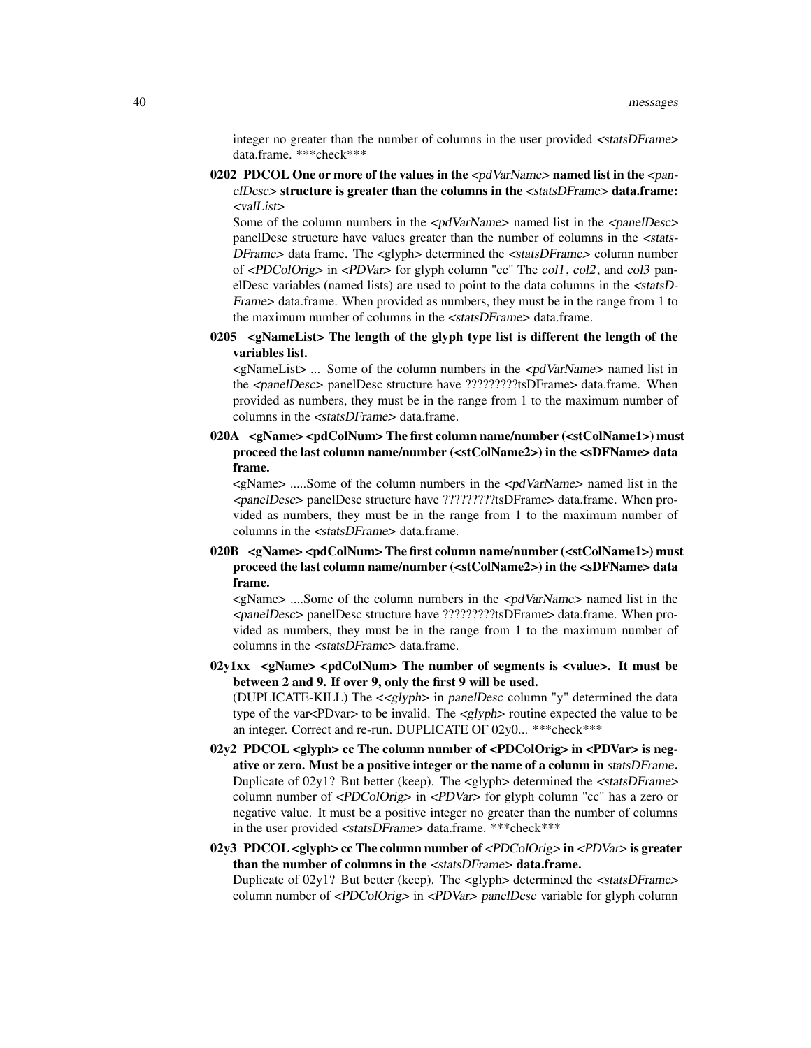integer no greater than the number of columns in the user provided <*statsDFrame*> data.frame. ***check***

**0202 PDCOL One or more of the values in the <*pdVarName*> named list in the <*panelDesc*> structure is greater than the columns in the <*statsDFrame*> data.frame: <*valList*>**

Some of the column numbers in the <*pdVarName*> named list in the <*panelDesc*> panelDesc structure have values greater than the number of columns in the <*statsDFrame*> data frame. The <glyph> determined the <*statsDFrame*> column number of <*PDColOrig*> in <*PDVar*> for glyph column "cc" The *col1*, *col2*, and *col3* panelDesc variables (named lists) are used to point to the data columns in the <*statsDFrame*> data.frame. When provided as numbers, they must be in the range from 1 to the maximum number of columns in the <*statsDFrame*> data.frame.

**0205 <gNameList> The length of the glyph type list is different the length of the variables list.**

<gNameList> ... Some of the column numbers in the <*pdVarName*> named list in the <*panelDesc*> panelDesc structure have ?????????tsDFrame> data.frame. When provided as numbers, they must be in the range from 1 to the maximum number of columns in the <*statsDFrame*> data.frame.

**020A <gName> <pdColNum> The first column name/number (<stColName1>) must proceed the last column name/number (<stColName2>) in the <sDFName> data frame.**

<gName> .....Some of the column numbers in the <*pdVarName*> named list in the <*panelDesc*> panelDesc structure have ?????????tsDFrame> data.frame. When provided as numbers, they must be in the range from 1 to the maximum number of columns in the <*statsDFrame*> data.frame.

**020B <gName> <pdColNum> The first column name/number (<stColName1>) must proceed the last column name/number (<stColName2>) in the <sDFName> data frame.**

<gName> ....Some of the column numbers in the <*pdVarName*> named list in the <*panelDesc*> panelDesc structure have ?????????tsDFrame> data.frame. When provided as numbers, they must be in the range from 1 to the maximum number of columns in the <*statsDFrame*> data.frame.

**02y1xx <gName> <pdColNum> The number of segments is <value>. It must be between 2 and 9. If over 9, only the first 9 will be used.**

(DUPLICATE-KILL) The <<*glyph*> in *panelDesc* column "y" determined the data type of the var<PDvar> to be invalid. The <*glyph*> routine expected the value to be an integer. Correct and re-run. DUPLICATE OF 02y0... ***check***

**02y2 PDCOL <glyph> cc The column number of <PDColOrig> in <PDVar> is negative or zero. Must be a positive integer or the name of a column in *statsDFrame*.**

Duplicate of 02y1? But better (keep). The <glyph> determined the <*statsDFrame*> column number of <*PDColOrig*> in <*PDVar*> for glyph column "cc" has a zero or negative value. It must be a positive integer no greater than the number of columns in the user provided <*statsDFrame*> data.frame. ***check***

**02y3 PDCOL <glyph> cc The column number of <*PDColOrig*> in <*PDVar*> is greater than the number of columns in the <*statsDFrame*> data.frame.**

Duplicate of 02y1? But better (keep). The <glyph> determined the <*statsDFrame*> column number of <*PDColOrig*> in <*PDVar*> *panelDesc* variable for glyph column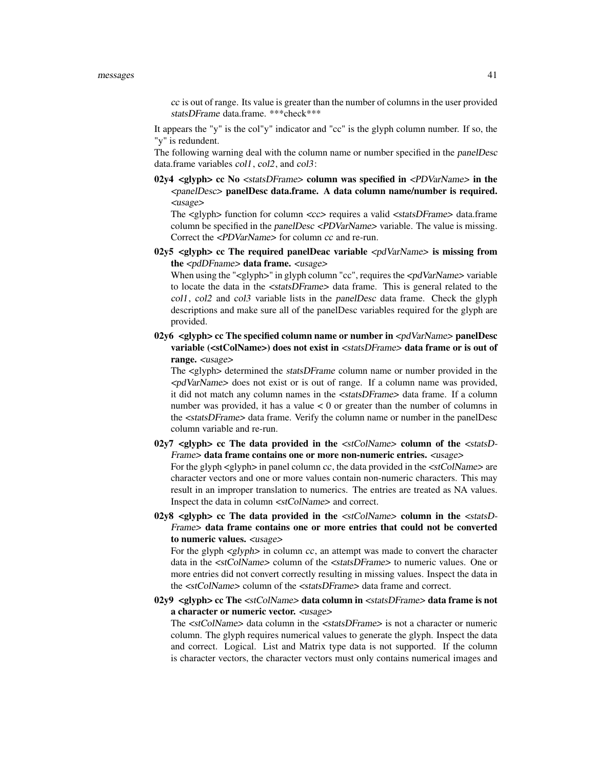*cc* is out of range. Its value is greater than the number of columns in the user provided *statsDFrame* data.frame. ***check***

It appears the "y" is the col"y" indicator and "cc" is the glyph column number. If so, the "y" is redundent.

The following warning deal with the column name or number specified in the *panelDesc* data.frame variables *col1*, *col2*, and *col3*:

**02y4 <glyph> cc No** *<statsDFrame>* **column was specified in** *<PDVarName>* **in the** *<panelDesc>* **panelDesc data.frame. A data column name/number is required.** *<usage>*

The <glyph> function for column *<cc>* requires a valid *<statsDFrame>* data.frame column be specified in the *panelDesc <PDVarName>* variable. The value is missing. Correct the *<PDVarName>* for column *cc* and re-run.

**02y5 <glyph> cc The required panelDeac variable** *<pdVarName>* **is missing from the** *<pdDFname>* **data frame.** *<usage>*

When using the "<glyph>" in glyph column "cc", requires the *<pdVarName>* variable to locate the data in the *<statsDFrame>* data frame. This is general related to the *col1*, *col2* and *col3* variable lists in the *panelDesc* data frame. Check the glyph descriptions and make sure all of the panelDesc variables required for the glyph are provided.

**02y6 <glyph> cc The specified column name or number in** *<pdVarName>* **panelDesc variable (<stColName>) does not exist in** *<statsDFrame>* **data frame or is out of range.** *<usage>*

The <glyph> determined the *statsDFrame* column name or number provided in the *<pdVarName>* does not exist or is out of range. If a column name was provided, it did not match any column names in the *<statsDFrame>* data frame. If a column number was provided, it has a value < 0 or greater than the number of columns in the *<statsDFrame>* data frame. Verify the column name or number in the panelDesc column variable and re-run.

**02y7 <glyph> cc The data provided in the** *<stColName>* **column of the** *<statsDFrame>* **data frame contains one or more non-numeric entries.** *<usage>*

For the glyph <glyph> in panel column *cc*, the data provided in the *<stColName>* are character vectors and one or more values contain non-numeric characters. This may result in an improper translation to numerics. The entries are treated as NA values. Inspect the data in column *<stColName>* and correct.

**02y8 <glyph> cc The data provided in the** *<stColName>* **column in the** *<statsDFrame>* **data frame contains one or more entries that could not be converted to numeric values.** *<usage>*

For the glyph *<glyph>* in column *cc*, an attempt was made to convert the character data in the *<stColName>* column of the *<statsDFrame>* to numeric values. One or more entries did not convert correctly resulting in missing values. Inspect the data in the *<stColName>* column of the *<statsDFrame>* data frame and correct.

**02y9 <glyph> cc The** *<stColName>* **data column in** *<statsDFrame>* **data frame is not a character or numeric vector.** *<usage>*

The *<stColName>* data column in the *<statsDFrame>* is not a character or numeric column. The glyph requires numerical values to generate the glyph. Inspect the data and correct. Logical. List and Matrix type data is not supported. If the column is character vectors, the character vectors must only contains numerical images and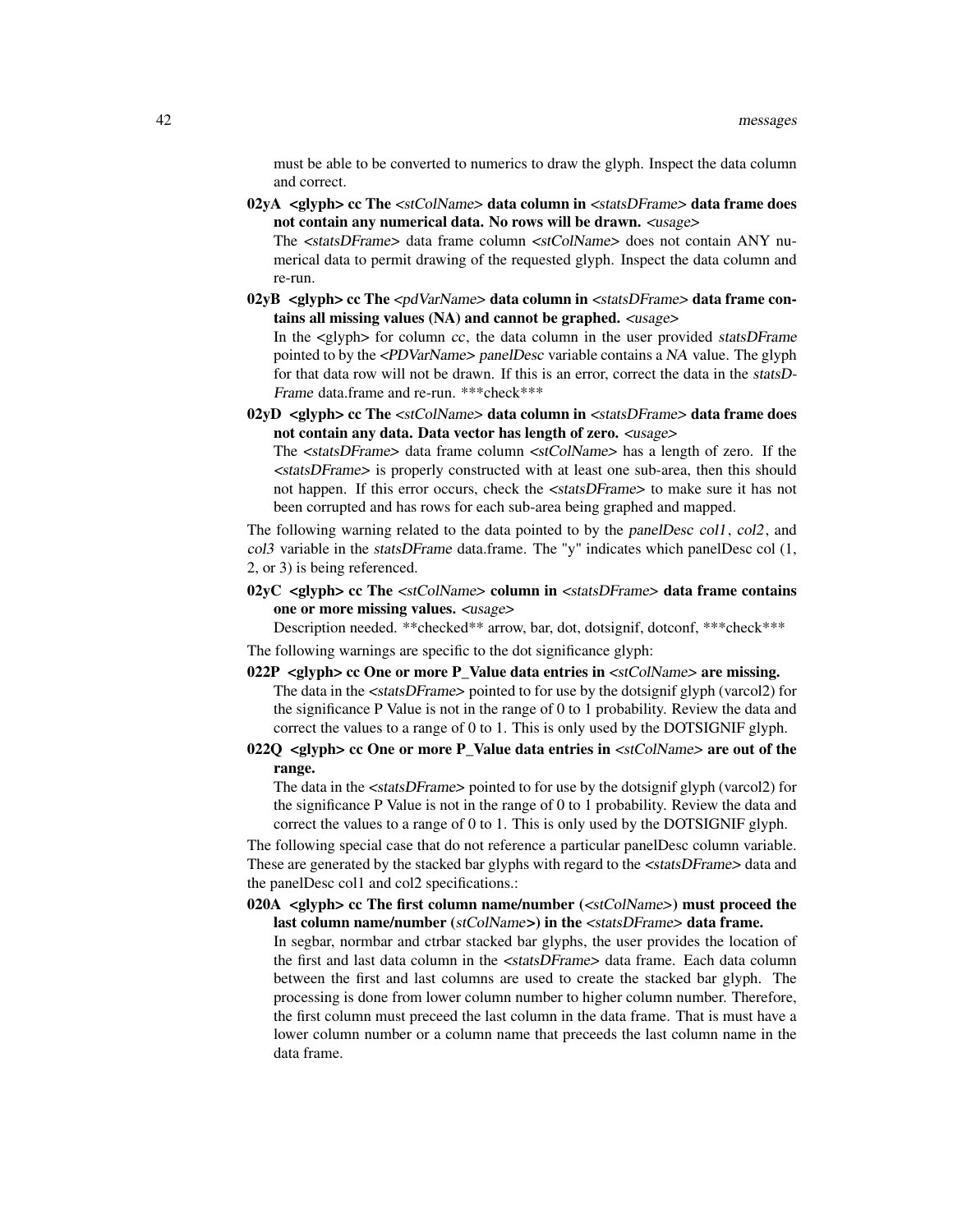must be able to be converted to numerics to draw the glyph. Inspect the data column and correct.

**02yA <glyph> cc The** *<stColName>* **data column in** *<statsDFrame>* **data frame does not contain any numerical data. No rows will be drawn.** *<usage>*

The *<statsDFrame>* data frame column *<stColName>* does not contain ANY numerical data to permit drawing of the requested glyph. Inspect the data column and re-run.

**02yB <glyph> cc The** *<pdVarName>* **data column in** *<statsDFrame>* **data frame contains all missing values (NA) and cannot be graphed.** *<usage>*

In the <glyph> for column *cc*, the data column in the user provided *statsDFrame* pointed to by the *<PDVarName> panelDesc* variable contains a *NA* value. The glyph for that data row will not be drawn. If this is an error, correct the data in the *statsDFrame* data.frame and re-run. ***check***

**02yD <glyph> cc The** *<stColName>* **data column in** *<statsDFrame>* **data frame does not contain any data. Data vector has length of zero.** *<usage>*

The *<statsDFrame>* data frame column *<stColName>* has a length of zero. If the *<statsDFrame>* is properly constructed with at least one sub-area, then this should not happen. If this error occurs, check the *<statsDFrame>* to make sure it has not been corrupted and has rows for each sub-area being graphed and mapped.

The following warning related to the data pointed to by the *panelDesc col1*, *col2*, and *col3* variable in the *statsDFrame* data.frame. The "y" indicates which panelDesc col (1, 2, or 3) is being referenced.

**02yC <glyph> cc The** *<stColName>* **column in** *<statsDFrame>* **data frame contains one or more missing values.** *<usage>*

Description needed. **checked** arrow, bar, dot, dotsignif, dotconf, ***check***

The following warnings are specific to the dot significance glyph:

**022P <glyph> cc One or more P_Value data entries in** *<stColName>* **are missing.**

The data in the *<statsDFrame>* pointed to for use by the dotsignif glyph (varcol2) for the significance P Value is not in the range of 0 to 1 probability. Review the data and correct the values to a range of 0 to 1. This is only used by the DOTSIGNIF glyph.

**022Q <glyph> cc One or more P_Value data entries in** *<stColName>* **are out of the range.**

The data in the *<statsDFrame>* pointed to for use by the dotsignif glyph (varcol2) for the significance P Value is not in the range of 0 to 1 probability. Review the data and correct the values to a range of 0 to 1. This is only used by the DOTSIGNIF glyph.

The following special case that do not reference a particular panelDesc column variable. These are generated by the stacked bar glyphs with regard to the *<statsDFrame>* data and the panelDesc col1 and col2 specifications.:

**020A <glyph> cc The first column name/number (***<stColName>***) must proceed the last column name/number (***stColName***>) in the** *<statsDFrame>* **data frame.**

In segbar, normbar and ctrbar stacked bar glyphs, the user provides the location of the first and last data column in the *<statsDFrame>* data frame. Each data column between the first and last columns are used to create the stacked bar glyph. The processing is done from lower column number to higher column number. Therefore, the first column must preceed the last column in the data frame. That is must have a lower column number or a column name that preceeds the last column name in the data frame.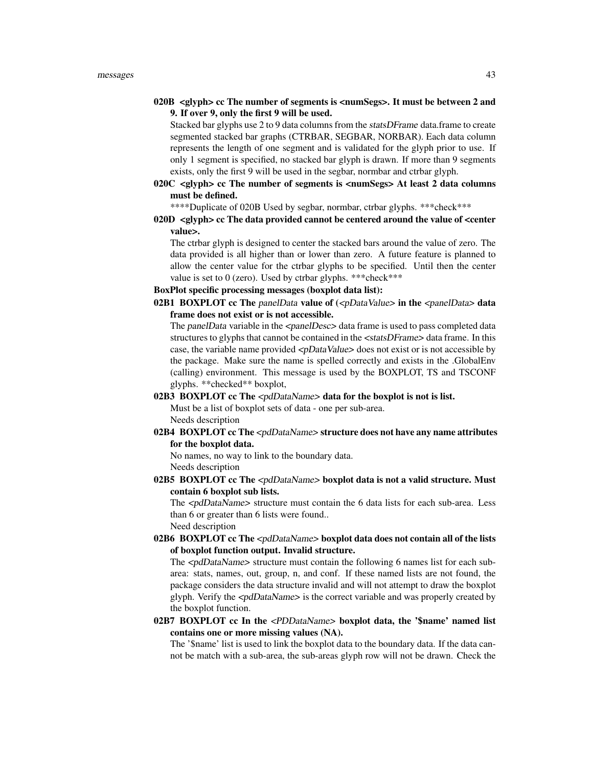**020B <glyph> cc The number of segments is <numSegs>. It must be between 2 and 9. If over 9, only the first 9 will be used.**

Stacked bar glyphs use 2 to 9 data columns from the *statsDFrame* data.frame to create segmented stacked bar graphs (CTRBAR, SEGBAR, NORBAR). Each data column represents the length of one segment and is validated for the glyph prior to use. If only 1 segment is specified, no stacked bar glyph is drawn. If more than 9 segments exists, only the first 9 will be used in the segbar, normbar and ctrbar glyph.

**020C <glyph> cc The number of segments is <numSegs> At least 2 data columns must be defined.**

****Duplicate of 020B Used by segbar, normbar, ctrbar glyphs. ***check***

**020D <glyph> cc The data provided cannot be centered around the value of <center value>.**

The ctrbar glyph is designed to center the stacked bars around the value of zero. The data provided is all higher than or lower than zero. A future feature is planned to allow the center value for the ctrbar glyphs to be specified. Until then the center value is set to 0 (zero). Used by ctrbar glyphs. ***check***

**BoxPlot specific processing messages (boxplot data list):**

**02B1 BOXPLOT cc The *panelData* value of (*<pDataValue>* in the *<panelData>* data frame does not exist or is not accessible.**

The *panelData* variable in the *<panelDesc>* data frame is used to pass completed data structures to glyphs that cannot be contained in the *<statsDFrame>* data frame. In this case, the variable name provided *<pDataValue>* does not exist or is not accessible by the package. Make sure the name is spelled correctly and exists in the .GlobalEnv (calling) environment. This message is used by the BOXPLOT, TS and TSCONF glyphs. **checked** boxplot,

**02B3 BOXPLOT cc The *<pdDataName>* data for the boxplot is not is list.**

Must be a list of boxplot sets of data - one per sub-area.
Needs description

**02B4 BOXPLOT cc The *<pdDataName>* structure does not have any name attributes for the boxplot data.**

No names, no way to link to the boundary data.
Needs description

**02B5 BOXPLOT cc The *<pdDataName>* boxplot data is not a valid structure. Must contain 6 boxplot sub lists.**

The *<pdDataName>* structure must contain the 6 data lists for each sub-area. Less than 6 or greater than 6 lists were found..
Need description

**02B6 BOXPLOT cc The *<pdDataName>* boxplot data does not contain all of the lists of boxplot function output. Invalid structure.**

The *<pdDataName>* structure must contain the following 6 names list for each sub-area: stats, names, out, group, n, and conf. If these named lists are not found, the package considers the data structure invalid and will not attempt to draw the boxplot glyph. Verify the *<pdDataName>* is the correct variable and was properly created by the boxplot function.

**02B7 BOXPLOT cc In the *<PDDataName>* boxplot data, the '$name' named list contains one or more missing values (NA).**

The '$name' list is used to link the boxplot data to the boundary data. If the data cannot be match with a sub-area, the sub-areas glyph row will not be drawn. Check the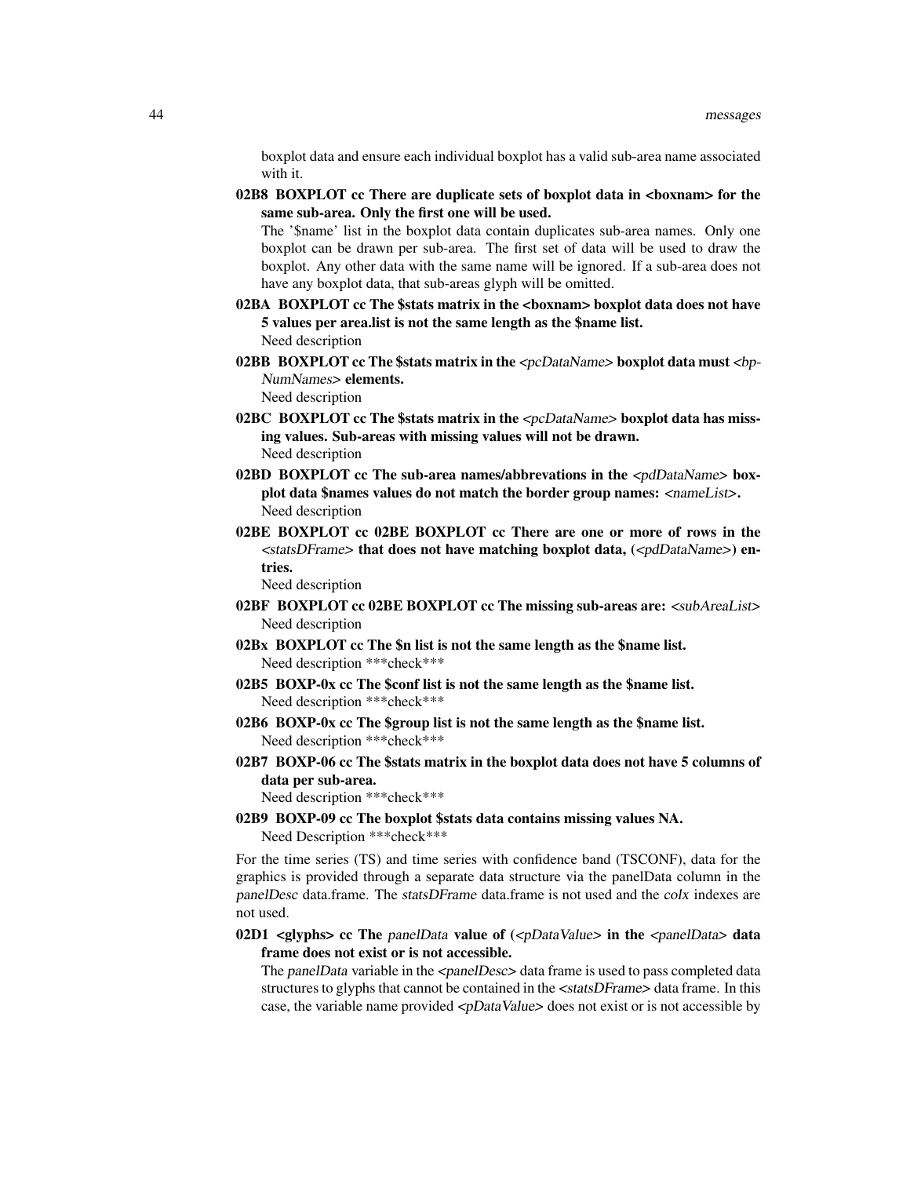boxplot data and ensure each individual boxplot has a valid sub-area name associated with it.

**02B8 BOXPLOT cc There are duplicate sets of boxplot data in <boxnam> for the same sub-area. Only the first one will be used.**

The '$name' list in the boxplot data contain duplicates sub-area names. Only one boxplot can be drawn per sub-area. The first set of data will be used to draw the boxplot. Any other data with the same name will be ignored. If a sub-area does not have any boxplot data, that sub-areas glyph will be omitted.

**02BA BOXPLOT cc The $stats matrix in the <boxnam> boxplot data does not have 5 values per area.list is not the same length as the $name list.**

Need description

**02BB BOXPLOT cc The $stats matrix in the *<pcDataName>* boxplot data must *<bpNumNames>* elements.**

Need description

**02BC BOXPLOT cc The $stats matrix in the *<pcDataName>* boxplot data has missing values. Sub-areas with missing values will not be drawn.**

Need description

**02BD BOXPLOT cc The sub-area names/abbrevations in the *<pdDataName>* boxplot data $names values do not match the border group names: *<nameList>*.**

Need description

**02BE BOXPLOT cc 02BE BOXPLOT cc There are one or more of rows in the *<statsDFrame>* that does not have matching boxplot data, (*<pdDataName>*) entries.**

Need description

**02BF BOXPLOT cc 02BE BOXPLOT cc The missing sub-areas are: *<subAreaList>***

Need description

**02Bx BOXPLOT cc The $n list is not the same length as the $name list.**

Need description ***check***

**02B5 BOXP-0x cc The $conf list is not the same length as the $name list.**

Need description ***check***

**02B6 BOXP-0x cc The $group list is not the same length as the $name list.**

Need description ***check***

**02B7 BOXP-06 cc The $stats matrix in the boxplot data does not have 5 columns of data per sub-area.**

Need description ***check***

**02B9 BOXP-09 cc The boxplot $stats data contains missing values NA.**

Need Description ***check***

For the time series (TS) and time series with confidence band (TSCONF), data for the graphics is provided through a separate data structure via the panelData column in the *panelDesc* data.frame. The *statsDFrame* data.frame is not used and the *colx* indexes are not used.

**02D1 <glyphs> cc The *panelData* value of (*<pDataValue>* in the *<panelData>* data frame does not exist or is not accessible.**

The *panelData* variable in the *<panelDesc>* data frame is used to pass completed data structures to glyphs that cannot be contained in the *<statsDFrame>* data frame. In this case, the variable name provided *<pDataValue>* does not exist or is not accessible by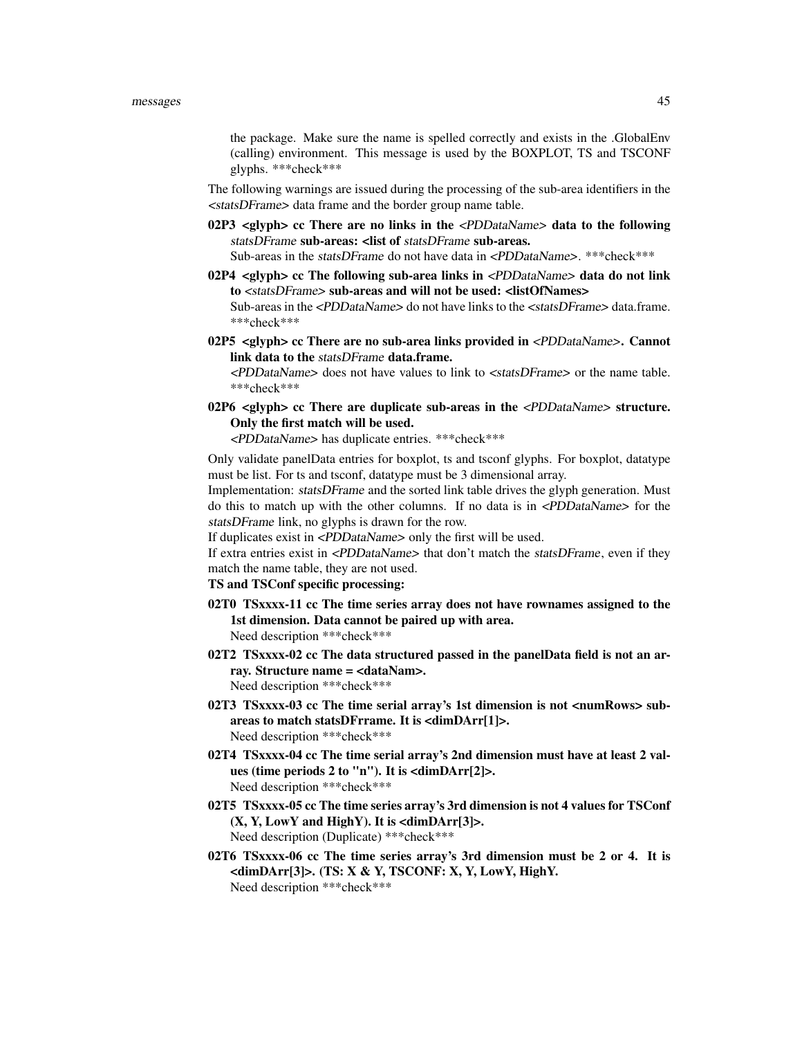the package. Make sure the name is spelled correctly and exists in the .GlobalEnv (calling) environment. This message is used by the BOXPLOT, TS and TSCONF glyphs. ***check***

The following warnings are issued during the processing of the sub-area identifiers in the *<statsDFrame>* data frame and the border group name table.

**02P3 <glyph> cc There are no links in the *<PDDataName>* data to the following *statsDFrame* sub-areas: <list of *statsDFrame* sub-areas.**
Sub-areas in the *statsDFrame* do not have data in *<PDDataName>*. ***check***

**02P4 <glyph> cc The following sub-area links in *<PDDataName>* data do not link to *<statsDFrame>* sub-areas and will not be used: <listOfNames>**
Sub-areas in the *<PDDataName>* do not have links to the *<statsDFrame>* data.frame. ***check***

**02P5 <glyph> cc There are no sub-area links provided in *<PDDataName>*. Cannot link data to the *statsDFrame* data.frame.**
*<PDDataName>* does not have values to link to *<statsDFrame>* or the name table. ***check***

**02P6 <glyph> cc There are duplicate sub-areas in the *<PDDataName>* structure. Only the first match will be used.**
*<PDDataName>* has duplicate entries. ***check***

Only validate panelData entries for boxplot, ts and tsconf glyphs. For boxplot, datatype must be list. For ts and tsconf, datatype must be 3 dimensional array.
Implementation: *statsDFrame* and the sorted link table drives the glyph generation. Must do this to match up with the other columns. If no data is in *<PDDataName>* for the *statsDFrame* link, no glyphs is drawn for the row.
If duplicates exist in *<PDDataName>* only the first will be used.
If extra entries exist in *<PDDataName>* that don't match the *statsDFrame*, even if they match the name table, they are not used.

**TS and TSConf specific processing:**

**02T0 TSxxxx-11 cc The time series array does not have rownames assigned to the 1st dimension. Data cannot be paired up with area.**
Need description ***check***

**02T2 TSxxxx-02 cc The data structured passed in the panelData field is not an array. Structure name = <dataNam>.**
Need description ***check***

**02T3 TSxxxx-03 cc The time serial array's 1st dimension is not <numRows> sub-areas to match statsDFrrame. It is <dimDArr[1]>.**
Need description ***check***

**02T4 TSxxxx-04 cc The time serial array's 2nd dimension must have at least 2 values (time periods 2 to "n"). It is <dimDArr[2]>.**
Need description ***check***

**02T5 TSxxxx-05 cc The time series array's 3rd dimension is not 4 values for TSConf (X, Y, LowY and HighY). It is <dimDArr[3]>.**
Need description (Duplicate) ***check***

**02T6 TSxxxx-06 cc The time series array's 3rd dimension must be 2 or 4. It is <dimDArr[3]>. (TS: X & Y, TSCONF: X, Y, LowY, HighY.**
Need description ***check***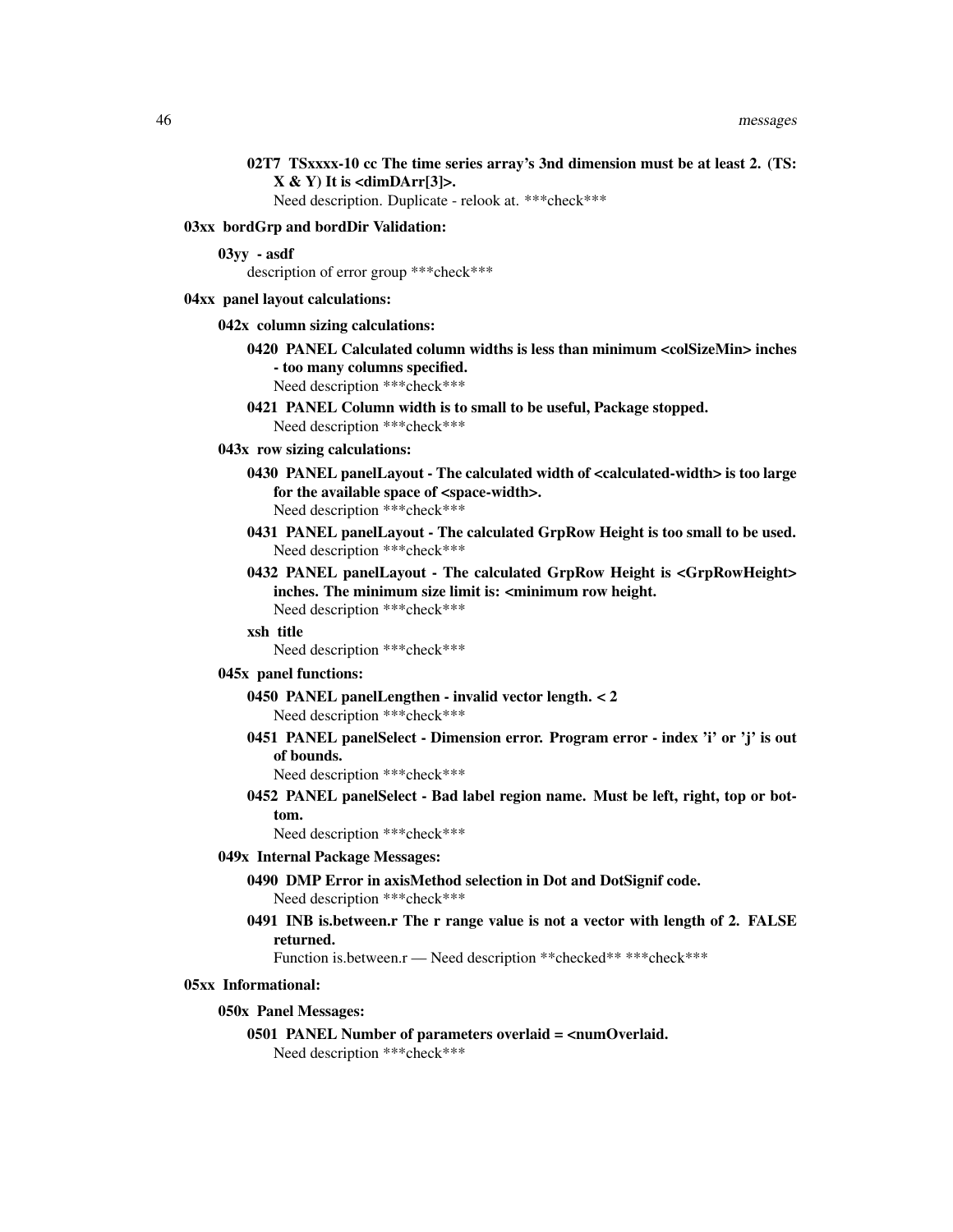**02T7 TSxxxx-10 cc The time series array's 3nd dimension must be at least 2. (TS: X & Y) It is <dimDArr[3]>.**
Need description. Duplicate - relook at. ***check***

**03xx bordGrp and bordDir Validation:**

**03yy - asdf**
description of error group ***check***

**04xx panel layout calculations:**

**042x column sizing calculations:**

**0420 PANEL Calculated column widths is less than minimum <colSizeMin> inches - too many columns specified.**
Need description ***check***

**0421 PANEL Column width is to small to be useful, Package stopped.**
Need description ***check***

**043x row sizing calculations:**

**0430 PANEL panelLayout - The calculated width of <calculated-width> is too large for the available space of <space-width>.**
Need description ***check***

**0431 PANEL panelLayout - The calculated GrpRow Height is too small to be used.**
Need description ***check***

**0432 PANEL panelLayout - The calculated GrpRow Height is <GrpRowHeight> inches. The minimum size limit is: <minimum row height.**
Need description ***check***

**xsh title**
Need description ***check***

**045x panel functions:**

**0450 PANEL panelLengthen - invalid vector length. < 2**
Need description ***check***

**0451 PANEL panelSelect - Dimension error. Program error - index 'i' or 'j' is out of bounds.**
Need description ***check***

**0452 PANEL panelSelect - Bad label region name. Must be left, right, top or bottom.**
Need description ***check***

**049x Internal Package Messages:**

**0490 DMP Error in axisMethod selection in Dot and DotSignif code.**
Need description ***check***

**0491 INB is.between.r The r range value is not a vector with length of 2. FALSE returned.**
Function is.between.r — Need description **checked** ***check***

**05xx Informational:**

**050x Panel Messages:**

**0501 PANEL Number of parameters overlaid = <numOverlaid.**
Need description ***check***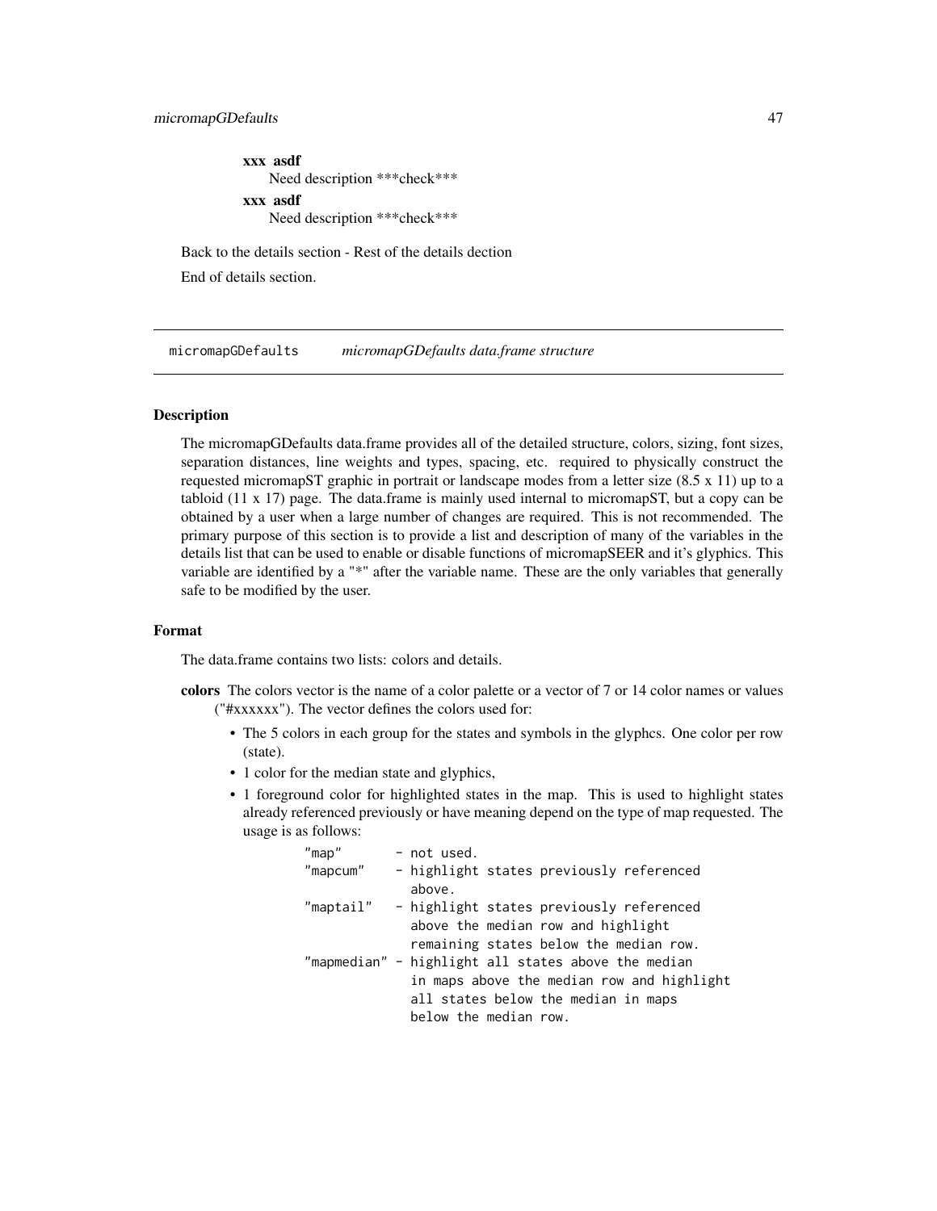**xxx asdf**
Need description ***check***

**xxx asdf**
Need description ***check***

Back to the details section - Rest of the details dection

End of details section.

---

`micromapGDefaults` *micromapGDefaults data.frame structure*

---

### Description

The micromapGDefaults data.frame provides all of the detailed structure, colors, sizing, font sizes, separation distances, line weights and types, spacing, etc. required to physically construct the requested micromapST graphic in portrait or landscape modes from a letter size (8.5 x 11) up to a tabloid (11 x 17) page. The data.frame is mainly used internal to micromapST, but a copy can be obtained by a user when a large number of changes are required. This is not recommended. The primary purpose of this section is to provide a list and description of many of the variables in the details list that can be used to enable or disable functions of micromapSEER and it's glyphics. This variable are identified by a "*" after the variable name. These are the only variables that generally safe to be modified by the user.

### Format

The data.frame contains two lists: colors and details.

**colors** The colors vector is the name of a color palette or a vector of 7 or 14 color names or values ("#xxxxxx"). The vector defines the colors used for:

- The 5 colors in each group for the states and symbols in the glyphcs. One color per row (state).
- 1 color for the median state and glyphics,
- 1 foreground color for highlighted states in the map. This is used to highlight states already referenced previously or have meaning depend on the type of map requested. The usage is as follows:

```
"map"       - not used.
"mapcum"    - highlight states previously referenced
              above.
"maptail"   - highlight states previously referenced
              above the median row and highlight
              remaining states below the median row.
"mapmedian" - highlight all states above the median
              in maps above the median row and highlight
              all states below the median in maps
              below the median row.
```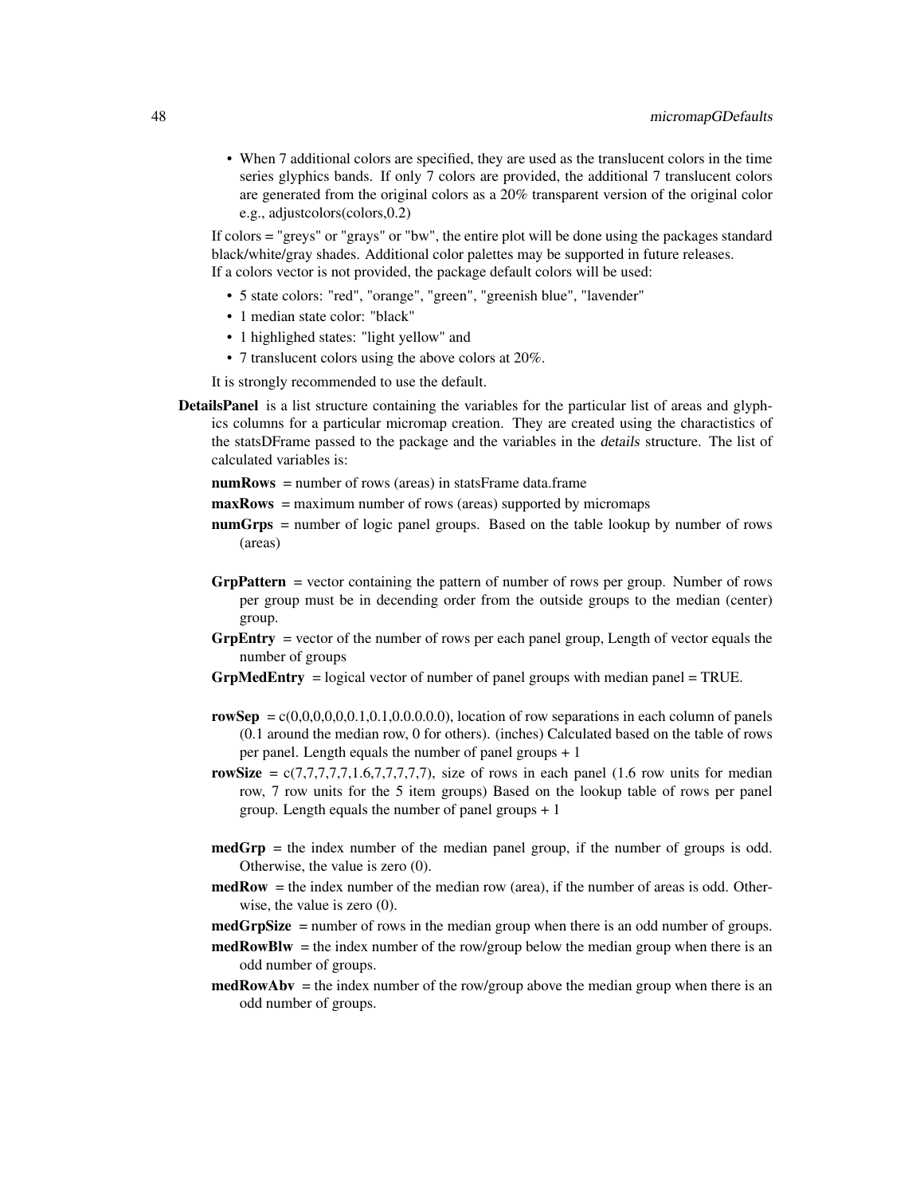- When 7 additional colors are specified, they are used as the translucent colors in the time series glyphics bands. If only 7 colors are provided, the additional 7 translucent colors are generated from the original colors as a 20% transparent version of the original color e.g., adjustcolors(colors,0.2)

If colors = "greys" or "grays" or "bw", the entire plot will be done using the packages standard black/white/gray shades. Additional color palettes may be supported in future releases.
If a colors vector is not provided, the package default colors will be used:

- 5 state colors: "red", "orange", "green", "greenish blue", "lavender"
- 1 median state color: "black"
- 1 highlighed states: "light yellow" and
- 7 translucent colors using the above colors at 20%.

It is strongly recommended to use the default.

**DetailsPanel** is a list structure containing the variables for the particular list of areas and glyphics columns for a particular micromap creation. They are created using the charactistics of the statsDFrame passed to the package and the variables in the *details* structure. The list of calculated variables is:

**numRows** = number of rows (areas) in statsFrame data.frame

**maxRows** = maximum number of rows (areas) supported by micromaps

**numGrps** = number of logic panel groups. Based on the table lookup by number of rows (areas)

**GrpPattern** = vector containing the pattern of number of rows per group. Number of rows per group must be in decending order from the outside groups to the median (center) group.

**GrpEntry** = vector of the number of rows per each panel group, Length of vector equals the number of groups

**GrpMedEntry** = logical vector of number of panel groups with median panel = TRUE.

**rowSep** = c(0,0,0,0,0,0.1,0.1,0.0.0.0.0), location of row separations in each column of panels (0.1 around the median row, 0 for others). (inches) Calculated based on the table of rows per panel. Length equals the number of panel groups + 1

**rowSize** = c(7,7,7,7,7,1.6,7,7,7,7,7), size of rows in each panel (1.6 row units for median row, 7 row units for the 5 item groups) Based on the lookup table of rows per panel group. Length equals the number of panel groups + 1

**medGrp** = the index number of the median panel group, if the number of groups is odd. Otherwise, the value is zero (0).

**medRow** = the index number of the median row (area), if the number of areas is odd. Otherwise, the value is zero (0).

**medGrpSize** = number of rows in the median group when there is an odd number of groups.

**medRowBlw** = the index number of the row/group below the median group when there is an odd number of groups.

**medRowAbv** = the index number of the row/group above the median group when there is an odd number of groups.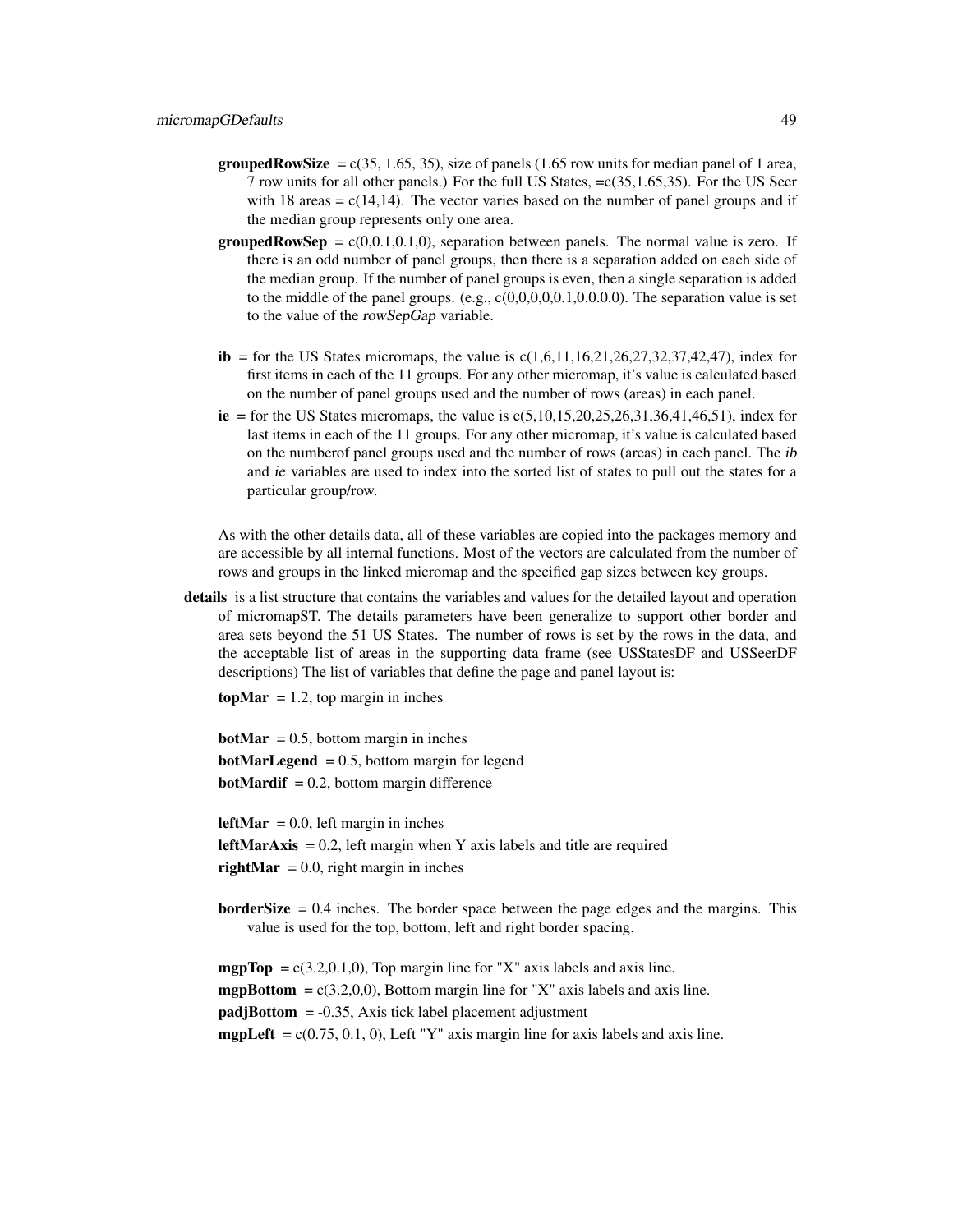**groupedRowSize** = c(35, 1.65, 35), size of panels (1.65 row units for median panel of 1 area, 7 row units for all other panels.) For the full US States, =c(35,1.65,35). For the US Seer with 18 areas = c(14,14). The vector varies based on the number of panel groups and if the median group represents only one area.

**groupedRowSep** = c(0,0.1,0.1,0), separation between panels. The normal value is zero. If there is an odd number of panel groups, then there is a separation added on each side of the median group. If the number of panel groups is even, then a single separation is added to the middle of the panel groups. (e.g., c(0,0,0,0,0.1,0.0.0.0). The separation value is set to the value of the *rowSepGap* variable.

**ib** = for the US States micromaps, the value is c(1,6,11,16,21,26,27,32,37,42,47), index for first items in each of the 11 groups. For any other micromap, it's value is calculated based on the number of panel groups used and the number of rows (areas) in each panel.

**ie** = for the US States micromaps, the value is c(5,10,15,20,25,26,31,36,41,46,51), index for last items in each of the 11 groups. For any other micromap, it's value is calculated based on the numberof panel groups used and the number of rows (areas) in each panel. The *ib* and *ie* variables are used to index into the sorted list of states to pull out the states for a particular group/row.

As with the other details data, all of these variables are copied into the packages memory and are accessible by all internal functions. Most of the vectors are calculated from the number of rows and groups in the linked micromap and the specified gap sizes between key groups.

**details** is a list structure that contains the variables and values for the detailed layout and operation of micromapST. The details parameters have been generalize to support other border and area sets beyond the 51 US States. The number of rows is set by the rows in the data, and the acceptable list of areas in the supporting data frame (see USStatesDF and USSeerDF descriptions) The list of variables that define the page and panel layout is:

**topMar** = 1.2, top margin in inches

**botMar** = 0.5, bottom margin in inches

**botMarLegend** = 0.5, bottom margin for legend

**botMardif** = 0.2, bottom margin difference

**leftMar** = 0.0, left margin in inches

**leftMarAxis** = 0.2, left margin when Y axis labels and title are required

**rightMar** = 0.0, right margin in inches

**borderSize** = 0.4 inches. The border space between the page edges and the margins. This value is used for the top, bottom, left and right border spacing.

**mgpTop** = c(3.2,0.1,0), Top margin line for "X" axis labels and axis line.

**mgpBottom** = c(3.2,0,0), Bottom margin line for "X" axis labels and axis line.

**padjBottom** = -0.35, Axis tick label placement adjustment

**mgpLeft** = c(0.75, 0.1, 0), Left "Y" axis margin line for axis labels and axis line.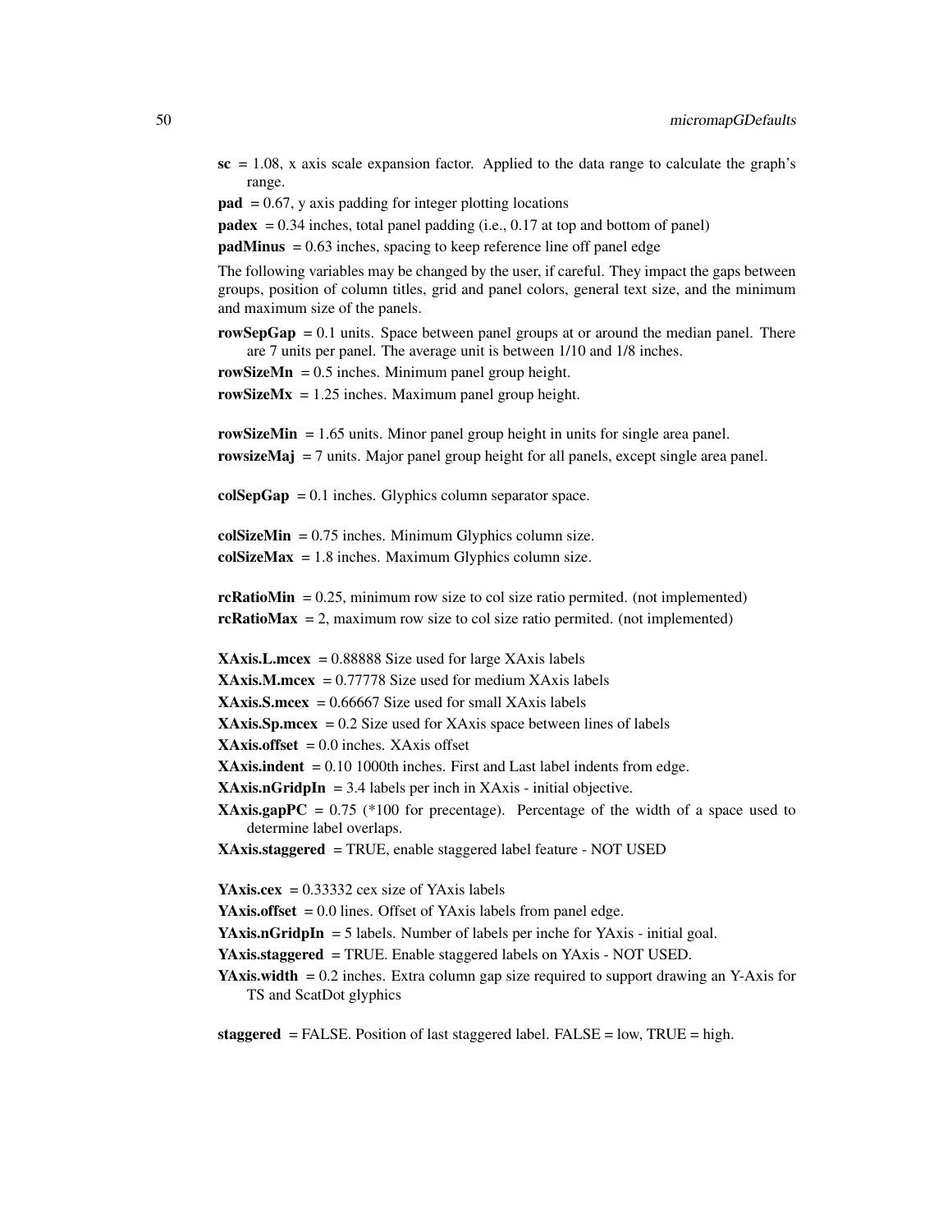**sc** = 1.08, x axis scale expansion factor. Applied to the data range to calculate the graph's range.

**pad** = 0.67, y axis padding for integer plotting locations

**padex** = 0.34 inches, total panel padding (i.e., 0.17 at top and bottom of panel)

**padMinus** = 0.63 inches, spacing to keep reference line off panel edge

The following variables may be changed by the user, if careful. They impact the gaps between groups, position of column titles, grid and panel colors, general text size, and the minimum and maximum size of the panels.

**rowSepGap** = 0.1 units. Space between panel groups at or around the median panel. There are 7 units per panel. The average unit is between 1/10 and 1/8 inches.

**rowSizeMn** = 0.5 inches. Minimum panel group height.

**rowSizeMx** = 1.25 inches. Maximum panel group height.

**rowSizeMin** = 1.65 units. Minor panel group height in units for single area panel.

**rowsizeMaj** = 7 units. Major panel group height for all panels, except single area panel.

**colSepGap** = 0.1 inches. Glyphics column separator space.

**colSizeMin** = 0.75 inches. Minimum Glyphics column size.

**colSizeMax** = 1.8 inches. Maximum Glyphics column size.

**rcRatioMin** = 0.25, minimum row size to col size ratio permited. (not implemented)

**rcRatioMax** = 2, maximum row size to col size ratio permited. (not implemented)

**XAxis.L.mcex** = 0.88888 Size used for large XAxis labels

**XAxis.M.mcex** = 0.77778 Size used for medium XAxis labels

**XAxis.S.mcex** = 0.66667 Size used for small XAxis labels

**XAxis.Sp.mcex** = 0.2 Size used for XAxis space between lines of labels

**XAxis.offset** = 0.0 inches. XAxis offset

**XAxis.indent** = 0.10 1000th inches. First and Last label indents from edge.

**XAxis.nGridpIn** = 3.4 labels per inch in XAxis - initial objective.

**XAxis.gapPC** = 0.75 (*100 for precentage). Percentage of the width of a space used to determine label overlaps.

**XAxis.staggered** = TRUE, enable staggered label feature - NOT USED

**YAxis.cex** = 0.33332 cex size of YAxis labels

**YAxis.offset** = 0.0 lines. Offset of YAxis labels from panel edge.

**YAxis.nGridpIn** = 5 labels. Number of labels per inche for YAxis - initial goal.

**YAxis.staggered** = TRUE. Enable staggered labels on YAxis - NOT USED.

**YAxis.width** = 0.2 inches. Extra column gap size required to support drawing an Y-Axis for TS and ScatDot glyphics

**staggered** = FALSE. Position of last staggered label. FALSE = low, TRUE = high.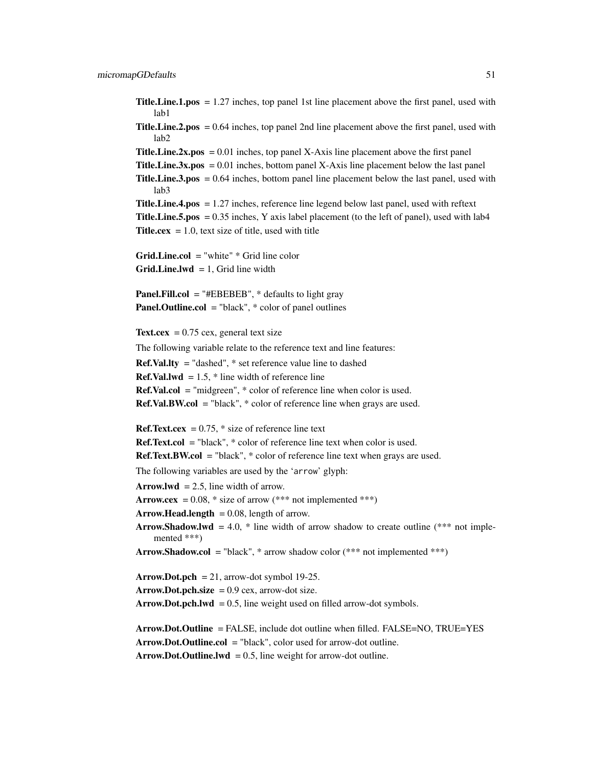**Title.Line.1.pos** = 1.27 inches, top panel 1st line placement above the first panel, used with lab1

**Title.Line.2.pos** = 0.64 inches, top panel 2nd line placement above the first panel, used with lab2

**Title.Line.2x.pos** = 0.01 inches, top panel X-Axis line placement above the first panel

**Title.Line.3x.pos** = 0.01 inches, bottom panel X-Axis line placement below the last panel

**Title.Line.3.pos** = 0.64 inches, bottom panel line placement below the last panel, used with lab3

**Title.Line.4.pos** = 1.27 inches, reference line legend below last panel, used with reftext

**Title.Line.5.pos** = 0.35 inches, Y axis label placement (to the left of panel), used with lab4

**Title.cex** = 1.0, text size of title, used with title

**Grid.Line.col** = "white" * Grid line color

**Grid.Line.lwd** = 1, Grid line width

**Panel.Fill.col** = "#EBEBEB", * defaults to light gray

**Panel.Outline.col** = "black", * color of panel outlines

**Text.cex** = 0.75 cex, general text size

The following variable relate to the reference text and line features:

**Ref.Val.lty** = "dashed", * set reference value line to dashed

**Ref.Val.lwd** = 1.5, * line width of reference line

**Ref.Val.col** = "midgreen", * color of reference line when color is used.

**Ref.Val.BW.col** = "black", * color of reference line when grays are used.

**Ref.Text.cex** = 0.75, * size of reference line text

**Ref.Text.col** = "black", * color of reference line text when color is used.

**Ref.Text.BW.col** = "black", * color of reference line text when grays are used.

The following variables are used by the 'arrow' glyph:

**Arrow.lwd** = 2.5, line width of arrow.

**Arrow.cex** = 0.08, * size of arrow (*** not implemented ***)

**Arrow.Head.length** = 0.08, length of arrow.

**Arrow.Shadow.lwd** = 4.0, * line width of arrow shadow to create outline (*** not implemented ***)

**Arrow.Shadow.col** = "black", * arrow shadow color (*** not implemented ***)

**Arrow.Dot.pch** = 21, arrow-dot symbol 19-25.

**Arrow.Dot.pch.size** = 0.9 cex, arrow-dot size.

**Arrow.Dot.pch.lwd** = 0.5, line weight used on filled arrow-dot symbols.

**Arrow.Dot.Outline** = FALSE, include dot outline when filled. FALSE=NO, TRUE=YES

**Arrow.Dot.Outline.col** = "black", color used for arrow-dot outline.

**Arrow.Dot.Outline.lwd** = 0.5, line weight for arrow-dot outline.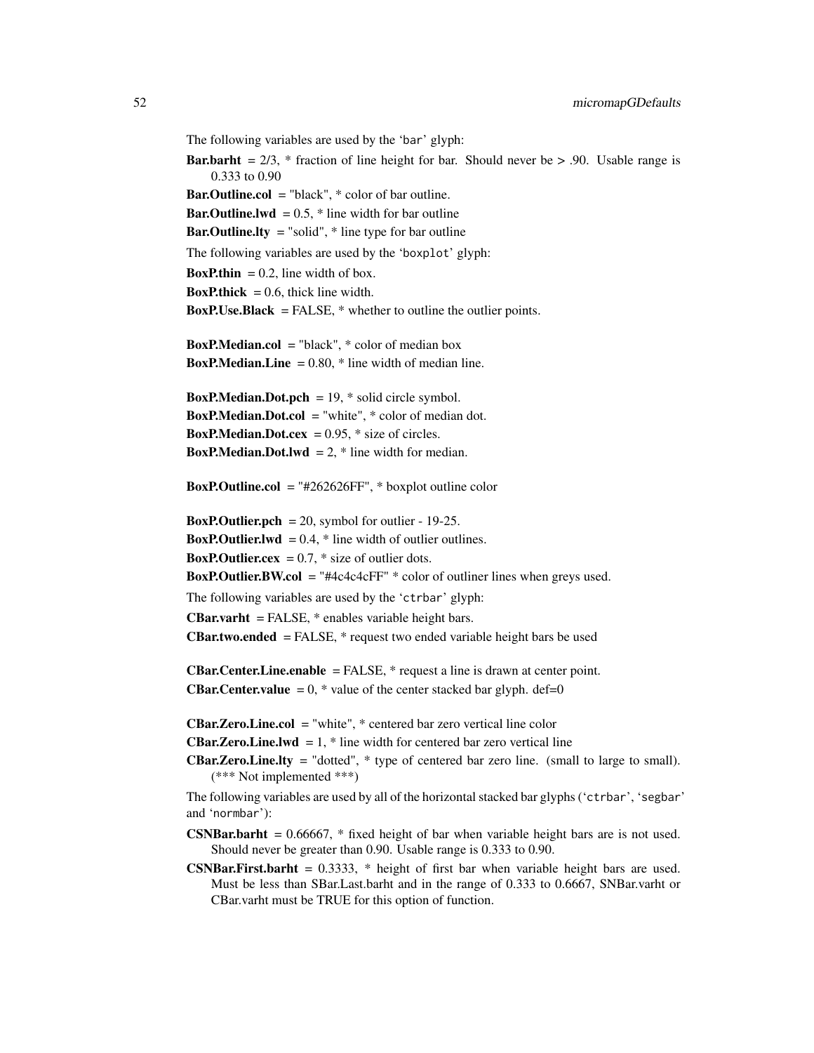The following variables are used by the 'bar' glyph:

**Bar.barht** = 2/3, * fraction of line height for bar. Should never be > .90. Usable range is 0.333 to 0.90

**Bar.Outline.col** = "black", * color of bar outline.

**Bar.Outline.lwd** = 0.5, * line width for bar outline

**Bar.Outline.lty** = "solid", * line type for bar outline

The following variables are used by the 'boxplot' glyph:

**BoxP.thin** = 0.2, line width of box.

**BoxP.thick** = 0.6, thick line width.

**BoxP.Use.Black** = FALSE, * whether to outline the outlier points.

**BoxP.Median.col** = "black", * color of median box

**BoxP.Median.Line** = 0.80, * line width of median line.

**BoxP.Median.Dot.pch** = 19, * solid circle symbol.

**BoxP.Median.Dot.col** = "white", * color of median dot.

**BoxP.Median.Dot.cex** = 0.95, * size of circles.

**BoxP.Median.Dot.lwd** = 2, * line width for median.

**BoxP.Outline.col** = "#262626FF", * boxplot outline color

**BoxP.Outlier.pch** = 20, symbol for outlier - 19-25.

**BoxP.Outlier.lwd** = 0.4, * line width of outlier outlines.

**BoxP.Outlier.cex** = 0.7, * size of outlier dots.

**BoxP.Outlier.BW.col** = "#4c4c4cFF" * color of outliner lines when greys used.

The following variables are used by the 'ctrbar' glyph:

**CBar.varht** = FALSE, * enables variable height bars.

**CBar.two.ended** = FALSE, * request two ended variable height bars be used

**CBar.Center.Line.enable** = FALSE, * request a line is drawn at center point.

**CBar.Center.value** = 0, * value of the center stacked bar glyph. def=0

**CBar.Zero.Line.col** = "white", * centered bar zero vertical line color

**CBar.Zero.Line.lwd** = 1, * line width for centered bar zero vertical line

**CBar.Zero.Line.lty** = "dotted", * type of centered bar zero line. (small to large to small). (*** Not implemented ***)

The following variables are used by all of the horizontal stacked bar glyphs ('ctrbar', 'segbar' and 'normbar'):

**CSNBar.barht** = 0.66667, * fixed height of bar when variable height bars are is not used. Should never be greater than 0.90. Usable range is 0.333 to 0.90.

**CSNBar.First.barht** = 0.3333, * height of first bar when variable height bars are used. Must be less than SBar.Last.barht and in the range of 0.333 to 0.6667, SNBar.varht or CBar.varht must be TRUE for this option of function.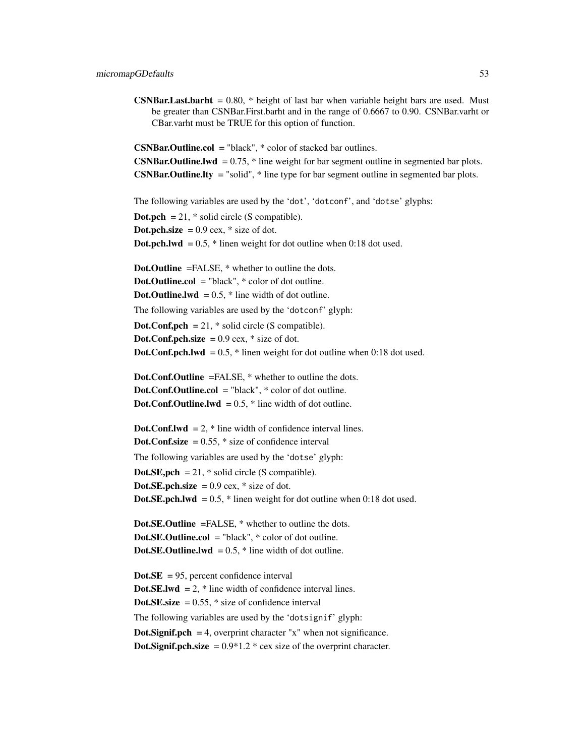**CSNBar.Last.barht** = 0.80, * height of last bar when variable height bars are used. Must be greater than CSNBar.First.barht and in the range of 0.6667 to 0.90. CSNBar.varht or CBar.varht must be TRUE for this option of function.

**CSNBar.Outline.col** = "black", * color of stacked bar outlines.

**CSNBar.Outline.lwd** = 0.75, * line weight for bar segment outline in segmented bar plots.

**CSNBar.Outline.lty** = "solid", * line type for bar segment outline in segmented bar plots.

The following variables are used by the 'dot', 'dotconf', and 'dotse' glyphs:

**Dot.pch** = 21, * solid circle (S compatible).

**Dot.pch.size** = 0.9 cex, * size of dot.

**Dot.pch.lwd** = 0.5, * linen weight for dot outline when 0:18 dot used.

**Dot.Outline** =FALSE, * whether to outline the dots.

**Dot.Outline.col** = "black", * color of dot outline.

**Dot.Outline.lwd** = 0.5, * line width of dot outline.

The following variables are used by the 'dotconf' glyph:

**Dot.Conf,pch** = 21, * solid circle (S compatible).

**Dot.Conf.pch.size** = 0.9 cex, * size of dot.

**Dot.Conf.pch.lwd** = 0.5, * linen weight for dot outline when 0:18 dot used.

**Dot.Conf.Outline** =FALSE, * whether to outline the dots.

**Dot.Conf.Outline.col** = "black", * color of dot outline.

**Dot.Conf.Outline.lwd** = 0.5, * line width of dot outline.

**Dot.Conf.lwd** = 2, * line width of confidence interval lines.

**Dot.Conf.size** = 0.55, * size of confidence interval

The following variables are used by the 'dotse' glyph:

**Dot.SE,pch** = 21, * solid circle (S compatible).

**Dot.SE.pch.size** = 0.9 cex, * size of dot.

**Dot.SE.pch.lwd** = 0.5, * linen weight for dot outline when 0:18 dot used.

**Dot.SE.Outline** =FALSE, * whether to outline the dots.

**Dot.SE.Outline.col** = "black", * color of dot outline.

**Dot.SE.Outline.lwd** = 0.5, * line width of dot outline.

**Dot.SE** = 95, percent confidence interval

**Dot.SE.lwd** = 2, * line width of confidence interval lines.

**Dot.SE.size** = 0.55, * size of confidence interval

The following variables are used by the 'dotsignif' glyph:

**Dot.Signif.pch** = 4, overprint character "x" when not significance.

**Dot.Signif.pch.size** = 0.9*1.2 * cex size of the overprint character.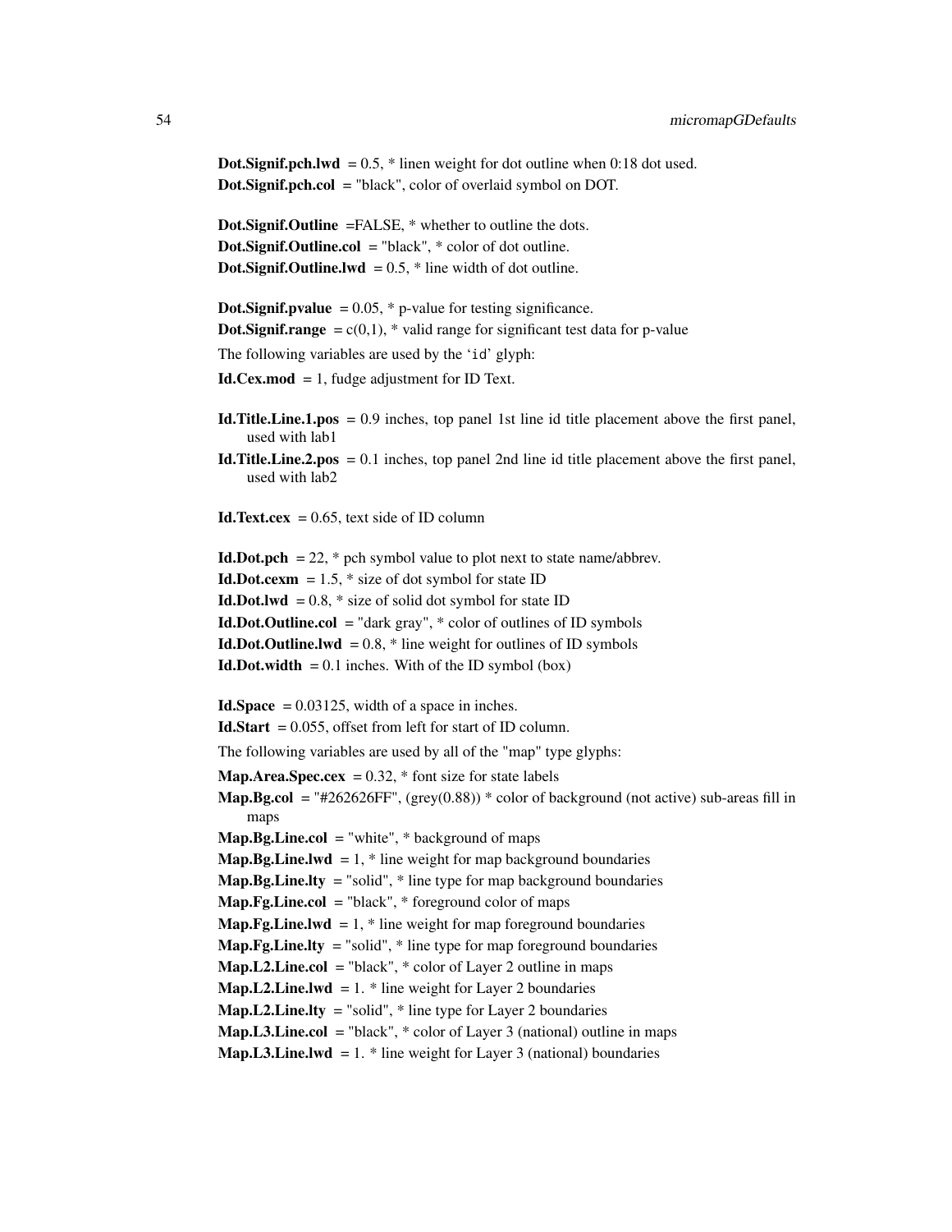**Dot.Signif.pch.lwd** = 0.5, * linen weight for dot outline when 0:18 dot used.

**Dot.Signif.pch.col** = "black", color of overlaid symbol on DOT.

**Dot.Signif.Outline** =FALSE, * whether to outline the dots.

**Dot.Signif.Outline.col** = "black", * color of dot outline.

**Dot.Signif.Outline.lwd** = 0.5, * line width of dot outline.

**Dot.Signif.pvalue** = 0.05, * p-value for testing significance.

**Dot.Signif.range** = c(0,1), * valid range for significant test data for p-value

The following variables are used by the 'id' glyph:

**Id.Cex.mod** = 1, fudge adjustment for ID Text.

**Id.Title.Line.1.pos** = 0.9 inches, top panel 1st line id title placement above the first panel, used with lab1

**Id.Title.Line.2.pos** = 0.1 inches, top panel 2nd line id title placement above the first panel, used with lab2

**Id.Text.cex** = 0.65, text side of ID column

**Id.Dot.pch** = 22, * pch symbol value to plot next to state name/abbrev.

**Id.Dot.cexm** = 1.5, * size of dot symbol for state ID

**Id.Dot.lwd** = 0.8, * size of solid dot symbol for state ID

**Id.Dot.Outline.col** = "dark gray", * color of outlines of ID symbols

**Id.Dot.Outline.lwd** = 0.8, * line weight for outlines of ID symbols

**Id.Dot.width** = 0.1 inches. With of the ID symbol (box)

**Id.Space** = 0.03125, width of a space in inches.

**Id.Start** = 0.055, offset from left for start of ID column.

The following variables are used by all of the "map" type glyphs:

**Map.Area.Spec.cex** = 0.32, * font size for state labels

**Map.Bg.col** = "#262626FF", (grey(0.88)) * color of background (not active) sub-areas fill in maps

**Map.Bg.Line.col** = "white", * background of maps

**Map.Bg.Line.lwd** = 1, * line weight for map background boundaries

**Map.Bg.Line.lty** = "solid", * line type for map background boundaries

**Map.Fg.Line.col** = "black", * foreground color of maps

**Map.Fg.Line.lwd** = 1, * line weight for map foreground boundaries

**Map.Fg.Line.lty** = "solid", * line type for map foreground boundaries

**Map.L2.Line.col** = "black", * color of Layer 2 outline in maps

**Map.L2.Line.lwd** = 1. * line weight for Layer 2 boundaries

**Map.L2.Line.lty** = "solid", * line type for Layer 2 boundaries

**Map.L3.Line.col** = "black", * color of Layer 3 (national) outline in maps

**Map.L3.Line.lwd** = 1. * line weight for Layer 3 (national) boundaries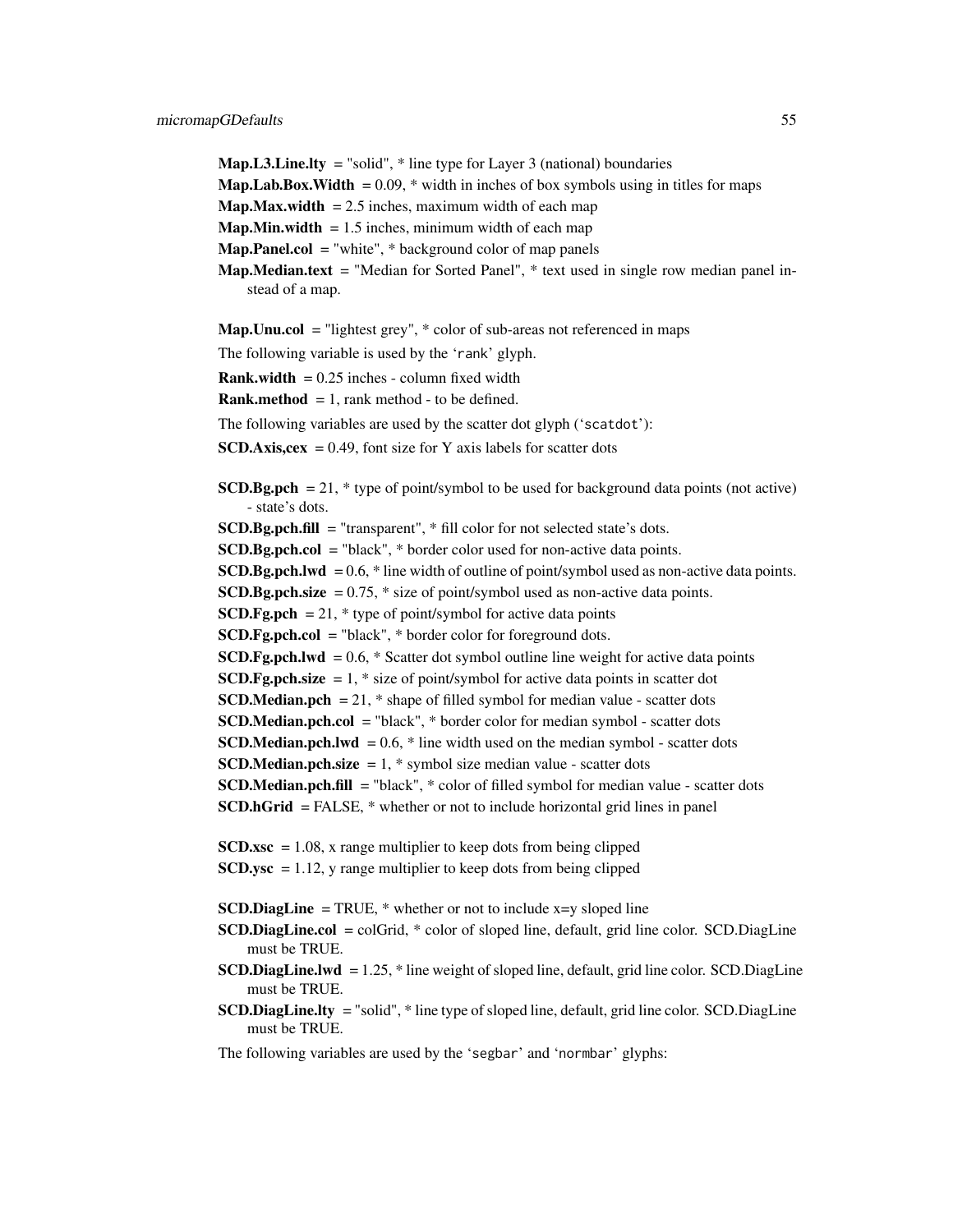**Map.L3.Line.lty** = "solid", * line type for Layer 3 (national) boundaries

**Map.Lab.Box.Width** = 0.09, * width in inches of box symbols using in titles for maps

**Map.Max.width** = 2.5 inches, maximum width of each map

**Map.Min.width** = 1.5 inches, minimum width of each map

**Map.Panel.col** = "white", * background color of map panels

**Map.Median.text** = "Median for Sorted Panel", * text used in single row median panel instead of a map.

**Map.Unu.col** = "lightest grey", * color of sub-areas not referenced in maps

The following variable is used by the 'rank' glyph.

**Rank.width** = 0.25 inches - column fixed width

**Rank.method** = 1, rank method - to be defined.

The following variables are used by the scatter dot glyph ('scatdot'):

**SCD.Axis,cex** = 0.49, font size for Y axis labels for scatter dots

**SCD.Bg.pch** = 21, * type of point/symbol to be used for background data points (not active) - state's dots.

**SCD.Bg.pch.fill** = "transparent", * fill color for not selected state's dots.

**SCD.Bg.pch.col** = "black", * border color used for non-active data points.

**SCD.Bg.pch.lwd** = 0.6, * line width of outline of point/symbol used as non-active data points.

**SCD.Bg.pch.size** = 0.75, * size of point/symbol used as non-active data points.

**SCD.Fg.pch** = 21, * type of point/symbol for active data points

**SCD.Fg.pch.col** = "black", * border color for foreground dots.

**SCD.Fg.pch.lwd** = 0.6, * Scatter dot symbol outline line weight for active data points

**SCD.Fg.pch.size** = 1, * size of point/symbol for active data points in scatter dot

**SCD.Median.pch** = 21, * shape of filled symbol for median value - scatter dots

**SCD.Median.pch.col** = "black", * border color for median symbol - scatter dots

**SCD.Median.pch.lwd** = 0.6, * line width used on the median symbol - scatter dots

**SCD.Median.pch.size** = 1, * symbol size median value - scatter dots

**SCD.Median.pch.fill** = "black", * color of filled symbol for median value - scatter dots

**SCD.hGrid** = FALSE, * whether or not to include horizontal grid lines in panel

**SCD.xsc** = 1.08, x range multiplier to keep dots from being clipped

**SCD.ysc** = 1.12, y range multiplier to keep dots from being clipped

**SCD.DiagLine** = TRUE, * whether or not to include x=y sloped line

**SCD.DiagLine.col** = colGrid, * color of sloped line, default, grid line color. SCD.DiagLine must be TRUE.

**SCD.DiagLine.lwd** = 1.25, * line weight of sloped line, default, grid line color. SCD.DiagLine must be TRUE.

**SCD.DiagLine.lty** = "solid", * line type of sloped line, default, grid line color. SCD.DiagLine must be TRUE.

The following variables are used by the 'segbar' and 'normbar' glyphs: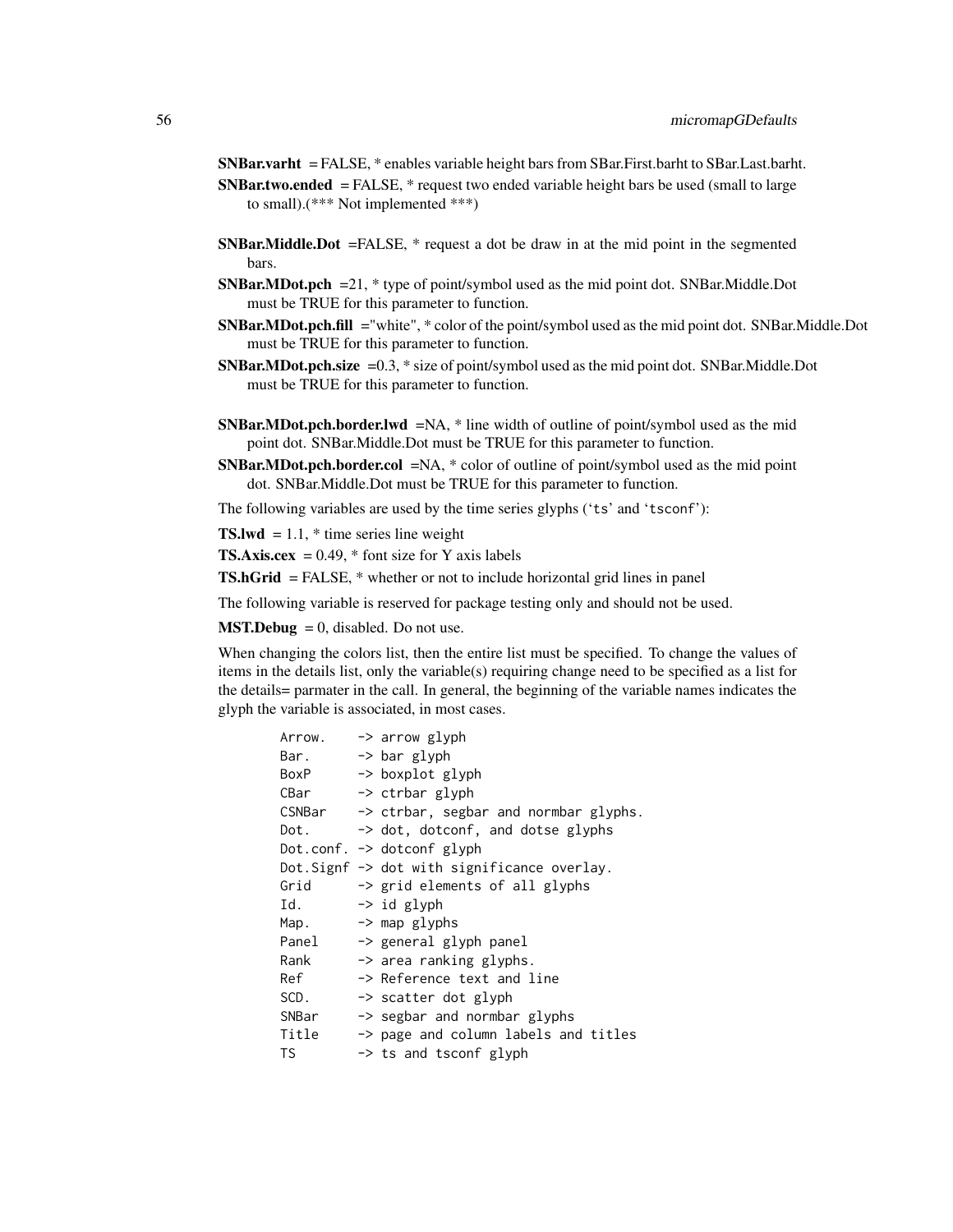**SNBar.varht** = FALSE, * enables variable height bars from SBar.First.barht to SBar.Last.barht.

**SNBar.two.ended** = FALSE, * request two ended variable height bars be used (small to large to small).(*** Not implemented ***)

**SNBar.Middle.Dot** =FALSE, * request a dot be draw in at the mid point in the segmented bars.

**SNBar.MDot.pch** =21, * type of point/symbol used as the mid point dot. SNBar.Middle.Dot must be TRUE for this parameter to function.

**SNBar.MDot.pch.fill** ="white", * color of the point/symbol used as the mid point dot. SNBar.Middle.Dot must be TRUE for this parameter to function.

**SNBar.MDot.pch.size** =0.3, * size of point/symbol used as the mid point dot. SNBar.Middle.Dot must be TRUE for this parameter to function.

**SNBar.MDot.pch.border.lwd** =NA, * line width of outline of point/symbol used as the mid point dot. SNBar.Middle.Dot must be TRUE for this parameter to function.

**SNBar.MDot.pch.border.col** =NA, * color of outline of point/symbol used as the mid point dot. SNBar.Middle.Dot must be TRUE for this parameter to function.

The following variables are used by the time series glyphs (`ts` and `tsconf`):

**TS.lwd** = 1.1, * time series line weight

**TS.Axis.cex** = 0.49, * font size for Y axis labels

**TS.hGrid** = FALSE, * whether or not to include horizontal grid lines in panel

The following variable is reserved for package testing only and should not be used.

**MST.Debug** = 0, disabled. Do not use.

When changing the colors list, then the entire list must be specified. To change the values of items in the details list, only the variable(s) requiring change need to be specified as a list for the details= parmater in the call. In general, the beginning of the variable names indicates the glyph the variable is associated, in most cases.

```
Arrow.    -> arrow glyph
Bar.      -> bar glyph
BoxP      -> boxplot glyph
CBar      -> ctrbar glyph
CSNBar    -> ctrbar, segbar and normbar glyphs.
Dot.      -> dot, dotconf, and dotse glyphs
Dot.conf. -> dotconf glyph
Dot.Signf -> dot with significance overlay.
Grid      -> grid elements of all glyphs
Id.       -> id glyph
Map.      -> map glyphs
Panel     -> general glyph panel
Rank      -> area ranking glyphs.
Ref       -> Reference text and line
SCD.      -> scatter dot glyph
SNBar     -> segbar and normbar glyphs
Title     -> page and column labels and titles
TS        -> ts and tsconf glyph
```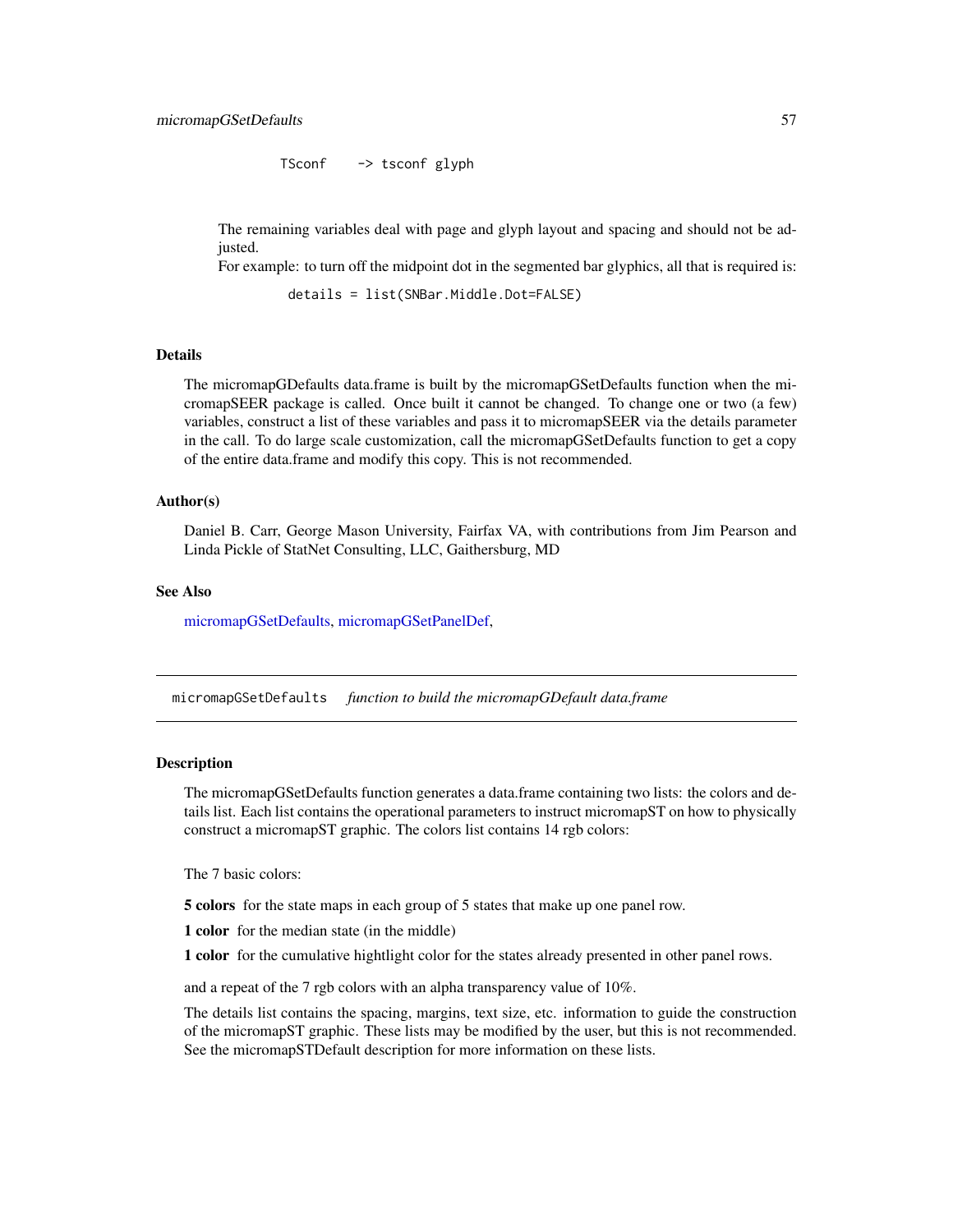```
TSconf    -> tsconf glyph
```

The remaining variables deal with page and glyph layout and spacing and should not be adjusted.
For example: to turn off the midpoint dot in the segmented bar glyphics, all that is required is:

```
details = list(SNBar.Middle.Dot=FALSE)
```

### Details

The micromapGDefaults data.frame is built by the micromapGSetDefaults function when the micromapSEER package is called. Once built it cannot be changed. To change one or two (a few) variables, construct a list of these variables and pass it to micromapSEER via the details parameter in the call. To do large scale customization, call the micromapGSetDefaults function to get a copy of the entire data.frame and modify this copy. This is not recommended.

### Author(s)

Daniel B. Carr, George Mason University, Fairfax VA, with contributions from Jim Pearson and Linda Pickle of StatNet Consulting, LLC, Gaithersburg, MD

### See Also

micromapGSetDefaults, micromapGSetPanelDef,

---

## micromapGSetDefaults    *function to build the micromapGDefault data.frame*

---

### Description

The micromapGSetDefaults function generates a data.frame containing two lists: the colors and details list. Each list contains the operational parameters to instruct micromapST on how to physically construct a micromapST graphic. The colors list contains 14 rgb colors:

The 7 basic colors:

**5 colors** for the state maps in each group of 5 states that make up one panel row.

**1 color** for the median state (in the middle)

**1 color** for the cumulative hightlight color for the states already presented in other panel rows.

and a repeat of the 7 rgb colors with an alpha transparency value of 10%.

The details list contains the spacing, margins, text size, etc. information to guide the construction of the micromapST graphic. These lists may be modified by the user, but this is not recommended. See the micromapSTDefault description for more information on these lists.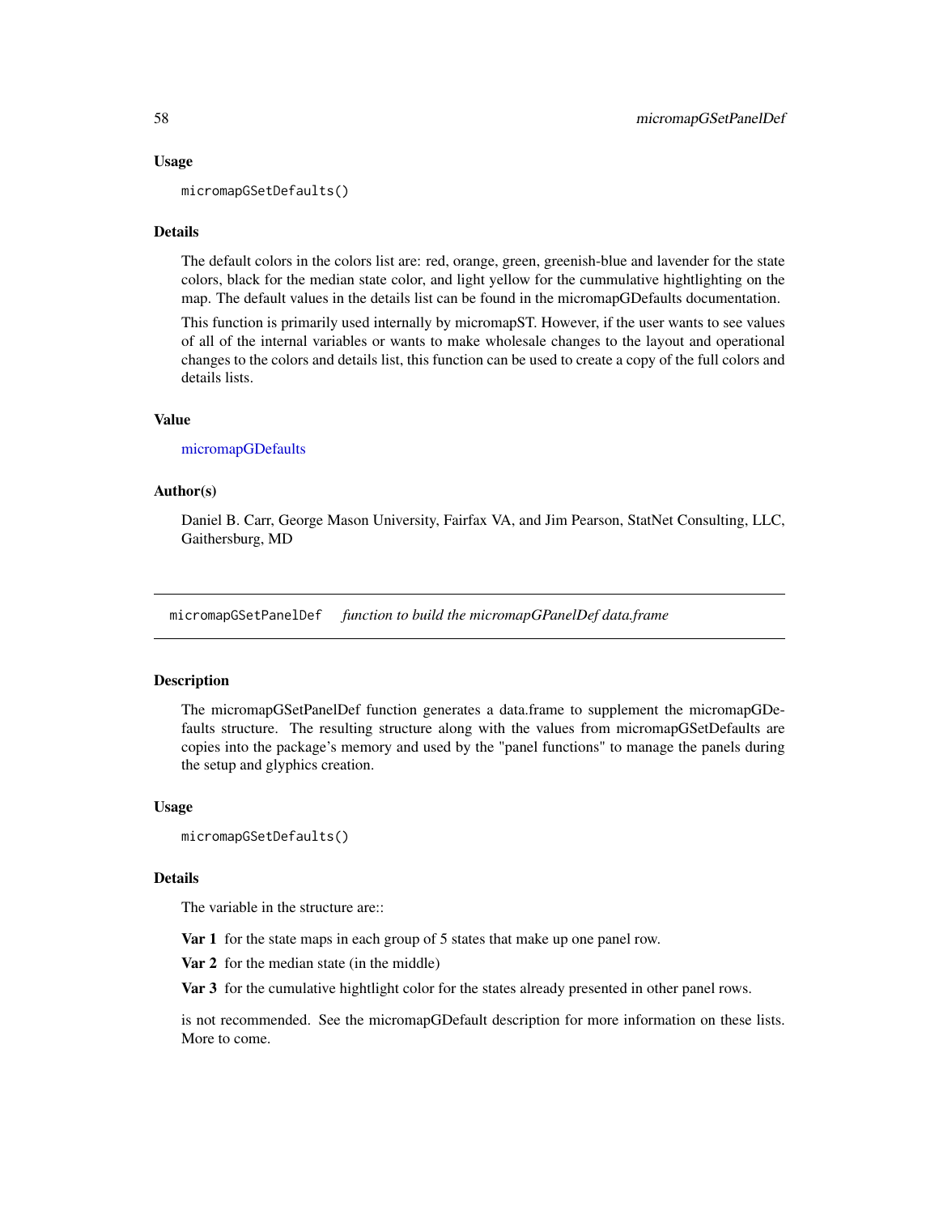### Usage

```
micromapGSetDefaults()
```

### Details

The default colors in the colors list are: red, orange, green, greenish-blue and lavender for the state colors, black for the median state color, and light yellow for the cummulative hightlighting on the map. The default values in the details list can be found in the micromapGDefaults documentation.

This function is primarily used internally by micromapST. However, if the user wants to see values of all of the internal variables or wants to make wholesale changes to the layout and operational changes to the colors and details list, this function can be used to create a copy of the full colors and details lists.

### Value

micromapGDefaults

### Author(s)

Daniel B. Carr, George Mason University, Fairfax VA, and Jim Pearson, StatNet Consulting, LLC, Gaithersburg, MD

---

## micromapGSetPanelDef *function to build the micromapGPanelDef data.frame*

### Description

The micromapGSetPanelDef function generates a data.frame to supplement the micromapGDefaults structure. The resulting structure along with the values from micromapGSetDefaults are copies into the package's memory and used by the "panel functions" to manage the panels during the setup and glyphics creation.

### Usage

```
micromapGSetDefaults()
```

### Details

The variable in the structure are::

**Var 1** for the state maps in each group of 5 states that make up one panel row.

**Var 2** for the median state (in the middle)

**Var 3** for the cumulative hightlight color for the states already presented in other panel rows.

is not recommended. See the micromapGDefault description for more information on these lists. More to come.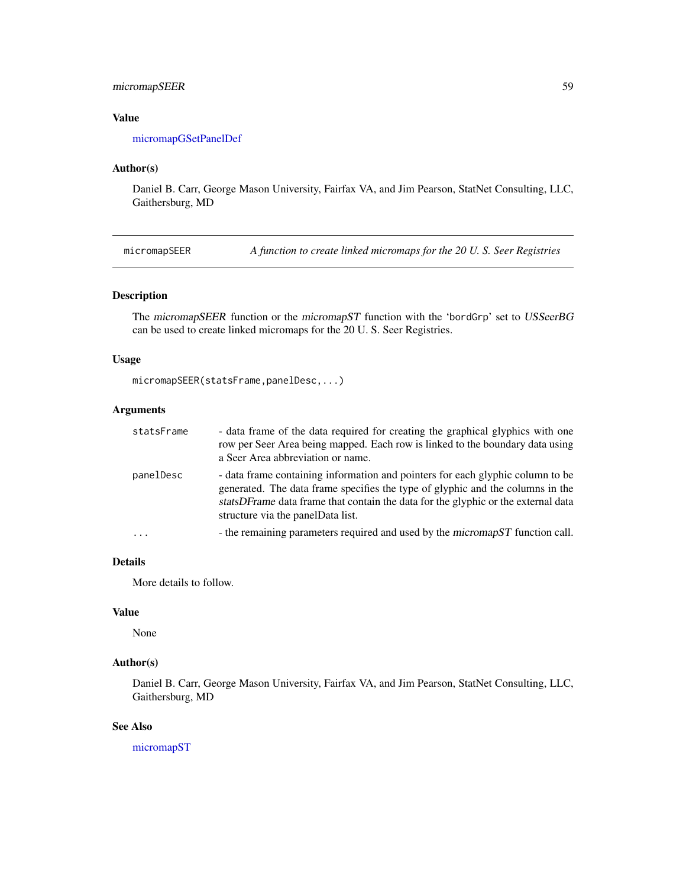### Value

micromapGSetPanelDef

### Author(s)

Daniel B. Carr, George Mason University, Fairfax VA, and Jim Pearson, StatNet Consulting, LLC, Gaithersburg, MD

---

## micromapSEER — *A function to create linked micromaps for the 20 U. S. Seer Registries*

### Description

The *micromapSEER* function or the *micromapST* function with the 'bordGrp' set to *USSeerBG* can be used to create linked micromaps for the 20 U. S. Seer Registries.

### Usage

```
micromapSEER(statsFrame,panelDesc,...)
```

### Arguments

| | |
|---|---|
| statsFrame | - data frame of the data required for creating the graphical glyphics with one row per Seer Area being mapped. Each row is linked to the boundary data using a Seer Area abbreviation or name. |
| panelDesc | - data frame containing information and pointers for each glyphic column to be generated. The data frame specifies the type of glyphic and the columns in the *statsDFrame* data frame that contain the data for the glyphic or the external data structure via the panelData list. |
| ... | - the remaining parameters required and used by the *micromapST* function call. |

### Details

More details to follow.

### Value

None

### Author(s)

Daniel B. Carr, George Mason University, Fairfax VA, and Jim Pearson, StatNet Consulting, LLC, Gaithersburg, MD

### See Also

micromapST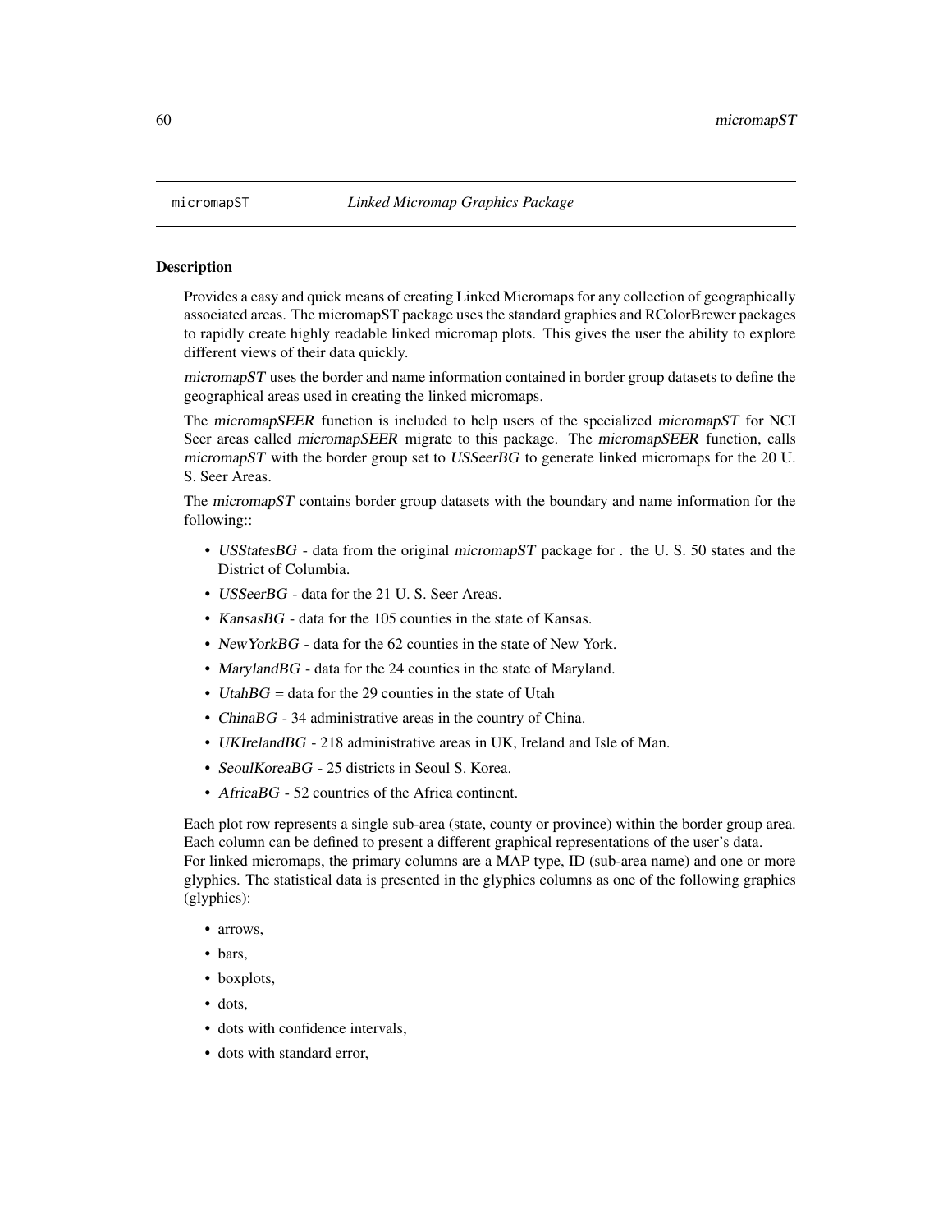micromapST *Linked Micromap Graphics Package*

## Description

Provides a easy and quick means of creating Linked Micromaps for any collection of geographically associated areas. The micromapST package uses the standard graphics and RColorBrewer packages to rapidly create highly readable linked micromap plots. This gives the user the ability to explore different views of their data quickly.

*micromapST* uses the border and name information contained in border group datasets to define the geographical areas used in creating the linked micromaps.

The *micromapSEER* function is included to help users of the specialized *micromapST* for NCI Seer areas called *micromapSEER* migrate to this package. The *micromapSEER* function, calls *micromapST* with the border group set to *USSeerBG* to generate linked micromaps for the 20 U. S. Seer Areas.

The *micromapST* contains border group datasets with the boundary and name information for the following::

- *USStatesBG* - data from the original *micromapST* package for . the U. S. 50 states and the District of Columbia.
- *USSeerBG* - data for the 21 U. S. Seer Areas.
- *KansasBG* - data for the 105 counties in the state of Kansas.
- *NewYorkBG* - data for the 62 counties in the state of New York.
- *MarylandBG* - data for the 24 counties in the state of Maryland.
- *UtahBG* = data for the 29 counties in the state of Utah
- *ChinaBG* - 34 administrative areas in the country of China.
- *UKIrelandBG* - 218 administrative areas in UK, Ireland and Isle of Man.
- *SeoulKoreaBG* - 25 districts in Seoul S. Korea.
- *AfricaBG* - 52 countries of the Africa continent.

Each plot row represents a single sub-area (state, county or province) within the border group area. Each column can be defined to present a different graphical representations of the user's data. For linked micromaps, the primary columns are a MAP type, ID (sub-area name) and one or more glyphics. The statistical data is presented in the glyphics columns as one of the following graphics (glyphics):

- arrows,
- bars,
- boxplots,
- dots,
- dots with confidence intervals,
- dots with standard error,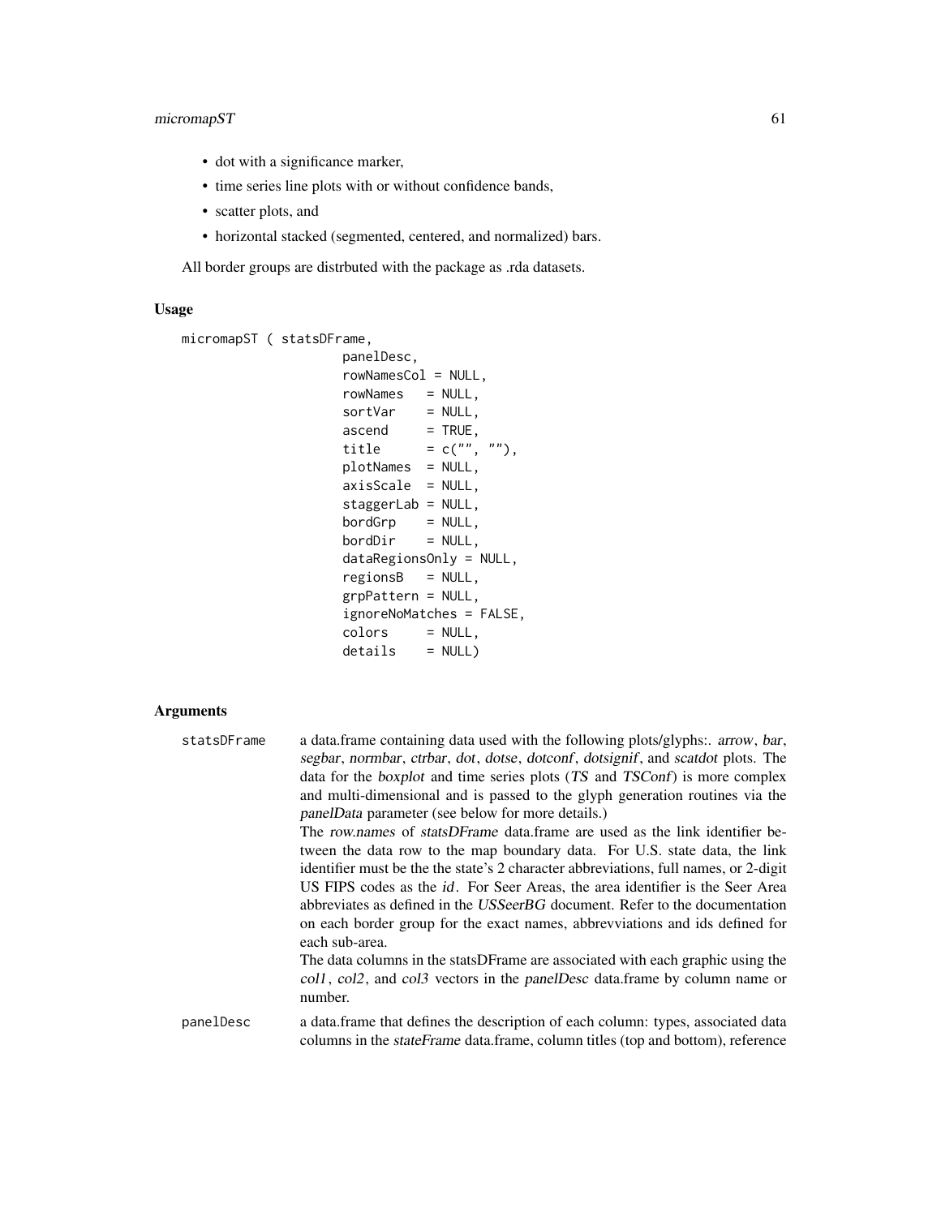- dot with a significance marker,
- time series line plots with or without confidence bands,
- scatter plots, and
- horizontal stacked (segmented, centered, and normalized) bars.

All border groups are distrbuted with the package as .rda datasets.

### Usage

```
micromapST ( statsDFrame,
                    panelDesc,
                    rowNamesCol = NULL,
                    rowNames   = NULL,
                    sortVar    = NULL,
                    ascend     = TRUE,
                    title      = c("", ""),
                    plotNames  = NULL,
                    axisScale  = NULL,
                    staggerLab = NULL,
                    bordGrp    = NULL,
                    bordDir    = NULL,
                    dataRegionsOnly = NULL,
                    regionsB   = NULL,
                    grpPattern = NULL,
                    ignoreNoMatches = FALSE,
                    colors     = NULL,
                    details    = NULL)
```

### Arguments

**statsDFrame** a data.frame containing data used with the following plots/glyphs:. *arrow*, *bar*, *segbar*, *normbar*, *ctrbar*, *dot*, *dotse*, *dotconf*, *dotsignif*, and *scatdot* plots. The data for the *boxplot* and time series plots (*TS* and *TSConf*) is more complex and multi-dimensional and is passed to the glyph generation routines via the *panelData* parameter (see below for more details.)

The *row.names* of *statsDFrame* data.frame are used as the link identifier between the data row to the map boundary data. For U.S. state data, the link identifier must be the the state's 2 character abbreviations, full names, or 2-digit US FIPS codes as the *id*. For Seer Areas, the area identifier is the Seer Area abbreviates as defined in the *USSeerBG* document. Refer to the documentation on each border group for the exact names, abbrevviations and ids defined for each sub-area.

The data columns in the statsDFrame are associated with each graphic using the *col1*, *col2*, and *col3* vectors in the *panelDesc* data.frame by column name or number.

**panelDesc** a data.frame that defines the description of each column: types, associated data columns in the *stateFrame* data.frame, column titles (top and bottom), reference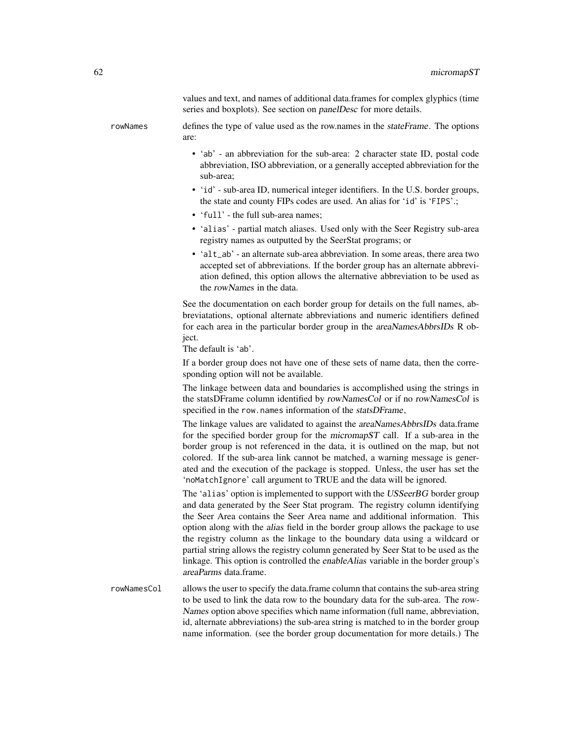values and text, and names of additional data.frames for complex glyphics (time series and boxplots). See section on *panelDesc* for more details.

`rowNames` defines the type of value used as the row.names in the *stateFrame*. The options are:

- '`ab`' - an abbreviation for the sub-area: 2 character state ID, postal code abbreviation, ISO abbreviation, or a generally accepted abbreviation for the sub-area;
- '`id`' - sub-area ID, numerical integer identifiers. In the U.S. border groups, the state and county FIPs codes are used. An alias for '`id`' is '`FIPS`'.;
- '`full`' - the full sub-area names;
- '`alias`' - partial match aliases. Used only with the Seer Registry sub-area registry names as outputted by the SeerStat programs; or
- '`alt_ab`' - an alternate sub-area abbreviation. In some areas, there area two accepted set of abbreviations. If the border group has an alternate abbreviation defined, this option allows the alternative abbreviation to be used as the *rowNames* in the data.

See the documentation on each border group for details on the full names, abbreviatations, optional alternate abbreviations and numeric identifiers defined for each area in the particular border group in the *areaNamesAbbrsIDs* R object.
The default is '`ab`'.

If a border group does not have one of these sets of name data, then the corresponding option will not be available.

The linkage between data and boundaries is accomplished using the strings in the statsDFrame column identified by *rowNamesCol* or if no *rowNamesCol* is specified in the `row.names` information of the *statsDFrame*,

The linkage values are validated to against the *areaNamesAbbrsIDs* data.frame for the specified border group for the *micromapST* call. If a sub-area in the border group is not referenced in the data, it is outlined on the map, but not colored. If the sub-area link cannot be matched, a warning message is generated and the execution of the package is stopped. Unless, the user has set the '`noMatchIgnore`' call argument to TRUE and the data will be ignored.

The '`alias`' option is implemented to support with the *USSeerBG* border group and data generated by the Seer Stat program. The registry column identifying the Seer Area contains the Seer Area name and additional information. This option along with the *alias* field in the border group allows the package to use the registry column as the linkage to the boundary data using a wildcard or partial string allows the registry column generated by Seer Stat to be used as the linkage. This option is controlled the *enableAlias* variable in the border group's *areaParms* data.frame.

`rowNamesCol` allows the user to specify the data.frame column that contains the sub-area string to be used to link the data row to the boundary data for the sub-area. The *rowNames* option above specifies which name information (full name, abbreviation, id, alternate abbreviations) the sub-area string is matched to in the border group name information. (see the border group documentation for more details.) The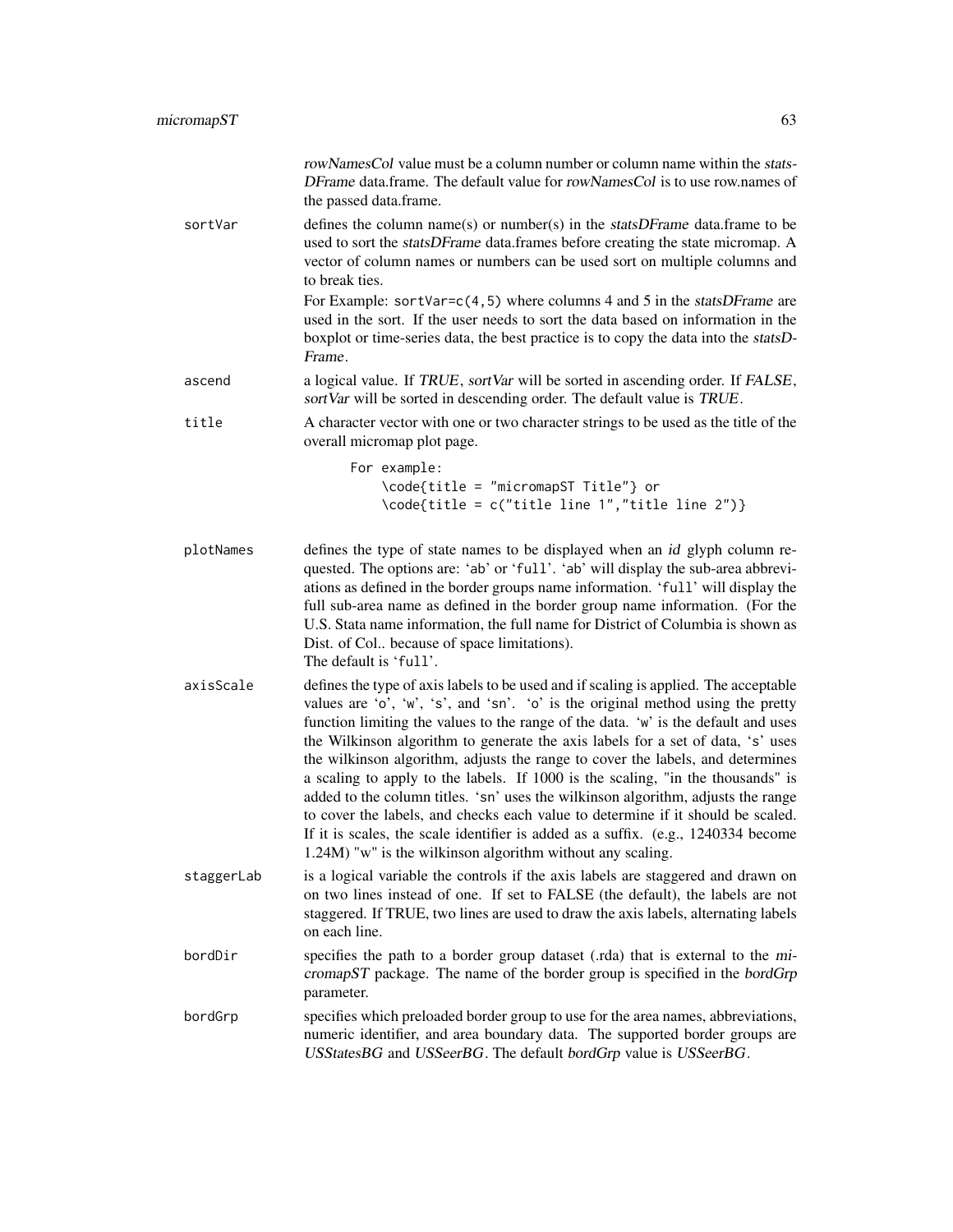*rowNamesCol* value must be a column number or column name within the *statsDFrame* data.frame. The default value for *rowNamesCol* is to use row.names of the passed data.frame.

`sortVar`
: defines the column name(s) or number(s) in the *statsDFrame* data.frame to be used to sort the *statsDFrame* data.frames before creating the state micromap. A vector of column names or numbers can be used sort on multiple columns and to break ties.

  For Example: `sortVar=c(4,5)` where columns 4 and 5 in the *statsDFrame* are used in the sort. If the user needs to sort the data based on information in the boxplot or time-series data, the best practice is to copy the data into the *statsDFrame*.

`ascend`
: a logical value. If *TRUE*, *sortVar* will be sorted in ascending order. If *FALSE*, *sortVar* will be sorted in descending order. The default value is *TRUE*.

`title`
: A character vector with one or two character strings to be used as the title of the overall micromap plot page.

```
For example:
    \code{title = "micromapST Title"} or
    \code{title = c("title line 1","title line 2")}
```

`plotNames`
: defines the type of state names to be displayed when an *id* glyph column requested. The options are: '`ab`' or '`full`'. '`ab`' will display the sub-area abbreviations as defined in the border groups name information. '`full`' will display the full sub-area name as defined in the border group name information. (For the U.S. Stata name information, the full name for District of Columbia is shown as Dist. of Col.. because of space limitations).
  The default is '`full`'.

`axisScale`
: defines the type of axis labels to be used and if scaling is applied. The acceptable values are '`o`', '`w`', '`s`', and '`sn`'. '`o`' is the original method using the pretty function limiting the values to the range of the data. '`w`' is the default and uses the Wilkinson algorithm to generate the axis labels for a set of data, '`s`' uses the wilkinson algorithm, adjusts the range to cover the labels, and determines a scaling to apply to the labels. If 1000 is the scaling, "in the thousands" is added to the column titles. '`sn`' uses the wilkinson algorithm, adjusts the range to cover the labels, and checks each value to determine if it should be scaled. If it is scales, the scale identifier is added as a suffix. (e.g., 1240334 become 1.24M) "w" is the wilkinson algorithm without any scaling.

`staggerLab`
: is a logical variable the controls if the axis labels are staggered and drawn on on two lines instead of one. If set to FALSE (the default), the labels are not staggered. If TRUE, two lines are used to draw the axis labels, alternating labels on each line.

`bordDir`
: specifies the path to a border group dataset (.rda) that is external to the *micromapST* package. The name of the border group is specified in the *bordGrp* parameter.

`bordGrp`
: specifies which preloaded border group to use for the area names, abbreviations, numeric identifier, and area boundary data. The supported border groups are *USStatesBG* and *USSeerBG*. The default *bordGrp* value is *USSeerBG*.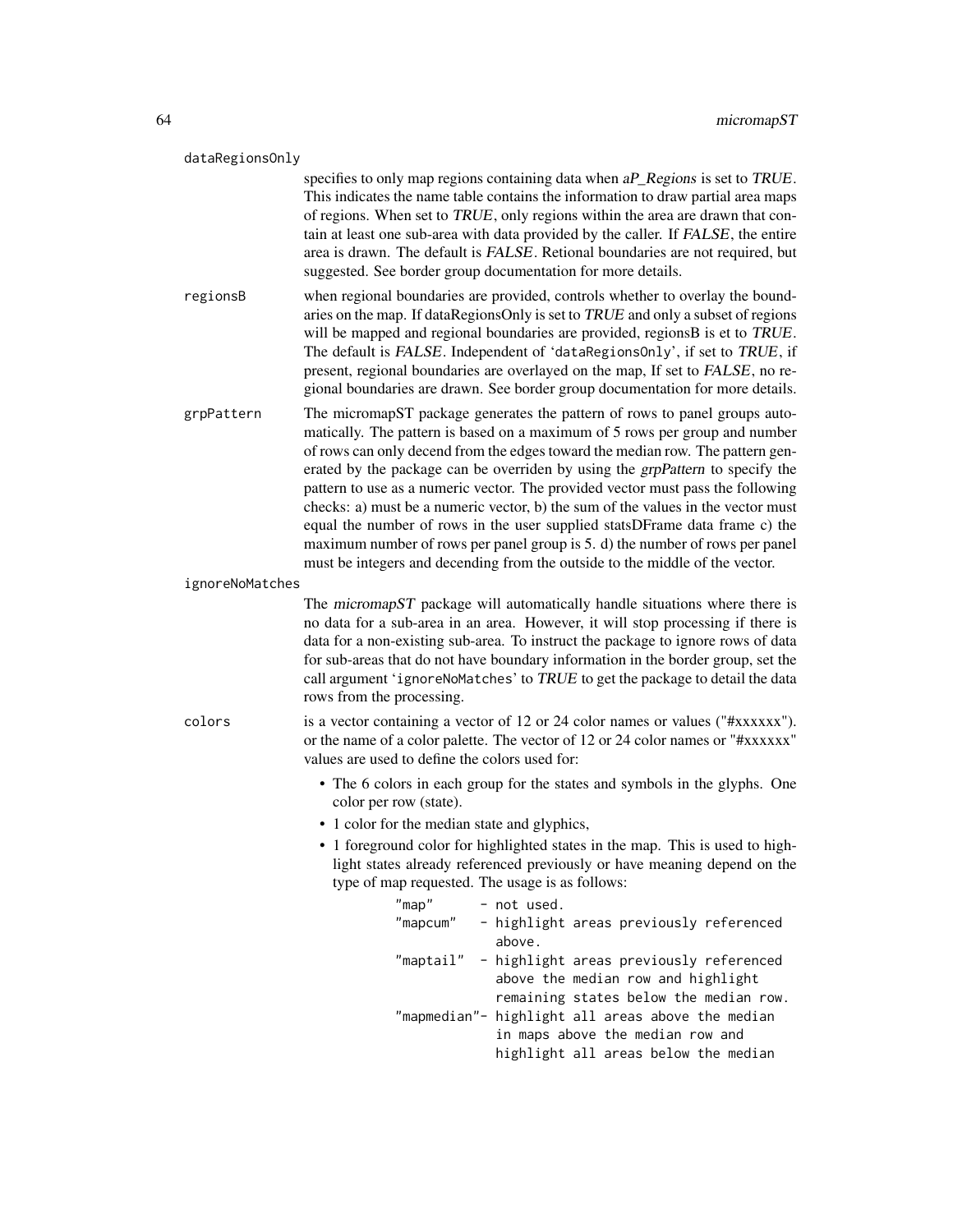`dataRegionsOnly`

specifies to only map regions containing data when *aP_Regions* is set to *TRUE*. This indicates the name table contains the information to draw partial area maps of regions. When set to *TRUE*, only regions within the area are drawn that contain at least one sub-area with data provided by the caller. If *FALSE*, the entire area is drawn. The default is *FALSE*. Retional boundaries are not required, but suggested. See border group documentation for more details.

`regionsB`

when regional boundaries are provided, controls whether to overlay the boundaries on the map. If dataRegionsOnly is set to *TRUE* and only a subset of regions will be mapped and regional boundaries are provided, regionsB is et to *TRUE*. The default is *FALSE*. Independent of '`dataRegionsOnly`', if set to *TRUE*, if present, regional boundaries are overlayed on the map, If set to *FALSE*, no regional boundaries are drawn. See border group documentation for more details.

`grpPattern`

The micromapST package generates the pattern of rows to panel groups automatically. The pattern is based on a maximum of 5 rows per group and number of rows can only decend from the edges toward the median row. The pattern generated by the package can be overriden by using the *grpPattern* to specify the pattern to use as a numeric vector. The provided vector must pass the following checks: a) must be a numeric vector, b) the sum of the values in the vector must equal the number of rows in the user supplied statsDFrame data frame c) the maximum number of rows per panel group is 5. d) the number of rows per panel must be integers and decending from the outside to the middle of the vector.

`ignoreNoMatches`

The *micromapST* package will automatically handle situations where there is no data for a sub-area in an area. However, it will stop processing if there is data for a non-existing sub-area. To instruct the package to ignore rows of data for sub-areas that do not have boundary information in the border group, set the call argument '`ignoreNoMatches`' to *TRUE* to get the package to detail the data rows from the processing.

`colors`

is a vector containing a vector of 12 or 24 color names or values ("#xxxxxx"). or the name of a color palette. The vector of 12 or 24 color names or "#xxxxxx" values are used to define the colors used for:

- The 6 colors in each group for the states and symbols in the glyphs. One color per row (state).
- 1 color for the median state and glyphics,
- 1 foreground color for highlighted states in the map. This is used to highlight states already referenced previously or have meaning depend on the type of map requested. The usage is as follows:

```
"map"      - not used.
"mapcum"   - highlight areas previously referenced
             above.
"maptail"  - highlight areas previously referenced
             above the median row and highlight
             remaining states below the median row.
"mapmedian"- highlight all areas above the median
             in maps above the median row and
             highlight all areas below the median
```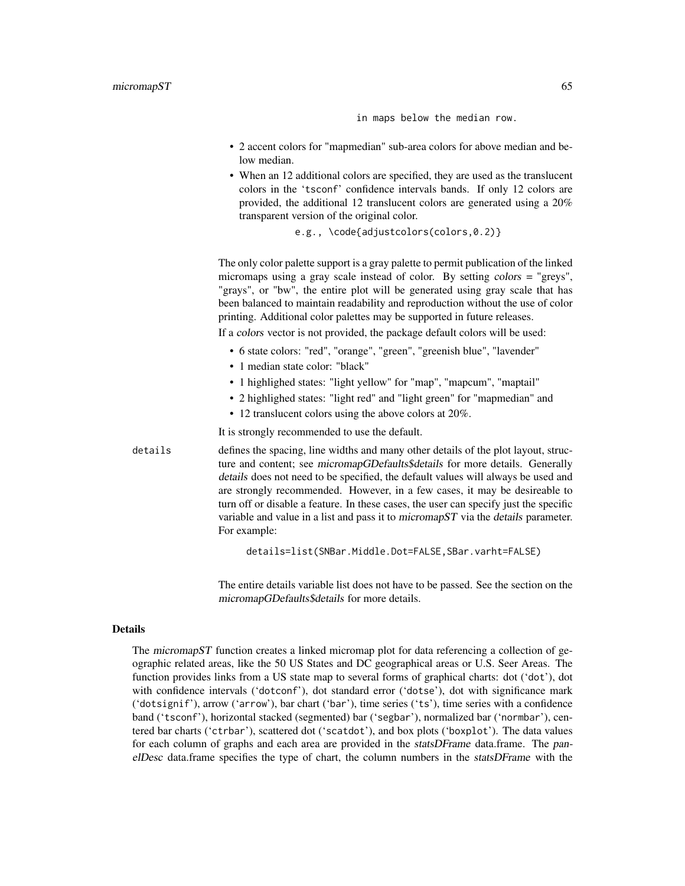```
in maps below the median row.
```

- 2 accent colors for "mapmedian" sub-area colors for above median and below median.
- When an 12 additional colors are specified, they are used as the translucent colors in the 'tsconf' confidence intervals bands. If only 12 colors are provided, the additional 12 translucent colors are generated using a 20% transparent version of the original color.

```
e.g., \code{adjustcolors(colors,0.2)}
```

The only color palette support is a gray palette to permit publication of the linked micromaps using a gray scale instead of color. By setting *colors* = "greys", "grays", or "bw", the entire plot will be generated using gray scale that has been balanced to maintain readability and reproduction without the use of color printing. Additional color palettes may be supported in future releases.

If a *colors* vector is not provided, the package default colors will be used:

- 6 state colors: "red", "orange", "green", "greenish blue", "lavender"
- 1 median state color: "black"
- 1 highlighed states: "light yellow" for "map", "mapcum", "maptail"
- 2 highlighed states: "light red" and "light green" for "mapmedian" and
- 12 translucent colors using the above colors at 20%.

It is strongly recommended to use the default.

`details` defines the spacing, line widths and many other details of the plot layout, structure and content; see *micromapGDefaults$details* for more details. Generally *details* does not need to be specified, the default values will always be used and are strongly recommended. However, in a few cases, it may be desireable to turn off or disable a feature. In these cases, the user can specify just the specific variable and value in a list and pass it to *micromapST* via the *details* parameter. For example:

```
details=list(SNBar.Middle.Dot=FALSE,SBar.varht=FALSE)
```

The entire details variable list does not have to be passed. See the section on the *micromapGDefaults$details* for more details.

## Details

The *micromapST* function creates a linked micromap plot for data referencing a collection of geographic related areas, like the 50 US States and DC geographical areas or U.S. Seer Areas. The function provides links from a US state map to several forms of graphical charts: dot ('dot'), dot with confidence intervals ('dotconf'), dot standard error ('dotse'), dot with significance mark ('dotsignif'), arrow ('arrow'), bar chart ('bar'), time series ('ts'), time series with a confidence band ('tsconf'), horizontal stacked (segmented) bar ('segbar'), normalized bar ('normbar'), centered bar charts ('ctrbar'), scattered dot ('scatdot'), and box plots ('boxplot'). The data values for each column of graphs and each area are provided in the *statsDFrame* data.frame. The *panelDesc* data.frame specifies the type of chart, the column numbers in the *statsDFrame* with the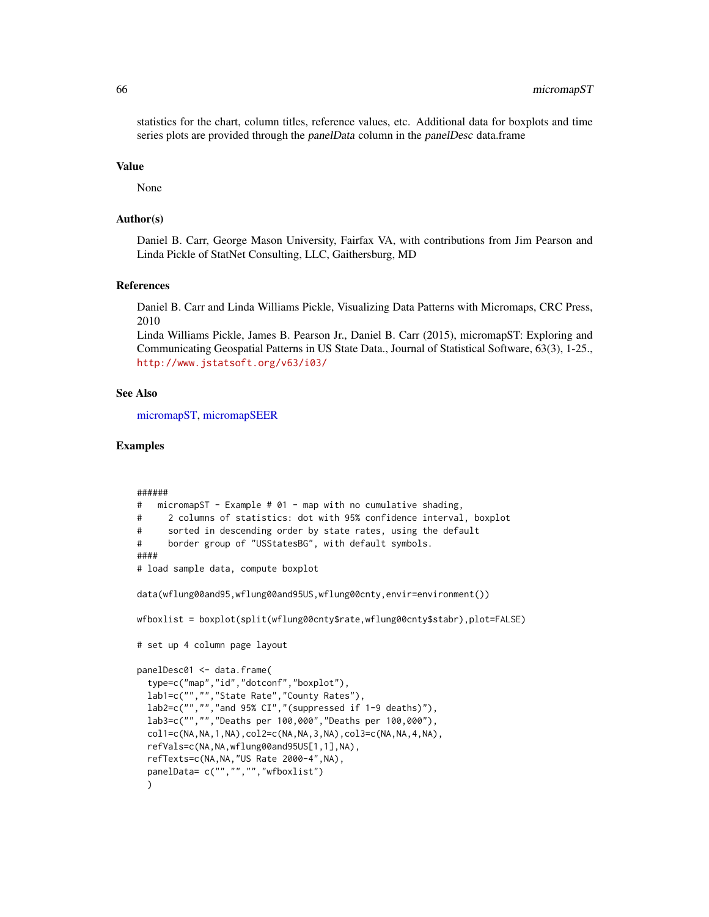statistics for the chart, column titles, reference values, etc. Additional data for boxplots and time series plots are provided through the *panelData* column in the *panelDesc* data.frame

### Value

None

### Author(s)

Daniel B. Carr, George Mason University, Fairfax VA, with contributions from Jim Pearson and Linda Pickle of StatNet Consulting, LLC, Gaithersburg, MD

### References

Daniel B. Carr and Linda Williams Pickle, Visualizing Data Patterns with Micromaps, CRC Press, 2010

Linda Williams Pickle, James B. Pearson Jr., Daniel B. Carr (2015), micromapST: Exploring and Communicating Geospatial Patterns in US State Data., Journal of Statistical Software, 63(3), 1-25., http://www.jstatsoft.org/v63/i03/

### See Also

micromapST, micromapSEER

### Examples

```
######
#   micromapST - Example # 01 - map with no cumulative shading,
#     2 columns of statistics: dot with 95% confidence interval, boxplot
#     sorted in descending order by state rates, using the default
#     border group of "USStatesBG", with default symbols.
####
# load sample data, compute boxplot

data(wflung00and95,wflung00and95US,wflung00cnty,envir=environment())

wfboxlist = boxplot(split(wflung00cnty$rate,wflung00cnty$stabr),plot=FALSE)

# set up 4 column page layout

panelDesc01 <- data.frame(
  type=c("map","id","dotconf","boxplot"),
  lab1=c("","","State Rate","County Rates"),
  lab2=c("","","and 95% CI","(suppressed if 1-9 deaths)"),
  lab3=c("","","Deaths per 100,000","Deaths per 100,000"),
  col1=c(NA,NA,1,NA),col2=c(NA,NA,3,NA),col3=c(NA,NA,4,NA),
  refVals=c(NA,NA,wflung00and95US[1,1],NA),
  refTexts=c(NA,NA,"US Rate 2000-4",NA),
  panelData= c("","","","wfboxlist")
  )
```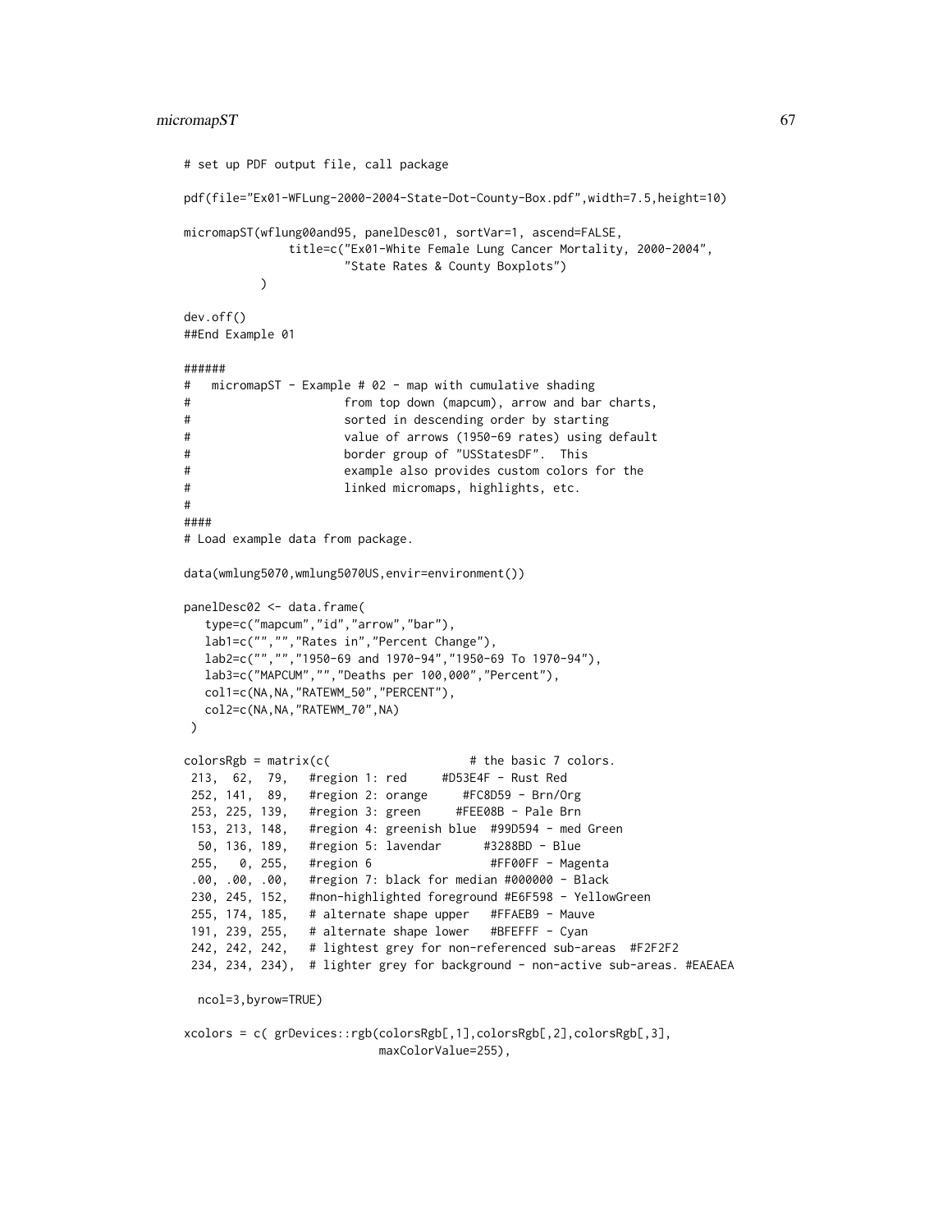```
# set up PDF output file, call package

pdf(file="Ex01-WFLung-2000-2004-State-Dot-County-Box.pdf",width=7.5,height=10)

micromapST(wflung00and95, panelDesc01, sortVar=1, ascend=FALSE,
              title=c("Ex01-White Female Lung Cancer Mortality, 2000-2004",
                      "State Rates & County Boxplots")
          )

dev.off()
##End Example 01

######
#   micromapST - Example # 02 - map with cumulative shading
#                     from top down (mapcum), arrow and bar charts,
#                     sorted in descending order by starting
#                     value of arrows (1950-69 rates) using default
#                     border group of "USStatesDF".  This
#                     example also provides custom colors for the
#                     linked micromaps, highlights, etc.
#
####
# Load example data from package.

data(wmlung5070,wmlung5070US,envir=environment())

panelDesc02 <- data.frame(
   type=c("mapcum","id","arrow","bar"),
   lab1=c("","","Rates in","Percent Change"),
   lab2=c("","","1950-69 and 1970-94","1950-69 To 1970-94"),
   lab3=c("MAPCUM","","Deaths per 100,000","Percent"),
   col1=c(NA,NA,"RATEWM_50","PERCENT"),
   col2=c(NA,NA,"RATEWM_70",NA)
 )

colorsRgb = matrix(c(                    # the basic 7 colors.
 213,  62,  79,   #region 1: red     #D53E4F - Rust Red
 252, 141,  89,   #region 2: orange     #FC8D59 - Brn/Org
 253, 225, 139,   #region 3: green     #FEE08B - Pale Brn
 153, 213, 148,   #region 4: greenish blue  #99D594 - med Green
  50, 136, 189,   #region 5: lavendar      #3288BD - Blue
 255,   0, 255,   #region 6                 #FF00FF - Magenta
 .00, .00, .00,   #region 7: black for median #000000 - Black
 230, 245, 152,   #non-highlighted foreground #E6F598 - YellowGreen
 255, 174, 185,   # alternate shape upper   #FFAEB9 - Mauve
 191, 239, 255,   # alternate shape lower   #BFEFFF - Cyan
 242, 242, 242,   # lightest grey for non-referenced sub-areas  #F2F2F2
 234, 234, 234),  # lighter grey for background - non-active sub-areas. #EAEAEA

  ncol=3,byrow=TRUE)

xcolors = c( grDevices::rgb(colorsRgb[,1],colorsRgb[,2],colorsRgb[,3],
                            maxColorValue=255),
```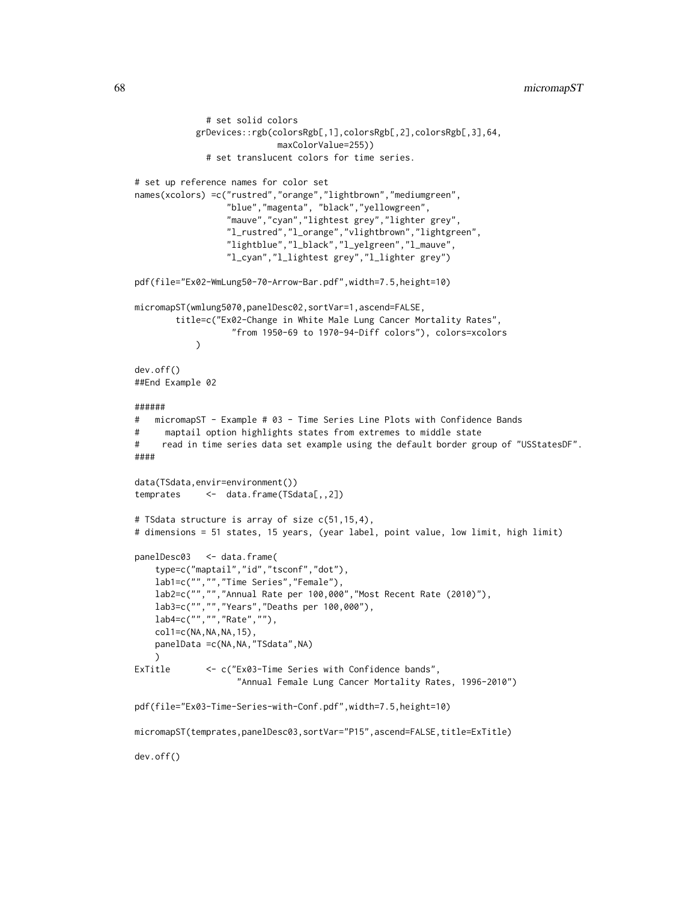```
              # set solid colors
            grDevices::rgb(colorsRgb[,1],colorsRgb[,2],colorsRgb[,3],64,
                           maxColorValue=255))
              # set translucent colors for time series.

# set up reference names for color set
names(xcolors) =c("rustred","orange","lightbrown","mediumgreen",
                  "blue","magenta", "black","yellowgreen",
                  "mauve","cyan","lightest grey","lighter grey",
                  "l_rustred","l_orange","vlightbrown","lightgreen",
                  "lightblue","l_black","l_yelgreen","l_mauve",
                  "l_cyan","l_lightest grey","l_lighter grey")

pdf(file="Ex02-WmLung50-70-Arrow-Bar.pdf",width=7.5,height=10)

micromapST(wmlung5070,panelDesc02,sortVar=1,ascend=FALSE,
        title=c("Ex02-Change in White Male Lung Cancer Mortality Rates",
                  "from 1950-69 to 1970-94-Diff colors"), colors=xcolors
            )

dev.off()
##End Example 02

######
#   micromapST - Example # 03 - Time Series Line Plots with Confidence Bands
#     maptail option highlights states from extremes to middle state
#    read in time series data set example using the default border group of "USStatesDF".
####

data(TSdata,envir=environment())
temprates     <-  data.frame(TSdata[,,2])

# TSdata structure is array of size c(51,15,4),
# dimensions = 51 states, 15 years, (year label, point value, low limit, high limit)

panelDesc03   <- data.frame(
    type=c("maptail","id","tsconf","dot"),
    lab1=c("","","Time Series","Female"),
    lab2=c("","","Annual Rate per 100,000","Most Recent Rate (2010)"),
    lab3=c("","","Years","Deaths per 100,000"),
    lab4=c("","","Rate",""),
    col1=c(NA,NA,NA,15),
    panelData =c(NA,NA,"TSdata",NA)
    )
ExTitle       <- c("Ex03-Time Series with Confidence bands",
                    "Annual Female Lung Cancer Mortality Rates, 1996-2010")

pdf(file="Ex03-Time-Series-with-Conf.pdf",width=7.5,height=10)

micromapST(temprates,panelDesc03,sortVar="P15",ascend=FALSE,title=ExTitle)

dev.off()
```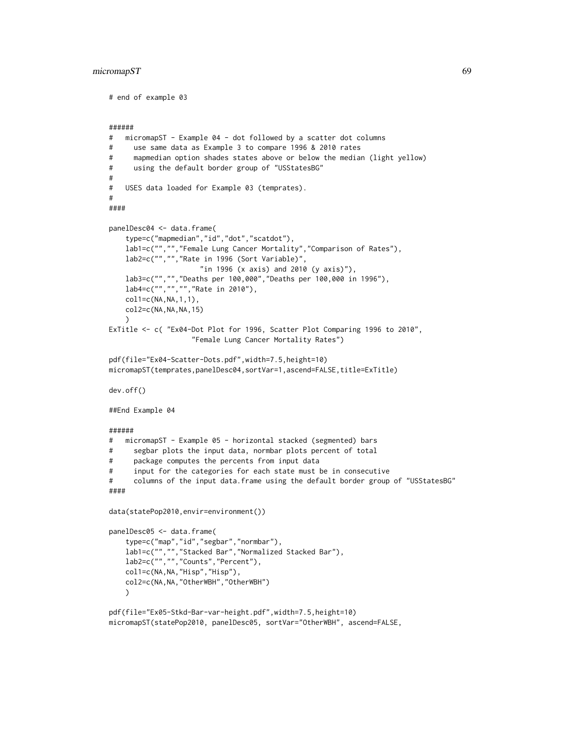```
# end of example 03


######
#   micromapST - Example 04 - dot followed by a scatter dot columns
#     use same data as Example 3 to compare 1996 & 2010 rates
#     mapmedian option shades states above or below the median (light yellow)
#     using the default border group of "USStatesBG"
#
#   USES data loaded for Example 03 (temprates).
#
####

panelDesc04 <- data.frame(
    type=c("mapmedian","id","dot","scatdot"),
    lab1=c("","","Female Lung Cancer Mortality","Comparison of Rates"),
    lab2=c("","","Rate in 1996 (Sort Variable)",
                   "in 1996 (x axis) and 2010 (y axis)"),
    lab3=c("","","Deaths per 100,000","Deaths per 100,000 in 1996"),
    lab4=c("","","","Rate in 2010"),
    col1=c(NA,NA,1,1),
    col2=c(NA,NA,NA,15)
    )
ExTitle <- c( "Ex04-Dot Plot for 1996, Scatter Plot Comparing 1996 to 2010",
                 "Female Lung Cancer Mortality Rates")

pdf(file="Ex04-Scatter-Dots.pdf",width=7.5,height=10)
micromapST(temprates,panelDesc04,sortVar=1,ascend=FALSE,title=ExTitle)

dev.off()

##End Example 04

######
#   micromapST - Example 05 - horizontal stacked (segmented) bars
#     segbar plots the input data, normbar plots percent of total
#     package computes the percents from input data
#     input for the categories for each state must be in consecutive
#     columns of the input data.frame using the default border group of "USStatesBG"
####

data(statePop2010,envir=environment())

panelDesc05 <- data.frame(
    type=c("map","id","segbar","normbar"),
    lab1=c("","","Stacked Bar","Normalized Stacked Bar"),
    lab2=c("","","Counts","Percent"),
    col1=c(NA,NA,"Hisp","Hisp"),
    col2=c(NA,NA,"OtherWBH","OtherWBH")
    )

pdf(file="Ex05-Stkd-Bar-var-height.pdf",width=7.5,height=10)
micromapST(statePop2010, panelDesc05, sortVar="OtherWBH", ascend=FALSE,
```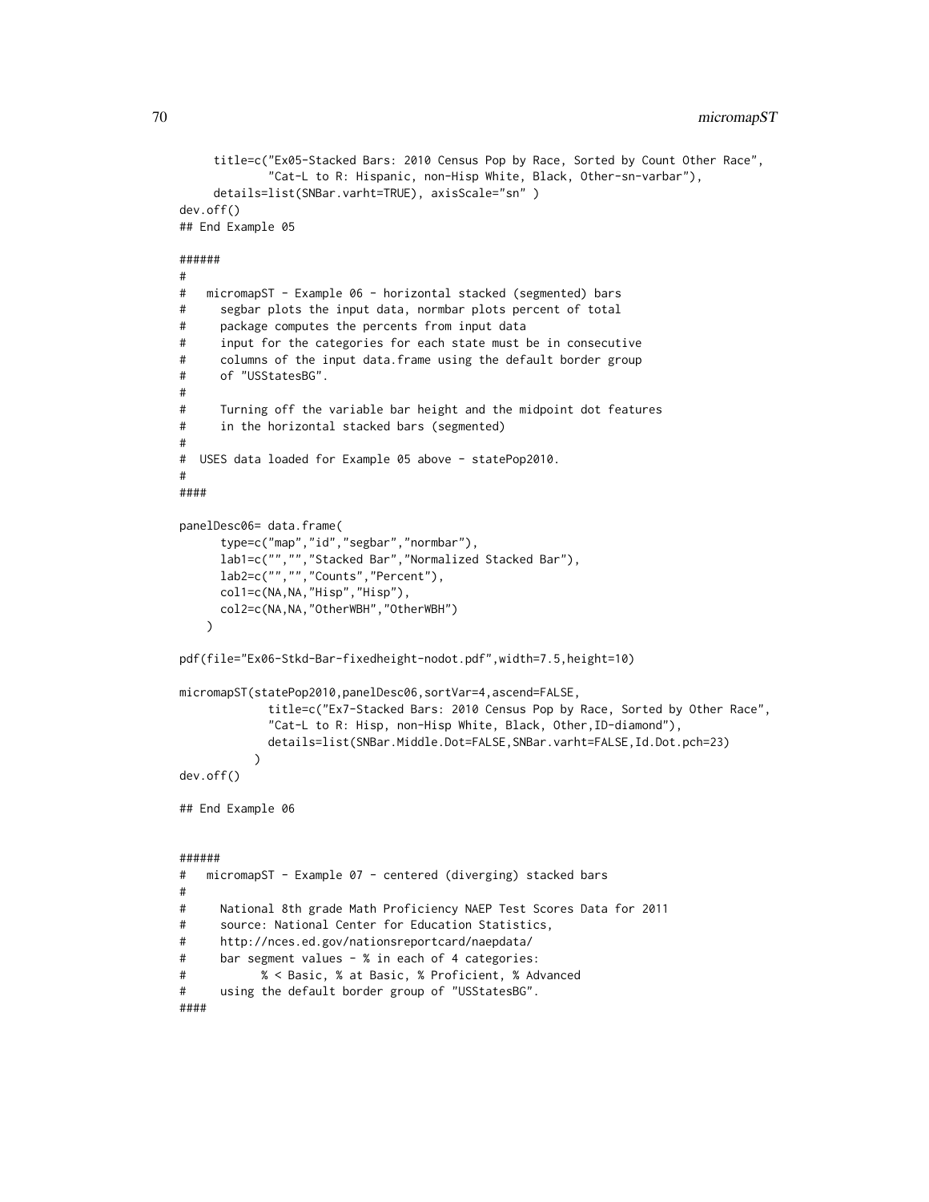```
     title=c("Ex05-Stacked Bars: 2010 Census Pop by Race, Sorted by Count Other Race",
             "Cat-L to R: Hispanic, non-Hisp White, Black, Other-sn-varbar"),
     details=list(SNBar.varht=TRUE), axisScale="sn" )
dev.off()
## End Example 05

######
#
#   micromapST - Example 06 - horizontal stacked (segmented) bars
#     segbar plots the input data, normbar plots percent of total
#     package computes the percents from input data
#     input for the categories for each state must be in consecutive
#     columns of the input data.frame using the default border group
#     of "USStatesBG".
#
#     Turning off the variable bar height and the midpoint dot features
#     in the horizontal stacked bars (segmented)
#
#  USES data loaded for Example 05 above - statePop2010.
#
####

panelDesc06= data.frame(
      type=c("map","id","segbar","normbar"),
      lab1=c("","","Stacked Bar","Normalized Stacked Bar"),
      lab2=c("","","Counts","Percent"),
      col1=c(NA,NA,"Hisp","Hisp"),
      col2=c(NA,NA,"OtherWBH","OtherWBH")
    )

pdf(file="Ex06-Stkd-Bar-fixedheight-nodot.pdf",width=7.5,height=10)

micromapST(statePop2010,panelDesc06,sortVar=4,ascend=FALSE,
             title=c("Ex7-Stacked Bars: 2010 Census Pop by Race, Sorted by Other Race",
             "Cat-L to R: Hisp, non-Hisp White, Black, Other,ID-diamond"),
             details=list(SNBar.Middle.Dot=FALSE,SNBar.varht=FALSE,Id.Dot.pch=23)
           )
dev.off()

## End Example 06


######
#   micromapST - Example 07 - centered (diverging) stacked bars
#
#     National 8th grade Math Proficiency NAEP Test Scores Data for 2011
#     source: National Center for Education Statistics,
#     http://nces.ed.gov/nationsreportcard/naepdata/
#     bar segment values - % in each of 4 categories:
#           % < Basic, % at Basic, % Proficient, % Advanced
#     using the default border group of "USStatesBG".
####
```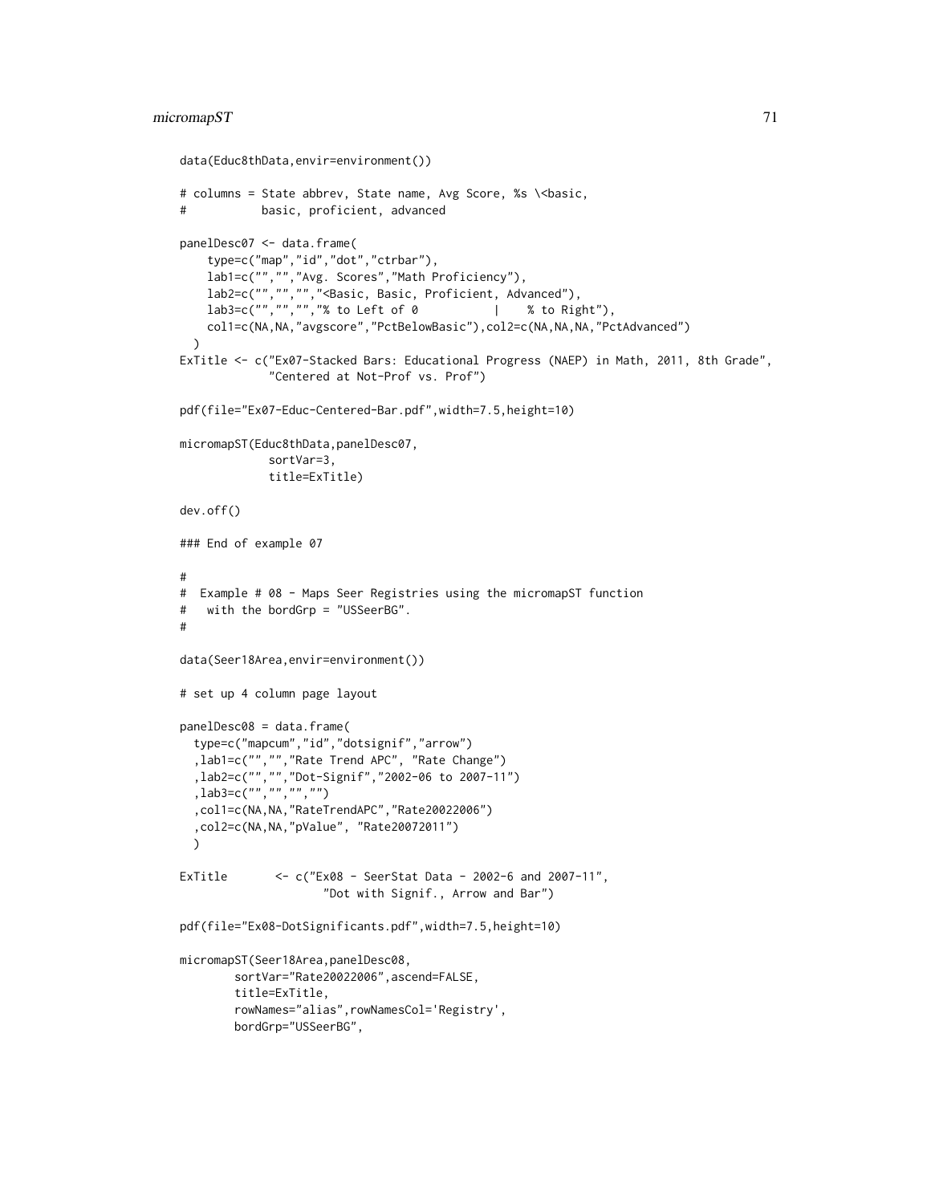```
data(Educ8thData,envir=environment())

# columns = State abbrev, State name, Avg Score, %s \<basic,
#           basic, proficient, advanced

panelDesc07 <- data.frame(
    type=c("map","id","dot","ctrbar"),
    lab1=c("","","Avg. Scores","Math Proficiency"),
    lab2=c("","","","<Basic, Basic, Proficient, Advanced"),
    lab3=c("","","","% to Left of 0           |    % to Right"),
    col1=c(NA,NA,"avgscore","PctBelowBasic"),col2=c(NA,NA,NA,"PctAdvanced")
  )
ExTitle <- c("Ex07-Stacked Bars: Educational Progress (NAEP) in Math, 2011, 8th Grade",
             "Centered at Not-Prof vs. Prof")

pdf(file="Ex07-Educ-Centered-Bar.pdf",width=7.5,height=10)

micromapST(Educ8thData,panelDesc07,
             sortVar=3,
             title=ExTitle)

dev.off()

### End of example 07

#
#  Example # 08 - Maps Seer Registries using the micromapST function
#   with the bordGrp = "USSeerBG".
#

data(Seer18Area,envir=environment())

# set up 4 column page layout

panelDesc08 = data.frame(
  type=c("mapcum","id","dotsignif","arrow")
  ,lab1=c("","","Rate Trend APC", "Rate Change")
  ,lab2=c("","","Dot-Signif","2002-06 to 2007-11")
  ,lab3=c("","","","")
  ,col1=c(NA,NA,"RateTrendAPC","Rate20022006")
  ,col2=c(NA,NA,"pValue", "Rate20072011")
  )

ExTitle       <- c("Ex08 - SeerStat Data - 2002-6 and 2007-11",
                     "Dot with Signif., Arrow and Bar")

pdf(file="Ex08-DotSignificants.pdf",width=7.5,height=10)

micromapST(Seer18Area,panelDesc08,
        sortVar="Rate20022006",ascend=FALSE,
        title=ExTitle,
        rowNames="alias",rowNamesCol='Registry',
        bordGrp="USSeerBG",
```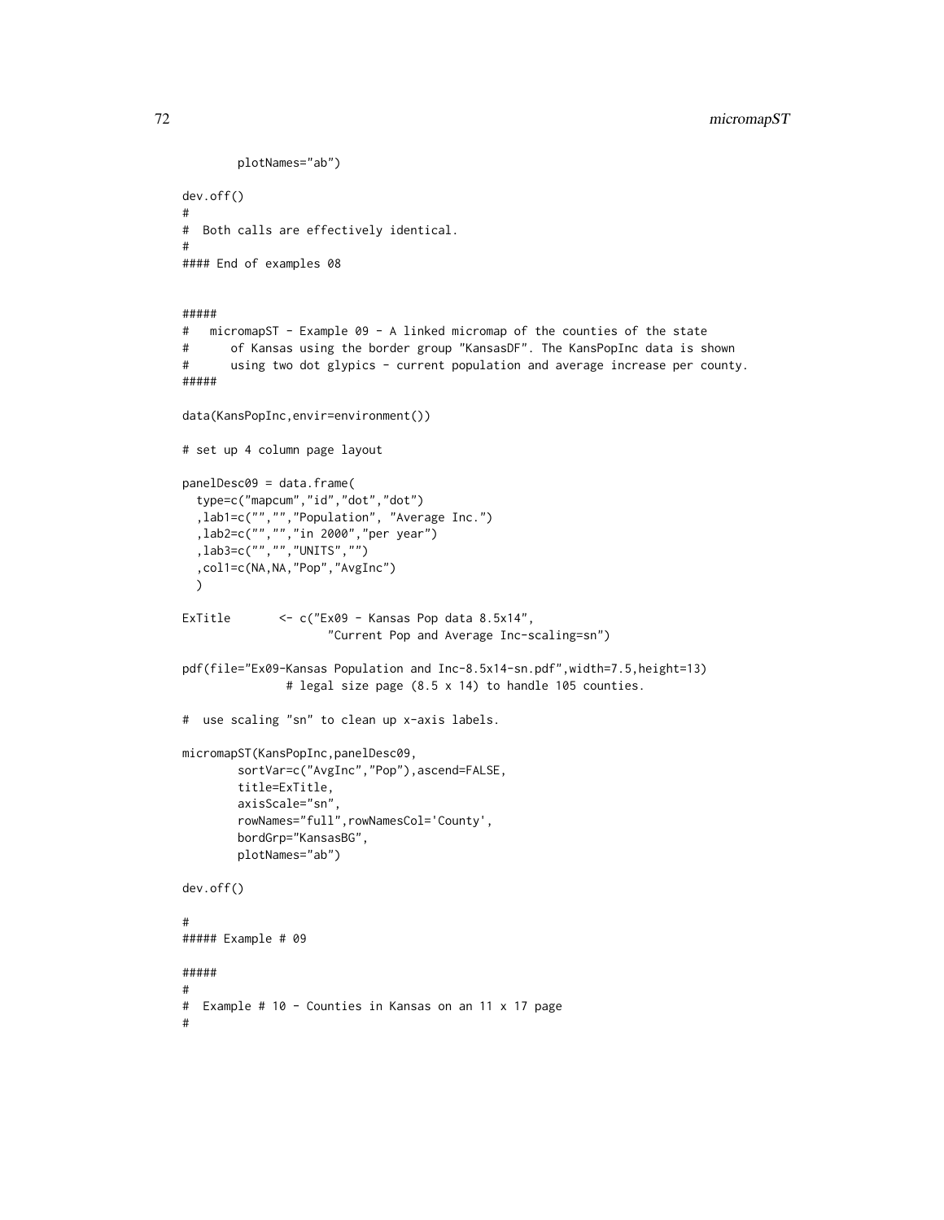```
        plotNames="ab")

dev.off()
#
#  Both calls are effectively identical.
#
#### End of examples 08


#####
#   micromapST - Example 09 - A linked micromap of the counties of the state
#      of Kansas using the border group "KansasDF". The KansPopInc data is shown
#      using two dot glypics - current population and average increase per county.
#####

data(KansPopInc,envir=environment())

# set up 4 column page layout

panelDesc09 = data.frame(
  type=c("mapcum","id","dot","dot")
  ,lab1=c("","","Population", "Average Inc.")
  ,lab2=c("","","in 2000","per year")
  ,lab3=c("","","UNITS","")
  ,col1=c(NA,NA,"Pop","AvgInc")
  )

ExTitle       <- c("Ex09 - Kansas Pop data 8.5x14",
                    "Current Pop and Average Inc-scaling=sn")

pdf(file="Ex09-Kansas Population and Inc-8.5x14-sn.pdf",width=7.5,height=13)
              # legal size page (8.5 x 14) to handle 105 counties.

#  use scaling "sn" to clean up x-axis labels.

micromapST(KansPopInc,panelDesc09,
        sortVar=c("AvgInc","Pop"),ascend=FALSE,
        title=ExTitle,
        axisScale="sn",
        rowNames="full",rowNamesCol='County',
        bordGrp="KansasBG",
        plotNames="ab")

dev.off()

#
##### Example # 09

#####
#
#  Example # 10 - Counties in Kansas on an 11 x 17 page
#
```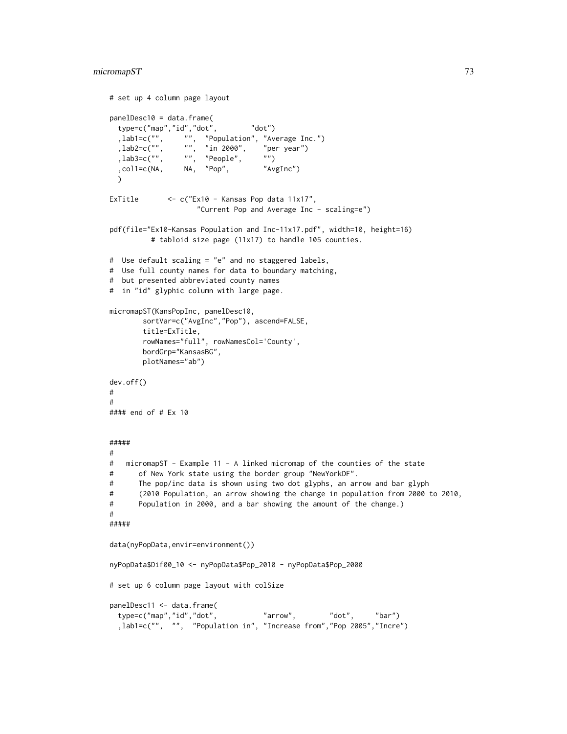```
# set up 4 column page layout

panelDesc10 = data.frame(
  type=c("map","id","dot",        "dot")
  ,lab1=c("",     "",  "Population", "Average Inc.")
  ,lab2=c("",     "",  "in 2000",    "per year")
  ,lab3=c("",     "",  "People",     "")
  ,col1=c(NA,     NA,  "Pop",        "AvgInc")
  )

ExTitle       <- c("Ex10 - Kansas Pop data 11x17",
                   "Current Pop and Average Inc - scaling=e")

pdf(file="Ex10-Kansas Population and Inc-11x17.pdf", width=10, height=16)
          # tabloid size page (11x17) to handle 105 counties.

#  Use default scaling = "e" and no staggered labels,
#  Use full county names for data to boundary matching,
#  but presented abbreviated county names
#  in "id" glyphic column with large page.

micromapST(KansPopInc, panelDesc10,
        sortVar=c("AvgInc","Pop"), ascend=FALSE,
        title=ExTitle,
        rowNames="full", rowNamesCol='County',
        bordGrp="KansasBG",
        plotNames="ab")

dev.off()
#
#
#### end of # Ex 10


#####
#
#   micromapST - Example 11 - A linked micromap of the counties of the state
#      of New York state using the border group "NewYorkDF".
#      The pop/inc data is shown using two dot glyphs, an arrow and bar glyph
#      (2010 Population, an arrow showing the change in population from 2000 to 2010,
#      Population in 2000, and a bar showing the amount of the change.)
#
#####

data(nyPopData,envir=environment())

nyPopData$Dif00_10 <- nyPopData$Pop_2010 - nyPopData$Pop_2000

# set up 6 column page layout with colSize

panelDesc11 <- data.frame(
  type=c("map","id","dot",           "arrow",        "dot",     "bar")
  ,lab1=c("",  "",  "Population in", "Increase from","Pop 2005","Incre")
```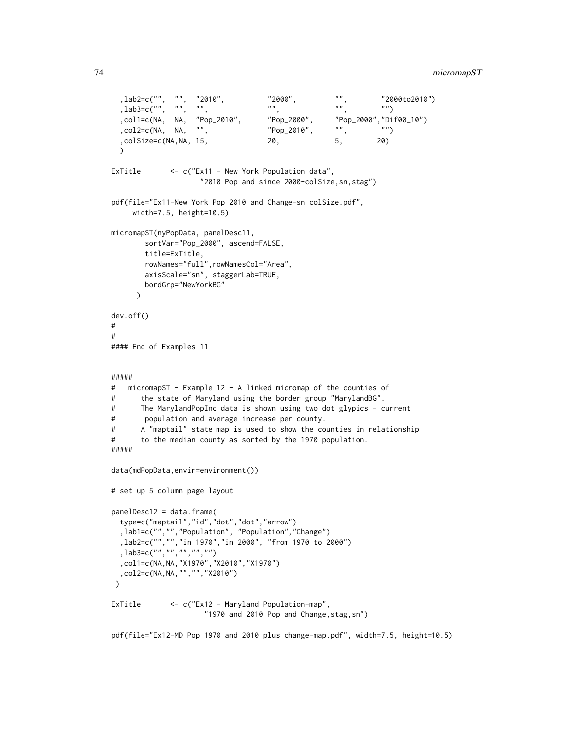```
  ,lab2=c("",  "",  "2010",          "2000",         "",        "2000to2010")
  ,lab3=c("",  "",  "",              "",             "",        "")
  ,col1=c(NA,  NA,  "Pop_2010",      "Pop_2000",     "Pop_2000","Dif00_10")
  ,col2=c(NA,  NA,  "",              "Pop_2010",     "",        "")
  ,colSize=c(NA,NA, 15,              20,             5,        20)
  )

ExTitle       <- c("Ex11 - New York Population data",
                   "2010 Pop and since 2000-colSize,sn,stag")

pdf(file="Ex11-New York Pop 2010 and Change-sn colSize.pdf",
     width=7.5, height=10.5)

micromapST(nyPopData, panelDesc11,
        sortVar="Pop_2000", ascend=FALSE,
        title=ExTitle,
        rowNames="full",rowNamesCol="Area",
        axisScale="sn", staggerLab=TRUE,
        bordGrp="NewYorkBG"
      )

dev.off()
#
#
#### End of Examples 11


#####
#   micromapST - Example 12 - A linked micromap of the counties of
#      the state of Maryland using the border group "MarylandBG".
#      The MarylandPopInc data is shown using two dot glypics - current
#       population and average increase per county.
#      A "maptail" state map is used to show the counties in relationship
#      to the median county as sorted by the 1970 population.
#####

data(mdPopData,envir=environment())

# set up 5 column page layout

panelDesc12 = data.frame(
  type=c("maptail","id","dot","dot","arrow")
  ,lab1=c("","","Population", "Population","Change")
  ,lab2=c("","","in 1970","in 2000", "from 1970 to 2000")
  ,lab3=c("","","","","")
  ,col1=c(NA,NA,"X1970","X2010","X1970")
  ,col2=c(NA,NA,"","","X2010")
 )

ExTitle       <- c("Ex12 - Maryland Population-map",
                    "1970 and 2010 Pop and Change,stag,sn")

pdf(file="Ex12-MD Pop 1970 and 2010 plus change-map.pdf", width=7.5, height=10.5)
```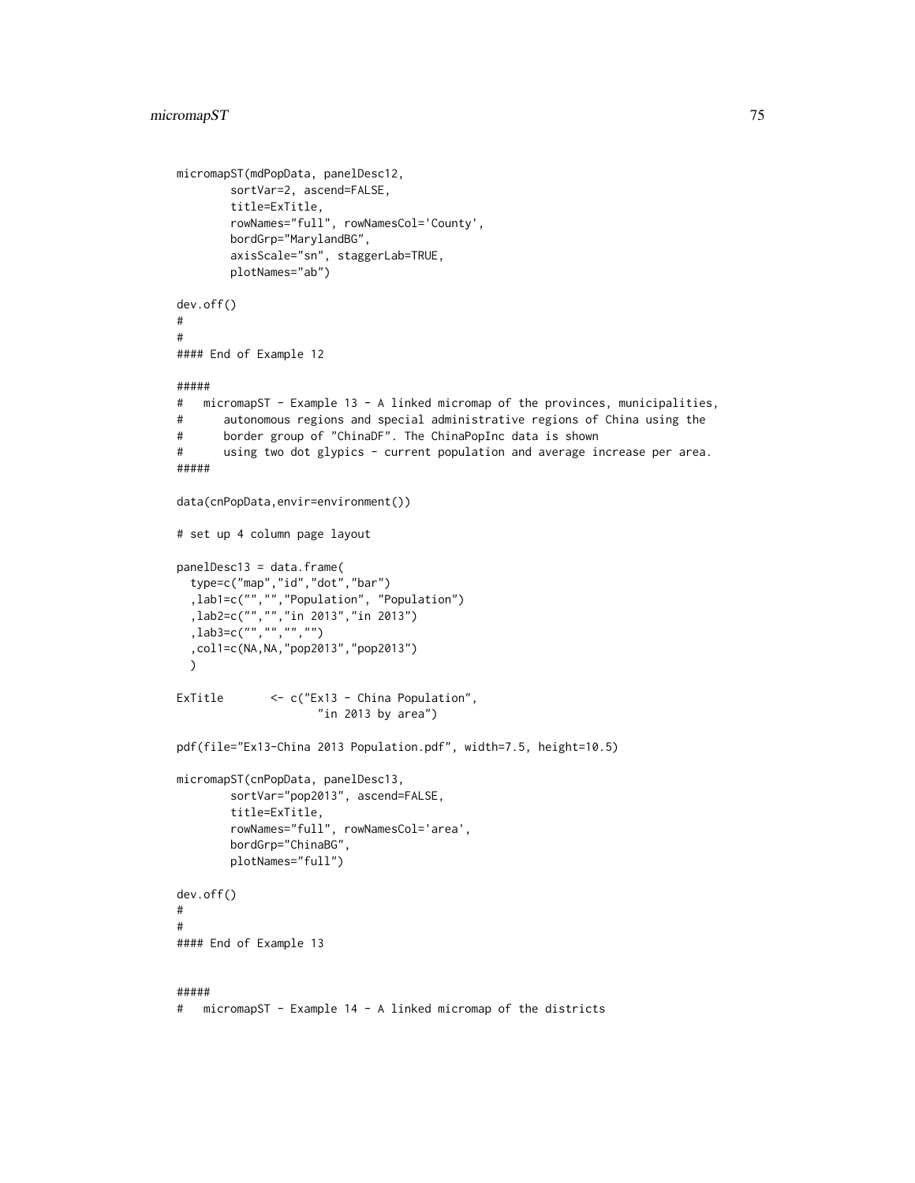```
micromapST(mdPopData, panelDesc12,
        sortVar=2, ascend=FALSE,
        title=ExTitle,
        rowNames="full", rowNamesCol='County',
        bordGrp="MarylandBG",
        axisScale="sn", staggerLab=TRUE,
        plotNames="ab")

dev.off()
#
#
#### End of Example 12

#####
#   micromapST - Example 13 - A linked micromap of the provinces, municipalities,
#      autonomous regions and special administrative regions of China using the
#      border group of "ChinaDF". The ChinaPopInc data is shown
#      using two dot glypics - current population and average increase per area.
#####

data(cnPopData,envir=environment())

# set up 4 column page layout

panelDesc13 = data.frame(
  type=c("map","id","dot","bar")
  ,lab1=c("","","Population", "Population")
  ,lab2=c("","","in 2013","in 2013")
  ,lab3=c("","","","")
  ,col1=c(NA,NA,"pop2013","pop2013")
  )

ExTitle       <- c("Ex13 - China Population",
                   "in 2013 by area")

pdf(file="Ex13-China 2013 Population.pdf", width=7.5, height=10.5)

micromapST(cnPopData, panelDesc13,
        sortVar="pop2013", ascend=FALSE,
        title=ExTitle,
        rowNames="full", rowNamesCol='area',
        bordGrp="ChinaBG",
        plotNames="full")

dev.off()
#
#
#### End of Example 13


#####
#   micromapST - Example 14 - A linked micromap of the districts
```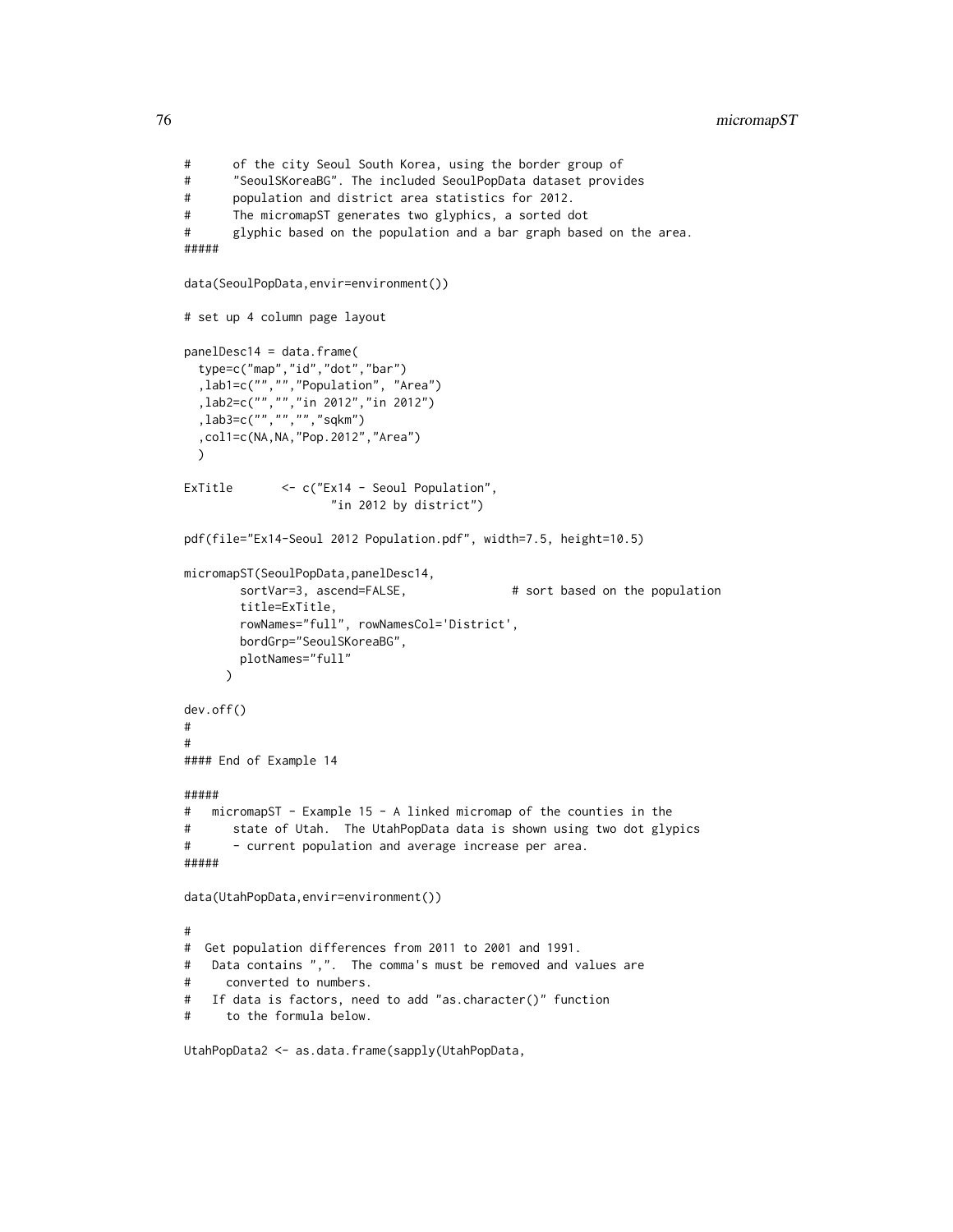```
#      of the city Seoul South Korea, using the border group of
#      "SeoulSKoreaBG". The included SeoulPopData dataset provides
#      population and district area statistics for 2012.
#      The micromapST generates two glyphics, a sorted dot
#      glyphic based on the population and a bar graph based on the area.
#####

data(SeoulPopData,envir=environment())

# set up 4 column page layout

panelDesc14 = data.frame(
  type=c("map","id","dot","bar")
  ,lab1=c("","","Population", "Area")
  ,lab2=c("","","in 2012","in 2012")
  ,lab3=c("","","","sqkm")
  ,col1=c(NA,NA,"Pop.2012","Area")
  )

ExTitle       <- c("Ex14 - Seoul Population",
                   "in 2012 by district")

pdf(file="Ex14-Seoul 2012 Population.pdf", width=7.5, height=10.5)

micromapST(SeoulPopData,panelDesc14,
        sortVar=3, ascend=FALSE,               # sort based on the population
        title=ExTitle,
        rowNames="full", rowNamesCol='District',
        bordGrp="SeoulSKoreaBG",
        plotNames="full"
      )

dev.off()
#
#
#### End of Example 14

#####
#   micromapST - Example 15 - A linked micromap of the counties in the
#      state of Utah.  The UtahPopData data is shown using two dot glypics
#      - current population and average increase per area.
#####

data(UtahPopData,envir=environment())

#
#  Get population differences from 2011 to 2001 and 1991.
#   Data contains ",".  The comma's must be removed and values are
#     converted to numbers.
#   If data is factors, need to add "as.character()" function
#     to the formula below.

UtahPopData2 <- as.data.frame(sapply(UtahPopData,
```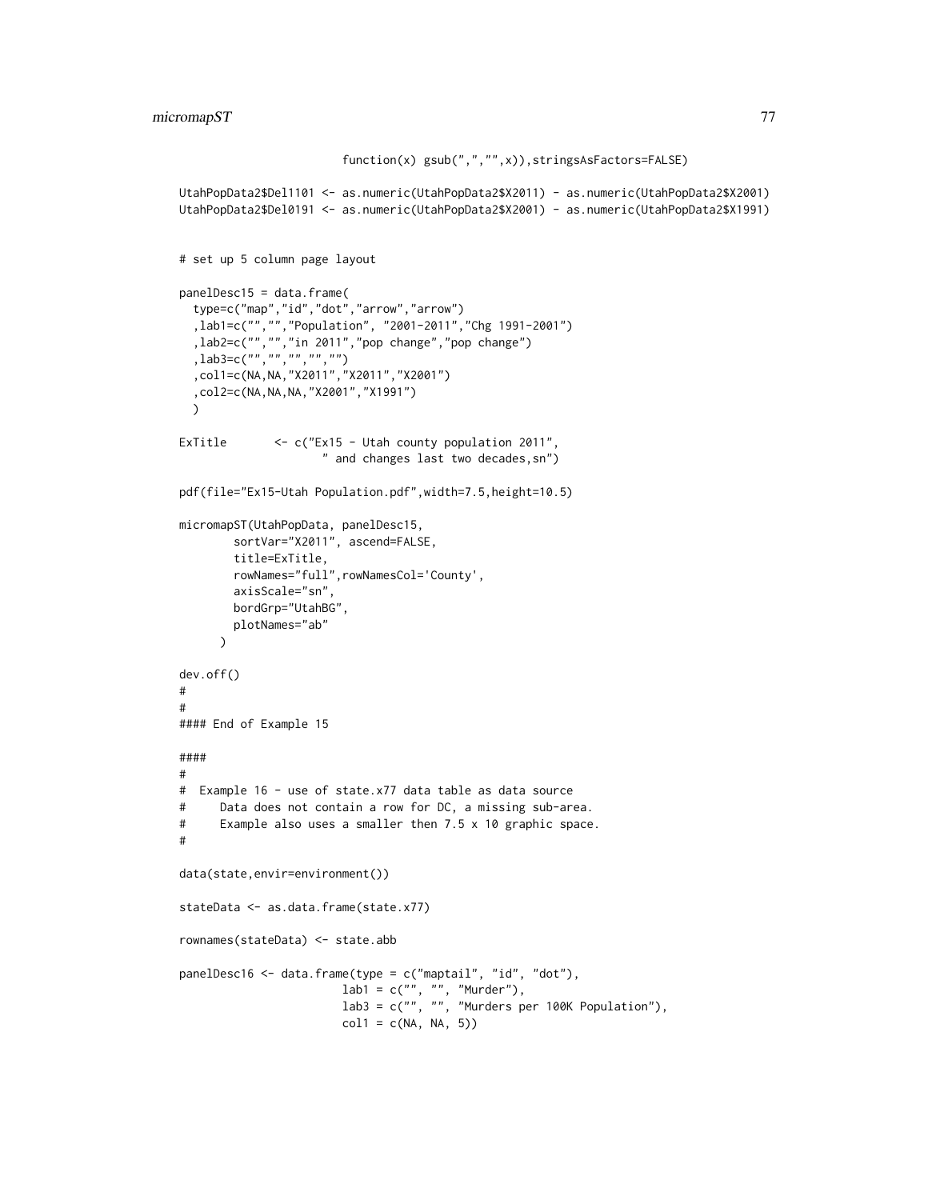```
                        function(x) gsub(",","",x)),stringsAsFactors=FALSE)

UtahPopData2$Del1101 <- as.numeric(UtahPopData2$X2011) - as.numeric(UtahPopData2$X2001)
UtahPopData2$Del0191 <- as.numeric(UtahPopData2$X2001) - as.numeric(UtahPopData2$X1991)


# set up 5 column page layout

panelDesc15 = data.frame(
  type=c("map","id","dot","arrow","arrow")
  ,lab1=c("","","Population", "2001-2011","Chg 1991-2001")
  ,lab2=c("","","in 2011","pop change","pop change")
  ,lab3=c("","","","","")
  ,col1=c(NA,NA,"X2011","X2011","X2001")
  ,col2=c(NA,NA,NA,"X2001","X1991")
  )

ExTitle       <- c("Ex15 - Utah county population 2011",
                     " and changes last two decades,sn")

pdf(file="Ex15-Utah Population.pdf",width=7.5,height=10.5)

micromapST(UtahPopData, panelDesc15,
        sortVar="X2011", ascend=FALSE,
        title=ExTitle,
        rowNames="full",rowNamesCol='County',
        axisScale="sn",
        bordGrp="UtahBG",
        plotNames="ab"
      )

dev.off()
#
#
#### End of Example 15

####
#
#  Example 16 - use of state.x77 data table as data source
#     Data does not contain a row for DC, a missing sub-area.
#     Example also uses a smaller then 7.5 x 10 graphic space.
#

data(state,envir=environment())

stateData <- as.data.frame(state.x77)

rownames(stateData) <- state.abb

panelDesc16 <- data.frame(type = c("maptail", "id", "dot"),
                        lab1 = c("", "", "Murder"),
                        lab3 = c("", "", "Murders per 100K Population"),
                        col1 = c(NA, NA, 5))
```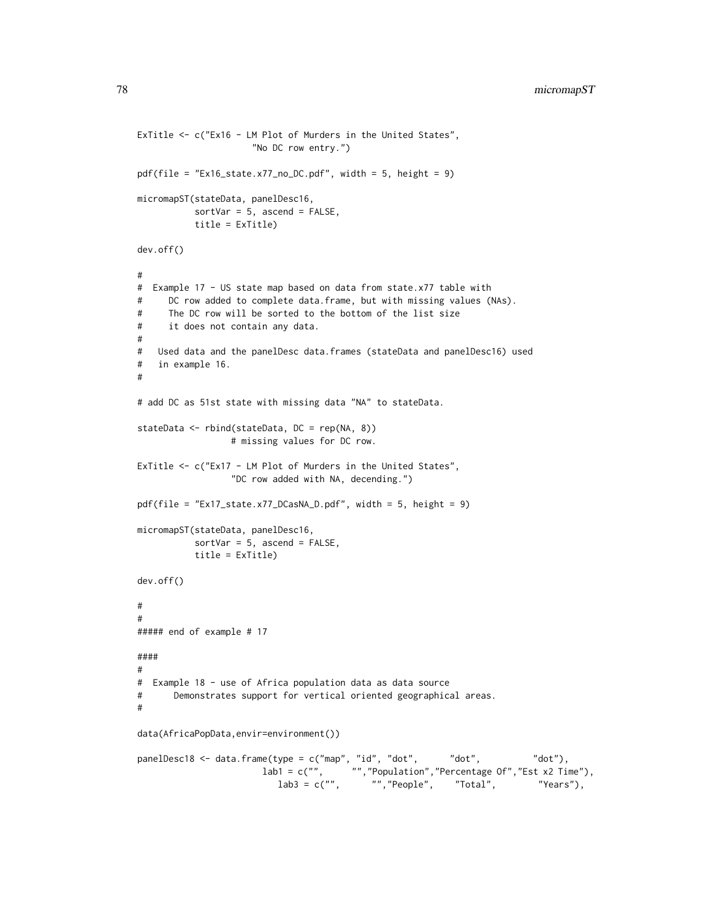```
ExTitle <- c("Ex16 - LM Plot of Murders in the United States",
                    "No DC row entry.")

pdf(file = "Ex16_state.x77_no_DC.pdf", width = 5, height = 9)

micromapST(stateData, panelDesc16,
           sortVar = 5, ascend = FALSE,
           title = ExTitle)

dev.off()

#
#  Example 17 - US state map based on data from state.x77 table with
#     DC row added to complete data.frame, but with missing values (NAs).
#     The DC row will be sorted to the bottom of the list size
#     it does not contain any data.
#
#   Used data and the panelDesc data.frames (stateData and panelDesc16) used
#   in example 16.
#

# add DC as 51st state with missing data "NA" to stateData.

stateData <- rbind(stateData, DC = rep(NA, 8))
                 # missing values for DC row.

ExTitle <- c("Ex17 - LM Plot of Murders in the United States",
                 "DC row added with NA, decending.")

pdf(file = "Ex17_state.x77_DCasNA_D.pdf", width = 5, height = 9)

micromapST(stateData, panelDesc16,
           sortVar = 5, ascend = FALSE,
           title = ExTitle)

dev.off()

#
#
##### end of example # 17

####
#
#  Example 18 - use of Africa population data as data source
#      Demonstrates support for vertical oriented geographical areas.
#

data(AfricaPopData,envir=environment())

panelDesc18 <- data.frame(type = c("map", "id", "dot",      "dot",         "dot"),
                        lab1 = c("",     "","Population","Percentage Of","Est x2 Time"),
                          lab3 = c("",      "","People",    "Total",        "Years"),
```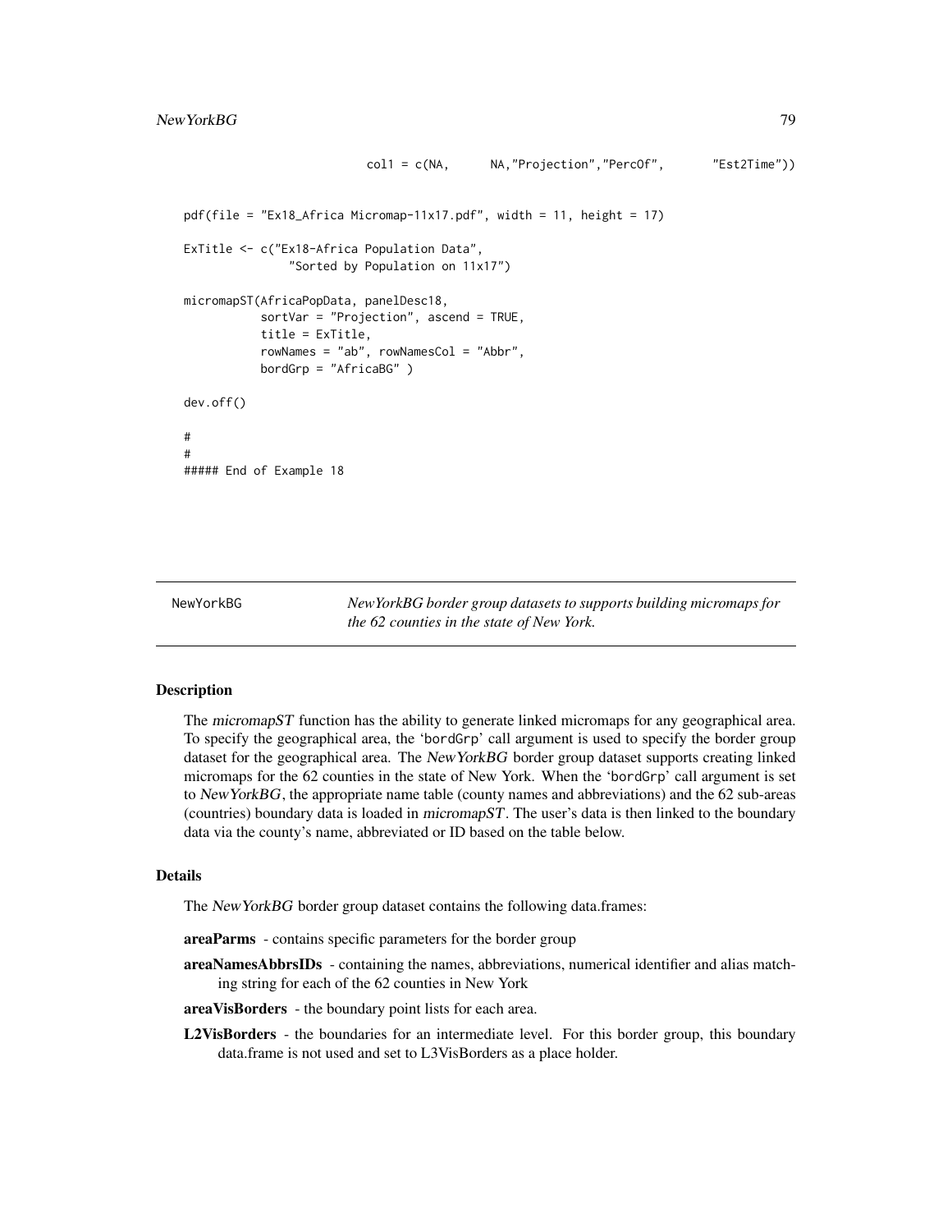```
                          col1 = c(NA,      NA,"Projection","PercOf",       "Est2Time"))

pdf(file = "Ex18_Africa Micromap-11x17.pdf", width = 11, height = 17)

ExTitle <- c("Ex18-Africa Population Data",
             "Sorted by Population on 11x17")

micromapST(AfricaPopData, panelDesc18,
           sortVar = "Projection", ascend = TRUE,
           title = ExTitle,
           rowNames = "ab", rowNamesCol = "Abbr",
           bordGrp = "AfricaBG" )

dev.off()

#
#
##### End of Example 18
```

---

NewYorkBG — *NewYorkBG border group datasets to supports building micromaps for the 62 counties in the state of New York.*

---

## Description

The *micromapST* function has the ability to generate linked micromaps for any geographical area. To specify the geographical area, the 'bordGrp' call argument is used to specify the border group dataset for the geographical area. The *NewYorkBG* border group dataset supports creating linked micromaps for the 62 counties in the state of New York. When the 'bordGrp' call argument is set to *NewYorkBG*, the appropriate name table (county names and abbreviations) and the 62 sub-areas (countries) boundary data is loaded in *micromapST*. The user's data is then linked to the boundary data via the county's name, abbreviated or ID based on the table below.

## Details

The *NewYorkBG* border group dataset contains the following data.frames:

**areaParms** - contains specific parameters for the border group

**areaNamesAbbrsIDs** - containing the names, abbreviations, numerical identifier and alias matching string for each of the 62 counties in New York

**areaVisBorders** - the boundary point lists for each area.

**L2VisBorders** - the boundaries for an intermediate level. For this border group, this boundary data.frame is not used and set to L3VisBorders as a place holder.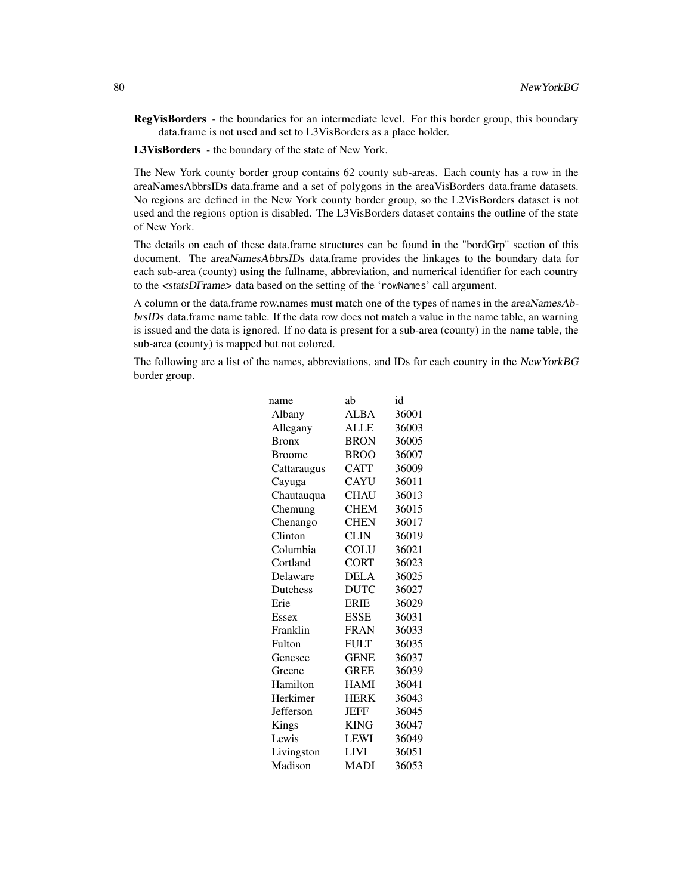**RegVisBorders** - the boundaries for an intermediate level. For this border group, this boundary data.frame is not used and set to L3VisBorders as a place holder.

**L3VisBorders** - the boundary of the state of New York.

The New York county border group contains 62 county sub-areas. Each county has a row in the areaNamesAbbrsIDs data.frame and a set of polygons in the areaVisBorders data.frame datasets. No regions are defined in the New York county border group, so the L2VisBorders dataset is not used and the regions option is disabled. The L3VisBorders dataset contains the outline of the state of New York.

The details on each of these data.frame structures can be found in the "bordGrp" section of this document. The *areaNamesAbbrsIDs* data.frame provides the linkages to the boundary data for each sub-area (county) using the fullname, abbreviation, and numerical identifier for each country to the <*statsDFrame*> data based on the setting of the 'rowNames' call argument.

A column or the data.frame row.names must match one of the types of names in the *areaNamesAbbrsIDs* data.frame name table. If the data row does not match a value in the name table, an warning is issued and the data is ignored. If no data is present for a sub-area (county) in the name table, the sub-area (county) is mapped but not colored.

The following are a list of the names, abbreviations, and IDs for each country in the *NewYorkBG* border group.

| name | ab | id |
|---|---|---|
| Albany | ALBA | 36001 |
| Allegany | ALLE | 36003 |
| Bronx | BRON | 36005 |
| Broome | BROO | 36007 |
| Cattaraugus | CATT | 36009 |
| Cayuga | CAYU | 36011 |
| Chautauqua | CHAU | 36013 |
| Chemung | CHEM | 36015 |
| Chenango | CHEN | 36017 |
| Clinton | CLIN | 36019 |
| Columbia | COLU | 36021 |
| Cortland | CORT | 36023 |
| Delaware | DELA | 36025 |
| Dutchess | DUTC | 36027 |
| Erie | ERIE | 36029 |
| Essex | ESSE | 36031 |
| Franklin | FRAN | 36033 |
| Fulton | FULT | 36035 |
| Genesee | GENE | 36037 |
| Greene | GREE | 36039 |
| Hamilton | HAMI | 36041 |
| Herkimer | HERK | 36043 |
| Jefferson | JEFF | 36045 |
| Kings | KING | 36047 |
| Lewis | LEWI | 36049 |
| Livingston | LIVI | 36051 |
| Madison | MADI | 36053 |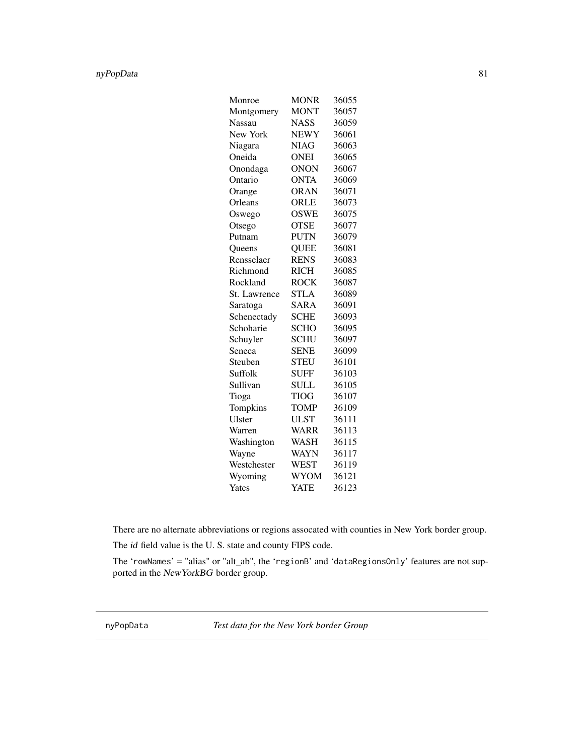| | | |
|---|---|---|
| Monroe | MONR | 36055 |
| Montgomery | MONT | 36057 |
| Nassau | NASS | 36059 |
| New York | NEWY | 36061 |
| Niagara | NIAG | 36063 |
| Oneida | ONEI | 36065 |
| Onondaga | ONON | 36067 |
| Ontario | ONTA | 36069 |
| Orange | ORAN | 36071 |
| Orleans | ORLE | 36073 |
| Oswego | OSWE | 36075 |
| Otsego | OTSE | 36077 |
| Putnam | PUTN | 36079 |
| Queens | QUEE | 36081 |
| Rensselaer | RENS | 36083 |
| Richmond | RICH | 36085 |
| Rockland | ROCK | 36087 |
| St. Lawrence | STLA | 36089 |
| Saratoga | SARA | 36091 |
| Schenectady | SCHE | 36093 |
| Schoharie | SCHO | 36095 |
| Schuyler | SCHU | 36097 |
| Seneca | SENE | 36099 |
| Steuben | STEU | 36101 |
| Suffolk | SUFF | 36103 |
| Sullivan | SULL | 36105 |
| Tioga | TIOG | 36107 |
| Tompkins | TOMP | 36109 |
| Ulster | ULST | 36111 |
| Warren | WARR | 36113 |
| Washington | WASH | 36115 |
| Wayne | WAYN | 36117 |
| Westchester | WEST | 36119 |
| Wyoming | WYOM | 36121 |
| Yates | YATE | 36123 |

There are no alternate abbreviations or regions assocated with counties in New York border group.

The *id* field value is the U. S. state and county FIPS code.

The 'rowNames' = "alias" or "alt_ab", the 'regionB' and 'dataRegionsOnly' features are not supported in the *NewYorkBG* border group.

---

nyPopData &nbsp;&nbsp;&nbsp;&nbsp; *Test data for the New York border Group*

---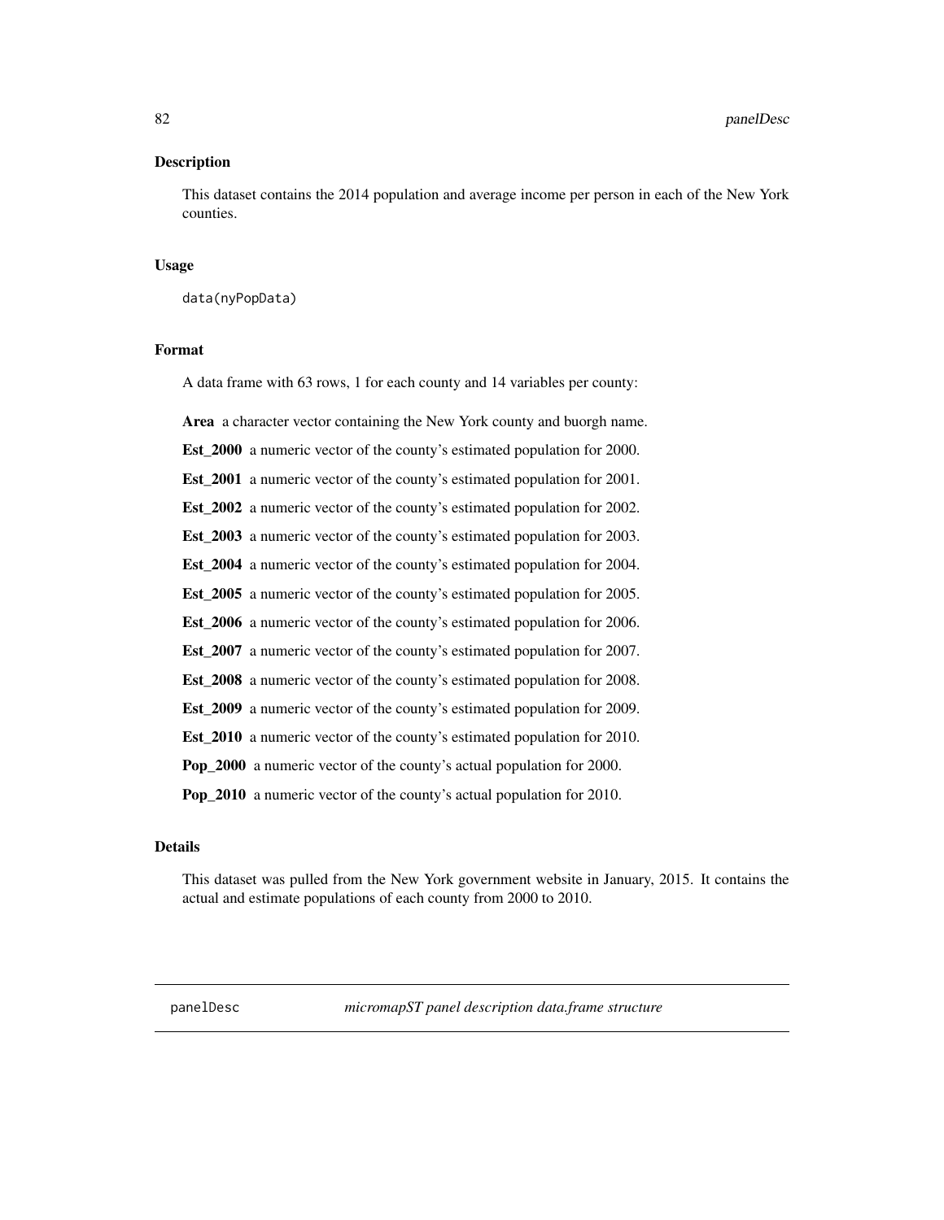## Description

This dataset contains the 2014 population and average income per person in each of the New York counties.

## Usage

```
data(nyPopData)
```

## Format

A data frame with 63 rows, 1 for each county and 14 variables per county:

**Area** a character vector containing the New York county and buorgh name.

**Est_2000** a numeric vector of the county's estimated population for 2000.

**Est_2001** a numeric vector of the county's estimated population for 2001.

**Est_2002** a numeric vector of the county's estimated population for 2002.

**Est_2003** a numeric vector of the county's estimated population for 2003.

**Est_2004** a numeric vector of the county's estimated population for 2004.

**Est_2005** a numeric vector of the county's estimated population for 2005.

**Est_2006** a numeric vector of the county's estimated population for 2006.

**Est_2007** a numeric vector of the county's estimated population for 2007.

**Est_2008** a numeric vector of the county's estimated population for 2008.

**Est_2009** a numeric vector of the county's estimated population for 2009.

**Est_2010** a numeric vector of the county's estimated population for 2010.

**Pop_2000** a numeric vector of the county's actual population for 2000.

**Pop_2010** a numeric vector of the county's actual population for 2010.

## Details

This dataset was pulled from the New York government website in January, 2015. It contains the actual and estimate populations of each county from 2000 to 2010.

---

panelDesc *micromapST panel description data.frame structure*

---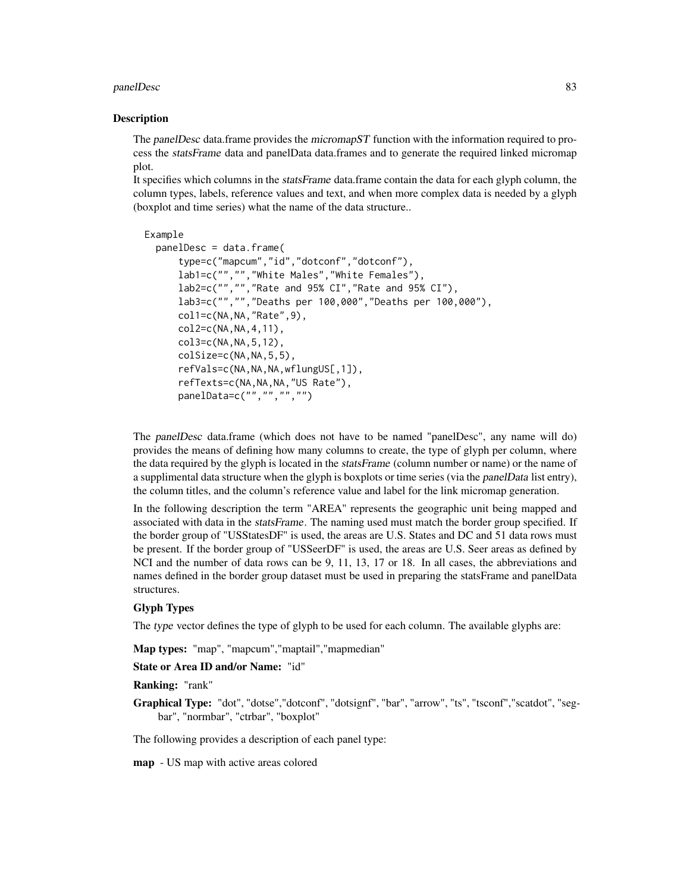## Description

The *panelDesc* data.frame provides the *micromapST* function with the information required to process the *statsFrame* data and panelData data.frames and to generate the required linked micromap plot.
It specifies which columns in the *statsFrame* data.frame contain the data for each glyph column, the column types, labels, reference values and text, and when more complex data is needed by a glyph (boxplot and time series) what the name of the data structure..

```
Example
  panelDesc = data.frame(
      type=c("mapcum","id","dotconf","dotconf"),
      lab1=c("","","White Males","White Females"),
      lab2=c("","","Rate and 95% CI","Rate and 95% CI"),
      lab3=c("","","Deaths per 100,000","Deaths per 100,000"),
      col1=c(NA,NA,"Rate",9),
      col2=c(NA,NA,4,11),
      col3=c(NA,NA,5,12),
      colSize=c(NA,NA,5,5),
      refVals=c(NA,NA,NA,wflungUS[,1]),
      refTexts=c(NA,NA,NA,"US Rate"),
      panelData=c("","","",""))
```

The *panelDesc* data.frame (which does not have to be named "panelDesc", any name will do) provides the means of defining how many columns to create, the type of glyph per column, where the data required by the glyph is located in the *statsFrame* (column number or name) or the name of a supplimental data structure when the glyph is boxplots or time series (via the *panelData* list entry), the column titles, and the column's reference value and label for the link micromap generation.

In the following description the term "AREA" represents the geographic unit being mapped and associated with data in the *statsFrame*. The naming used must match the border group specified. If the border group of "USStatesDF" is used, the areas are U.S. States and DC and 51 data rows must be present. If the border group of "USSeerDF" is used, the areas are U.S. Seer areas as defined by NCI and the number of data rows can be 9, 11, 13, 17 or 18. In all cases, the abbreviations and names defined in the border group dataset must be used in preparing the statsFrame and panelData structures.

### Glyph Types

The *type* vector defines the type of glyph to be used for each column. The available glyphs are:

**Map types:** "map", "mapcum","maptail","mapmedian"

**State or Area ID and/or Name:** "id"

**Ranking:** "rank"

**Graphical Type:** "dot", "dotse","dotconf", "dotsignf", "bar", "arrow", "ts", "tsconf","scatdot", "segbar", "normbar", "ctrbar", "boxplot"

The following provides a description of each panel type:

**map** - US map with active areas colored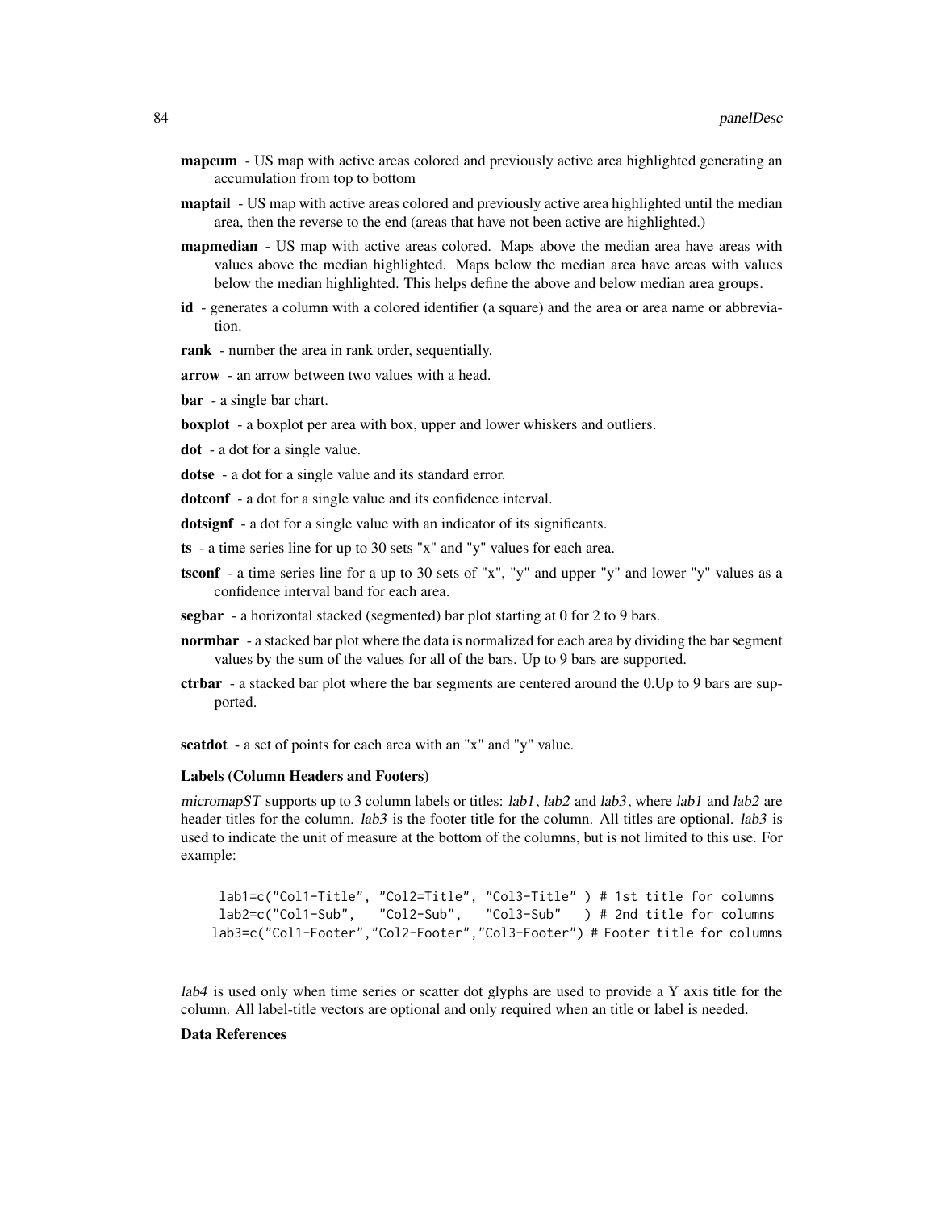**mapcum** - US map with active areas colored and previously active area highlighted generating an accumulation from top to bottom

**maptail** - US map with active areas colored and previously active area highlighted until the median area, then the reverse to the end (areas that have not been active are highlighted.)

**mapmedian** - US map with active areas colored. Maps above the median area have areas with values above the median highlighted. Maps below the median area have areas with values below the median highlighted. This helps define the above and below median area groups.

**id** - generates a column with a colored identifier (a square) and the area or area name or abbreviation.

**rank** - number the area in rank order, sequentially.

**arrow** - an arrow between two values with a head.

**bar** - a single bar chart.

**boxplot** - a boxplot per area with box, upper and lower whiskers and outliers.

**dot** - a dot for a single value.

**dotse** - a dot for a single value and its standard error.

**dotconf** - a dot for a single value and its confidence interval.

**dotsignf** - a dot for a single value with an indicator of its significants.

**ts** - a time series line for up to 30 sets "x" and "y" values for each area.

**tsconf** - a time series line for a up to 30 sets of "x", "y" and upper "y" and lower "y" values as a confidence interval band for each area.

**segbar** - a horizontal stacked (segmented) bar plot starting at 0 for 2 to 9 bars.

**normbar** - a stacked bar plot where the data is normalized for each area by dividing the bar segment values by the sum of the values for all of the bars. Up to 9 bars are supported.

**ctrbar** - a stacked bar plot where the bar segments are centered around the 0.Up to 9 bars are supported.

**scatdot** - a set of points for each area with an "x" and "y" value.

### Labels (Column Headers and Footers)

*micromapST* supports up to 3 column labels or titles: *lab1*, *lab2* and *lab3*, where *lab1* and *lab2* are header titles for the column. *lab3* is the footer title for the column. All titles are optional. *lab3* is used to indicate the unit of measure at the bottom of the columns, but is not limited to this use. For example:

```
 lab1=c("Col1-Title", "Col2=Title", "Col3-Title" ) # 1st title for columns
 lab2=c("Col1-Sub",   "Col2-Sub",   "Col3-Sub"   ) # 2nd title for columns
lab3=c("Col1-Footer","Col2-Footer","Col3-Footer") # Footer title for columns
```

*lab4* is used only when time series or scatter dot glyphs are used to provide a Y axis title for the column. All label-title vectors are optional and only required when an title or label is needed.

### Data References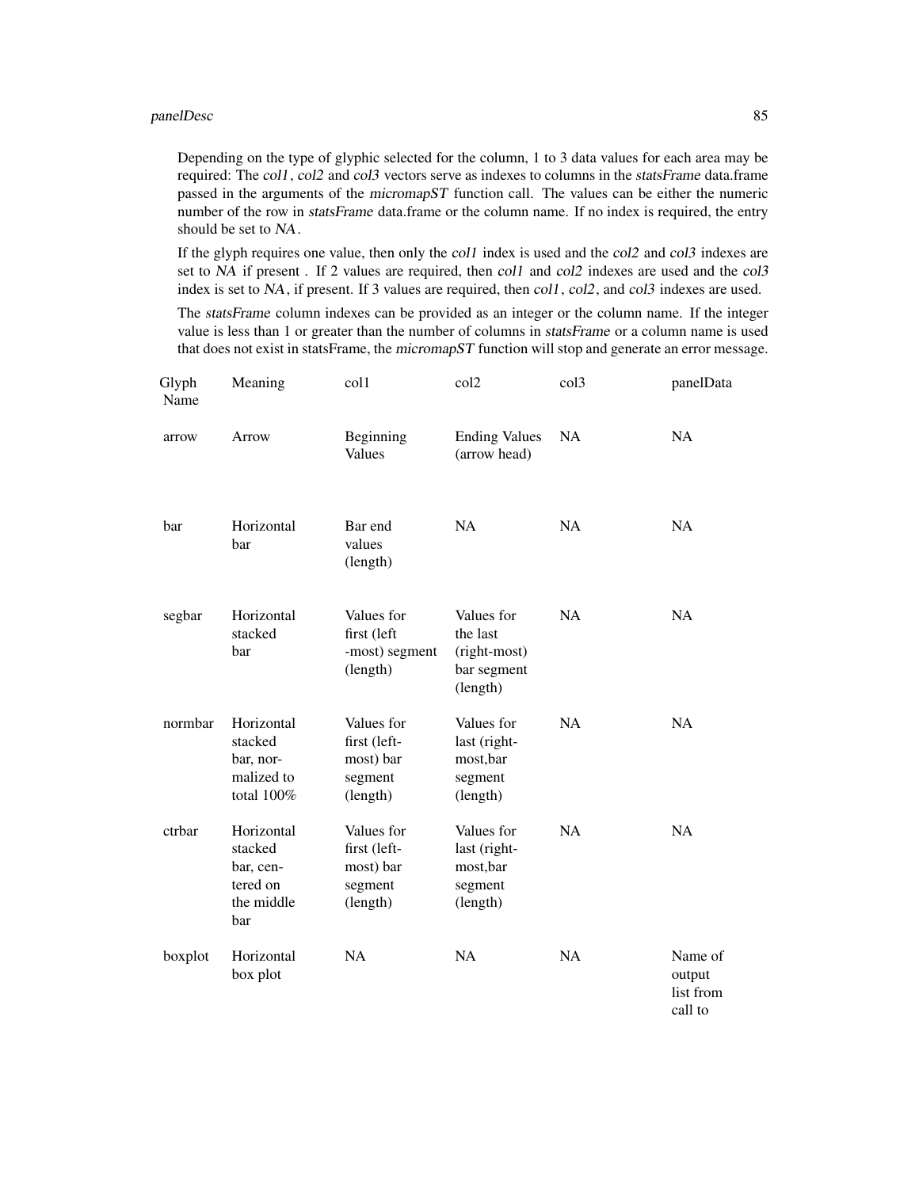Depending on the type of glyphic selected for the column, 1 to 3 data values for each area may be required: The *col1*, *col2* and *col3* vectors serve as indexes to columns in the *statsFrame* data.frame passed in the arguments of the *micromapST* function call. The values can be either the numeric number of the row in *statsFrame* data.frame or the column name. If no index is required, the entry should be set to *NA*.

If the glyph requires one value, then only the *col1* index is used and the *col2* and *col3* indexes are set to *NA* if present . If 2 values are required, then *col1* and *col2* indexes are used and the *col3* index is set to *NA*, if present. If 3 values are required, then *col1*, *col2*, and *col3* indexes are used.

The *statsFrame* column indexes can be provided as an integer or the column name. If the integer value is less than 1 or greater than the number of columns in *statsFrame* or a column name is used that does not exist in statsFrame, the *micromapST* function will stop and generate an error message.

| Glyph Name | Meaning | col1 | col2 | col3 | panelData |
|---|---|---|---|---|---|
| arrow | Arrow | Beginning Values | Ending Values (arrow head) | NA | NA |
| bar | Horizontal bar | Bar end values (length) | NA | NA | NA |
| segbar | Horizontal stacked bar | Values for first (left -most) segment (length) | Values for the last (right-most) bar segment (length) | NA | NA |
| normbar | Horizontal stacked bar, normalized to total 100% | Values for first (left-most) bar segment (length) | Values for last (right-most,bar segment (length) | NA | NA |
| ctrbar | Horizontal stacked bar, centered on the middle bar | Values for first (left-most) bar segment (length) | Values for last (right-most,bar segment (length) | NA | NA |
| boxplot | Horizontal box plot | NA | NA | NA | Name of output list from call to |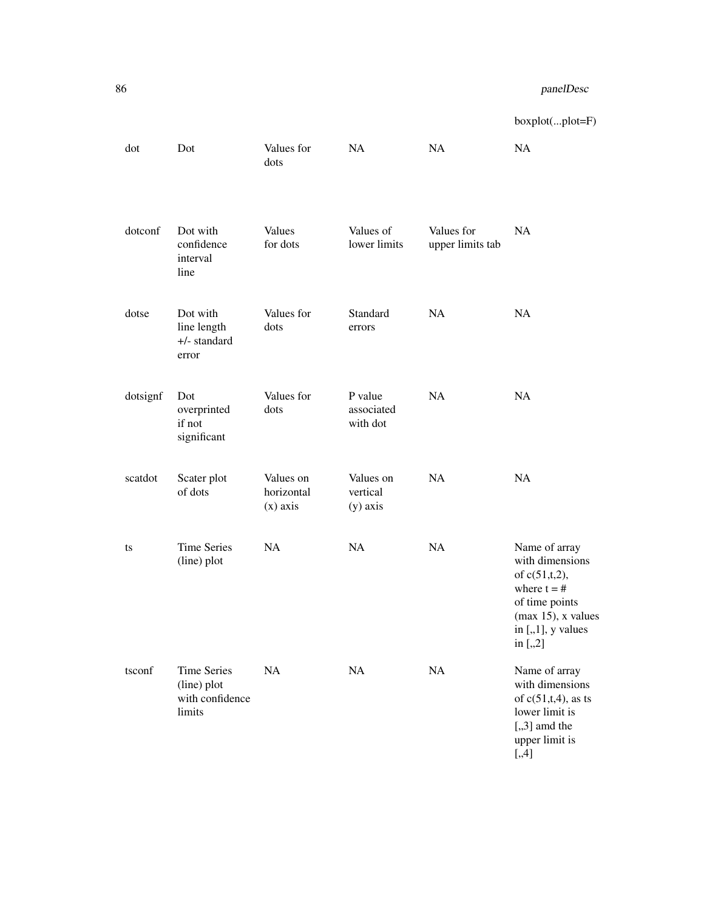| | | | | | boxplot(...plot=F) |
|---|---|---|---|---|---|
| dot | Dot | Values for dots | NA | NA | NA |
| dotconf | Dot with confidence interval line | Values for dots | Values of lower limits | Values for upper limits tab | NA |
| dotse | Dot with line length +/- standard error | Values for dots | Standard errors | NA | NA |
| dotsignf | Dot overprinted if not significant | Values for dots | P value associated with dot | NA | NA |
| scatdot | Scater plot of dots | Values on horizontal (x) axis | Values on vertical (y) axis | NA | NA |
| ts | Time Series (line) plot | NA | NA | NA | Name of array with dimensions of c(51,t,2), where t = # of time points (max 15), x values in [,,1], y values in [,,2] |
| tsconf | Time Series (line) plot with confidence limits | NA | NA | NA | Name of array with dimensions of c(51,t,4), as ts lower limit is [,,3] amd the upper limit is [,,4] |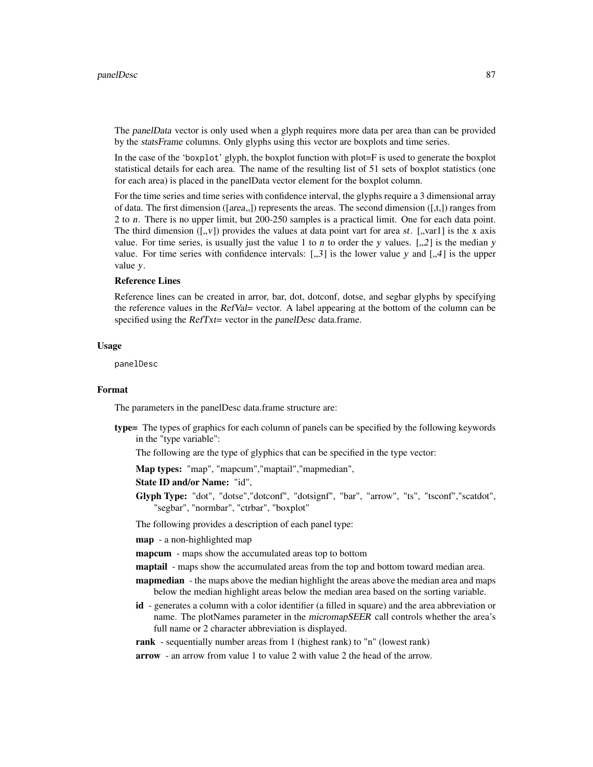The *panelData* vector is only used when a glyph requires more data per area than can be provided by the *statsFrame* columns. Only glyphs using this vector are boxplots and time series.

In the case of the 'boxplot' glyph, the boxplot function with plot=F is used to generate the boxplot statistical details for each area. The name of the resulting list of 51 sets of boxplot statistics (one for each area) is placed in the panelData vector element for the boxplot column.

For the time series and time series with confidence interval, the glyphs require a 3 dimensional array of data. The first dimension ([*area*,,]) represents the areas. The second dimension ([,t,]) ranges from 2 to *n*. There is no upper limit, but 200-250 samples is a practical limit. One for each data point. The third dimension ([,,*v*]) provides the values at data point vart for area *st*. [,,var1] is the *x* axis value. For time series, is usually just the value 1 to *n* to order the *y* values. [,,*2*] is the median *y* value. For time series with confidence intervals: [,,*3*] is the lower value *y* and [,,*4*] is the upper value *y*.

**Reference Lines**

Reference lines can be created in arror, bar, dot, dotconf, dotse, and segbar glyphs by specifying the reference values in the *RefVal=* vector. A label appearing at the bottom of the column can be specified using the *RefTxt=* vector in the *panelDesc* data.frame.

### Usage

```
panelDesc
```

### Format

The parameters in the panelDesc data.frame structure are:

**type=** The types of graphics for each column of panels can be specified by the following keywords in the "type variable":

The following are the type of glyphics that can be specified in the type vector:

**Map types:** "map", "mapcum","maptail","mapmedian",

**State ID and/or Name:** "id",

**Glyph Type:** "dot", "dotse","dotconf", "dotsignf", "bar", "arrow", "ts", "tsconf","scatdot", "segbar", "normbar", "ctrbar", "boxplot"

The following provides a description of each panel type:

**map** - a non-highlighted map

**mapcum** - maps show the accumulated areas top to bottom

**maptail** - maps show the accumulated areas from the top and bottom toward median area.

**mapmedian** - the maps above the median highlight the areas above the median area and maps below the median highlight areas below the median area based on the sorting variable.

**id** - generates a column with a color identifier (a filled in square) and the area abbreviation or name. The plotNames parameter in the *micromapSEER* call controls whether the area's full name or 2 character abbreviation is displayed.

**rank** - sequentially number areas from 1 (highest rank) to "n" (lowest rank)

**arrow** - an arrow from value 1 to value 2 with value 2 the head of the arrow.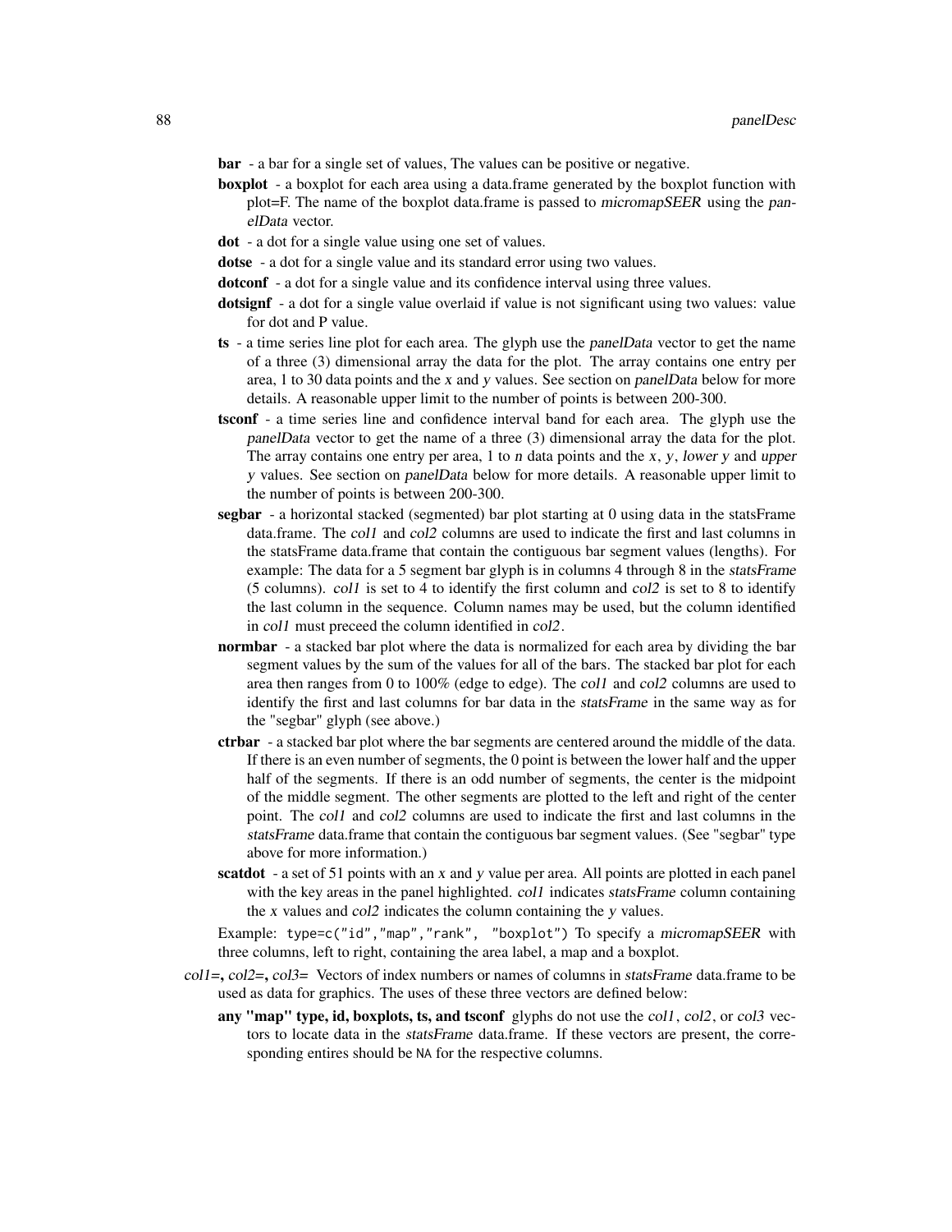**bar** - a bar for a single set of values, The values can be positive or negative.

**boxplot** - a boxplot for each area using a data.frame generated by the boxplot function with plot=F. The name of the boxplot data.frame is passed to *micromapSEER* using the *panelData* vector.

**dot** - a dot for a single value using one set of values.

**dotse** - a dot for a single value and its standard error using two values.

**dotconf** - a dot for a single value and its confidence interval using three values.

**dotsignf** - a dot for a single value overlaid if value is not significant using two values: value for dot and P value.

**ts** - a time series line plot for each area. The glyph use the *panelData* vector to get the name of a three (3) dimensional array the data for the plot. The array contains one entry per area, 1 to 30 data points and the *x* and *y* values. See section on *panelData* below for more details. A reasonable upper limit to the number of points is between 200-300.

**tsconf** - a time series line and confidence interval band for each area. The glyph use the *panelData* vector to get the name of a three (3) dimensional array the data for the plot. The array contains one entry per area, 1 to *n* data points and the *x*, *y*, *lower y* and *upper y* values. See section on *panelData* below for more details. A reasonable upper limit to the number of points is between 200-300.

**segbar** - a horizontal stacked (segmented) bar plot starting at 0 using data in the statsFrame data.frame. The *col1* and *col2* columns are used to indicate the first and last columns in the statsFrame data.frame that contain the contiguous bar segment values (lengths). For example: The data for a 5 segment bar glyph is in columns 4 through 8 in the *statsFrame* (5 columns). *col1* is set to 4 to identify the first column and *col2* is set to 8 to identify the last column in the sequence. Column names may be used, but the column identified in *col1* must preceed the column identified in *col2*.

**normbar** - a stacked bar plot where the data is normalized for each area by dividing the bar segment values by the sum of the values for all of the bars. The stacked bar plot for each area then ranges from 0 to 100% (edge to edge). The *col1* and *col2* columns are used to identify the first and last columns for bar data in the *statsFrame* in the same way as for the "segbar" glyph (see above.)

**ctrbar** - a stacked bar plot where the bar segments are centered around the middle of the data. If there is an even number of segments, the 0 point is between the lower half and the upper half of the segments. If there is an odd number of segments, the center is the midpoint of the middle segment. The other segments are plotted to the left and right of the center point. The *col1* and *col2* columns are used to indicate the first and last columns in the *statsFrame* data.frame that contain the contiguous bar segment values. (See "segbar" type above for more information.)

**scatdot** - a set of 51 points with an *x* and *y* value per area. All points are plotted in each panel with the key areas in the panel highlighted. *col1* indicates *statsFrame* column containing the *x* values and *col2* indicates the column containing the *y* values.

Example: `type=c("id","map","rank", "boxplot")` To specify a *micromapSEER* with three columns, left to right, containing the area label, a map and a boxplot.

*col1*=, *col2*=, *col3*= Vectors of index numbers or names of columns in *statsFrame* data.frame to be used as data for graphics. The uses of these three vectors are defined below:

**any "map" type, id, boxplots, ts, and tsconf** glyphs do not use the *col1*, *col2*, or *col3* vectors to locate data in the *statsFrame* data.frame. If these vectors are present, the corresponding entires should be `NA` for the respective columns.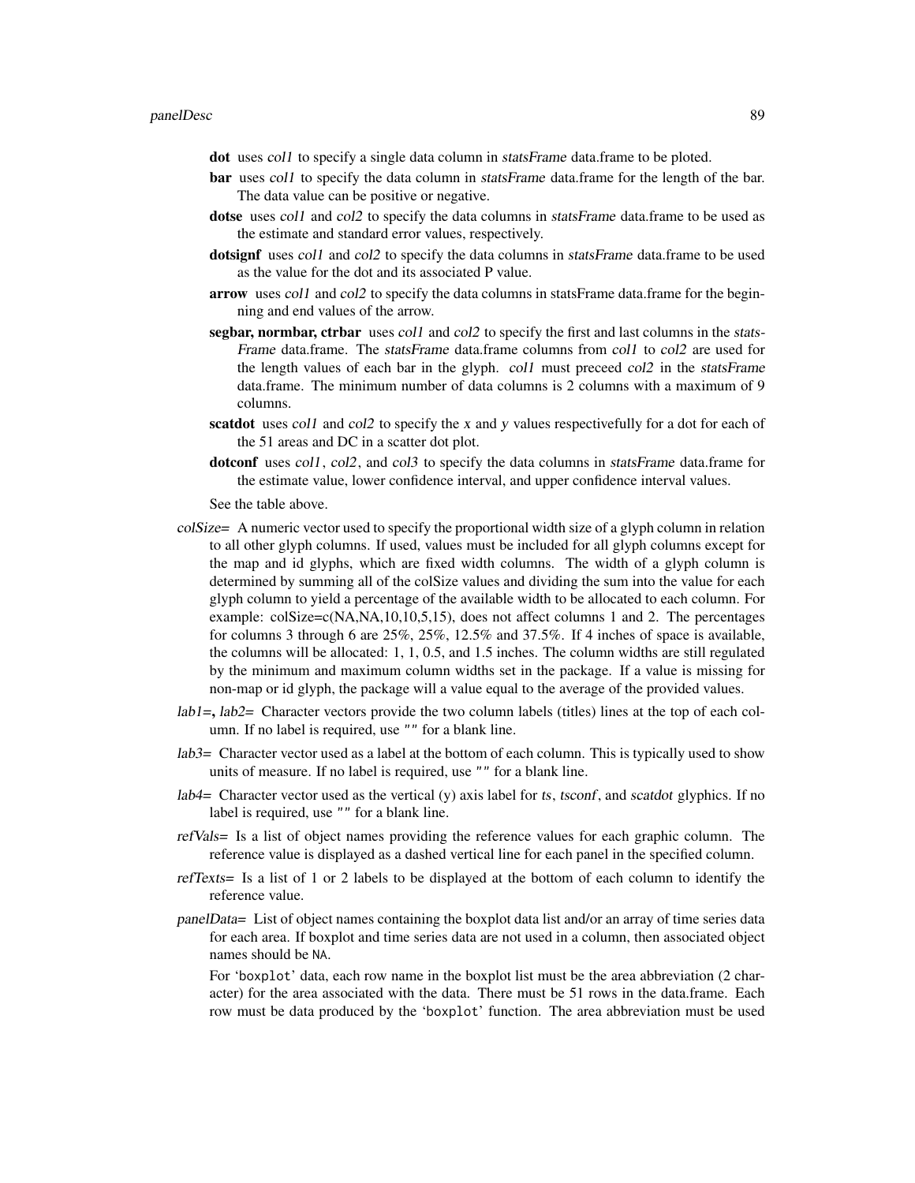**dot** uses *col1* to specify a single data column in *statsFrame* data.frame to be ploted.

**bar** uses *col1* to specify the data column in *statsFrame* data.frame for the length of the bar. The data value can be positive or negative.

**dotse** uses *col1* and *col2* to specify the data columns in *statsFrame* data.frame to be used as the estimate and standard error values, respectively.

**dotsignf** uses *col1* and *col2* to specify the data columns in *statsFrame* data.frame to be used as the value for the dot and its associated P value.

**arrow** uses *col1* and *col2* to specify the data columns in statsFrame data.frame for the beginning and end values of the arrow.

**segbar, normbar, ctrbar** uses *col1* and *col2* to specify the first and last columns in the *statsFrame* data.frame. The *statsFrame* data.frame columns from *col1* to *col2* are used for the length values of each bar in the glyph. *col1* must preceed *col2* in the *statsFrame* data.frame. The minimum number of data columns is 2 columns with a maximum of 9 columns.

**scatdot** uses *col1* and *col2* to specify the *x* and *y* values respectivefully for a dot for each of the 51 areas and DC in a scatter dot plot.

**dotconf** uses *col1*, *col2*, and *col3* to specify the data columns in *statsFrame* data.frame for the estimate value, lower confidence interval, and upper confidence interval values.

See the table above.

*colSize=* A numeric vector used to specify the proportional width size of a glyph column in relation to all other glyph columns. If used, values must be included for all glyph columns except for the map and id glyphs, which are fixed width columns. The width of a glyph column is determined by summing all of the colSize values and dividing the sum into the value for each glyph column to yield a percentage of the available width to be allocated to each column. For example: colSize=c(NA,NA,10,10,5,15), does not affect columns 1 and 2. The percentages for columns 3 through 6 are 25%, 25%, 12.5% and 37.5%. If 4 inches of space is available, the columns will be allocated: 1, 1, 0.5, and 1.5 inches. The column widths are still regulated by the minimum and maximum column widths set in the package. If a value is missing for non-map or id glyph, the package will a value equal to the average of the provided values.

*lab1=*, *lab2=* Character vectors provide the two column labels (titles) lines at the top of each column. If no label is required, use `""` for a blank line.

*lab3=* Character vector used as a label at the bottom of each column. This is typically used to show units of measure. If no label is required, use `""` for a blank line.

*lab4=* Character vector used as the vertical (y) axis label for *ts*, *tsconf*, and *scatdot* glyphics. If no label is required, use `""` for a blank line.

*refVals=* Is a list of object names providing the reference values for each graphic column. The reference value is displayed as a dashed vertical line for each panel in the specified column.

*refTexts=* Is a list of 1 or 2 labels to be displayed at the bottom of each column to identify the reference value.

*panelData=* List of object names containing the boxplot data list and/or an array of time series data for each area. If boxplot and time series data are not used in a column, then associated object names should be `NA`.

For 'boxplot' data, each row name in the boxplot list must be the area abbreviation (2 character) for the area associated with the data. There must be 51 rows in the data.frame. Each row must be data produced by the 'boxplot' function. The area abbreviation must be used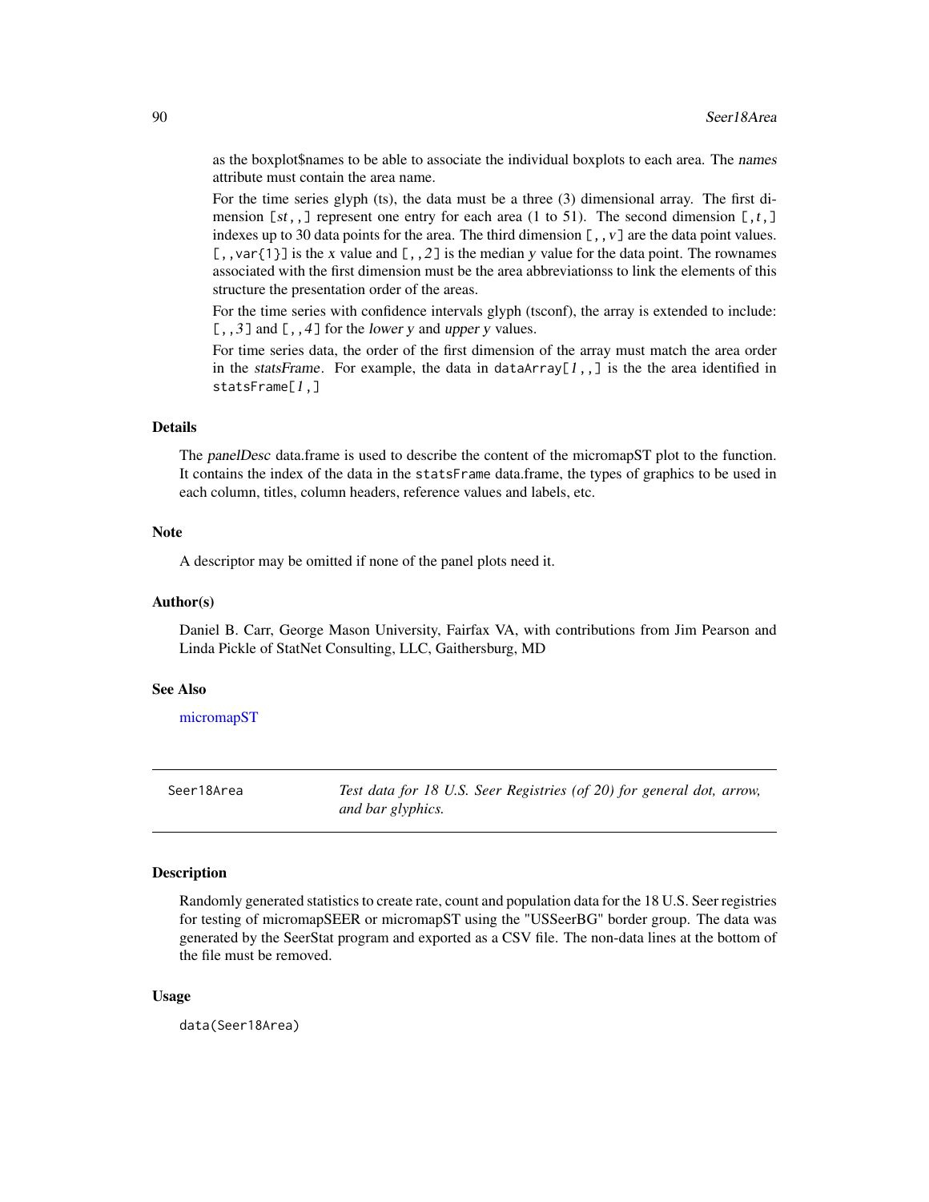as the boxplot$names to be able to associate the individual boxplots to each area. The *names* attribute must contain the area name.

For the time series glyph (ts), the data must be a three (3) dimensional array. The first dimension `[st,,]` represent one entry for each area (1 to 51). The second dimension `[,t,]` indexes up to 30 data points for the area. The third dimension `[,,v]` are the data point values. `[,,var{1}]` is the *x* value and `[,,2]` is the median *y* value for the data point. The rownames associated with the first dimension must be the area abbreviationss to link the elements of this structure the presentation order of the areas.

For the time series with confidence intervals glyph (tsconf), the array is extended to include: `[,,3]` and `[,,4]` for the *lower y* and *upper y* values.

For time series data, the order of the first dimension of the array must match the area order in the *statsFrame*. For example, the data in `dataArray[1,,]` is the the area identified in `statsFrame[1,]`

## Details

The *panelDesc* data.frame is used to describe the content of the micromapST plot to the function. It contains the index of the data in the `statsFrame` data.frame, the types of graphics to be used in each column, titles, column headers, reference values and labels, etc.

## Note

A descriptor may be omitted if none of the panel plots need it.

## Author(s)

Daniel B. Carr, George Mason University, Fairfax VA, with contributions from Jim Pearson and Linda Pickle of StatNet Consulting, LLC, Gaithersburg, MD

## See Also

micromapST

---

# Seer18Area — *Test data for 18 U.S. Seer Registries (of 20) for general dot, arrow, and bar glyphics.*

## Description

Randomly generated statistics to create rate, count and population data for the 18 U.S. Seer registries for testing of micromapSEER or micromapST using the "USSeerBG" border group. The data was generated by the SeerStat program and exported as a CSV file. The non-data lines at the bottom of the file must be removed.

## Usage

```
data(Seer18Area)
```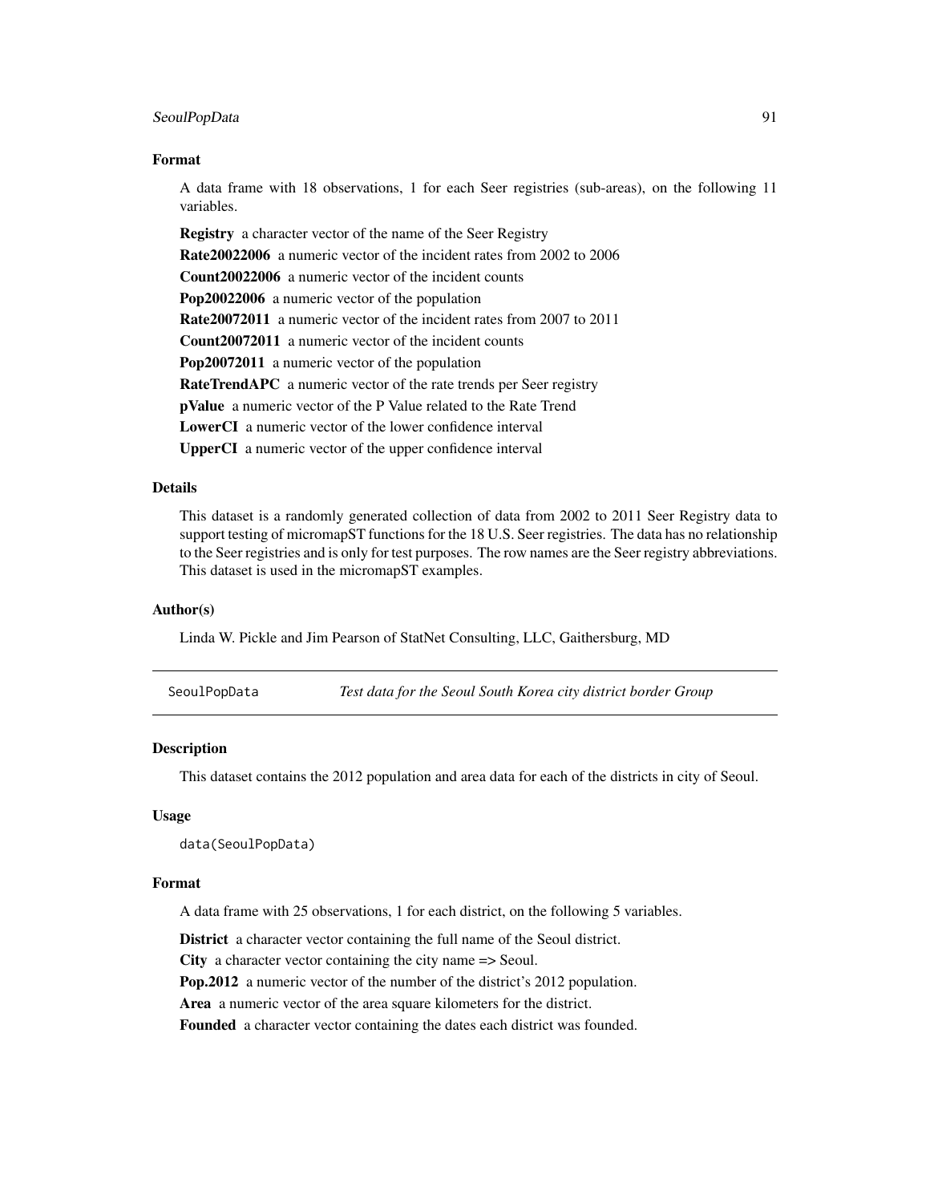### Format

A data frame with 18 observations, 1 for each Seer registries (sub-areas), on the following 11 variables.

**Registry** a character vector of the name of the Seer Registry

**Rate20022006** a numeric vector of the incident rates from 2002 to 2006

**Count20022006** a numeric vector of the incident counts

**Pop20022006** a numeric vector of the population

**Rate20072011** a numeric vector of the incident rates from 2007 to 2011

**Count20072011** a numeric vector of the incident counts

**Pop20072011** a numeric vector of the population

**RateTrendAPC** a numeric vector of the rate trends per Seer registry

**pValue** a numeric vector of the P Value related to the Rate Trend

**LowerCI** a numeric vector of the lower confidence interval

**UpperCI** a numeric vector of the upper confidence interval

### Details

This dataset is a randomly generated collection of data from 2002 to 2011 Seer Registry data to support testing of micromapST functions for the 18 U.S. Seer registries. The data has no relationship to the Seer registries and is only for test purposes. The row names are the Seer registry abbreviations. This dataset is used in the micromapST examples.

### Author(s)

Linda W. Pickle and Jim Pearson of StatNet Consulting, LLC, Gaithersburg, MD

---

## SeoulPopData *Test data for the Seoul South Korea city district border Group*

---

### Description

This dataset contains the 2012 population and area data for each of the districts in city of Seoul.

### Usage

```
data(SeoulPopData)
```

### Format

A data frame with 25 observations, 1 for each district, on the following 5 variables.

**District** a character vector containing the full name of the Seoul district.

**City** a character vector containing the city name => Seoul.

**Pop.2012** a numeric vector of the number of the district's 2012 population.

**Area** a numeric vector of the area square kilometers for the district.

**Founded** a character vector containing the dates each district was founded.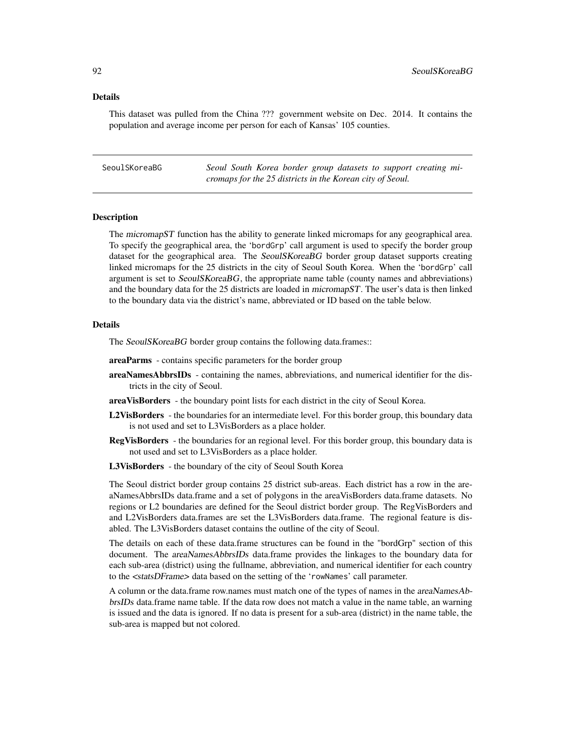### Details

This dataset was pulled from the China ??? government website on Dec. 2014. It contains the population and average income per person for each of Kansas' 105 counties.

---

`SeoulSKoreaBG` *Seoul South Korea border group datasets to support creating micromaps for the 25 districts in the Korean city of Seoul.*

---

### Description

The *micromapST* function has the ability to generate linked micromaps for any geographical area. To specify the geographical area, the 'bordGrp' call argument is used to specify the border group dataset for the geographical area. The *SeoulSKoreaBG* border group dataset supports creating linked micromaps for the 25 districts in the city of Seoul South Korea. When the 'bordGrp' call argument is set to *SeoulSKoreaBG*, the appropriate name table (county names and abbreviations) and the boundary data for the 25 districts are loaded in *micromapST*. The user's data is then linked to the boundary data via the district's name, abbreviated or ID based on the table below.

### Details

The *SeoulSKoreaBG* border group contains the following data.frames::

**areaParms** - contains specific parameters for the border group

**areaNamesAbbrsIDs** - containing the names, abbreviations, and numerical identifier for the districts in the city of Seoul.

**areaVisBorders** - the boundary point lists for each district in the city of Seoul Korea.

**L2VisBorders** - the boundaries for an intermediate level. For this border group, this boundary data is not used and set to L3VisBorders as a place holder.

**RegVisBorders** - the boundaries for an regional level. For this border group, this boundary data is not used and set to L3VisBorders as a place holder.

**L3VisBorders** - the boundary of the city of Seoul South Korea

The Seoul district border group contains 25 district sub-areas. Each district has a row in the areaNamesAbbrsIDs data.frame and a set of polygons in the areaVisBorders data.frame datasets. No regions or L2 boundaries are defined for the Seoul district border group. The RegVisBorders and and L2VisBorders data.frames are set the L3VisBorders data.frame. The regional feature is disabled. The L3VisBorders dataset contains the outline of the city of Seoul.

The details on each of these data.frame structures can be found in the "bordGrp" section of this document. The *areaNamesAbbrsIDs* data.frame provides the linkages to the boundary data for each sub-area (district) using the fullname, abbreviation, and numerical identifier for each country to the *<statsDFrame>* data based on the setting of the 'rowNames' call parameter.

A column or the data.frame row.names must match one of the types of names in the *areaNamesAbbrsIDs* data.frame name table. If the data row does not match a value in the name table, an warning is issued and the data is ignored. If no data is present for a sub-area (district) in the name table, the sub-area is mapped but not colored.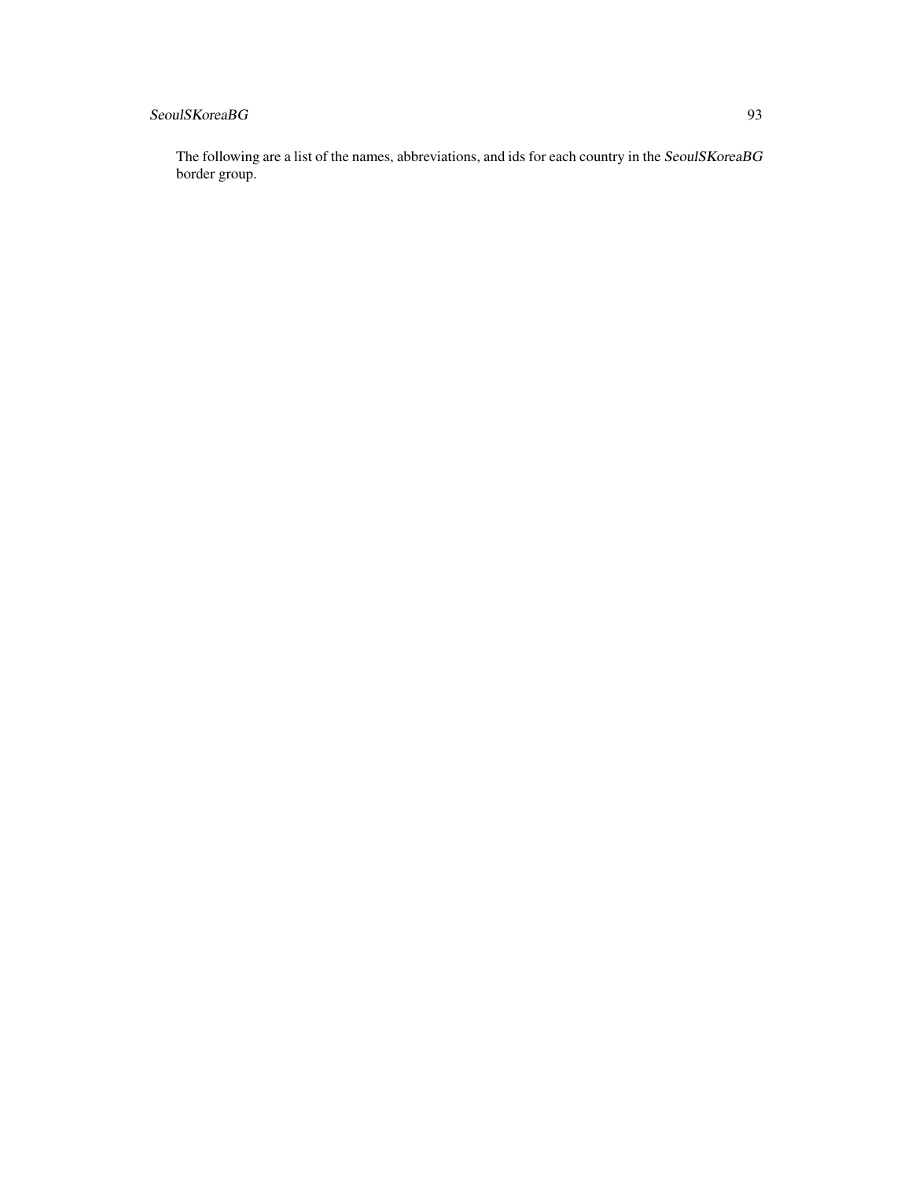The following are a list of the names, abbreviations, and ids for each country in the *SeoulSKoreaBG* border group.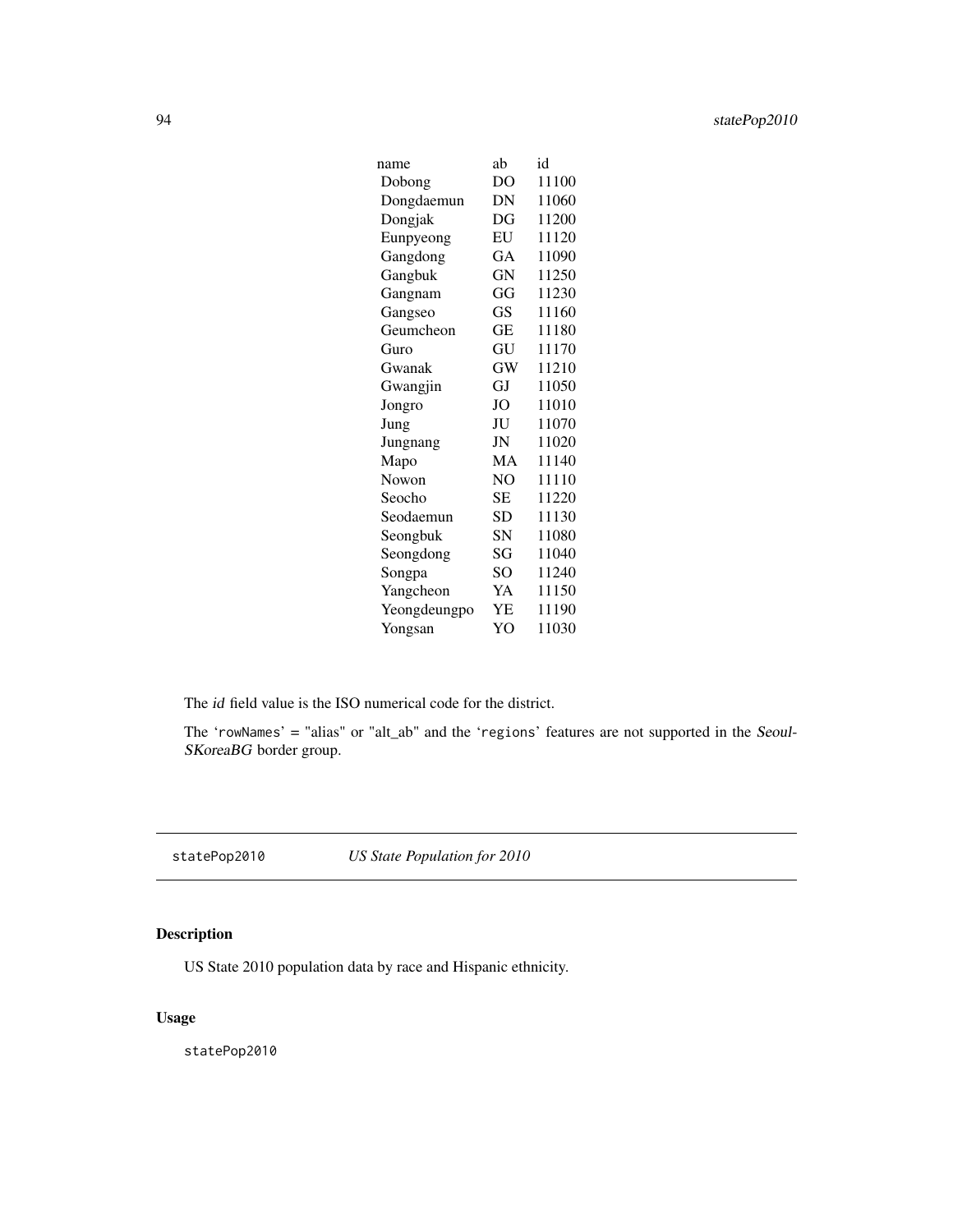| name | ab | id |
|---|---|---|
| Dobong | DO | 11100 |
| Dongdaemun | DN | 11060 |
| Dongjak | DG | 11200 |
| Eunpyeong | EU | 11120 |
| Gangdong | GA | 11090 |
| Gangbuk | GN | 11250 |
| Gangnam | GG | 11230 |
| Gangseo | GS | 11160 |
| Geumcheon | GE | 11180 |
| Guro | GU | 11170 |
| Gwanak | GW | 11210 |
| Gwangjin | GJ | 11050 |
| Jongro | JO | 11010 |
| Jung | JU | 11070 |
| Jungnang | JN | 11020 |
| Mapo | MA | 11140 |
| Nowon | NO | 11110 |
| Seocho | SE | 11220 |
| Seodaemun | SD | 11130 |
| Seongbuk | SN | 11080 |
| Seongdong | SG | 11040 |
| Songpa | SO | 11240 |
| Yangcheon | YA | 11150 |
| Yeongdeungpo | YE | 11190 |
| Yongsan | YO | 11030 |

The *id* field value is the ISO numerical code for the district.

The 'rowNames' = "alias" or "alt_ab" and the 'regions' features are not supported in the *Seoul-SKoreaBG* border group.

---

`statePop2010` *US State Population for 2010*

---

## Description

US State 2010 population data by race and Hispanic ethnicity.

## Usage

```
statePop2010
```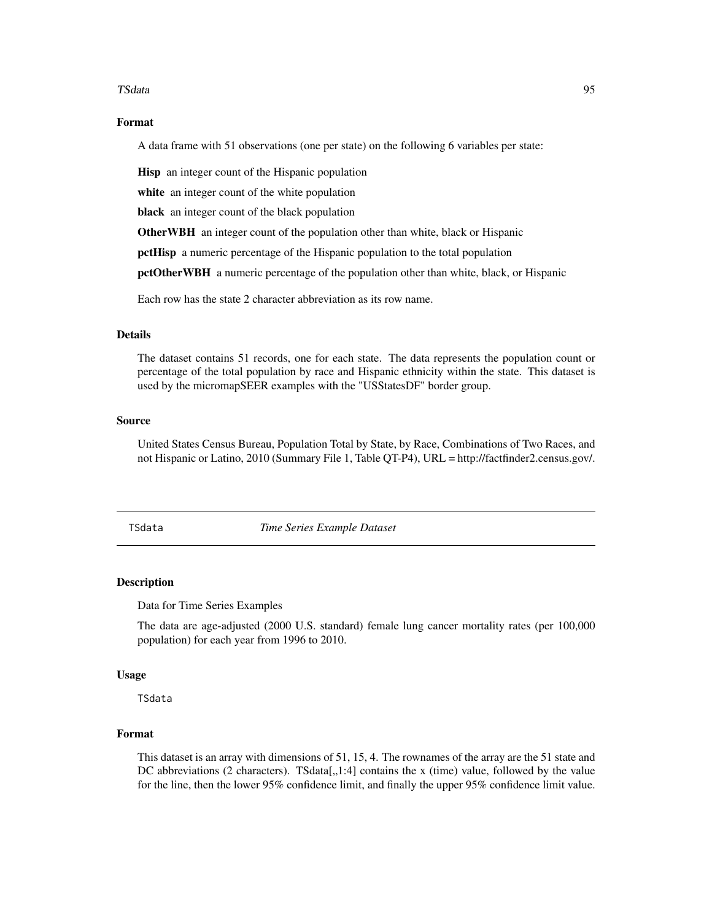### Format

A data frame with 51 observations (one per state) on the following 6 variables per state:

**Hisp** an integer count of the Hispanic population

**white** an integer count of the white population

**black** an integer count of the black population

**OtherWBH** an integer count of the population other than white, black or Hispanic

**pctHisp** a numeric percentage of the Hispanic population to the total population

**pctOtherWBH** a numeric percentage of the population other than white, black, or Hispanic

Each row has the state 2 character abbreviation as its row name.

### Details

The dataset contains 51 records, one for each state. The data represents the population count or percentage of the total population by race and Hispanic ethnicity within the state. This dataset is used by the micromapSEER examples with the "USStatesDF" border group.

### Source

United States Census Bureau, Population Total by State, by Race, Combinations of Two Races, and not Hispanic or Latino, 2010 (Summary File 1, Table QT-P4), URL = http://factfinder2.census.gov/.

---

## TSdata *Time Series Example Dataset*

### Description

Data for Time Series Examples

The data are age-adjusted (2000 U.S. standard) female lung cancer mortality rates (per 100,000 population) for each year from 1996 to 2010.

### Usage

```
TSdata
```

### Format

This dataset is an array with dimensions of 51, 15, 4. The rownames of the array are the 51 state and DC abbreviations (2 characters). TSdata[,,1:4] contains the x (time) value, followed by the value for the line, then the lower 95% confidence limit, and finally the upper 95% confidence limit value.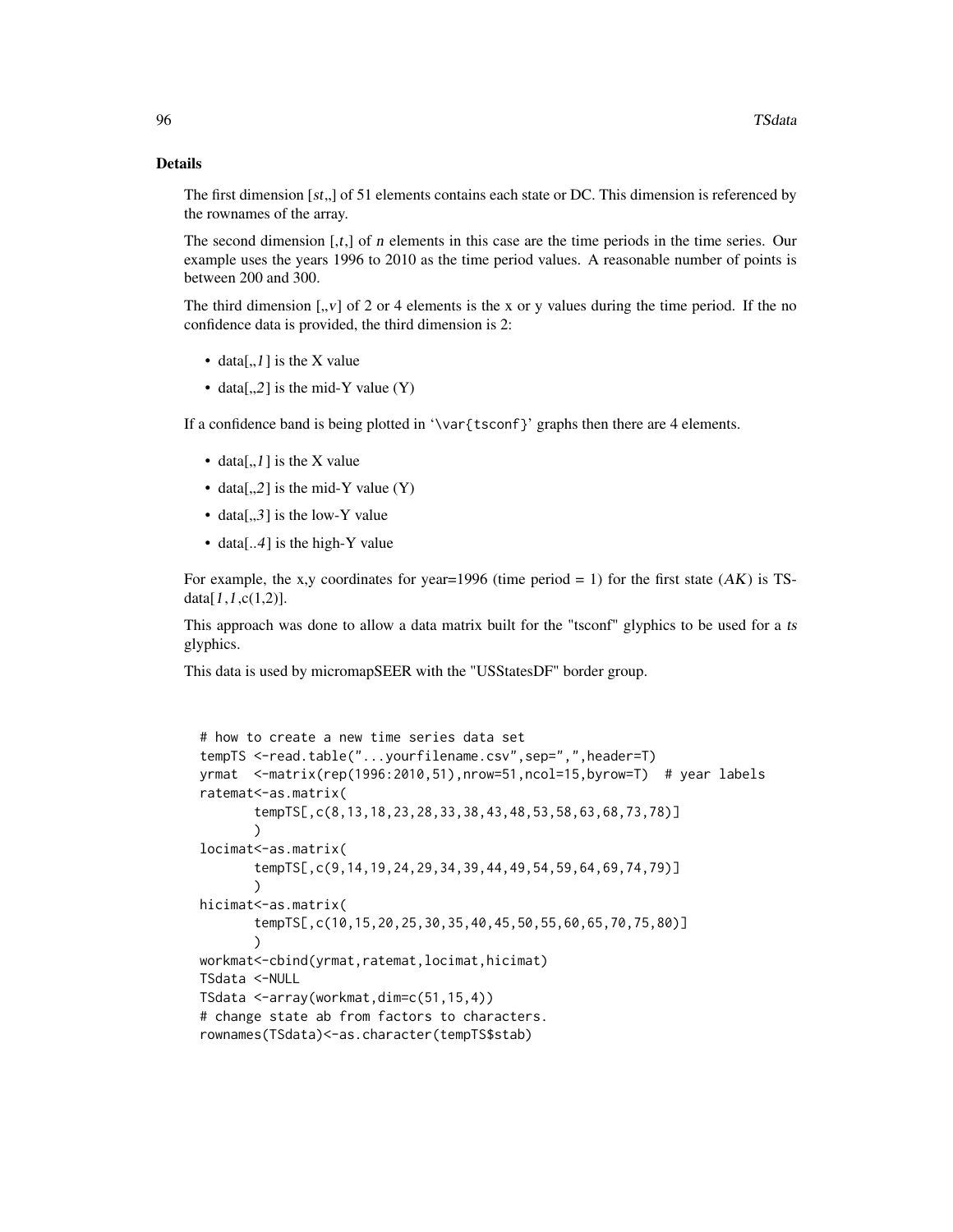### Details

The first dimension [*st*,,] of 51 elements contains each state or DC. This dimension is referenced by the rownames of the array.

The second dimension [,*t*,] of *n* elements in this case are the time periods in the time series. Our example uses the years 1996 to 2010 as the time period values. A reasonable number of points is between 200 and 300.

The third dimension [,,*v*] of 2 or 4 elements is the x or y values during the time period. If the no confidence data is provided, the third dimension is 2:

- data[,,*1*] is the X value
- data[,,*2*] is the mid-Y value (Y)

If a confidence band is being plotted in '\var{tsconf}' graphs then there are 4 elements.

- data[,,*1*] is the X value
- data[,,*2*] is the mid-Y value (Y)
- data[,,*3*] is the low-Y value
- data[..*4*] is the high-Y value

For example, the x,y coordinates for year=1996 (time period = 1) for the first state (*AK*) is TSdata[*1*,*1*,c(1,2)].

This approach was done to allow a data matrix built for the "tsconf" glyphics to be used for a *ts* glyphics.

This data is used by micromapSEER with the "USStatesDF" border group.

```
# how to create a new time series data set
tempTS <-read.table("...yourfilename.csv",sep=",",header=T)
yrmat  <-matrix(rep(1996:2010,51),nrow=51,ncol=15,byrow=T)  # year labels
ratemat<-as.matrix(
       tempTS[,c(8,13,18,23,28,33,38,43,48,53,58,63,68,73,78)]
       )
locimat<-as.matrix(
       tempTS[,c(9,14,19,24,29,34,39,44,49,54,59,64,69,74,79)]
       )
hicimat<-as.matrix(
       tempTS[,c(10,15,20,25,30,35,40,45,50,55,60,65,70,75,80)]
       )
workmat<-cbind(yrmat,ratemat,locimat,hicimat)
TSdata <-NULL
TSdata <-array(workmat,dim=c(51,15,4))
# change state ab from factors to characters.
rownames(TSdata)<-as.character(tempTS$stab)
```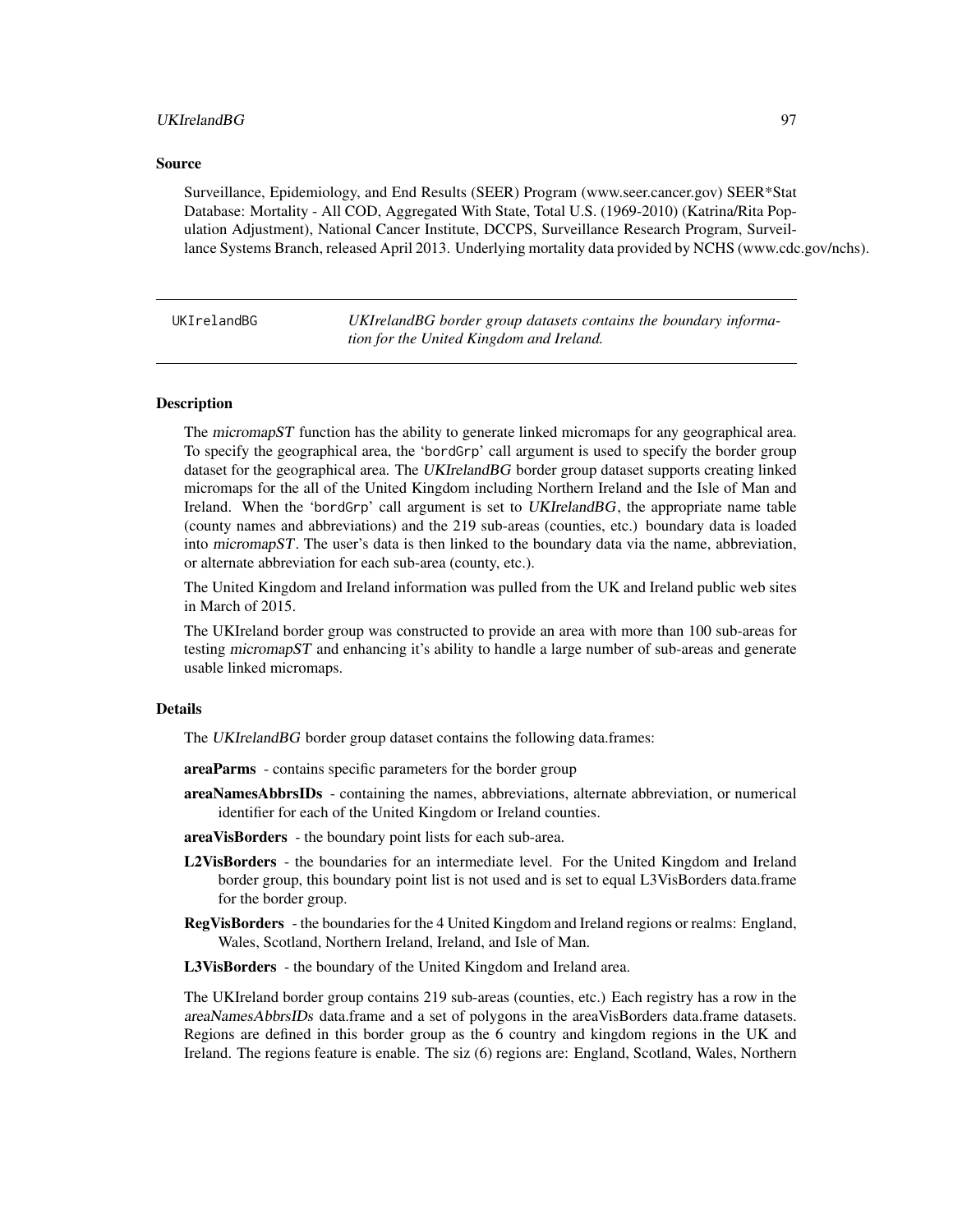### Source

Surveillance, Epidemiology, and End Results (SEER) Program (www.seer.cancer.gov) SEER*Stat Database: Mortality - All COD, Aggregated With State, Total U.S. (1969-2010) (Katrina/Rita Population Adjustment), National Cancer Institute, DCCPS, Surveillance Research Program, Surveillance Systems Branch, released April 2013. Underlying mortality data provided by NCHS (www.cdc.gov/nchs).

---

## UKIrelandBG — *UKIrelandBG border group datasets contains the boundary information for the United Kingdom and Ireland.*

---

### Description

The *micromapST* function has the ability to generate linked micromaps for any geographical area. To specify the geographical area, the 'bordGrp' call argument is used to specify the border group dataset for the geographical area. The *UKIrelandBG* border group dataset supports creating linked micromaps for the all of the United Kingdom including Northern Ireland and the Isle of Man and Ireland. When the 'bordGrp' call argument is set to *UKIrelandBG*, the appropriate name table (county names and abbreviations) and the 219 sub-areas (counties, etc.) boundary data is loaded into *micromapST*. The user's data is then linked to the boundary data via the name, abbreviation, or alternate abbreviation for each sub-area (county, etc.).

The United Kingdom and Ireland information was pulled from the UK and Ireland public web sites in March of 2015.

The UKIreland border group was constructed to provide an area with more than 100 sub-areas for testing *micromapST* and enhancing it's ability to handle a large number of sub-areas and generate usable linked micromaps.

### Details

The *UKIrelandBG* border group dataset contains the following data.frames:

**areaParms** - contains specific parameters for the border group

**areaNamesAbbrsIDs** - containing the names, abbreviations, alternate abbreviation, or numerical identifier for each of the United Kingdom or Ireland counties.

**areaVisBorders** - the boundary point lists for each sub-area.

**L2VisBorders** - the boundaries for an intermediate level. For the United Kingdom and Ireland border group, this boundary point list is not used and is set to equal L3VisBorders data.frame for the border group.

**RegVisBorders** - the boundaries for the 4 United Kingdom and Ireland regions or realms: England, Wales, Scotland, Northern Ireland, Ireland, and Isle of Man.

**L3VisBorders** - the boundary of the United Kingdom and Ireland area.

The UKIreland border group contains 219 sub-areas (counties, etc.) Each registry has a row in the *areaNamesAbbrsIDs* data.frame and a set of polygons in the areaVisBorders data.frame datasets. Regions are defined in this border group as the 6 country and kingdom regions in the UK and Ireland. The regions feature is enable. The siz (6) regions are: England, Scotland, Wales, Northern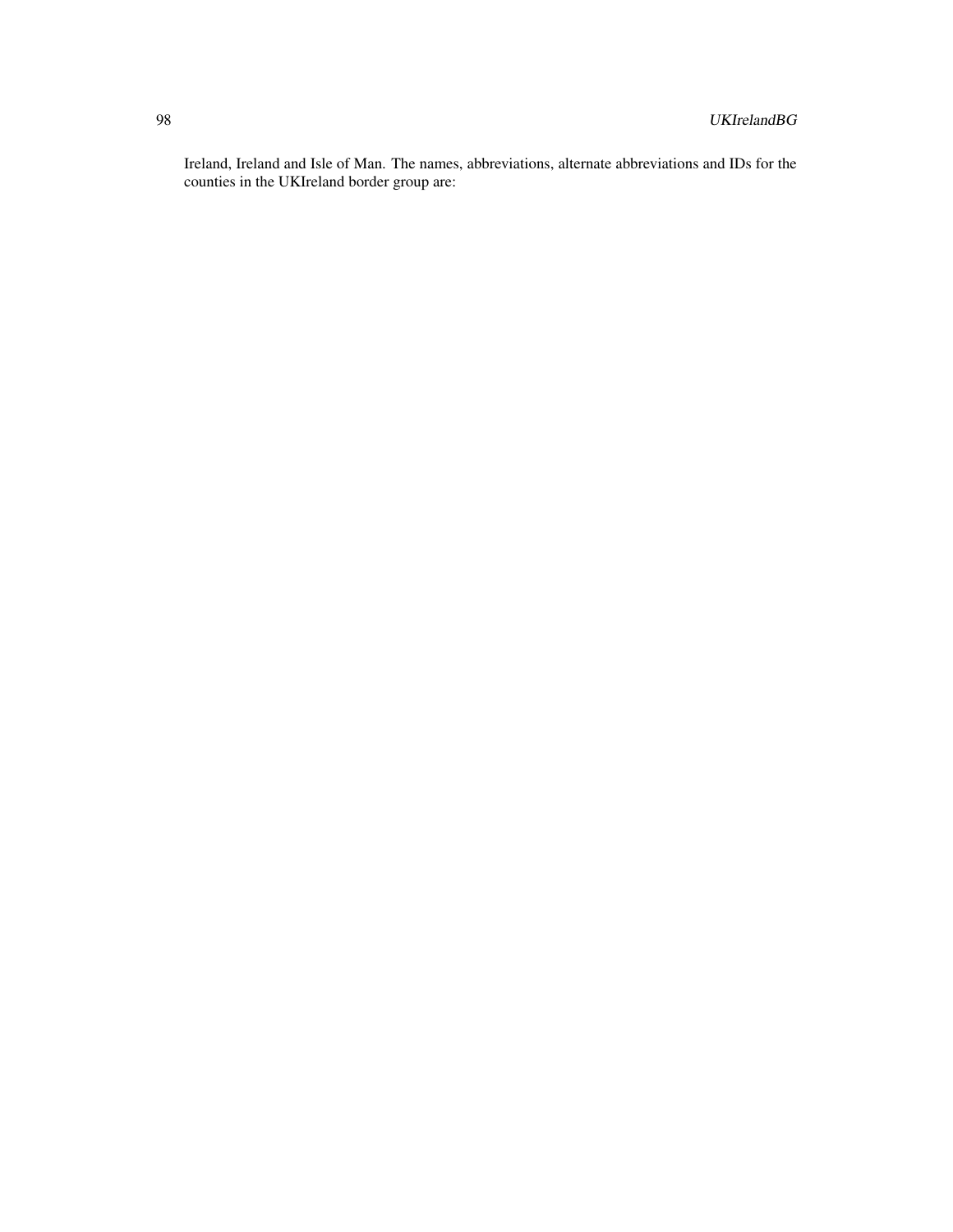Ireland, Ireland and Isle of Man. The names, abbreviations, alternate abbreviations and IDs for the counties in the UKIreland border group are: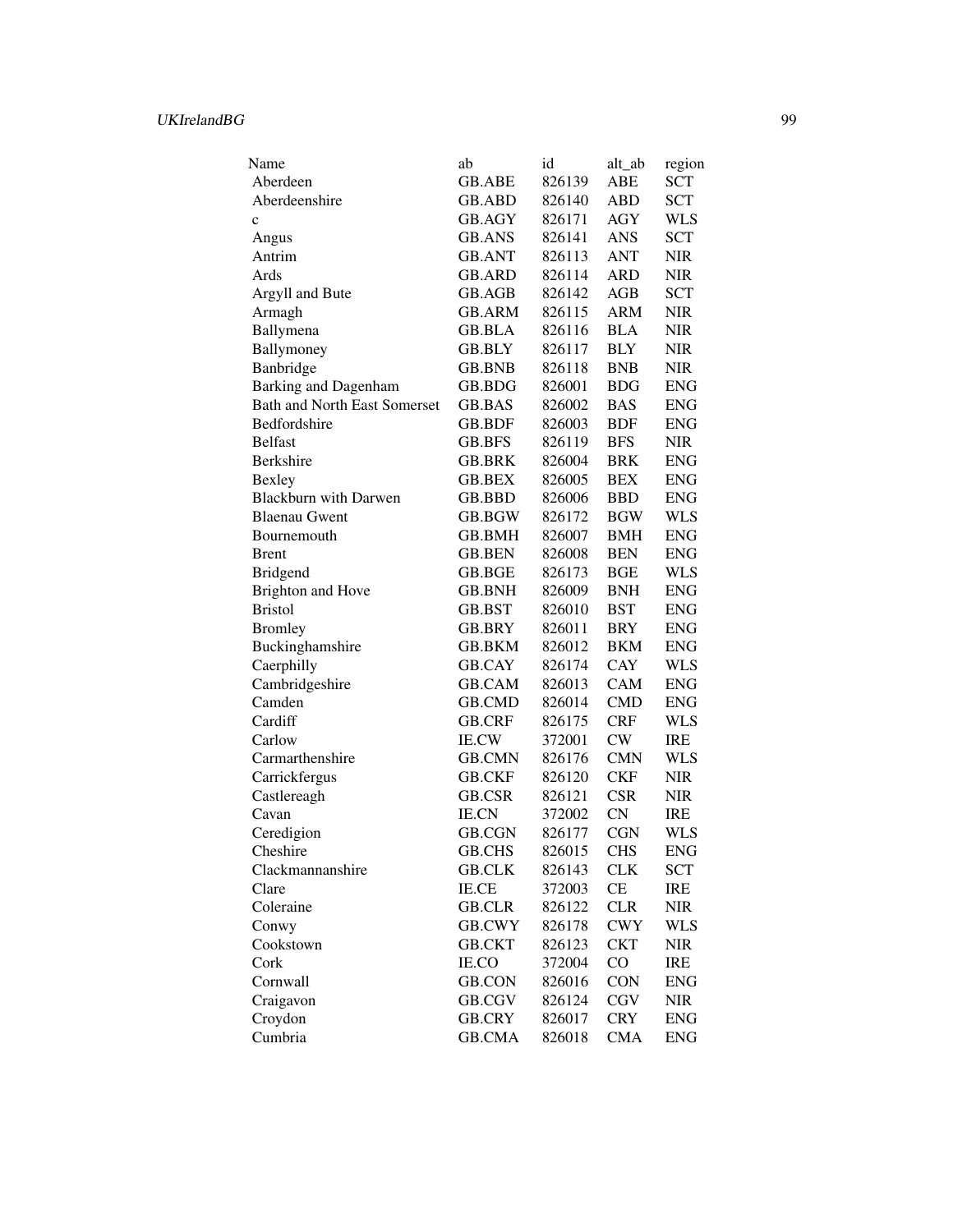| Name | ab | id | alt_ab | region |
|---|---|---|---|---|
| Aberdeen | GB.ABE | 826139 | ABE | SCT |
| Aberdeenshire | GB.ABD | 826140 | ABD | SCT |
| c | GB.AGY | 826171 | AGY | WLS |
| Angus | GB.ANS | 826141 | ANS | SCT |
| Antrim | GB.ANT | 826113 | ANT | NIR |
| Ards | GB.ARD | 826114 | ARD | NIR |
| Argyll and Bute | GB.AGB | 826142 | AGB | SCT |
| Armagh | GB.ARM | 826115 | ARM | NIR |
| Ballymena | GB.BLA | 826116 | BLA | NIR |
| Ballymoney | GB.BLY | 826117 | BLY | NIR |
| Banbridge | GB.BNB | 826118 | BNB | NIR |
| Barking and Dagenham | GB.BDG | 826001 | BDG | ENG |
| Bath and North East Somerset | GB.BAS | 826002 | BAS | ENG |
| Bedfordshire | GB.BDF | 826003 | BDF | ENG |
| Belfast | GB.BFS | 826119 | BFS | NIR |
| Berkshire | GB.BRK | 826004 | BRK | ENG |
| Bexley | GB.BEX | 826005 | BEX | ENG |
| Blackburn with Darwen | GB.BBD | 826006 | BBD | ENG |
| Blaenau Gwent | GB.BGW | 826172 | BGW | WLS |
| Bournemouth | GB.BMH | 826007 | BMH | ENG |
| Brent | GB.BEN | 826008 | BEN | ENG |
| Bridgend | GB.BGE | 826173 | BGE | WLS |
| Brighton and Hove | GB.BNH | 826009 | BNH | ENG |
| Bristol | GB.BST | 826010 | BST | ENG |
| Bromley | GB.BRY | 826011 | BRY | ENG |
| Buckinghamshire | GB.BKM | 826012 | BKM | ENG |
| Caerphilly | GB.CAY | 826174 | CAY | WLS |
| Cambridgeshire | GB.CAM | 826013 | CAM | ENG |
| Camden | GB.CMD | 826014 | CMD | ENG |
| Cardiff | GB.CRF | 826175 | CRF | WLS |
| Carlow | IE.CW | 372001 | CW | IRE |
| Carmarthenshire | GB.CMN | 826176 | CMN | WLS |
| Carrickfergus | GB.CKF | 826120 | CKF | NIR |
| Castlereagh | GB.CSR | 826121 | CSR | NIR |
| Cavan | IE.CN | 372002 | CN | IRE |
| Ceredigion | GB.CGN | 826177 | CGN | WLS |
| Cheshire | GB.CHS | 826015 | CHS | ENG |
| Clackmannanshire | GB.CLK | 826143 | CLK | SCT |
| Clare | IE.CE | 372003 | CE | IRE |
| Coleraine | GB.CLR | 826122 | CLR | NIR |
| Conwy | GB.CWY | 826178 | CWY | WLS |
| Cookstown | GB.CKT | 826123 | CKT | NIR |
| Cork | IE.CO | 372004 | CO | IRE |
| Cornwall | GB.CON | 826016 | CON | ENG |
| Craigavon | GB.CGV | 826124 | CGV | NIR |
| Croydon | GB.CRY | 826017 | CRY | ENG |
| Cumbria | GB.CMA | 826018 | CMA | ENG |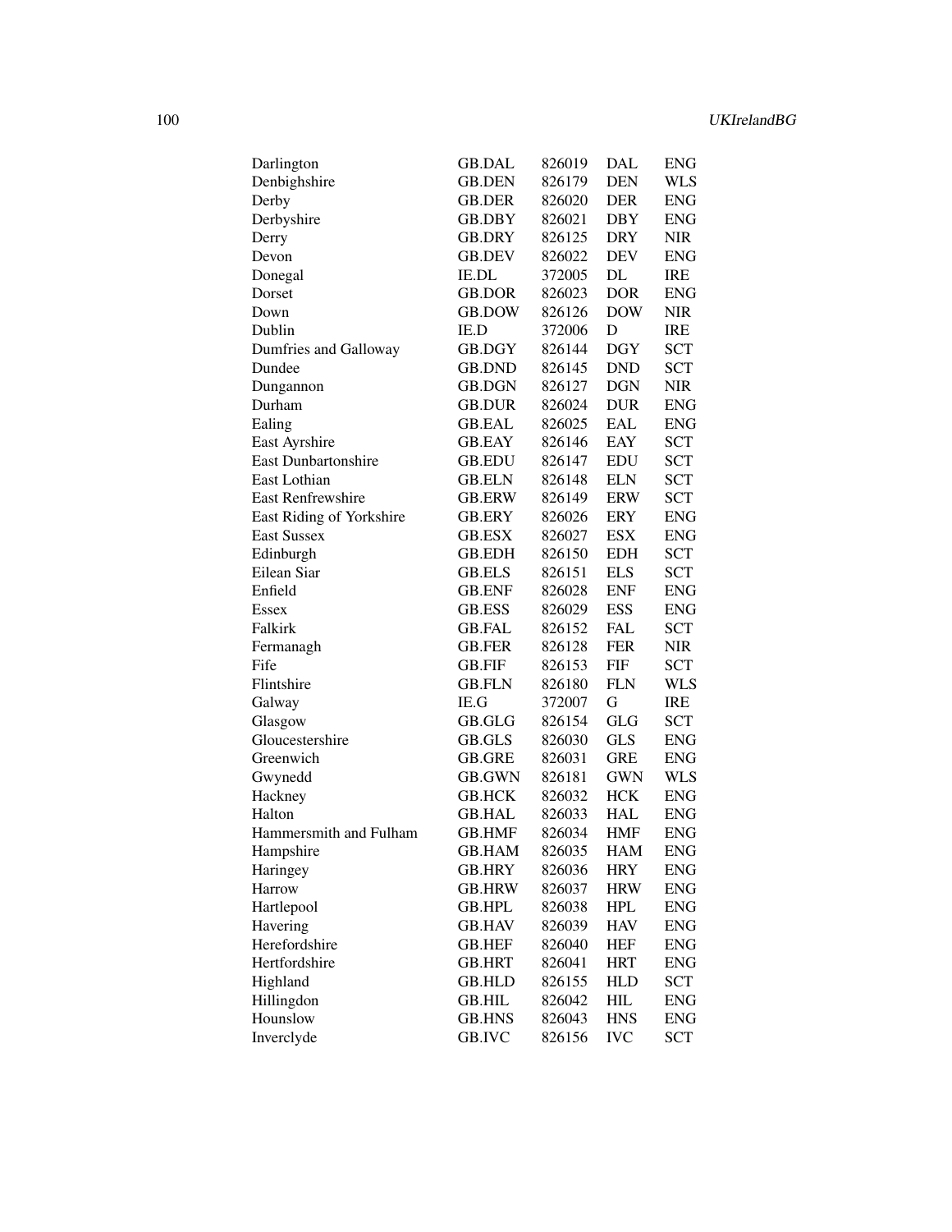| | | | | |
|---|---|---|---|---|
| Darlington | GB.DAL | 826019 | DAL | ENG |
| Denbighshire | GB.DEN | 826179 | DEN | WLS |
| Derby | GB.DER | 826020 | DER | ENG |
| Derbyshire | GB.DBY | 826021 | DBY | ENG |
| Derry | GB.DRY | 826125 | DRY | NIR |
| Devon | GB.DEV | 826022 | DEV | ENG |
| Donegal | IE.DL | 372005 | DL | IRE |
| Dorset | GB.DOR | 826023 | DOR | ENG |
| Down | GB.DOW | 826126 | DOW | NIR |
| Dublin | IE.D | 372006 | D | IRE |
| Dumfries and Galloway | GB.DGY | 826144 | DGY | SCT |
| Dundee | GB.DND | 826145 | DND | SCT |
| Dungannon | GB.DGN | 826127 | DGN | NIR |
| Durham | GB.DUR | 826024 | DUR | ENG |
| Ealing | GB.EAL | 826025 | EAL | ENG |
| East Ayrshire | GB.EAY | 826146 | EAY | SCT |
| East Dunbartonshire | GB.EDU | 826147 | EDU | SCT |
| East Lothian | GB.ELN | 826148 | ELN | SCT |
| East Renfrewshire | GB.ERW | 826149 | ERW | SCT |
| East Riding of Yorkshire | GB.ERY | 826026 | ERY | ENG |
| East Sussex | GB.ESX | 826027 | ESX | ENG |
| Edinburgh | GB.EDH | 826150 | EDH | SCT |
| Eilean Siar | GB.ELS | 826151 | ELS | SCT |
| Enfield | GB.ENF | 826028 | ENF | ENG |
| Essex | GB.ESS | 826029 | ESS | ENG |
| Falkirk | GB.FAL | 826152 | FAL | SCT |
| Fermanagh | GB.FER | 826128 | FER | NIR |
| Fife | GB.FIF | 826153 | FIF | SCT |
| Flintshire | GB.FLN | 826180 | FLN | WLS |
| Galway | IE.G | 372007 | G | IRE |
| Glasgow | GB.GLG | 826154 | GLG | SCT |
| Gloucestershire | GB.GLS | 826030 | GLS | ENG |
| Greenwich | GB.GRE | 826031 | GRE | ENG |
| Gwynedd | GB.GWN | 826181 | GWN | WLS |
| Hackney | GB.HCK | 826032 | HCK | ENG |
| Halton | GB.HAL | 826033 | HAL | ENG |
| Hammersmith and Fulham | GB.HMF | 826034 | HMF | ENG |
| Hampshire | GB.HAM | 826035 | HAM | ENG |
| Haringey | GB.HRY | 826036 | HRY | ENG |
| Harrow | GB.HRW | 826037 | HRW | ENG |
| Hartlepool | GB.HPL | 826038 | HPL | ENG |
| Havering | GB.HAV | 826039 | HAV | ENG |
| Herefordshire | GB.HEF | 826040 | HEF | ENG |
| Hertfordshire | GB.HRT | 826041 | HRT | ENG |
| Highland | GB.HLD | 826155 | HLD | SCT |
| Hillingdon | GB.HIL | 826042 | HIL | ENG |
| Hounslow | GB.HNS | 826043 | HNS | ENG |
| Inverclyde | GB.IVC | 826156 | IVC | SCT |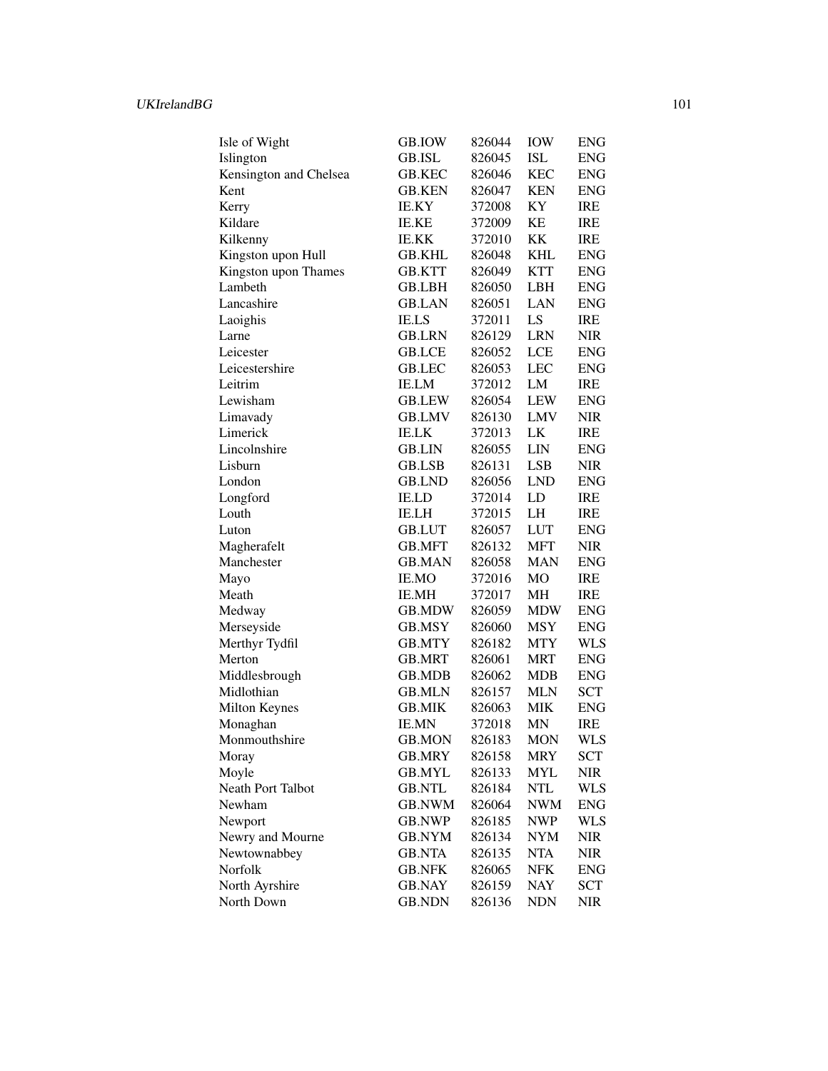| | | | | |
|---|---|---|---|---|
| Isle of Wight | GB.IOW | 826044 | IOW | ENG |
| Islington | GB.ISL | 826045 | ISL | ENG |
| Kensington and Chelsea | GB.KEC | 826046 | KEC | ENG |
| Kent | GB.KEN | 826047 | KEN | ENG |
| Kerry | IE.KY | 372008 | KY | IRE |
| Kildare | IE.KE | 372009 | KE | IRE |
| Kilkenny | IE.KK | 372010 | KK | IRE |
| Kingston upon Hull | GB.KHL | 826048 | KHL | ENG |
| Kingston upon Thames | GB.KTT | 826049 | KTT | ENG |
| Lambeth | GB.LBH | 826050 | LBH | ENG |
| Lancashire | GB.LAN | 826051 | LAN | ENG |
| Laoighis | IE.LS | 372011 | LS | IRE |
| Larne | GB.LRN | 826129 | LRN | NIR |
| Leicester | GB.LCE | 826052 | LCE | ENG |
| Leicestershire | GB.LEC | 826053 | LEC | ENG |
| Leitrim | IE.LM | 372012 | LM | IRE |
| Lewisham | GB.LEW | 826054 | LEW | ENG |
| Limavady | GB.LMV | 826130 | LMV | NIR |
| Limerick | IE.LK | 372013 | LK | IRE |
| Lincolnshire | GB.LIN | 826055 | LIN | ENG |
| Lisburn | GB.LSB | 826131 | LSB | NIR |
| London | GB.LND | 826056 | LND | ENG |
| Longford | IE.LD | 372014 | LD | IRE |
| Louth | IE.LH | 372015 | LH | IRE |
| Luton | GB.LUT | 826057 | LUT | ENG |
| Magherafelt | GB.MFT | 826132 | MFT | NIR |
| Manchester | GB.MAN | 826058 | MAN | ENG |
| Mayo | IE.MO | 372016 | MO | IRE |
| Meath | IE.MH | 372017 | MH | IRE |
| Medway | GB.MDW | 826059 | MDW | ENG |
| Merseyside | GB.MSY | 826060 | MSY | ENG |
| Merthyr Tydfil | GB.MTY | 826182 | MTY | WLS |
| Merton | GB.MRT | 826061 | MRT | ENG |
| Middlesbrough | GB.MDB | 826062 | MDB | ENG |
| Midlothian | GB.MLN | 826157 | MLN | SCT |
| Milton Keynes | GB.MIK | 826063 | MIK | ENG |
| Monaghan | IE.MN | 372018 | MN | IRE |
| Monmouthshire | GB.MON | 826183 | MON | WLS |
| Moray | GB.MRY | 826158 | MRY | SCT |
| Moyle | GB.MYL | 826133 | MYL | NIR |
| Neath Port Talbot | GB.NTL | 826184 | NTL | WLS |
| Newham | GB.NWM | 826064 | NWM | ENG |
| Newport | GB.NWP | 826185 | NWP | WLS |
| Newry and Mourne | GB.NYM | 826134 | NYM | NIR |
| Newtownabbey | GB.NTA | 826135 | NTA | NIR |
| Norfolk | GB.NFK | 826065 | NFK | ENG |
| North Ayrshire | GB.NAY | 826159 | NAY | SCT |
| North Down | GB.NDN | 826136 | NDN | NIR |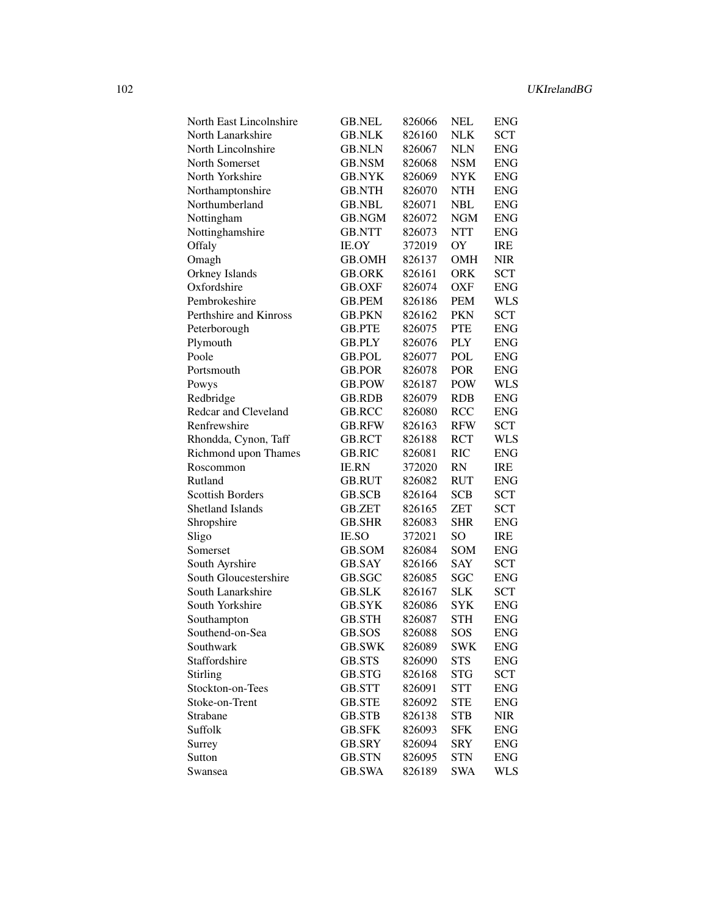| | | | | |
|---|---|---|---|---|
| North East Lincolnshire | GB.NEL | 826066 | NEL | ENG |
| North Lanarkshire | GB.NLK | 826160 | NLK | SCT |
| North Lincolnshire | GB.NLN | 826067 | NLN | ENG |
| North Somerset | GB.NSM | 826068 | NSM | ENG |
| North Yorkshire | GB.NYK | 826069 | NYK | ENG |
| Northamptonshire | GB.NTH | 826070 | NTH | ENG |
| Northumberland | GB.NBL | 826071 | NBL | ENG |
| Nottingham | GB.NGM | 826072 | NGM | ENG |
| Nottinghamshire | GB.NTT | 826073 | NTT | ENG |
| Offaly | IE.OY | 372019 | OY | IRE |
| Omagh | GB.OMH | 826137 | OMH | NIR |
| Orkney Islands | GB.ORK | 826161 | ORK | SCT |
| Oxfordshire | GB.OXF | 826074 | OXF | ENG |
| Pembrokeshire | GB.PEM | 826186 | PEM | WLS |
| Perthshire and Kinross | GB.PKN | 826162 | PKN | SCT |
| Peterborough | GB.PTE | 826075 | PTE | ENG |
| Plymouth | GB.PLY | 826076 | PLY | ENG |
| Poole | GB.POL | 826077 | POL | ENG |
| Portsmouth | GB.POR | 826078 | POR | ENG |
| Powys | GB.POW | 826187 | POW | WLS |
| Redbridge | GB.RDB | 826079 | RDB | ENG |
| Redcar and Cleveland | GB.RCC | 826080 | RCC | ENG |
| Renfrewshire | GB.RFW | 826163 | RFW | SCT |
| Rhondda, Cynon, Taff | GB.RCT | 826188 | RCT | WLS |
| Richmond upon Thames | GB.RIC | 826081 | RIC | ENG |
| Roscommon | IE.RN | 372020 | RN | IRE |
| Rutland | GB.RUT | 826082 | RUT | ENG |
| Scottish Borders | GB.SCB | 826164 | SCB | SCT |
| Shetland Islands | GB.ZET | 826165 | ZET | SCT |
| Shropshire | GB.SHR | 826083 | SHR | ENG |
| Sligo | IE.SO | 372021 | SO | IRE |
| Somerset | GB.SOM | 826084 | SOM | ENG |
| South Ayrshire | GB.SAY | 826166 | SAY | SCT |
| South Gloucestershire | GB.SGC | 826085 | SGC | ENG |
| South Lanarkshire | GB.SLK | 826167 | SLK | SCT |
| South Yorkshire | GB.SYK | 826086 | SYK | ENG |
| Southampton | GB.STH | 826087 | STH | ENG |
| Southend-on-Sea | GB.SOS | 826088 | SOS | ENG |
| Southwark | GB.SWK | 826089 | SWK | ENG |
| Staffordshire | GB.STS | 826090 | STS | ENG |
| Stirling | GB.STG | 826168 | STG | SCT |
| Stockton-on-Tees | GB.STT | 826091 | STT | ENG |
| Stoke-on-Trent | GB.STE | 826092 | STE | ENG |
| Strabane | GB.STB | 826138 | STB | NIR |
| Suffolk | GB.SFK | 826093 | SFK | ENG |
| Surrey | GB.SRY | 826094 | SRY | ENG |
| Sutton | GB.STN | 826095 | STN | ENG |
| Swansea | GB.SWA | 826189 | SWA | WLS |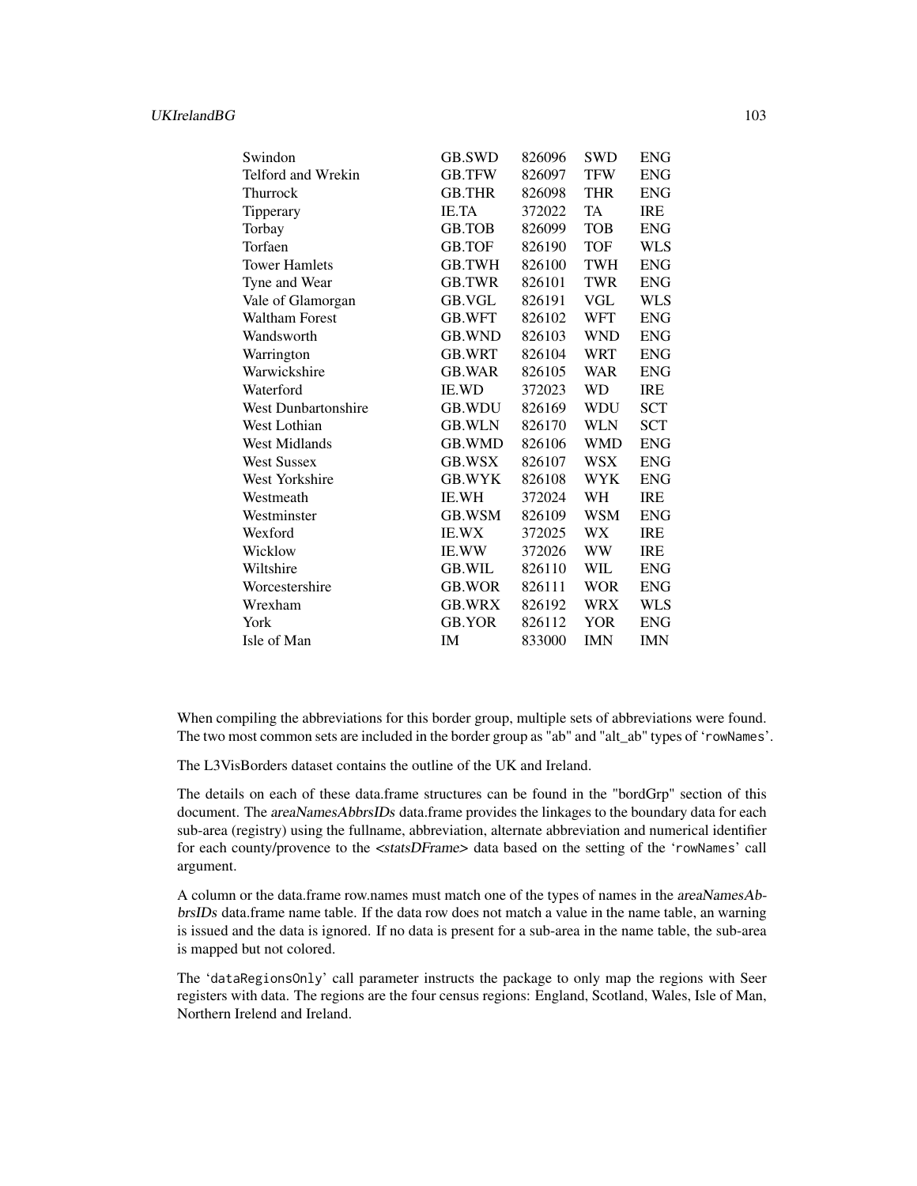| | | | | |
|---|---|---|---|---|
| Swindon | GB.SWD | 826096 | SWD | ENG |
| Telford and Wrekin | GB.TFW | 826097 | TFW | ENG |
| Thurrock | GB.THR | 826098 | THR | ENG |
| Tipperary | IE.TA | 372022 | TA | IRE |
| Torbay | GB.TOB | 826099 | TOB | ENG |
| Torfaen | GB.TOF | 826190 | TOF | WLS |
| Tower Hamlets | GB.TWH | 826100 | TWH | ENG |
| Tyne and Wear | GB.TWR | 826101 | TWR | ENG |
| Vale of Glamorgan | GB.VGL | 826191 | VGL | WLS |
| Waltham Forest | GB.WFT | 826102 | WFT | ENG |
| Wandsworth | GB.WND | 826103 | WND | ENG |
| Warrington | GB.WRT | 826104 | WRT | ENG |
| Warwickshire | GB.WAR | 826105 | WAR | ENG |
| Waterford | IE.WD | 372023 | WD | IRE |
| West Dunbartonshire | GB.WDU | 826169 | WDU | SCT |
| West Lothian | GB.WLN | 826170 | WLN | SCT |
| West Midlands | GB.WMD | 826106 | WMD | ENG |
| West Sussex | GB.WSX | 826107 | WSX | ENG |
| West Yorkshire | GB.WYK | 826108 | WYK | ENG |
| Westmeath | IE.WH | 372024 | WH | IRE |
| Westminster | GB.WSM | 826109 | WSM | ENG |
| Wexford | IE.WX | 372025 | WX | IRE |
| Wicklow | IE.WW | 372026 | WW | IRE |
| Wiltshire | GB.WIL | 826110 | WIL | ENG |
| Worcestershire | GB.WOR | 826111 | WOR | ENG |
| Wrexham | GB.WRX | 826192 | WRX | WLS |
| York | GB.YOR | 826112 | YOR | ENG |
| Isle of Man | IM | 833000 | IMN | IMN |

When compiling the abbreviations for this border group, multiple sets of abbreviations were found. The two most common sets are included in the border group as "ab" and "alt_ab" types of 'rowNames'.

The L3VisBorders dataset contains the outline of the UK and Ireland.

The details on each of these data.frame structures can be found in the "bordGrp" section of this document. The *areaNamesAbbrsIDs* data.frame provides the linkages to the boundary data for each sub-area (registry) using the fullname, abbreviation, alternate abbreviation and numerical identifier for each county/provence to the *<statsDFrame>* data based on the setting of the 'rowNames' call argument.

A column or the data.frame row.names must match one of the types of names in the *areaNamesAbbrsIDs* data.frame name table. If the data row does not match a value in the name table, an warning is issued and the data is ignored. If no data is present for a sub-area in the name table, the sub-area is mapped but not colored.

The 'dataRegionsOnly' call parameter instructs the package to only map the regions with Seer registers with data. The regions are the four census regions: England, Scotland, Wales, Isle of Man, Northern Irelend and Ireland.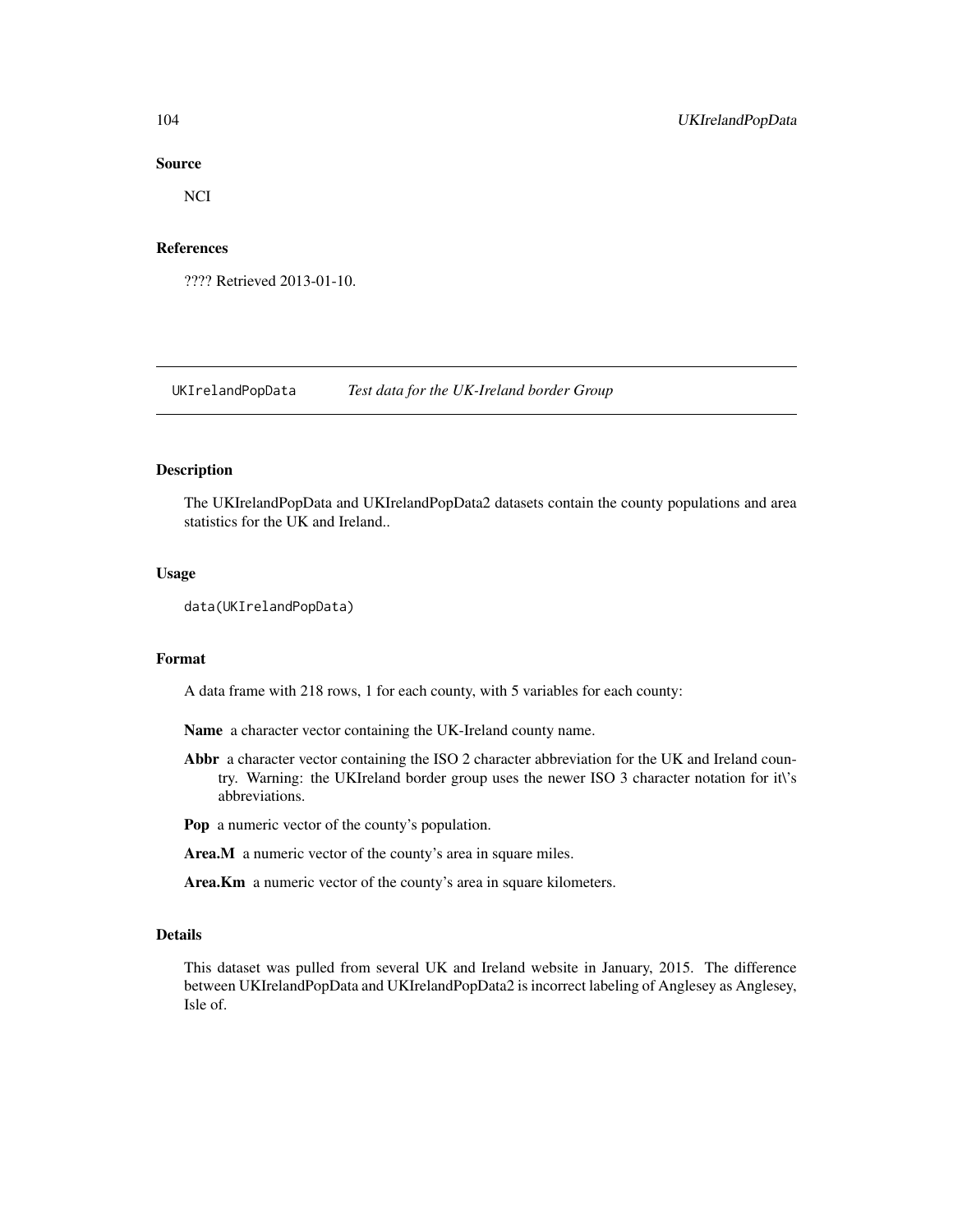## Source

NCI

## References

???? Retrieved 2013-01-10.

---

`UKIrelandPopData` *Test data for the UK-Ireland border Group*

---

## Description

The UKIrelandPopData and UKIrelandPopData2 datasets contain the county populations and area statistics for the UK and Ireland..

## Usage

```
data(UKIrelandPopData)
```

## Format

A data frame with 218 rows, 1 for each county, with 5 variables for each county:

**Name** a character vector containing the UK-Ireland county name.

**Abbr** a character vector containing the ISO 2 character abbreviation for the UK and Ireland country. Warning: the UKIreland border group uses the newer ISO 3 character notation for it\'s abbreviations.

**Pop** a numeric vector of the county's population.

**Area.M** a numeric vector of the county's area in square miles.

**Area.Km** a numeric vector of the county's area in square kilometers.

## Details

This dataset was pulled from several UK and Ireland website in January, 2015. The difference between UKIrelandPopData and UKIrelandPopData2 is incorrect labeling of Anglesey as Anglesey, Isle of.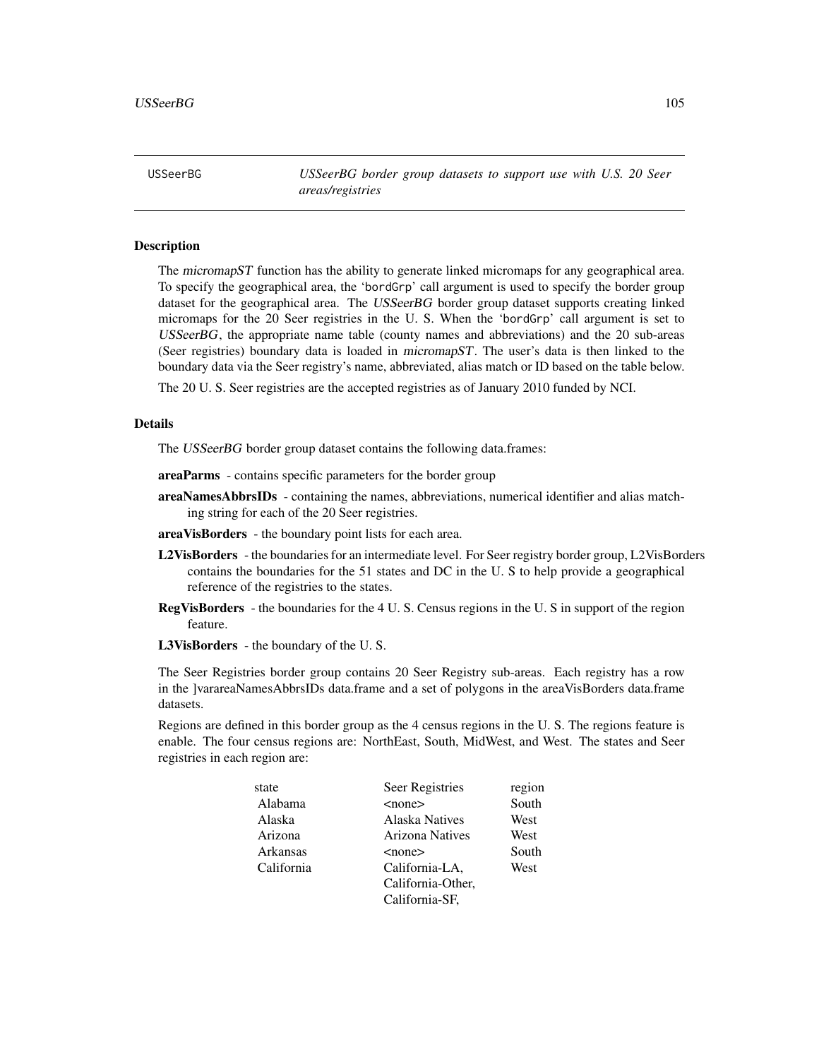USSeerBG *USSeerBG border group datasets to support use with U.S. 20 Seer areas/registries*

## Description

The *micromapST* function has the ability to generate linked micromaps for any geographical area. To specify the geographical area, the 'bordGrp' call argument is used to specify the border group dataset for the geographical area. The *USSeerBG* border group dataset supports creating linked micromaps for the 20 Seer registries in the U. S. When the 'bordGrp' call argument is set to *USSeerBG*, the appropriate name table (county names and abbreviations) and the 20 sub-areas (Seer registries) boundary data is loaded in *micromapST*. The user's data is then linked to the boundary data via the Seer registry's name, abbreviated, alias match or ID based on the table below.

The 20 U. S. Seer registries are the accepted registries as of January 2010 funded by NCI.

## Details

The *USSeerBG* border group dataset contains the following data.frames:

**areaParms** - contains specific parameters for the border group

**areaNamesAbbrsIDs** - containing the names, abbreviations, numerical identifier and alias matching string for each of the 20 Seer registries.

**areaVisBorders** - the boundary point lists for each area.

**L2VisBorders** - the boundaries for an intermediate level. For Seer registry border group, L2VisBorders contains the boundaries for the 51 states and DC in the U. S to help provide a geographical reference of the registries to the states.

**RegVisBorders** - the boundaries for the 4 U. S. Census regions in the U. S in support of the region feature.

**L3VisBorders** - the boundary of the U. S.

The Seer Registries border group contains 20 Seer Registry sub-areas. Each registry has a row in the ]varareaNamesAbbrsIDs data.frame and a set of polygons in the areaVisBorders data.frame datasets.

Regions are defined in this border group as the 4 census regions in the U. S. The regions feature is enable. The four census regions are: NorthEast, South, MidWest, and West. The states and Seer registries in each region are:

| state | Seer Registries | region |
|---|---|---|
| Alabama | <none> | South |
| Alaska | Alaska Natives | West |
| Arizona | Arizona Natives | West |
| Arkansas | <none> | South |
| California | California-LA, California-Other, California-SF, | West |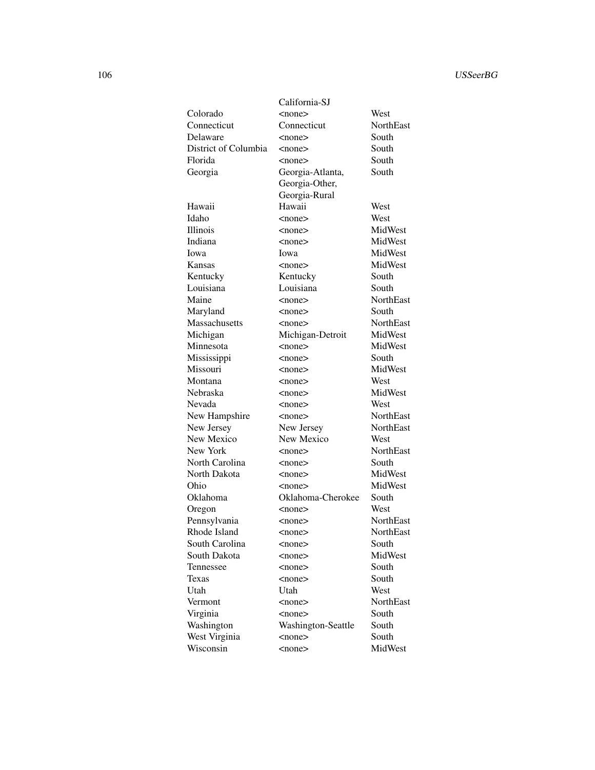| | | |
|---|---|---|
| | California-SJ | |
| Colorado | <none> | West |
| Connecticut | Connecticut | NorthEast |
| Delaware | <none> | South |
| District of Columbia | <none> | South |
| Florida | <none> | South |
| Georgia | Georgia-Atlanta, Georgia-Other, Georgia-Rural | South |
| Hawaii | Hawaii | West |
| Idaho | <none> | West |
| Illinois | <none> | MidWest |
| Indiana | <none> | MidWest |
| Iowa | Iowa | MidWest |
| Kansas | <none> | MidWest |
| Kentucky | Kentucky | South |
| Louisiana | Louisiana | South |
| Maine | <none> | NorthEast |
| Maryland | <none> | South |
| Massachusetts | <none> | NorthEast |
| Michigan | Michigan-Detroit | MidWest |
| Minnesota | <none> | MidWest |
| Mississippi | <none> | South |
| Missouri | <none> | MidWest |
| Montana | <none> | West |
| Nebraska | <none> | MidWest |
| Nevada | <none> | West |
| New Hampshire | <none> | NorthEast |
| New Jersey | New Jersey | NorthEast |
| New Mexico | New Mexico | West |
| New York | <none> | NorthEast |
| North Carolina | <none> | South |
| North Dakota | <none> | MidWest |
| Ohio | <none> | MidWest |
| Oklahoma | Oklahoma-Cherokee | South |
| Oregon | <none> | West |
| Pennsylvania | <none> | NorthEast |
| Rhode Island | <none> | NorthEast |
| South Carolina | <none> | South |
| South Dakota | <none> | MidWest |
| Tennessee | <none> | South |
| Texas | <none> | South |
| Utah | Utah | West |
| Vermont | <none> | NorthEast |
| Virginia | <none> | South |
| Washington | Washington-Seattle | South |
| West Virginia | <none> | South |
| Wisconsin | <none> | MidWest |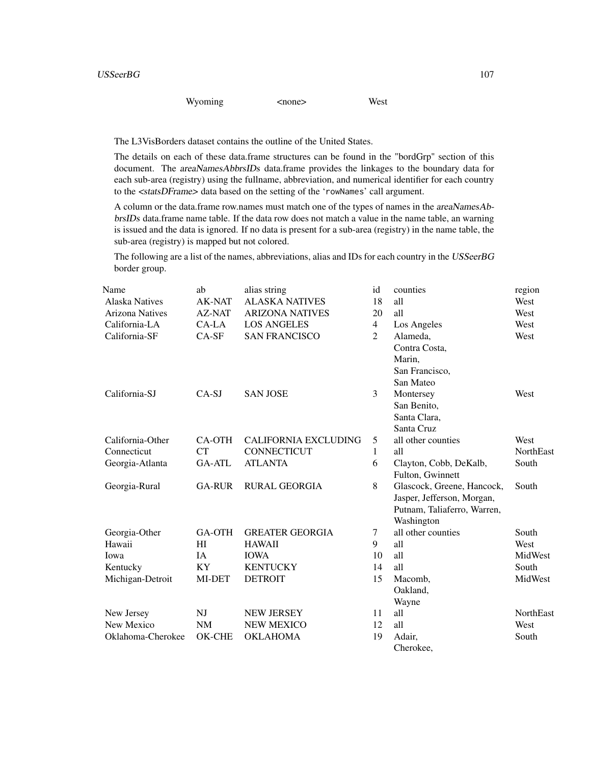| | | |
|---|---|---|
| Wyoming | <none> | West |

The L3VisBorders dataset contains the outline of the United States.

The details on each of these data.frame structures can be found in the "bordGrp" section of this document. The *areaNamesAbbrsIDs* data.frame provides the linkages to the boundary data for each sub-area (registry) using the fullname, abbreviation, and numerical identifier for each country to the *<statsDFrame>* data based on the setting of the 'rowNames' call argument.

A column or the data.frame row.names must match one of the types of names in the *areaNamesAbbrsIDs* data.frame name table. If the data row does not match a value in the name table, a warning is issued and the data is ignored. If no data is present for a sub-area (registry) in the name table, the sub-area (registry) is mapped but not colored.

The following are a list of the names, abbreviations, alias and IDs for each country in the *USSeerBG* border group.

| Name | ab | alias string | id | counties | region |
|---|---|---|---|---|---|
| Alaska Natives | AK-NAT | ALASKA NATIVES | 18 | all | West |
| Arizona Natives | AZ-NAT | ARIZONA NATIVES | 20 | all | West |
| California-LA | CA-LA | LOS ANGELES | 4 | Los Angeles | West |
| California-SF | CA-SF | SAN FRANCISCO | 2 | Alameda, Contra Costa, Marin, San Francisco, San Mateo | West |
| California-SJ | CA-SJ | SAN JOSE | 3 | Montersey San Benito, Santa Clara, Santa Cruz | West |
| California-Other | CA-OTH | CALIFORNIA EXCLUDING | 5 | all other counties | West |
| Connecticut | CT | CONNECTICUT | 1 | all | NorthEast |
| Georgia-Atlanta | GA-ATL | ATLANTA | 6 | Clayton, Cobb, DeKalb, Fulton, Gwinnett | South |
| Georgia-Rural | GA-RUR | RURAL GEORGIA | 8 | Glascock, Greene, Hancock, Jasper, Jefferson, Morgan, Putnam, Taliaferro, Warren, Washington | South |
| Georgia-Other | GA-OTH | GREATER GEORGIA | 7 | all other counties | South |
| Hawaii | HI | HAWAII | 9 | all | West |
| Iowa | IA | IOWA | 10 | all | MidWest |
| Kentucky | KY | KENTUCKY | 14 | all | South |
| Michigan-Detroit | MI-DET | DETROIT | 15 | Macomb, Oakland, Wayne | MidWest |
| New Jersey | NJ | NEW JERSEY | 11 | all | NorthEast |
| New Mexico | NM | NEW MEXICO | 12 | all | West |
| Oklahoma-Cherokee | OK-CHE | OKLAHOMA | 19 | Adair, Cherokee, | South |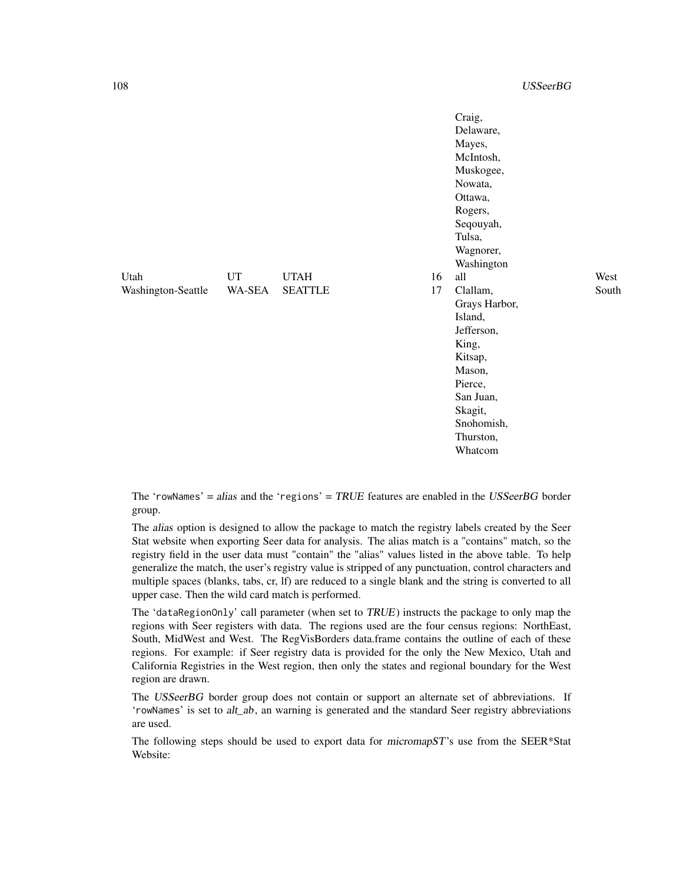| | | | | | |
|---|---|---|---|---|---|
| | | | | Craig, Delaware, Mayes, McIntosh, Muskogee, Nowata, Ottawa, Rogers, Seqouyah, Tulsa, Wagnorer, Washington | |
| Utah | UT | UTAH | 16 | all | West |
| Washington-Seattle | WA-SEA | SEATTLE | 17 | Clallam, Grays Harbor, Island, Jefferson, King, Kitsap, Mason, Pierce, San Juan, Skagit, Snohomish, Thurston, Whatcom | South |

The 'rowNames' = *alias* and the 'regions' = *TRUE* features are enabled in the *USSeerBG* border group.

The *alias* option is designed to allow the package to match the registry labels created by the Seer Stat website when exporting Seer data for analysis. The alias match is a "contains" match, so the registry field in the user data must "contain" the "alias" values listed in the above table. To help generalize the match, the user's registry value is stripped of any punctuation, control characters and multiple spaces (blanks, tabs, cr, lf) are reduced to a single blank and the string is converted to all upper case. Then the wild card match is performed.

The 'dataRegionOnly' call parameter (when set to *TRUE*) instructs the package to only map the regions with Seer registers with data. The regions used are the four census regions: NorthEast, South, MidWest and West. The RegVisBorders data.frame contains the outline of each of these regions. For example: if Seer registry data is provided for the only the New Mexico, Utah and California Registries in the West region, then only the states and regional boundary for the West region are drawn.

The *USSeerBG* border group does not contain or support an alternate set of abbreviations. If 'rowNames' is set to *alt_ab*, an warning is generated and the standard Seer registry abbreviations are used.

The following steps should be used to export data for *micromapST*'s use from the SEER*Stat Website: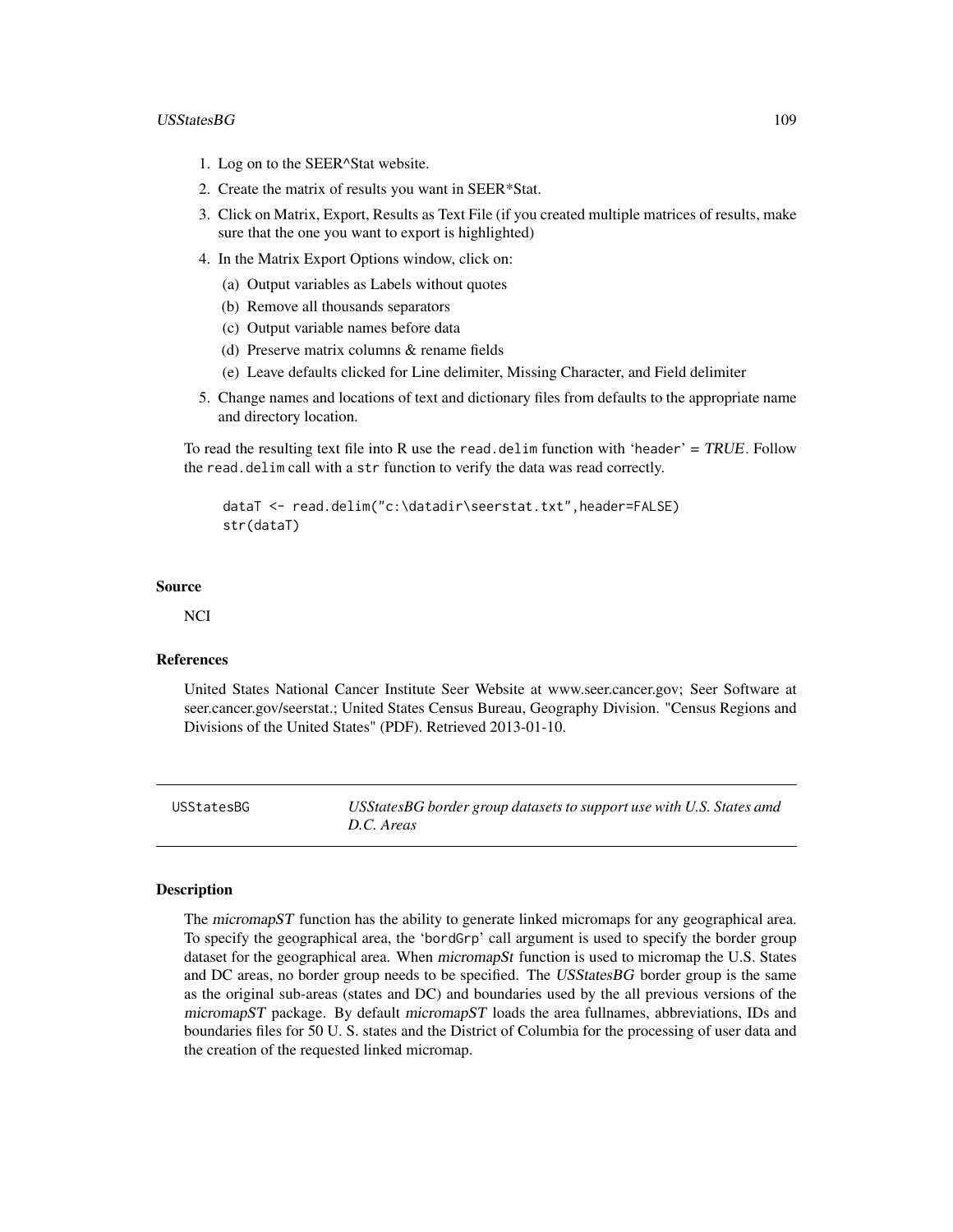1. Log on to the SEER^Stat website.
2. Create the matrix of results you want in SEER*Stat.
3. Click on Matrix, Export, Results as Text File (if you created multiple matrices of results, make sure that the one you want to export is highlighted)
4. In the Matrix Export Options window, click on:
   (a) Output variables as Labels without quotes
   (b) Remove all thousands separators
   (c) Output variable names before data
   (d) Preserve matrix columns & rename fields
   (e) Leave defaults clicked for Line delimiter, Missing Character, and Field delimiter
5. Change names and locations of text and dictionary files from defaults to the appropriate name and directory location.

To read the resulting text file into R use the `read.delim` function with '`header`' = *TRUE*. Follow the `read.delim` call with a `str` function to verify the data was read correctly.

```
dataT <- read.delim("c:\datadir\seerstat.txt",header=FALSE)
str(dataT)
```

### Source

NCI

### References

United States National Cancer Institute Seer Website at www.seer.cancer.gov; Seer Software at seer.cancer.gov/seerstat.; United States Census Bureau, Geography Division. "Census Regions and Divisions of the United States" (PDF). Retrieved 2013-01-10.

---

## USStatesBG — *USStatesBG border group datasets to support use with U.S. States amd D.C. Areas*

---

### Description

The *micromapST* function has the ability to generate linked micromaps for any geographical area. To specify the geographical area, the '`bordGrp`' call argument is used to specify the border group dataset for the geographical area. When *micromapSt* function is used to micromap the U.S. States and DC areas, no border group needs to be specified. The *USStatesBG* border group is the same as the original sub-areas (states and DC) and boundaries used by the all previous versions of the *micromapST* package. By default *micromapST* loads the area fullnames, abbreviations, IDs and boundaries files for 50 U. S. states and the District of Columbia for the processing of user data and the creation of the requested linked micromap.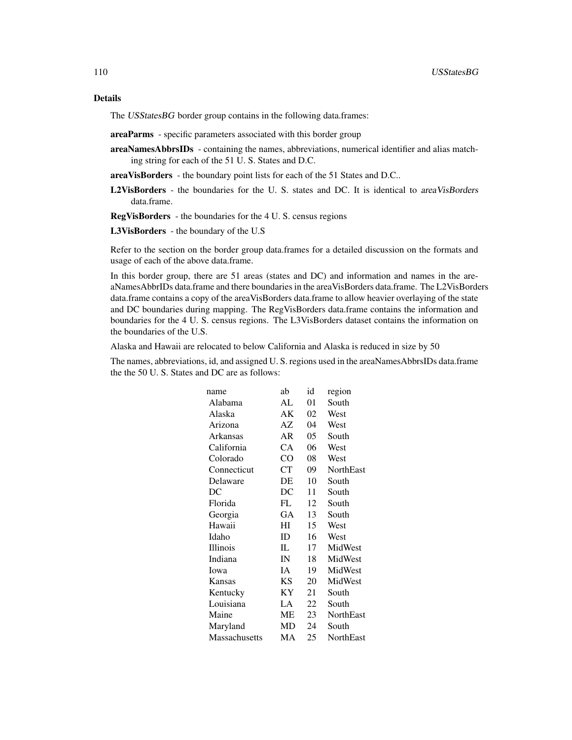### Details

The *USStatesBG* border group contains in the following data.frames:

**areaParms** - specific parameters associated with this border group

**areaNamesAbbrsIDs** - containing the names, abbreviations, numerical identifier and alias matching string for each of the 51 U. S. States and D.C.

**areaVisBorders** - the boundary point lists for each of the 51 States and D.C..

**L2VisBorders** - the boundaries for the U. S. states and DC. It is identical to *areaVisBorders* data.frame.

**RegVisBorders** - the boundaries for the 4 U. S. census regions

**L3VisBorders** - the boundary of the U.S

Refer to the section on the border group data.frames for a detailed discussion on the formats and usage of each of the above data.frame.

In this border group, there are 51 areas (states and DC) and information and names in the areaNamesAbbrIDs data.frame and there boundaries in the areaVisBorders data.frame. The L2VisBorders data.frame contains a copy of the areaVisBorders data.frame to allow heavier overlaying of the state and DC boundaries during mapping. The RegVisBorders data.frame contains the information and boundaries for the 4 U. S. census regions. The L3VisBorders dataset contains the information on the boundaries of the U.S.

Alaska and Hawaii are relocated to below California and Alaska is reduced in size by 50

The names, abbreviations, id, and assigned U. S. regions used in the areaNamesAbbrsIDs data.frame the the 50 U. S. States and DC are as follows:

| name | ab | id | region |
|---|---|---|---|
| Alabama | AL | 01 | South |
| Alaska | AK | 02 | West |
| Arizona | AZ | 04 | West |
| Arkansas | AR | 05 | South |
| California | CA | 06 | West |
| Colorado | CO | 08 | West |
| Connecticut | CT | 09 | NorthEast |
| Delaware | DE | 10 | South |
| DC | DC | 11 | South |
| Florida | FL | 12 | South |
| Georgia | GA | 13 | South |
| Hawaii | HI | 15 | West |
| Idaho | ID | 16 | West |
| Illinois | IL | 17 | MidWest |
| Indiana | IN | 18 | MidWest |
| Iowa | IA | 19 | MidWest |
| Kansas | KS | 20 | MidWest |
| Kentucky | KY | 21 | South |
| Louisiana | LA | 22 | South |
| Maine | ME | 23 | NorthEast |
| Maryland | MD | 24 | South |
| Massachusetts | MA | 25 | NorthEast |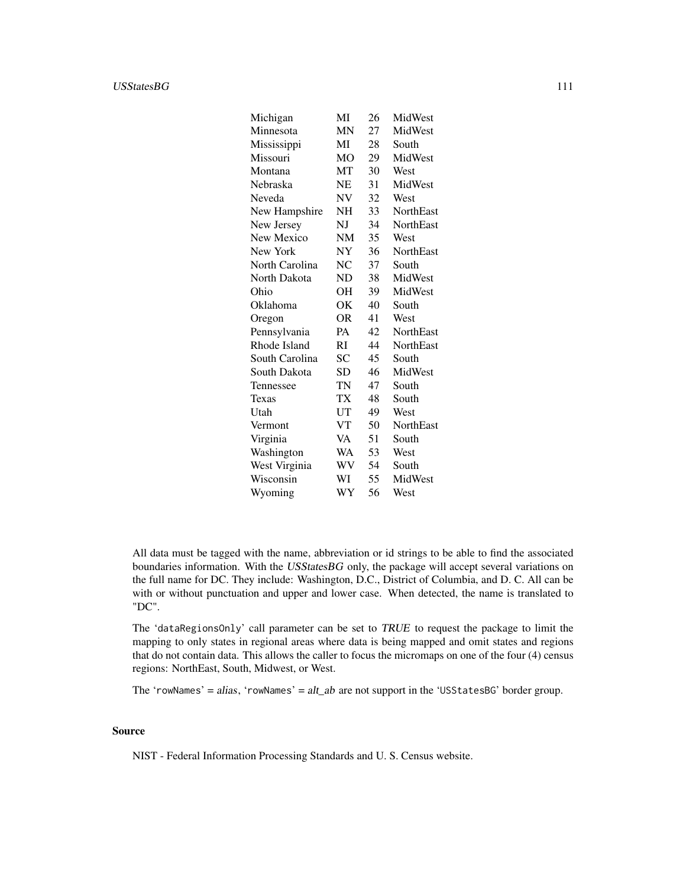| | | | |
|---|---|---|---|
| Michigan | MI | 26 | MidWest |
| Minnesota | MN | 27 | MidWest |
| Mississippi | MI | 28 | South |
| Missouri | MO | 29 | MidWest |
| Montana | MT | 30 | West |
| Nebraska | NE | 31 | MidWest |
| Neveda | NV | 32 | West |
| New Hampshire | NH | 33 | NorthEast |
| New Jersey | NJ | 34 | NorthEast |
| New Mexico | NM | 35 | West |
| New York | NY | 36 | NorthEast |
| North Carolina | NC | 37 | South |
| North Dakota | ND | 38 | MidWest |
| Ohio | OH | 39 | MidWest |
| Oklahoma | OK | 40 | South |
| Oregon | OR | 41 | West |
| Pennsylvania | PA | 42 | NorthEast |
| Rhode Island | RI | 44 | NorthEast |
| South Carolina | SC | 45 | South |
| South Dakota | SD | 46 | MidWest |
| Tennessee | TN | 47 | South |
| Texas | TX | 48 | South |
| Utah | UT | 49 | West |
| Vermont | VT | 50 | NorthEast |
| Virginia | VA | 51 | South |
| Washington | WA | 53 | West |
| West Virginia | WV | 54 | South |
| Wisconsin | WI | 55 | MidWest |
| Wyoming | WY | 56 | West |

All data must be tagged with the name, abbreviation or id strings to be able to find the associated boundaries information. With the *USStatesBG* only, the package will accept several variations on the full name for DC. They include: Washington, D.C., District of Columbia, and D. C. All can be with or without punctuation and upper and lower case. When detected, the name is translated to "DC".

The 'dataRegionsOnly' call parameter can be set to *TRUE* to request the package to limit the mapping to only states in regional areas where data is being mapped and omit states and regions that do not contain data. This allows the caller to focus the micromaps on one of the four (4) census regions: NorthEast, South, Midwest, or West.

The 'rowNames' = *alias*, 'rowNames' = *alt_ab* are not support in the 'USStatesBG' border group.

## Source

NIST - Federal Information Processing Standards and U. S. Census website.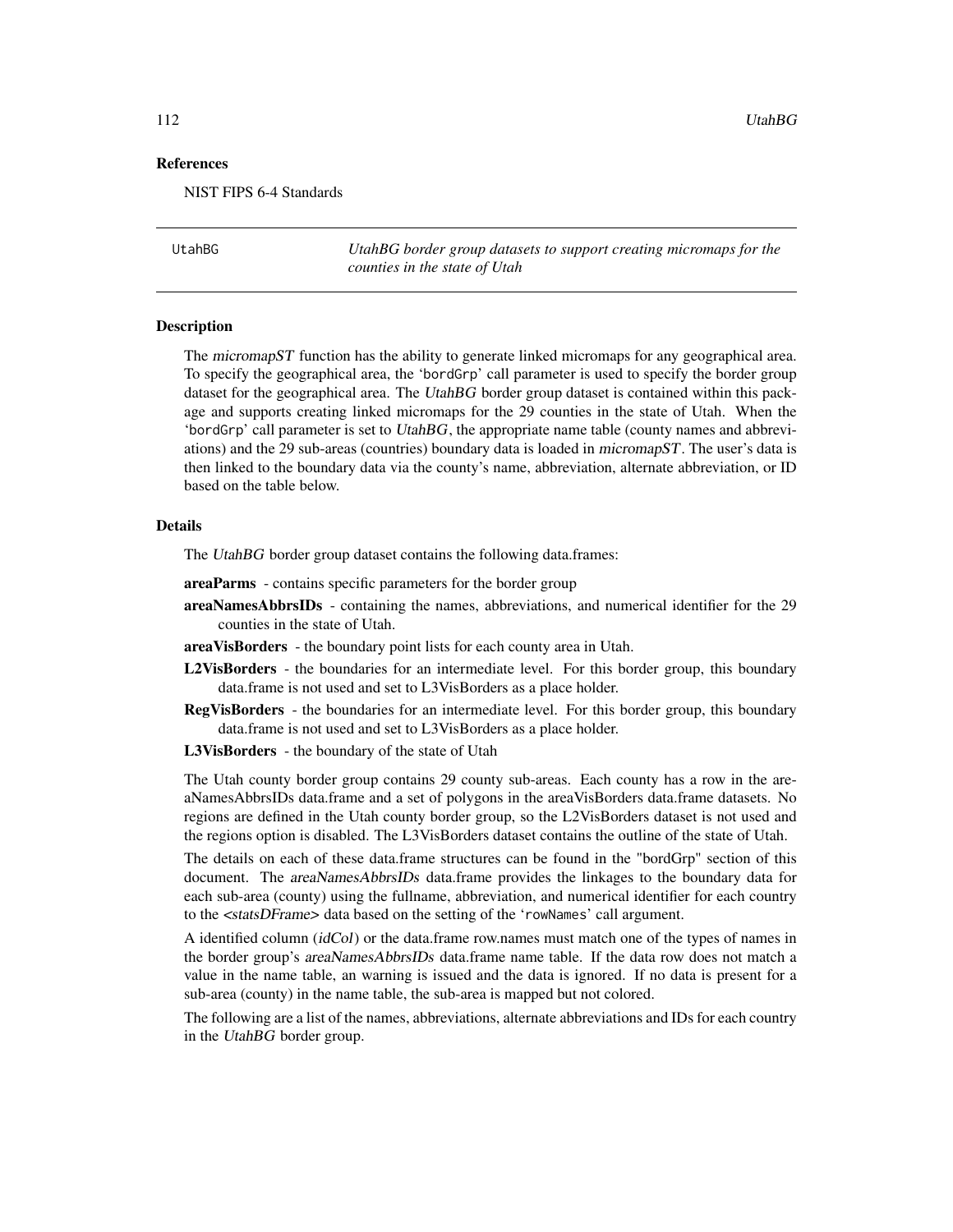## References

NIST FIPS 6-4 Standards

---

UtahBG — *UtahBG border group datasets to support creating micromaps for the counties in the state of Utah*

---

## Description

The *micromapST* function has the ability to generate linked micromaps for any geographical area. To specify the geographical area, the 'bordGrp' call parameter is used to specify the border group dataset for the geographical area. The *UtahBG* border group dataset is contained within this package and supports creating linked micromaps for the 29 counties in the state of Utah. When the 'bordGrp' call parameter is set to *UtahBG*, the appropriate name table (county names and abbreviations) and the 29 sub-areas (countries) boundary data is loaded in *micromapST*. The user's data is then linked to the boundary data via the county's name, abbreviation, alternate abbreviation, or ID based on the table below.

## Details

The *UtahBG* border group dataset contains the following data.frames:

**areaParms** - contains specific parameters for the border group

**areaNamesAbbrsIDs** - containing the names, abbreviations, and numerical identifier for the 29 counties in the state of Utah.

**areaVisBorders** - the boundary point lists for each county area in Utah.

**L2VisBorders** - the boundaries for an intermediate level. For this border group, this boundary data.frame is not used and set to L3VisBorders as a place holder.

**RegVisBorders** - the boundaries for an intermediate level. For this border group, this boundary data.frame is not used and set to L3VisBorders as a place holder.

**L3VisBorders** - the boundary of the state of Utah

The Utah county border group contains 29 county sub-areas. Each county has a row in the areaNamesAbbrsIDs data.frame and a set of polygons in the areaVisBorders data.frame datasets. No regions are defined in the Utah county border group, so the L2VisBorders dataset is not used and the regions option is disabled. The L3VisBorders dataset contains the outline of the state of Utah.

The details on each of these data.frame structures can be found in the "bordGrp" section of this document. The *areaNamesAbbrsIDs* data.frame provides the linkages to the boundary data for each sub-area (county) using the fullname, abbreviation, and numerical identifier for each country to the *<statsDFrame>* data based on the setting of the 'rowNames' call argument.

A identified column (*idCol*) or the data.frame row.names must match one of the types of names in the border group's *areaNamesAbbrsIDs* data.frame name table. If the data row does not match a value in the name table, an warning is issued and the data is ignored. If no data is present for a sub-area (county) in the name table, the sub-area is mapped but not colored.

The following are a list of the names, abbreviations, alternate abbreviations and IDs for each country in the *UtahBG* border group.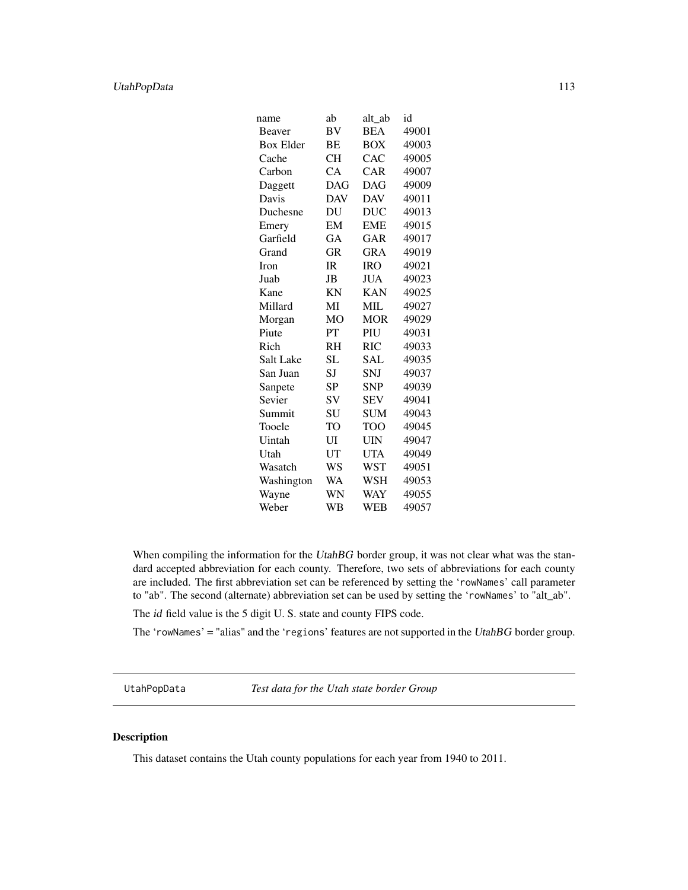| name | ab | alt_ab | id |
|---|---|---|---|
| Beaver | BV | BEA | 49001 |
| Box Elder | BE | BOX | 49003 |
| Cache | CH | CAC | 49005 |
| Carbon | CA | CAR | 49007 |
| Daggett | DAG | DAG | 49009 |
| Davis | DAV | DAV | 49011 |
| Duchesne | DU | DUC | 49013 |
| Emery | EM | EME | 49015 |
| Garfield | GA | GAR | 49017 |
| Grand | GR | GRA | 49019 |
| Iron | IR | IRO | 49021 |
| Juab | JB | JUA | 49023 |
| Kane | KN | KAN | 49025 |
| Millard | MI | MIL | 49027 |
| Morgan | MO | MOR | 49029 |
| Piute | PT | PIU | 49031 |
| Rich | RH | RIC | 49033 |
| Salt Lake | SL | SAL | 49035 |
| San Juan | SJ | SNJ | 49037 |
| Sanpete | SP | SNP | 49039 |
| Sevier | SV | SEV | 49041 |
| Summit | SU | SUM | 49043 |
| Tooele | TO | TOO | 49045 |
| Uintah | UI | UIN | 49047 |
| Utah | UT | UTA | 49049 |
| Wasatch | WS | WST | 49051 |
| Washington | WA | WSH | 49053 |
| Wayne | WN | WAY | 49055 |
| Weber | WB | WEB | 49057 |

When compiling the information for the *UtahBG* border group, it was not clear what was the standard accepted abbreviation for each county. Therefore, two sets of abbreviations for each county are included. The first abbreviation set can be referenced by setting the 'rowNames' call parameter to "ab". The second (alternate) abbreviation set can be used by setting the 'rowNames' to "alt_ab".

The *id* field value is the 5 digit U. S. state and county FIPS code.

The 'rowNames' = "alias" and the 'regions' features are not supported in the *UtahBG* border group.

---

UtahPopData — *Test data for the Utah state border Group*

---

### Description

This dataset contains the Utah county populations for each year from 1940 to 2011.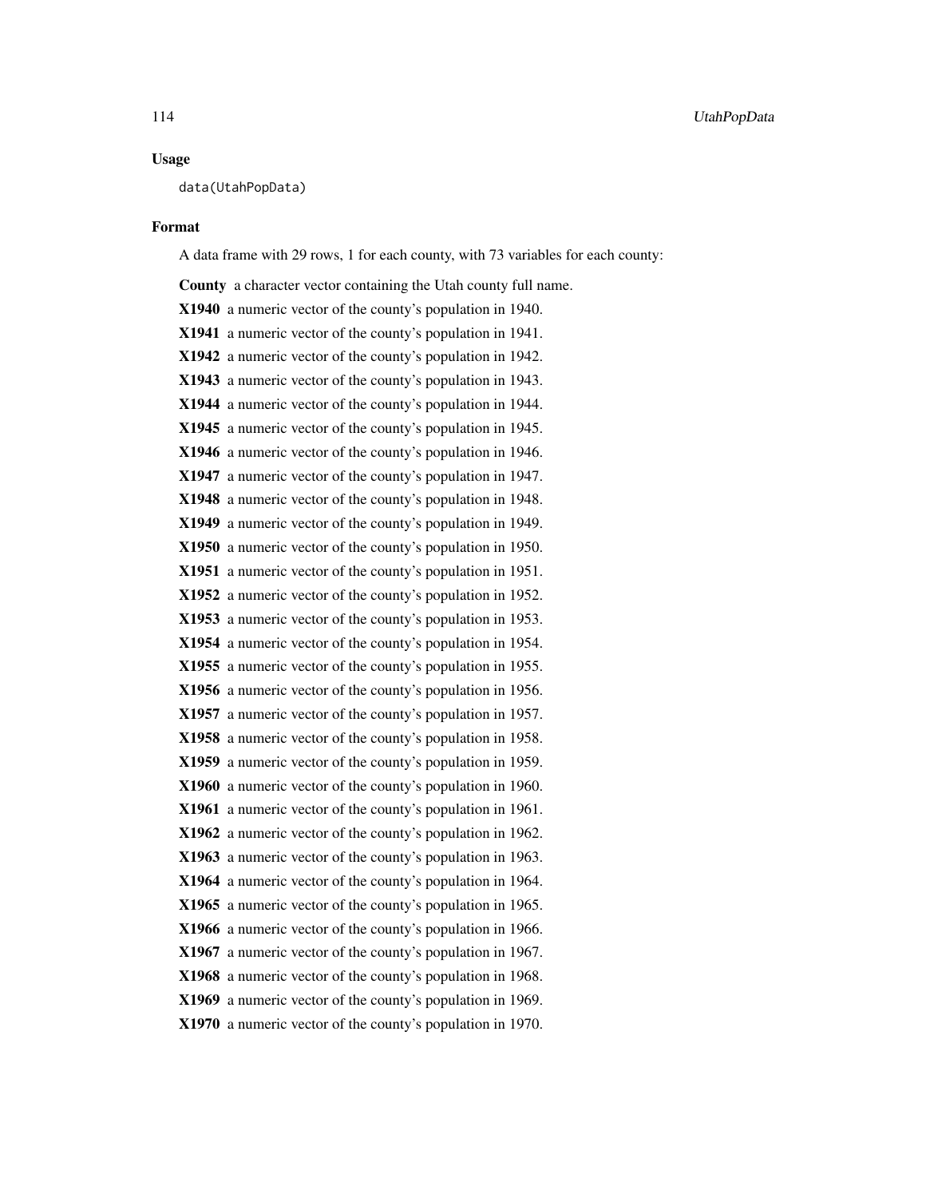### Usage

```
data(UtahPopData)
```

### Format

A data frame with 29 rows, 1 for each county, with 73 variables for each county:

**County** a character vector containing the Utah county full name.

**X1940** a numeric vector of the county's population in 1940.

**X1941** a numeric vector of the county's population in 1941.

**X1942** a numeric vector of the county's population in 1942.

**X1943** a numeric vector of the county's population in 1943.

**X1944** a numeric vector of the county's population in 1944.

**X1945** a numeric vector of the county's population in 1945.

**X1946** a numeric vector of the county's population in 1946.

**X1947** a numeric vector of the county's population in 1947.

**X1948** a numeric vector of the county's population in 1948.

**X1949** a numeric vector of the county's population in 1949.

**X1950** a numeric vector of the county's population in 1950.

**X1951** a numeric vector of the county's population in 1951.

**X1952** a numeric vector of the county's population in 1952.

**X1953** a numeric vector of the county's population in 1953.

**X1954** a numeric vector of the county's population in 1954.

**X1955** a numeric vector of the county's population in 1955.

**X1956** a numeric vector of the county's population in 1956.

**X1957** a numeric vector of the county's population in 1957.

**X1958** a numeric vector of the county's population in 1958.

**X1959** a numeric vector of the county's population in 1959.

**X1960** a numeric vector of the county's population in 1960.

**X1961** a numeric vector of the county's population in 1961.

**X1962** a numeric vector of the county's population in 1962.

**X1963** a numeric vector of the county's population in 1963.

**X1964** a numeric vector of the county's population in 1964.

**X1965** a numeric vector of the county's population in 1965.

**X1966** a numeric vector of the county's population in 1966.

**X1967** a numeric vector of the county's population in 1967.

**X1968** a numeric vector of the county's population in 1968.

**X1969** a numeric vector of the county's population in 1969.

**X1970** a numeric vector of the county's population in 1970.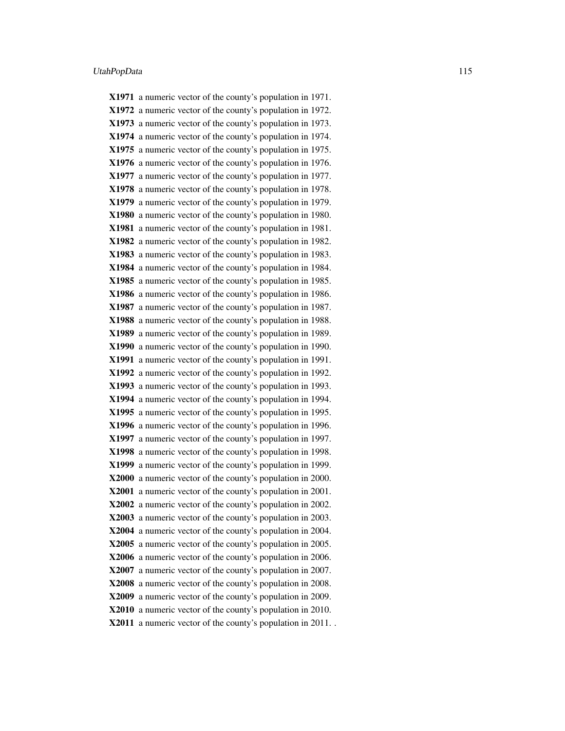**X1971** a numeric vector of the county's population in 1971.

**X1972** a numeric vector of the county's population in 1972.

**X1973** a numeric vector of the county's population in 1973.

**X1974** a numeric vector of the county's population in 1974.

**X1975** a numeric vector of the county's population in 1975.

**X1976** a numeric vector of the county's population in 1976.

**X1977** a numeric vector of the county's population in 1977.

**X1978** a numeric vector of the county's population in 1978.

**X1979** a numeric vector of the county's population in 1979.

**X1980** a numeric vector of the county's population in 1980.

**X1981** a numeric vector of the county's population in 1981.

**X1982** a numeric vector of the county's population in 1982.

**X1983** a numeric vector of the county's population in 1983.

**X1984** a numeric vector of the county's population in 1984.

**X1985** a numeric vector of the county's population in 1985.

**X1986** a numeric vector of the county's population in 1986.

**X1987** a numeric vector of the county's population in 1987.

**X1988** a numeric vector of the county's population in 1988.

**X1989** a numeric vector of the county's population in 1989.

**X1990** a numeric vector of the county's population in 1990.

**X1991** a numeric vector of the county's population in 1991.

**X1992** a numeric vector of the county's population in 1992.

**X1993** a numeric vector of the county's population in 1993.

**X1994** a numeric vector of the county's population in 1994.

**X1995** a numeric vector of the county's population in 1995.

**X1996** a numeric vector of the county's population in 1996.

**X1997** a numeric vector of the county's population in 1997.

**X1998** a numeric vector of the county's population in 1998.

**X1999** a numeric vector of the county's population in 1999.

**X2000** a numeric vector of the county's population in 2000.

**X2001** a numeric vector of the county's population in 2001.

**X2002** a numeric vector of the county's population in 2002.

**X2003** a numeric vector of the county's population in 2003.

**X2004** a numeric vector of the county's population in 2004.

**X2005** a numeric vector of the county's population in 2005.

**X2006** a numeric vector of the county's population in 2006.

**X2007** a numeric vector of the county's population in 2007.

**X2008** a numeric vector of the county's population in 2008.

**X2009** a numeric vector of the county's population in 2009.

**X2010** a numeric vector of the county's population in 2010.

**X2011** a numeric vector of the county's population in 2011. .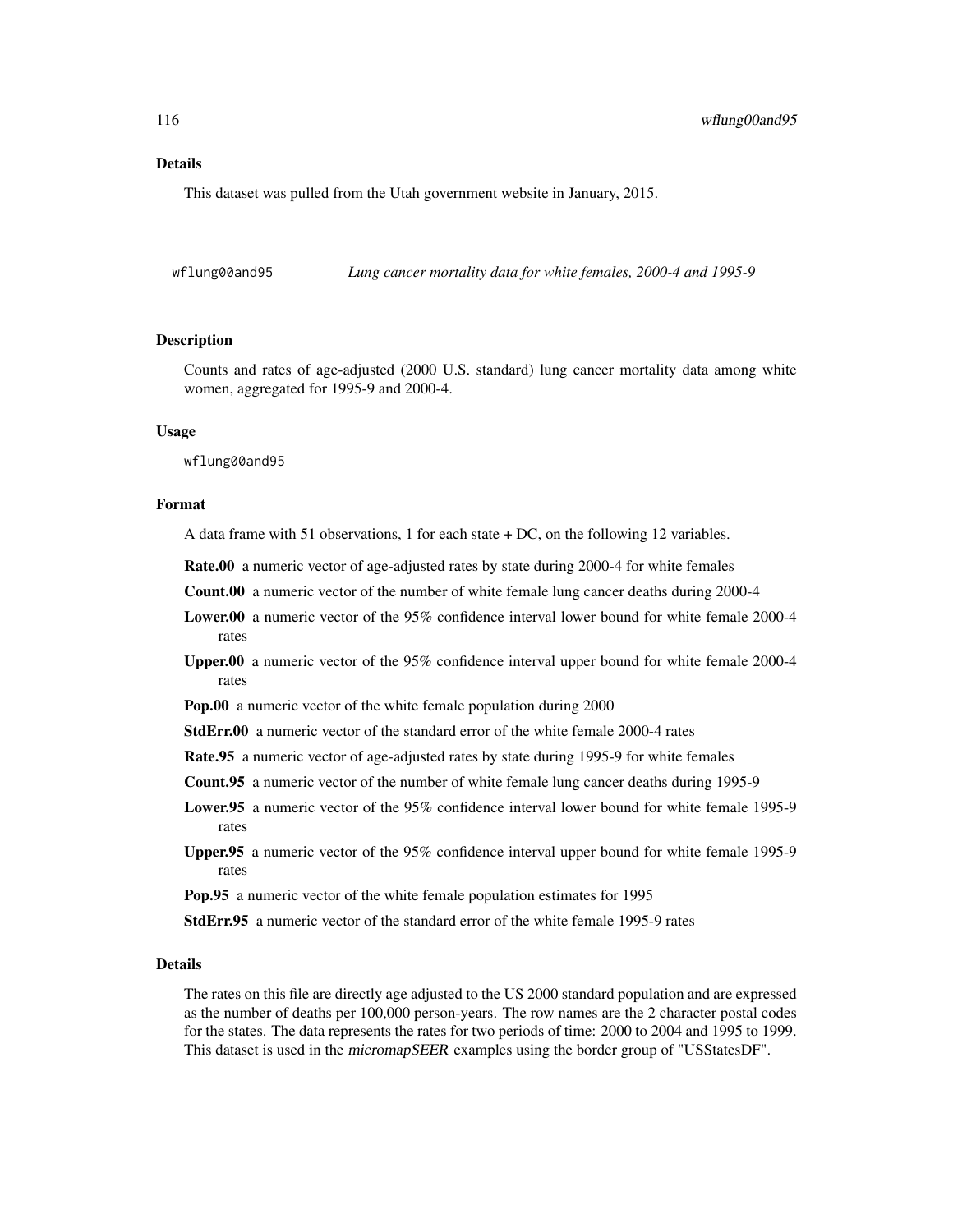## Details

This dataset was pulled from the Utah government website in January, 2015.

---

`wflung00and95` *Lung cancer mortality data for white females, 2000-4 and 1995-9*

---

## Description

Counts and rates of age-adjusted (2000 U.S. standard) lung cancer mortality data among white women, aggregated for 1995-9 and 2000-4.

## Usage

```
wflung00and95
```

## Format

A data frame with 51 observations, 1 for each state + DC, on the following 12 variables.

- **Rate.00** a numeric vector of age-adjusted rates by state during 2000-4 for white females
- **Count.00** a numeric vector of the number of white female lung cancer deaths during 2000-4
- **Lower.00** a numeric vector of the 95% confidence interval lower bound for white female 2000-4 rates
- **Upper.00** a numeric vector of the 95% confidence interval upper bound for white female 2000-4 rates
- **Pop.00** a numeric vector of the white female population during 2000
- **StdErr.00** a numeric vector of the standard error of the white female 2000-4 rates
- **Rate.95** a numeric vector of age-adjusted rates by state during 1995-9 for white females
- **Count.95** a numeric vector of the number of white female lung cancer deaths during 1995-9
- **Lower.95** a numeric vector of the 95% confidence interval lower bound for white female 1995-9 rates
- **Upper.95** a numeric vector of the 95% confidence interval upper bound for white female 1995-9 rates
- **Pop.95** a numeric vector of the white female population estimates for 1995
- **StdErr.95** a numeric vector of the standard error of the white female 1995-9 rates

## Details

The rates on this file are directly age adjusted to the US 2000 standard population and are expressed as the number of deaths per 100,000 person-years. The row names are the 2 character postal codes for the states. The data represents the rates for two periods of time: 2000 to 2004 and 1995 to 1999. This dataset is used in the *micromapSEER* examples using the border group of "USStatesDF".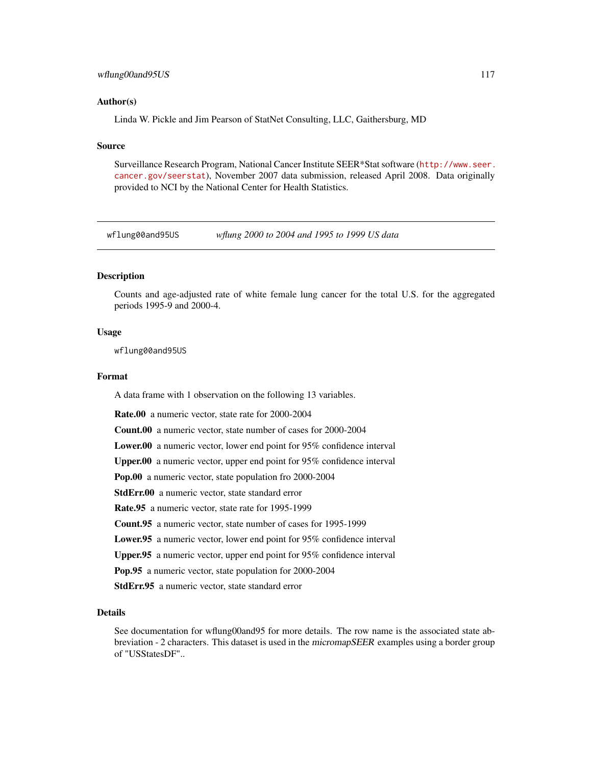### Author(s)

Linda W. Pickle and Jim Pearson of StatNet Consulting, LLC, Gaithersburg, MD

### Source

Surveillance Research Program, National Cancer Institute SEER*Stat software (http://www.seer.cancer.gov/seerstat), November 2007 data submission, released April 2008. Data originally provided to NCI by the National Center for Health Statistics.

---

## wflung00and95US — *wflung 2000 to 2004 and 1995 to 1999 US data*

### Description

Counts and age-adjusted rate of white female lung cancer for the total U.S. for the aggregated periods 1995-9 and 2000-4.

### Usage

```
wflung00and95US
```

### Format

A data frame with 1 observation on the following 13 variables.

**Rate.00** a numeric vector, state rate for 2000-2004

**Count.00** a numeric vector, state number of cases for 2000-2004

**Lower.00** a numeric vector, lower end point for 95% confidence interval

**Upper.00** a numeric vector, upper end point for 95% confidence interval

**Pop.00** a numeric vector, state population fro 2000-2004

**StdErr.00** a numeric vector, state standard error

**Rate.95** a numeric vector, state rate for 1995-1999

**Count.95** a numeric vector, state number of cases for 1995-1999

**Lower.95** a numeric vector, lower end point for 95% confidence interval

**Upper.95** a numeric vector, upper end point for 95% confidence interval

**Pop.95** a numeric vector, state population for 2000-2004

**StdErr.95** a numeric vector, state standard error

### Details

See documentation for wflung00and95 for more details. The row name is the associated state abbreviation - 2 characters. This dataset is used in the *micromapSEER* examples using a border group of "USStatesDF"..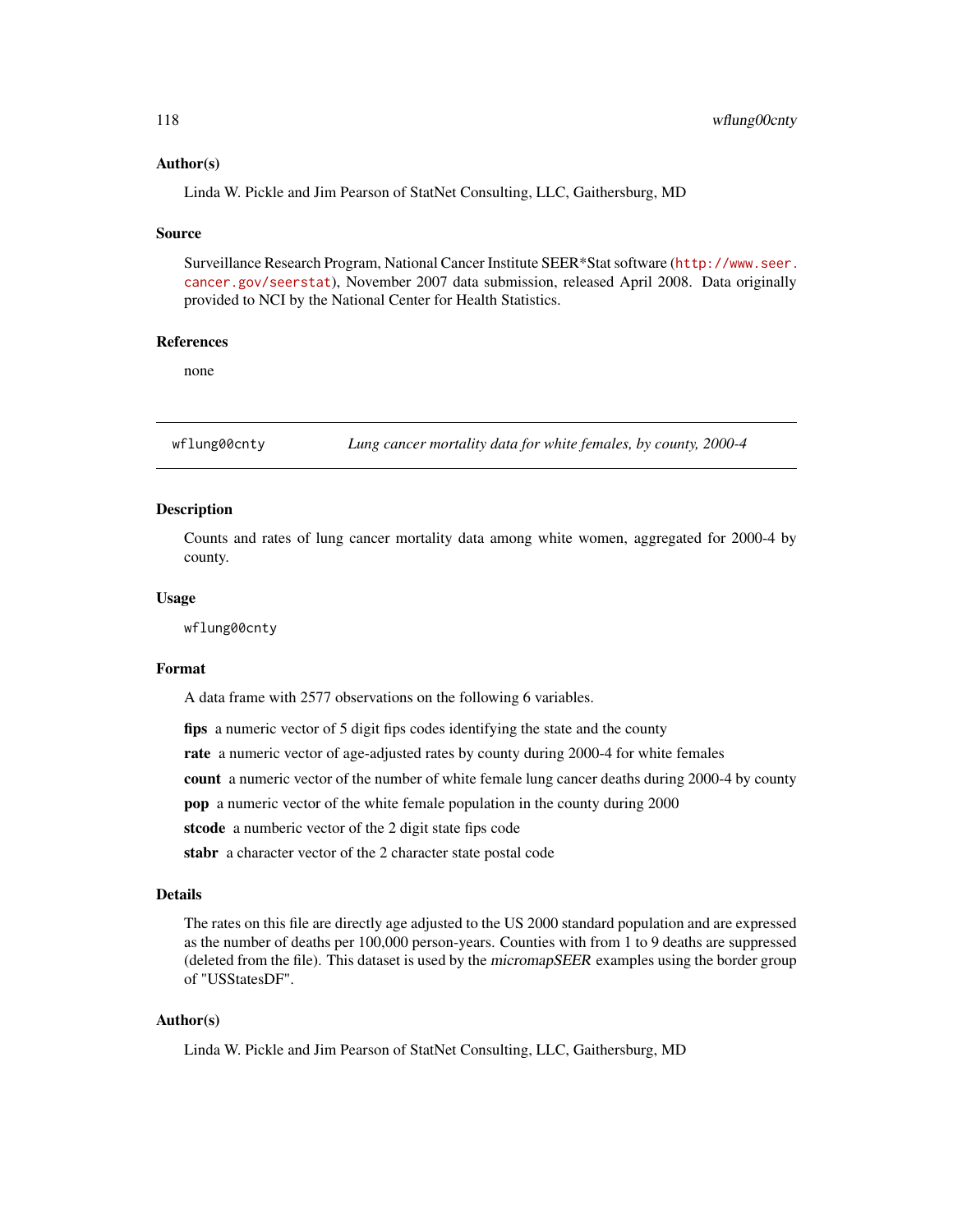### Author(s)

Linda W. Pickle and Jim Pearson of StatNet Consulting, LLC, Gaithersburg, MD

### Source

Surveillance Research Program, National Cancer Institute SEER*Stat software (http://www.seer.cancer.gov/seerstat), November 2007 data submission, released April 2008. Data originally provided to NCI by the National Center for Health Statistics.

### References

none

---

## wflung00cnty — *Lung cancer mortality data for white females, by county, 2000-4*

---

### Description

Counts and rates of lung cancer mortality data among white women, aggregated for 2000-4 by county.

### Usage

```
wflung00cnty
```

### Format

A data frame with 2577 observations on the following 6 variables.

**fips** a numeric vector of 5 digit fips codes identifying the state and the county

**rate** a numeric vector of age-adjusted rates by county during 2000-4 for white females

**count** a numeric vector of the number of white female lung cancer deaths during 2000-4 by county

**pop** a numeric vector of the white female population in the county during 2000

**stcode** a numberic vector of the 2 digit state fips code

**stabr** a character vector of the 2 character state postal code

### Details

The rates on this file are directly age adjusted to the US 2000 standard population and are expressed as the number of deaths per 100,000 person-years. Counties with from 1 to 9 deaths are suppressed (deleted from the file). This dataset is used by the *micromapSEER* examples using the border group of "USStatesDF".

### Author(s)

Linda W. Pickle and Jim Pearson of StatNet Consulting, LLC, Gaithersburg, MD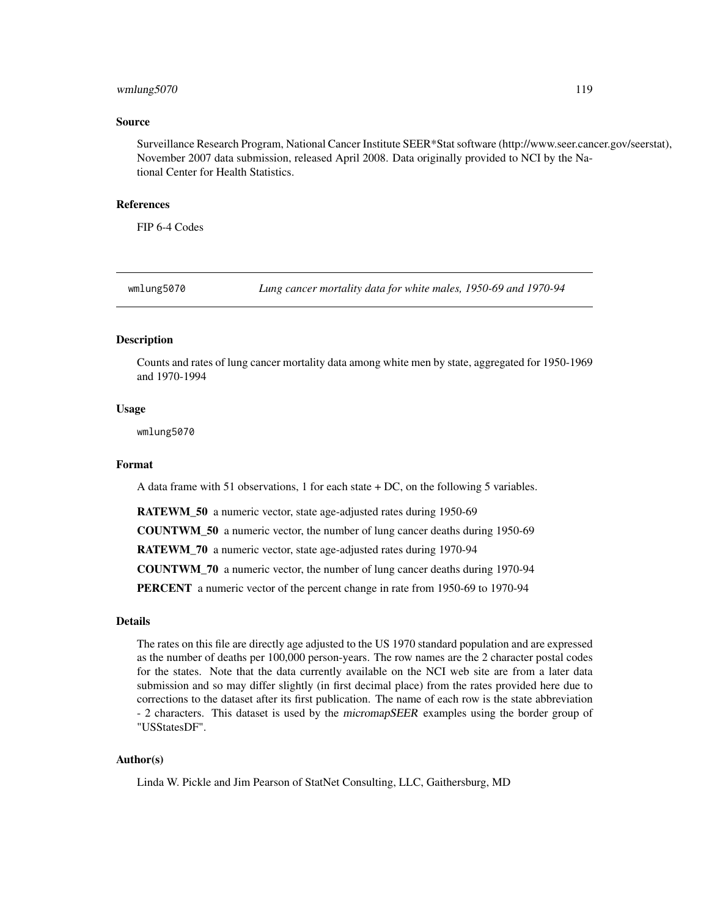### Source

Surveillance Research Program, National Cancer Institute SEER*Stat software (http://www.seer.cancer.gov/seerstat), November 2007 data submission, released April 2008. Data originally provided to NCI by the National Center for Health Statistics.

### References

FIP 6-4 Codes

---

## wmlung5070 — *Lung cancer mortality data for white males, 1950-69 and 1970-94*

### Description

Counts and rates of lung cancer mortality data among white men by state, aggregated for 1950-1969 and 1970-1994

### Usage

```
wmlung5070
```

### Format

A data frame with 51 observations, 1 for each state + DC, on the following 5 variables.

**RATEWM_50** a numeric vector, state age-adjusted rates during 1950-69

**COUNTWM_50** a numeric vector, the number of lung cancer deaths during 1950-69

**RATEWM_70** a numeric vector, state age-adjusted rates during 1970-94

**COUNTWM_70** a numeric vector, the number of lung cancer deaths during 1970-94

**PERCENT** a numeric vector of the percent change in rate from 1950-69 to 1970-94

### Details

The rates on this file are directly age adjusted to the US 1970 standard population and are expressed as the number of deaths per 100,000 person-years. The row names are the 2 character postal codes for the states. Note that the data currently available on the NCI web site are from a later data submission and so may differ slightly (in first decimal place) from the rates provided here due to corrections to the dataset after its first publication. The name of each row is the state abbreviation - 2 characters. This dataset is used by the *micromapSEER* examples using the border group of "USStatesDF".

### Author(s)

Linda W. Pickle and Jim Pearson of StatNet Consulting, LLC, Gaithersburg, MD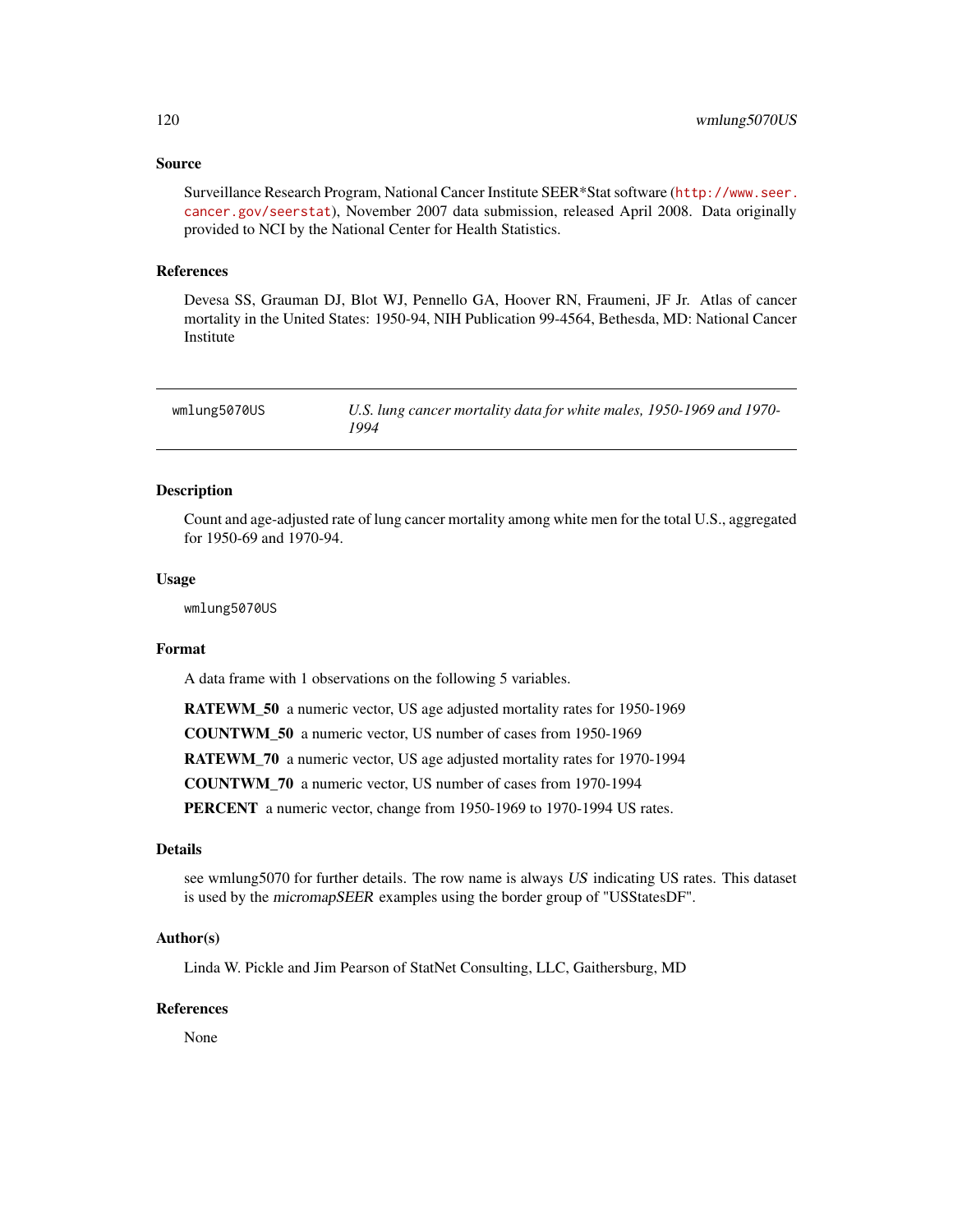### Source

Surveillance Research Program, National Cancer Institute SEER*Stat software (http://www.seer.cancer.gov/seerstat), November 2007 data submission, released April 2008. Data originally provided to NCI by the National Center for Health Statistics.

### References

Devesa SS, Grauman DJ, Blot WJ, Pennello GA, Hoover RN, Fraumeni, JF Jr. Atlas of cancer mortality in the United States: 1950-94, NIH Publication 99-4564, Bethesda, MD: National Cancer Institute

---

## wmlung5070US — *U.S. lung cancer mortality data for white males, 1950-1969 and 1970-1994*

---

### Description

Count and age-adjusted rate of lung cancer mortality among white men for the total U.S., aggregated for 1950-69 and 1970-94.

### Usage

```
wmlung5070US
```

### Format

A data frame with 1 observations on the following 5 variables.

**RATEWM_50** a numeric vector, US age adjusted mortality rates for 1950-1969

**COUNTWM_50** a numeric vector, US number of cases from 1950-1969

**RATEWM_70** a numeric vector, US age adjusted mortality rates for 1970-1994

**COUNTWM_70** a numeric vector, US number of cases from 1970-1994

**PERCENT** a numeric vector, change from 1950-1969 to 1970-1994 US rates.

### Details

see wmlung5070 for further details. The row name is always *US* indicating US rates. This dataset is used by the *micromapSEER* examples using the border group of "USStatesDF".

### Author(s)

Linda W. Pickle and Jim Pearson of StatNet Consulting, LLC, Gaithersburg, MD

### References

None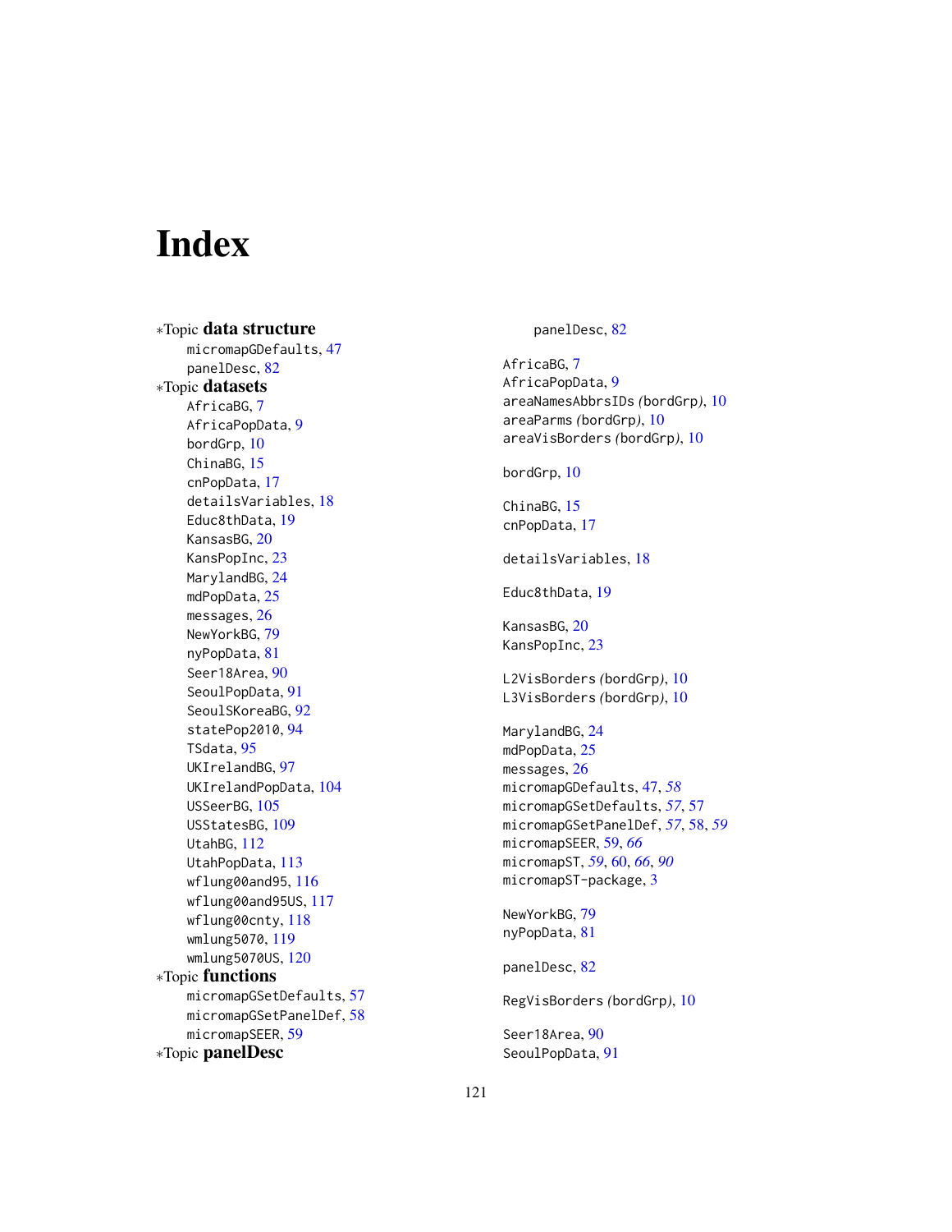# Index

∗Topic **data structure**

micromapGDefaults, 47
panelDesc, 82

∗Topic **datasets**

AfricaBG, 7
AfricaPopData, 9
bordGrp, 10
ChinaBG, 15
cnPopData, 17
detailsVariables, 18
Educ8thData, 19
KansasBG, 20
KansPopInc, 23
MarylandBG, 24
mdPopData, 25
messages, 26
NewYorkBG, 79
nyPopData, 81
Seer18Area, 90
SeoulPopData, 91
SeoulSKoreaBG, 92
statePop2010, 94
TSdata, 95
UKIrelandBG, 97
UKIrelandPopData, 104
USSeerBG, 105
USStatesBG, 109
UtahBG, 112
UtahPopData, 113
wflung00and95, 116
wflung00and95US, 117
wflung00cnty, 118
wmlung5070, 119
wmlung5070US, 120

∗Topic **functions**

micromapGSetDefaults, 57
micromapGSetPanelDef, 58
micromapSEER, 59

∗Topic **panelDesc**

panelDesc, 82

AfricaBG, 7
AfricaPopData, 9
areaNamesAbbrsIDs *(*bordGrp*)*, 10
areaParms *(*bordGrp*)*, 10
areaVisBorders *(*bordGrp*)*, 10

bordGrp, 10

ChinaBG, 15
cnPopData, 17

detailsVariables, 18

Educ8thData, 19

KansasBG, 20
KansPopInc, 23

L2VisBorders *(*bordGrp*)*, 10
L3VisBorders *(*bordGrp*)*, 10

MarylandBG, 24
mdPopData, 25
messages, 26
micromapGDefaults, 47, *58*
micromapGSetDefaults, *57*, 57
micromapGSetPanelDef, *57*, 58, *59*
micromapSEER, 59, *66*
micromapST, *59*, 60, *66*, *90*
micromapST-package, 3

NewYorkBG, 79
nyPopData, 81

panelDesc, 82

RegVisBorders *(*bordGrp*)*, 10

Seer18Area, 90
SeoulPopData, 91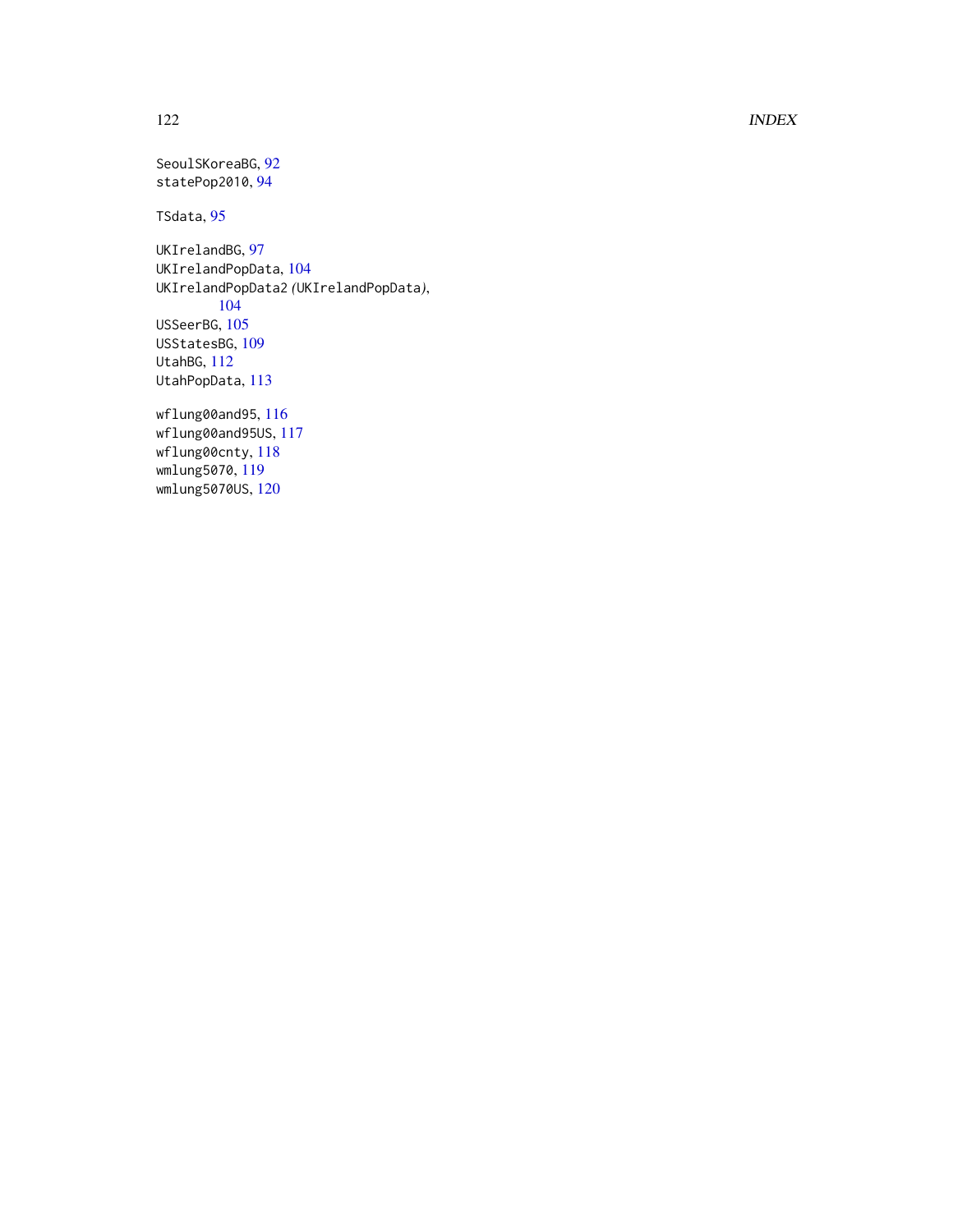SeoulSKoreaBG, 92
statePop2010, 94

TSdata, 95

UKIrelandBG, 97
UKIrelandPopData, 104
UKIrelandPopData2 (UKIrelandPopData), 104
USSeerBG, 105
USStatesBG, 109
UtahBG, 112
UtahPopData, 113

wflung00and95, 116
wflung00and95US, 117
wflung00cnty, 118
wmlung5070, 119
wmlung5070US, 120